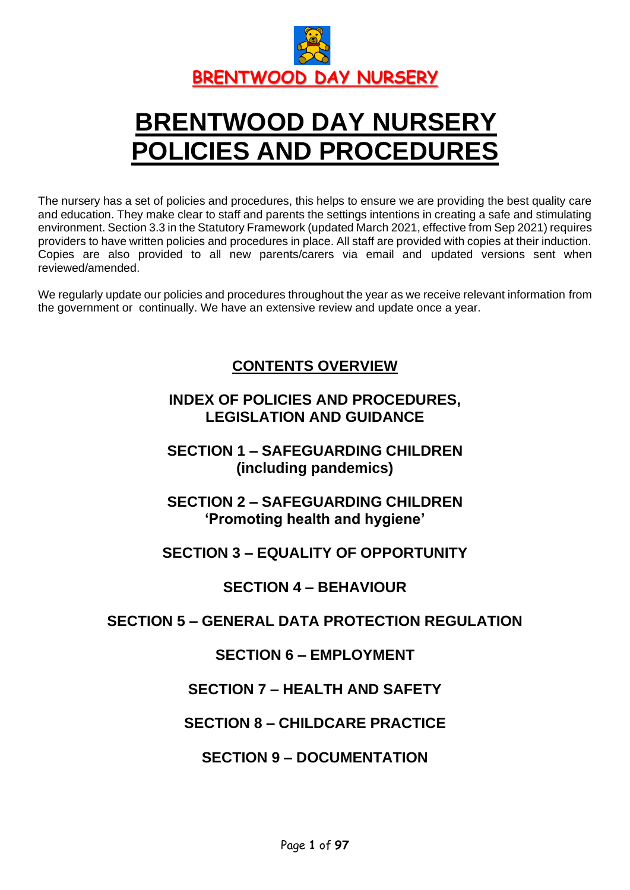BRENTWOOD DAY NURSERY

# BRENTWOOD DAY NURSERY POLICIES AND PROCEDURES

The nursery has a set of policies and procedures, this helps to ensure we are providing the best quality care and education. They make clear to staff and parents the settings intentions in creating a safe and stimulating environment. Section 3.3 in the Statutory Framework (updated March 2021, effective from Sep 2021) requires providers to have written policies and procedures in place. All staff are provided with copies at their induction. Copies are also provided to all new parents/carers via email and updated versions sent when reviewed/amended.

We regularly update our policies and procedures throughout the year as we receive relevant information from the government or continually. We have an extensive review and update once a year.

## CONTENTS OVERVIEW

**INDEX OF POLICIES AND PROCEDURES, LEGISLATION AND GUIDANCE**

**SECTION 1 – SAFEGUARDING CHILDREN (including pandemics)**

**SECTION 2 – SAFEGUARDING CHILDREN 'Promoting health and hygiene'**

**SECTION 3 – EQUALITY OF OPPORTUNITY**

**SECTION 4 – BEHAVIOUR**

**SECTION 5 – GENERAL DATA PROTECTION REGULATION**

**SECTION 6 – EMPLOYMENT**

**SECTION 7 – HEALTH AND SAFETY**

**SECTION 8 – CHILDCARE PRACTICE**

**SECTION 9 – DOCUMENTATION**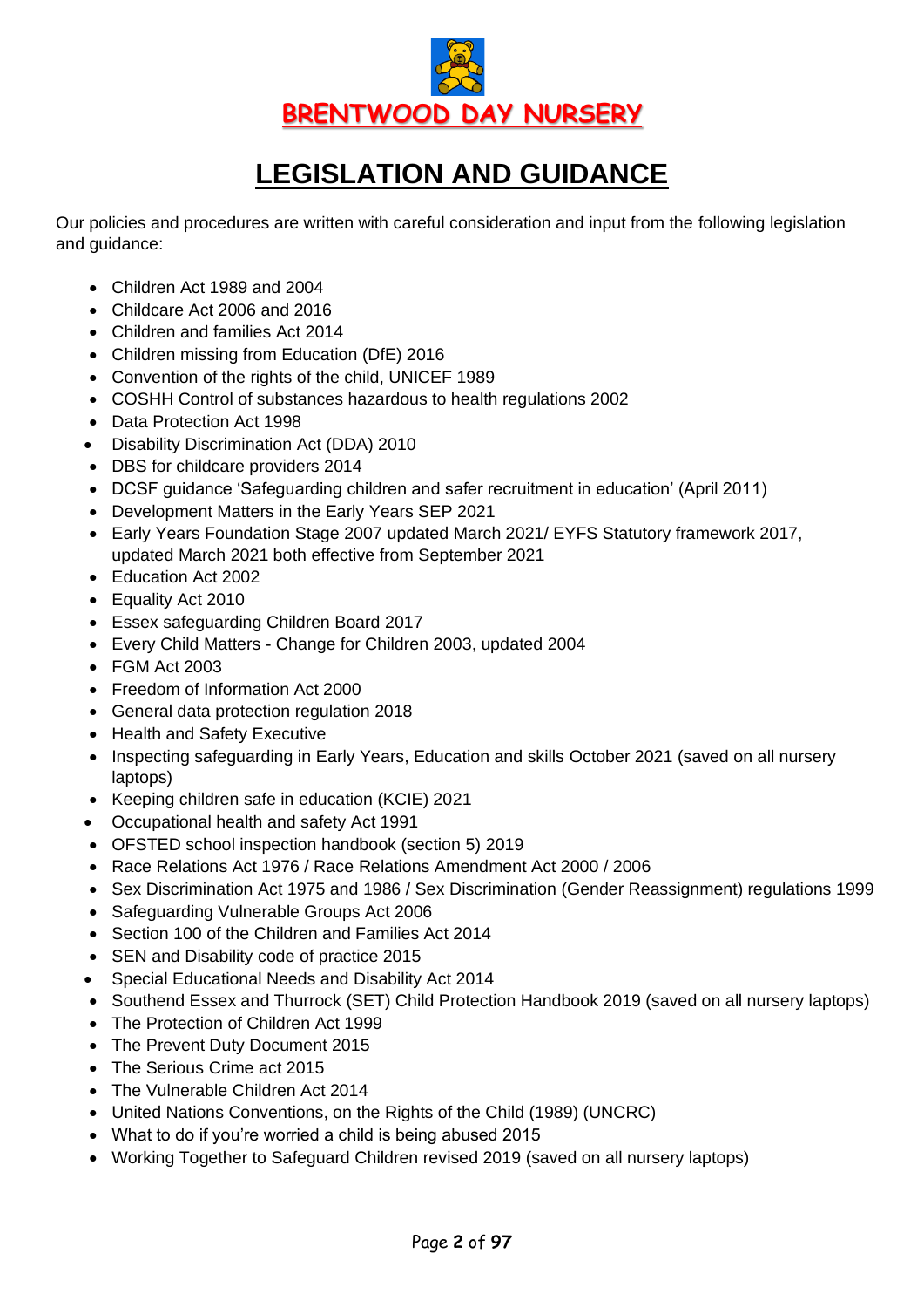BRENTWOOD DAY NURSERY

# LEGISLATION AND GUIDANCE

Our policies and procedures are written with careful consideration and input from the following legislation and guidance:

- Children Act 1989 and 2004
- Childcare Act 2006 and 2016
- Children and families Act 2014
- Children missing from Education (DfE) 2016
- Convention of the rights of the child, UNICEF 1989
- COSHH Control of substances hazardous to health regulations 2002
- Data Protection Act 1998
- Disability Discrimination Act (DDA) 2010
- DBS for childcare providers 2014
- DCSF guidance 'Safeguarding children and safer recruitment in education' (April 2011)
- Development Matters in the Early Years SEP 2021
- Early Years Foundation Stage 2007 updated March 2021/ EYFS Statutory framework 2017, updated March 2021 both effective from September 2021
- Education Act 2002
- Equality Act 2010
- Essex safeguarding Children Board 2017
- Every Child Matters - Change for Children 2003, updated 2004
- FGM Act 2003
- Freedom of Information Act 2000
- General data protection regulation 2018
- Health and Safety Executive
- Inspecting safeguarding in Early Years, Education and skills October 2021 (saved on all nursery laptops)
- Keeping children safe in education (KCIE) 2021
- Occupational health and safety Act 1991
- OFSTED school inspection handbook (section 5) 2019
- Race Relations Act 1976 / Race Relations Amendment Act 2000 / 2006
- Sex Discrimination Act 1975 and 1986 / Sex Discrimination (Gender Reassignment) regulations 1999
- Safeguarding Vulnerable Groups Act 2006
- Section 100 of the Children and Families Act 2014
- SEN and Disability code of practice 2015
- Special Educational Needs and Disability Act 2014
- Southend Essex and Thurrock (SET) Child Protection Handbook 2019 (saved on all nursery laptops)
- The Protection of Children Act 1999
- The Prevent Duty Document 2015
- The Serious Crime act 2015
- The Vulnerable Children Act 2014
- United Nations Conventions, on the Rights of the Child (1989) (UNCRC)
- What to do if you're worried a child is being abused 2015
- Working Together to Safeguard Children revised 2019 (saved on all nursery laptops)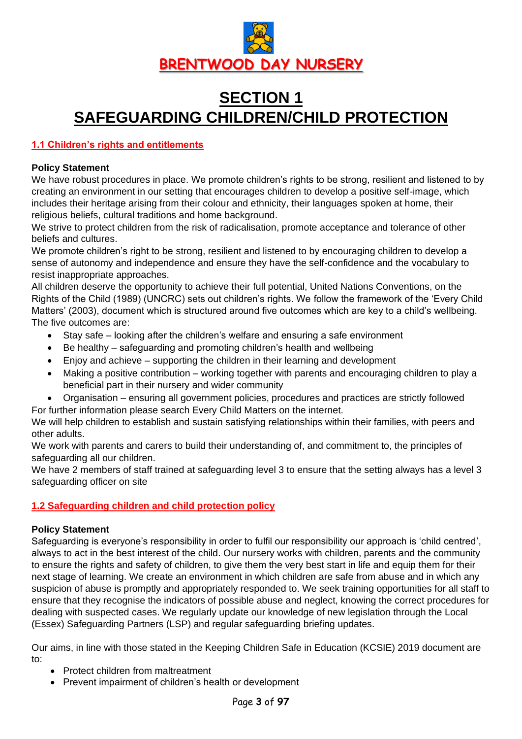**BRENTWOOD DAY NURSERY**

# SECTION 1
# SAFEGUARDING CHILDREN/CHILD PROTECTION

## 1.1 Children's rights and entitlements

**Policy Statement**

We have robust procedures in place. We promote children's rights to be strong, resilient and listened to by creating an environment in our setting that encourages children to develop a positive self-image, which includes their heritage arising from their colour and ethnicity, their languages spoken at home, their religious beliefs, cultural traditions and home background.

We strive to protect children from the risk of radicalisation, promote acceptance and tolerance of other beliefs and cultures.

We promote children's right to be strong, resilient and listened to by encouraging children to develop a sense of autonomy and independence and ensure they have the self-confidence and the vocabulary to resist inappropriate approaches.

All children deserve the opportunity to achieve their full potential, United Nations Conventions, on the Rights of the Child (1989) (UNCRC) sets out children's rights. We follow the framework of the 'Every Child Matters' (2003), document which is structured around five outcomes which are key to a child's wellbeing. The five outcomes are:

- Stay safe – looking after the children's welfare and ensuring a safe environment
- Be healthy – safeguarding and promoting children's health and wellbeing
- Enjoy and achieve – supporting the children in their learning and development
- Making a positive contribution – working together with parents and encouraging children to play a beneficial part in their nursery and wider community
- Organisation – ensuring all government policies, procedures and practices are strictly followed

For further information please search Every Child Matters on the internet.

We will help children to establish and sustain satisfying relationships within their families, with peers and other adults.

We work with parents and carers to build their understanding of, and commitment to, the principles of safeguarding all our children.

We have 2 members of staff trained at safeguarding level 3 to ensure that the setting always has a level 3 safeguarding officer on site

## 1.2 Safeguarding children and child protection policy

**Policy Statement**

Safeguarding is everyone's responsibility in order to fulfil our responsibility our approach is 'child centred', always to act in the best interest of the child. Our nursery works with children, parents and the community to ensure the rights and safety of children, to give them the very best start in life and equip them for their next stage of learning. We create an environment in which children are safe from abuse and in which any suspicion of abuse is promptly and appropriately responded to. We seek training opportunities for all staff to ensure that they recognise the indicators of possible abuse and neglect, knowing the correct procedures for dealing with suspected cases. We regularly update our knowledge of new legislation through the Local (Essex) Safeguarding Partners (LSP) and regular safeguarding briefing updates.

Our aims, in line with those stated in the Keeping Children Safe in Education (KCSIE) 2019 document are to:

- Protect children from maltreatment
- Prevent impairment of children's health or development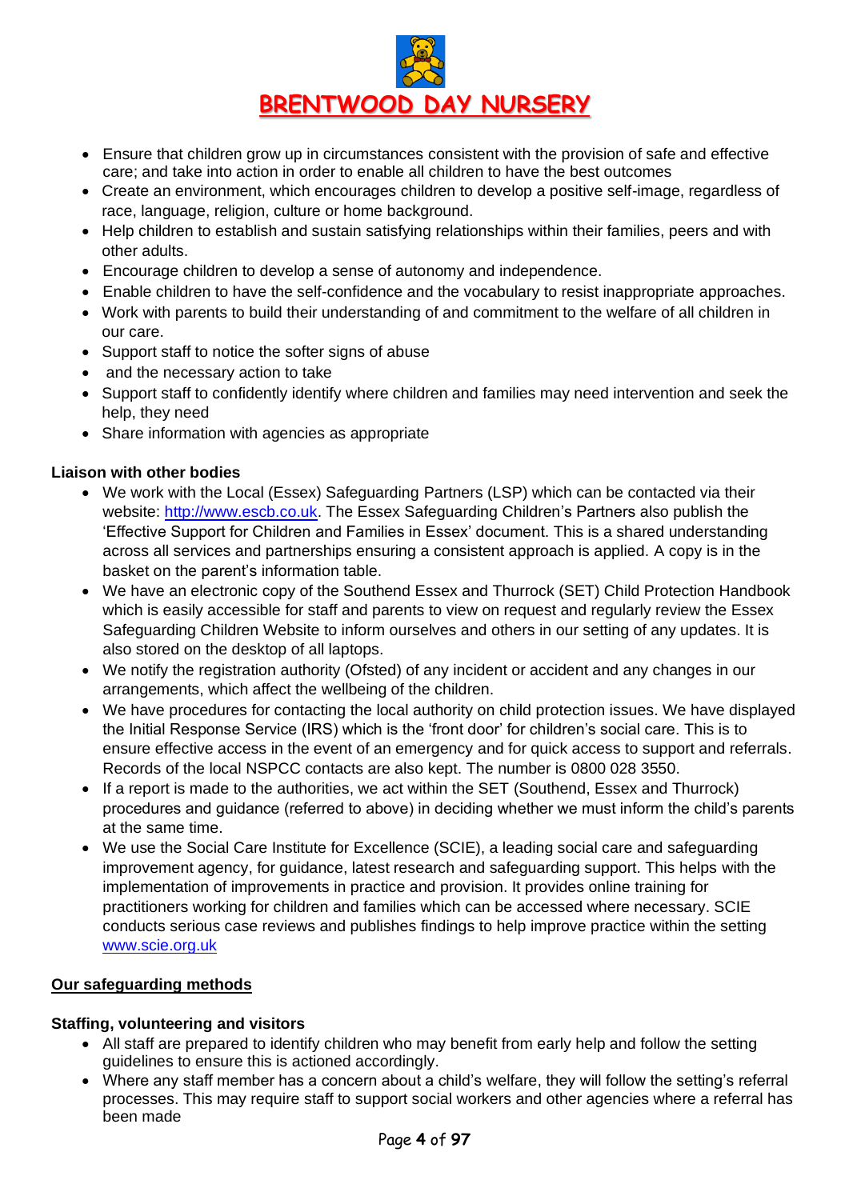- Ensure that children grow up in circumstances consistent with the provision of safe and effective care; and take into action in order to enable all children to have the best outcomes
- Create an environment, which encourages children to develop a positive self-image, regardless of race, language, religion, culture or home background.
- Help children to establish and sustain satisfying relationships within their families, peers and with other adults.
- Encourage children to develop a sense of autonomy and independence.
- Enable children to have the self-confidence and the vocabulary to resist inappropriate approaches.
- Work with parents to build their understanding of and commitment to the welfare of all children in our care.
- Support staff to notice the softer signs of abuse
- and the necessary action to take
- Support staff to confidently identify where children and families may need intervention and seek the help, they need
- Share information with agencies as appropriate

**Liaison with other bodies**

- We work with the Local (Essex) Safeguarding Partners (LSP) which can be contacted via their website: [http://www.escb.co.uk](http://www.escb.co.uk). The Essex Safeguarding Children's Partners also publish the 'Effective Support for Children and Families in Essex' document. This is a shared understanding across all services and partnerships ensuring a consistent approach is applied. A copy is in the basket on the parent's information table.
- We have an electronic copy of the Southend Essex and Thurrock (SET) Child Protection Handbook which is easily accessible for staff and parents to view on request and regularly review the Essex Safeguarding Children Website to inform ourselves and others in our setting of any updates. It is also stored on the desktop of all laptops.
- We notify the registration authority (Ofsted) of any incident or accident and any changes in our arrangements, which affect the wellbeing of the children.
- We have procedures for contacting the local authority on child protection issues. We have displayed the Initial Response Service (IRS) which is the 'front door' for children's social care. This is to ensure effective access in the event of an emergency and for quick access to support and referrals. Records of the local NSPCC contacts are also kept. The number is 0800 028 3550.
- If a report is made to the authorities, we act within the SET (Southend, Essex and Thurrock) procedures and guidance (referred to above) in deciding whether we must inform the child's parents at the same time.
- We use the Social Care Institute for Excellence (SCIE), a leading social care and safeguarding improvement agency, for guidance, latest research and safeguarding support. This helps with the implementation of improvements in practice and provision. It provides online training for practitioners working for children and families which can be accessed where necessary. SCIE conducts serious case reviews and publishes findings to help improve practice within the setting [www.scie.org.uk](www.scie.org.uk)

**<u>Our safeguarding methods</u>**

**Staffing, volunteering and visitors**

- All staff are prepared to identify children who may benefit from early help and follow the setting guidelines to ensure this is actioned accordingly.
- Where any staff member has a concern about a child's welfare, they will follow the setting's referral processes. This may require staff to support social workers and other agencies where a referral has been made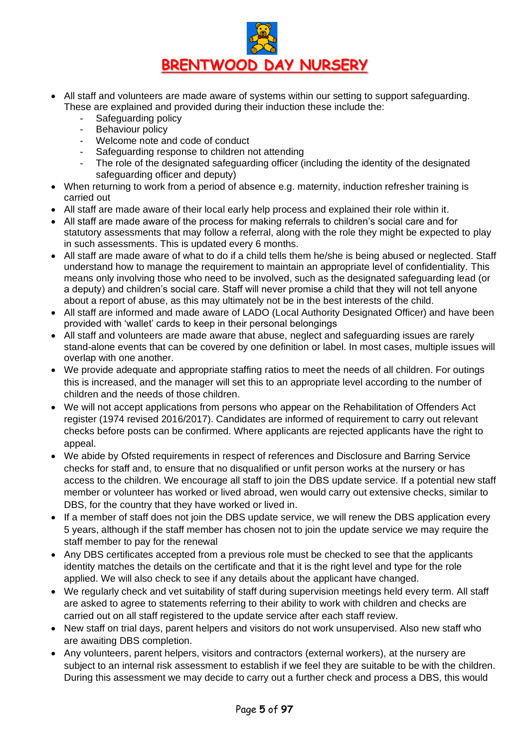- All staff and volunteers are made aware of systems within our setting to support safeguarding. These are explained and provided during their induction these include the:
  - Safeguarding policy
  - Behaviour policy
  - Welcome note and code of conduct
  - Safeguarding response to children not attending
  - The role of the designated safeguarding officer (including the identity of the designated safeguarding officer and deputy)
- When returning to work from a period of absence e.g. maternity, induction refresher training is carried out
- All staff are made aware of their local early help process and explained their role within it.
- All staff are made aware of the process for making referrals to children's social care and for statutory assessments that may follow a referral, along with the role they might be expected to play in such assessments. This is updated every 6 months.
- All staff are made aware of what to do if a child tells them he/she is being abused or neglected. Staff understand how to manage the requirement to maintain an appropriate level of confidentiality. This means only involving those who need to be involved, such as the designated safeguarding lead (or a deputy) and children's social care. Staff will never promise a child that they will not tell anyone about a report of abuse, as this may ultimately not be in the best interests of the child.
- All staff are informed and made aware of LADO (Local Authority Designated Officer) and have been provided with 'wallet' cards to keep in their personal belongings
- All staff and volunteers are made aware that abuse, neglect and safeguarding issues are rarely stand-alone events that can be covered by one definition or label. In most cases, multiple issues will overlap with one another.
- We provide adequate and appropriate staffing ratios to meet the needs of all children. For outings this is increased, and the manager will set this to an appropriate level according to the number of children and the needs of those children.
- We will not accept applications from persons who appear on the Rehabilitation of Offenders Act register (1974 revised 2016/2017). Candidates are informed of requirement to carry out relevant checks before posts can be confirmed. Where applicants are rejected applicants have the right to appeal.
- We abide by Ofsted requirements in respect of references and Disclosure and Barring Service checks for staff and, to ensure that no disqualified or unfit person works at the nursery or has access to the children. We encourage all staff to join the DBS update service. If a potential new staff member or volunteer has worked or lived abroad, wen would carry out extensive checks, similar to DBS, for the country that they have worked or lived in.
- If a member of staff does not join the DBS update service, we will renew the DBS application every 5 years, although if the staff member has chosen not to join the update service we may require the staff member to pay for the renewal
- Any DBS certificates accepted from a previous role must be checked to see that the applicants identity matches the details on the certificate and that it is the right level and type for the role applied. We will also check to see if any details about the applicant have changed.
- We regularly check and vet suitability of staff during supervision meetings held every term. All staff are asked to agree to statements referring to their ability to work with children and checks are carried out on all staff registered to the update service after each staff review.
- New staff on trial days, parent helpers and visitors do not work unsupervised. Also new staff who are awaiting DBS completion.
- Any volunteers, parent helpers, visitors and contractors (external workers), at the nursery are subject to an internal risk assessment to establish if we feel they are suitable to be with the children. During this assessment we may decide to carry out a further check and process a DBS, this would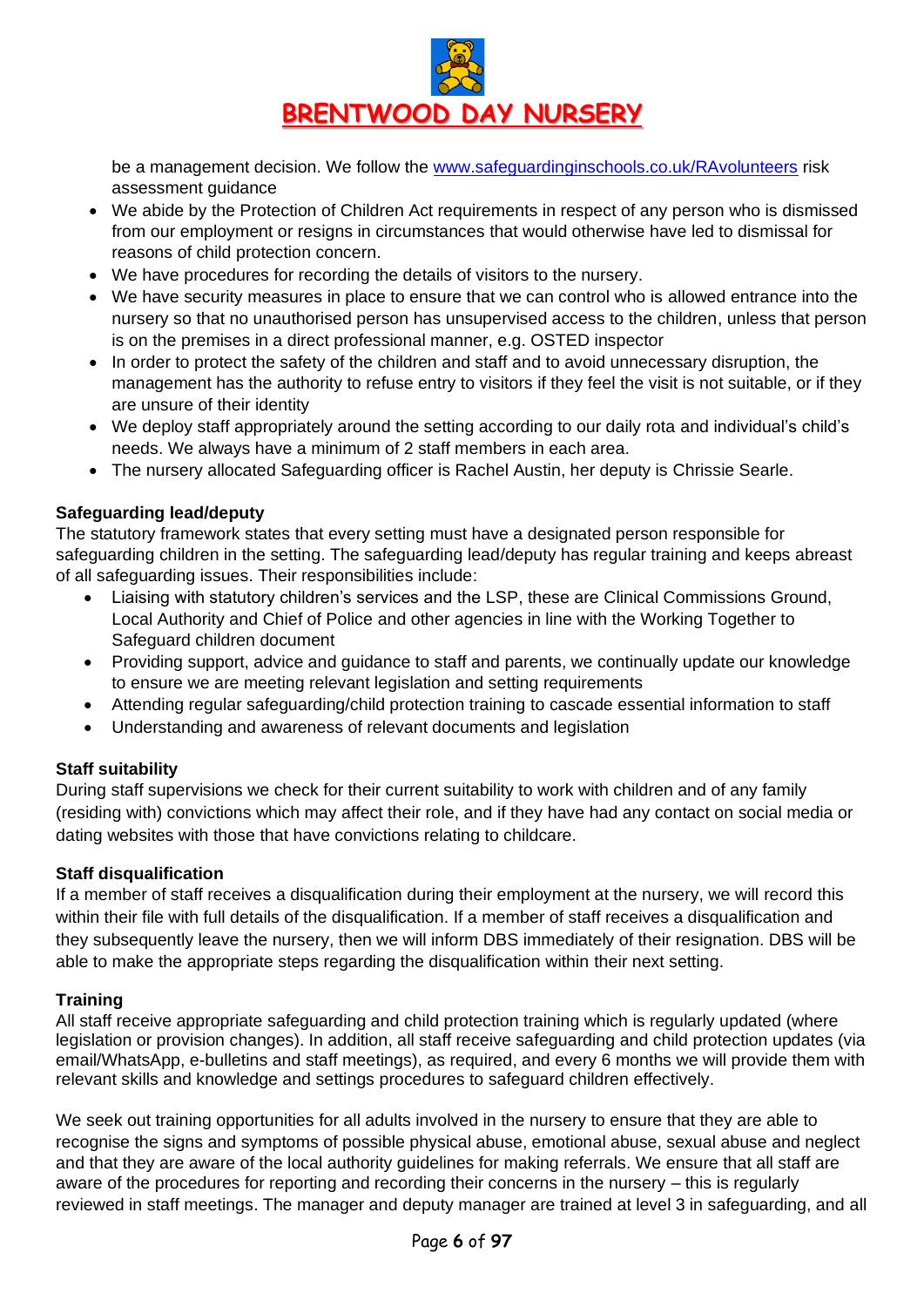be a management decision. We follow the [www.safeguardinginschools.co.uk/RAvolunteers](http://www.safeguardinginschools.co.uk/RAvolunteers) risk assessment guidance

- We abide by the Protection of Children Act requirements in respect of any person who is dismissed from our employment or resigns in circumstances that would otherwise have led to dismissal for reasons of child protection concern.
- We have procedures for recording the details of visitors to the nursery.
- We have security measures in place to ensure that we can control who is allowed entrance into the nursery so that no unauthorised person has unsupervised access to the children, unless that person is on the premises in a direct professional manner, e.g. OSTED inspector
- In order to protect the safety of the children and staff and to avoid unnecessary disruption, the management has the authority to refuse entry to visitors if they feel the visit is not suitable, or if they are unsure of their identity
- We deploy staff appropriately around the setting according to our daily rota and individual's child's needs. We always have a minimum of 2 staff members in each area.
- The nursery allocated Safeguarding officer is Rachel Austin, her deputy is Chrissie Searle.

**Safeguarding lead/deputy**

The statutory framework states that every setting must have a designated person responsible for safeguarding children in the setting. The safeguarding lead/deputy has regular training and keeps abreast of all safeguarding issues. Their responsibilities include:

- Liaising with statutory children's services and the LSP, these are Clinical Commissions Ground, Local Authority and Chief of Police and other agencies in line with the Working Together to Safeguard children document
- Providing support, advice and guidance to staff and parents, we continually update our knowledge to ensure we are meeting relevant legislation and setting requirements
- Attending regular safeguarding/child protection training to cascade essential information to staff
- Understanding and awareness of relevant documents and legislation

**Staff suitability**

During staff supervisions we check for their current suitability to work with children and of any family (residing with) convictions which may affect their role, and if they have had any contact on social media or dating websites with those that have convictions relating to childcare.

**Staff disqualification**

If a member of staff receives a disqualification during their employment at the nursery, we will record this within their file with full details of the disqualification. If a member of staff receives a disqualification and they subsequently leave the nursery, then we will inform DBS immediately of their resignation. DBS will be able to make the appropriate steps regarding the disqualification within their next setting.

**Training**

All staff receive appropriate safeguarding and child protection training which is regularly updated (where legislation or provision changes). In addition, all staff receive safeguarding and child protection updates (via email/WhatsApp, e-bulletins and staff meetings), as required, and every 6 months we will provide them with relevant skills and knowledge and settings procedures to safeguard children effectively.

We seek out training opportunities for all adults involved in the nursery to ensure that they are able to recognise the signs and symptoms of possible physical abuse, emotional abuse, sexual abuse and neglect and that they are aware of the local authority guidelines for making referrals. We ensure that all staff are aware of the procedures for reporting and recording their concerns in the nursery – this is regularly reviewed in staff meetings. The manager and deputy manager are trained at level 3 in safeguarding, and all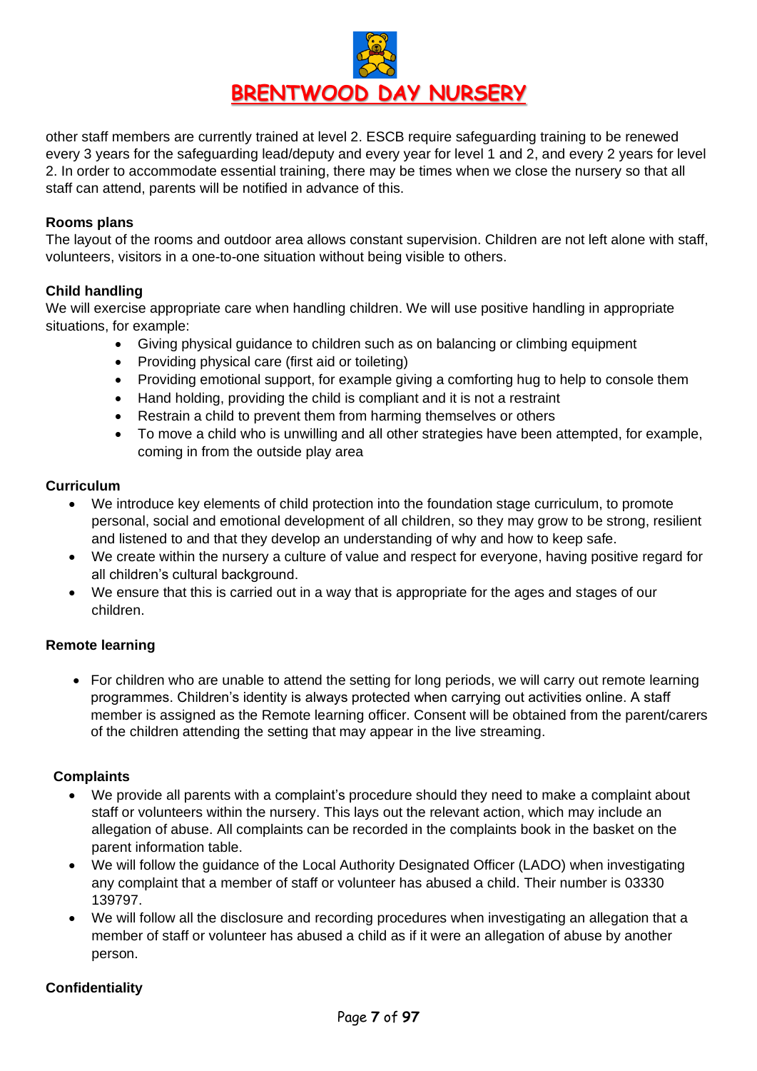other staff members are currently trained at level 2. ESCB require safeguarding training to be renewed every 3 years for the safeguarding lead/deputy and every year for level 1 and 2, and every 2 years for level 2. In order to accommodate essential training, there may be times when we close the nursery so that all staff can attend, parents will be notified in advance of this.

### Rooms plans

The layout of the rooms and outdoor area allows constant supervision. Children are not left alone with staff, volunteers, visitors in a one-to-one situation without being visible to others.

### Child handling

We will exercise appropriate care when handling children. We will use positive handling in appropriate situations, for example:

- Giving physical guidance to children such as on balancing or climbing equipment
- Providing physical care (first aid or toileting)
- Providing emotional support, for example giving a comforting hug to help to console them
- Hand holding, providing the child is compliant and it is not a restraint
- Restrain a child to prevent them from harming themselves or others
- To move a child who is unwilling and all other strategies have been attempted, for example, coming in from the outside play area

### Curriculum

- We introduce key elements of child protection into the foundation stage curriculum, to promote personal, social and emotional development of all children, so they may grow to be strong, resilient and listened to and that they develop an understanding of why and how to keep safe.
- We create within the nursery a culture of value and respect for everyone, having positive regard for all children's cultural background.
- We ensure that this is carried out in a way that is appropriate for the ages and stages of our children.

### Remote learning

- For children who are unable to attend the setting for long periods, we will carry out remote learning programmes. Children's identity is always protected when carrying out activities online. A staff member is assigned as the Remote learning officer. Consent will be obtained from the parent/carers of the children attending the setting that may appear in the live streaming.

### Complaints

- We provide all parents with a complaint's procedure should they need to make a complaint about staff or volunteers within the nursery. This lays out the relevant action, which may include an allegation of abuse. All complaints can be recorded in the complaints book in the basket on the parent information table.
- We will follow the guidance of the Local Authority Designated Officer (LADO) when investigating any complaint that a member of staff or volunteer has abused a child. Their number is 03330 139797.
- We will follow all the disclosure and recording procedures when investigating an allegation that a member of staff or volunteer has abused a child as if it were an allegation of abuse by another person.

### Confidentiality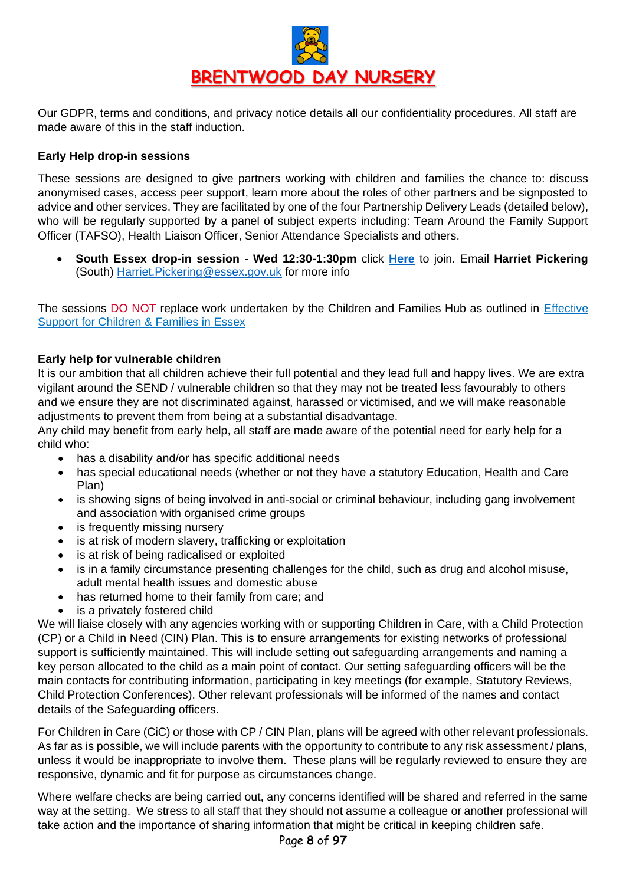Our GDPR, terms and conditions, and privacy notice details all our confidentiality procedures. All staff are made aware of this in the staff induction.

**Early Help drop-in sessions**

These sessions are designed to give partners working with children and families the chance to: discuss anonymised cases, access peer support, learn more about the roles of other partners and be signposted to advice and other services. They are facilitated by one of the four Partnership Delivery Leads (detailed below), who will be regularly supported by a panel of subject experts including: Team Around the Family Support Officer (TAFSO), Health Liaison Officer, Senior Attendance Specialists and others.

- **South Essex drop-in session** - **Wed 12:30-1:30pm** click **Here** to join. Email **Harriet Pickering** (South) Harriet.Pickering@essex.gov.uk for more info

The sessions DO NOT replace work undertaken by the Children and Families Hub as outlined in Effective Support for Children & Families in Essex

**Early help for vulnerable children**

It is our ambition that all children achieve their full potential and they lead full and happy lives. We are extra vigilant around the SEND / vulnerable children so that they may not be treated less favourably to others and we ensure they are not discriminated against, harassed or victimised, and we will make reasonable adjustments to prevent them from being at a substantial disadvantage.

Any child may benefit from early help, all staff are made aware of the potential need for early help for a child who:

- has a disability and/or has specific additional needs
- has special educational needs (whether or not they have a statutory Education, Health and Care Plan)
- is showing signs of being involved in anti-social or criminal behaviour, including gang involvement and association with organised crime groups
- is frequently missing nursery
- is at risk of modern slavery, trafficking or exploitation
- is at risk of being radicalised or exploited
- is in a family circumstance presenting challenges for the child, such as drug and alcohol misuse, adult mental health issues and domestic abuse
- has returned home to their family from care; and
- is a privately fostered child

We will liaise closely with any agencies working with or supporting Children in Care, with a Child Protection (CP) or a Child in Need (CIN) Plan. This is to ensure arrangements for existing networks of professional support is sufficiently maintained. This will include setting out safeguarding arrangements and naming a key person allocated to the child as a main point of contact. Our setting safeguarding officers will be the main contacts for contributing information, participating in key meetings (for example, Statutory Reviews, Child Protection Conferences). Other relevant professionals will be informed of the names and contact details of the Safeguarding officers.

For Children in Care (CiC) or those with CP / CIN Plan, plans will be agreed with other relevant professionals. As far as is possible, we will include parents with the opportunity to contribute to any risk assessment / plans, unless it would be inappropriate to involve them. These plans will be regularly reviewed to ensure they are responsive, dynamic and fit for purpose as circumstances change.

Where welfare checks are being carried out, any concerns identified will be shared and referred in the same way at the setting. We stress to all staff that they should not assume a colleague or another professional will take action and the importance of sharing information that might be critical in keeping children safe.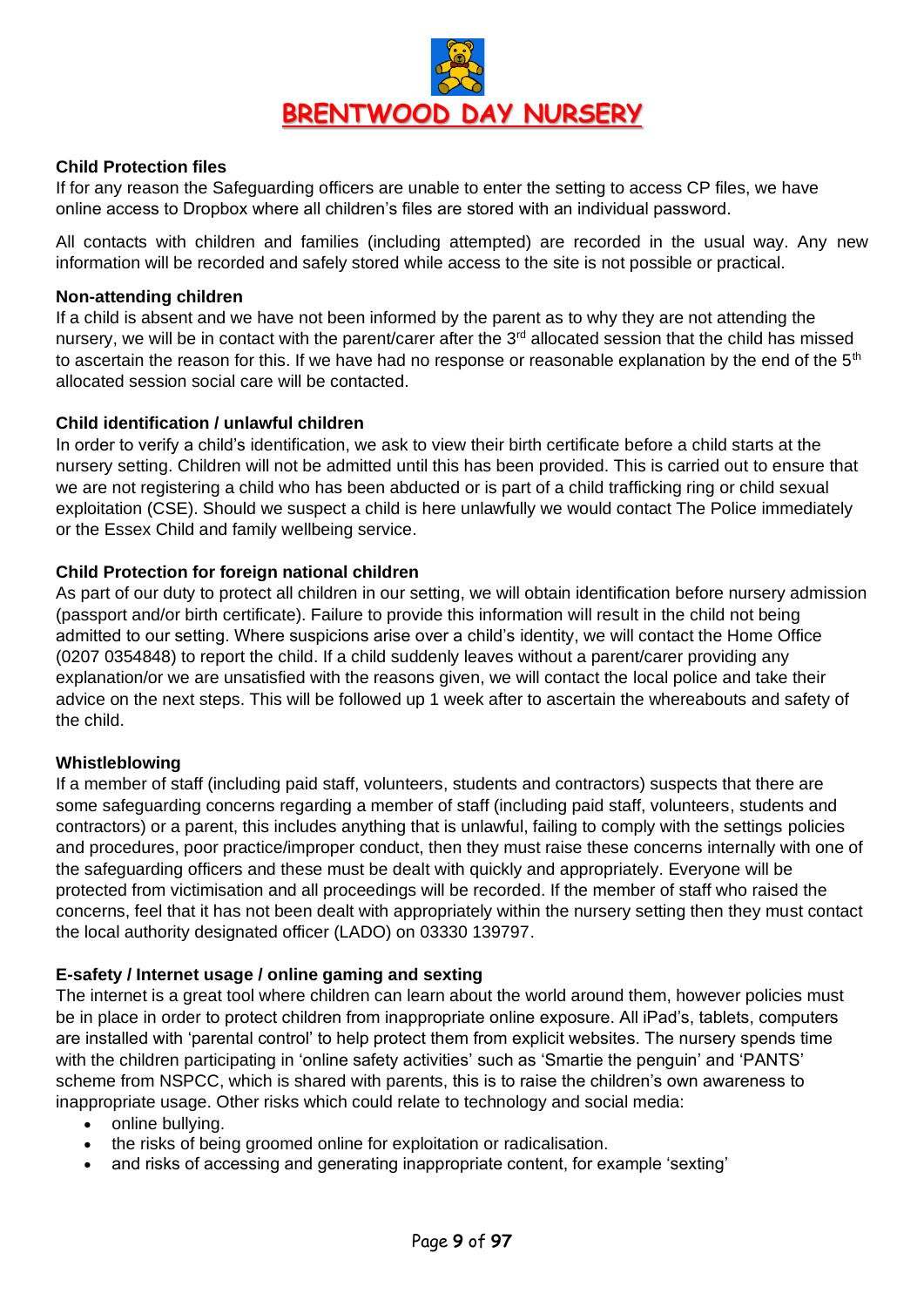## Child Protection files

If for any reason the Safeguarding officers are unable to enter the setting to access CP files, we have online access to Dropbox where all children's files are stored with an individual password.

All contacts with children and families (including attempted) are recorded in the usual way. Any new information will be recorded and safely stored while access to the site is not possible or practical.

## Non-attending children

If a child is absent and we have not been informed by the parent as to why they are not attending the nursery, we will be in contact with the parent/carer after the 3rd allocated session that the child has missed to ascertain the reason for this. If we have had no response or reasonable explanation by the end of the 5th allocated session social care will be contacted.

## Child identification / unlawful children

In order to verify a child's identification, we ask to view their birth certificate before a child starts at the nursery setting. Children will not be admitted until this has been provided. This is carried out to ensure that we are not registering a child who has been abducted or is part of a child trafficking ring or child sexual exploitation (CSE). Should we suspect a child is here unlawfully we would contact The Police immediately or the Essex Child and family wellbeing service.

## Child Protection for foreign national children

As part of our duty to protect all children in our setting, we will obtain identification before nursery admission (passport and/or birth certificate). Failure to provide this information will result in the child not being admitted to our setting. Where suspicions arise over a child's identity, we will contact the Home Office (0207 0354848) to report the child. If a child suddenly leaves without a parent/carer providing any explanation/or we are unsatisfied with the reasons given, we will contact the local police and take their advice on the next steps. This will be followed up 1 week after to ascertain the whereabouts and safety of the child.

## Whistleblowing

If a member of staff (including paid staff, volunteers, students and contractors) suspects that there are some safeguarding concerns regarding a member of staff (including paid staff, volunteers, students and contractors) or a parent, this includes anything that is unlawful, failing to comply with the settings policies and procedures, poor practice/improper conduct, then they must raise these concerns internally with one of the safeguarding officers and these must be dealt with quickly and appropriately. Everyone will be protected from victimisation and all proceedings will be recorded. If the member of staff who raised the concerns, feel that it has not been dealt with appropriately within the nursery setting then they must contact the local authority designated officer (LADO) on 03330 139797.

## E-safety / Internet usage / online gaming and sexting

The internet is a great tool where children can learn about the world around them, however policies must be in place in order to protect children from inappropriate online exposure. All iPad's, tablets, computers are installed with 'parental control' to help protect them from explicit websites. The nursery spends time with the children participating in 'online safety activities' such as 'Smartie the penguin' and 'PANTS' scheme from NSPCC, which is shared with parents, this is to raise the children's own awareness to inappropriate usage. Other risks which could relate to technology and social media:

- online bullying.
- the risks of being groomed online for exploitation or radicalisation.
- and risks of accessing and generating inappropriate content, for example 'sexting'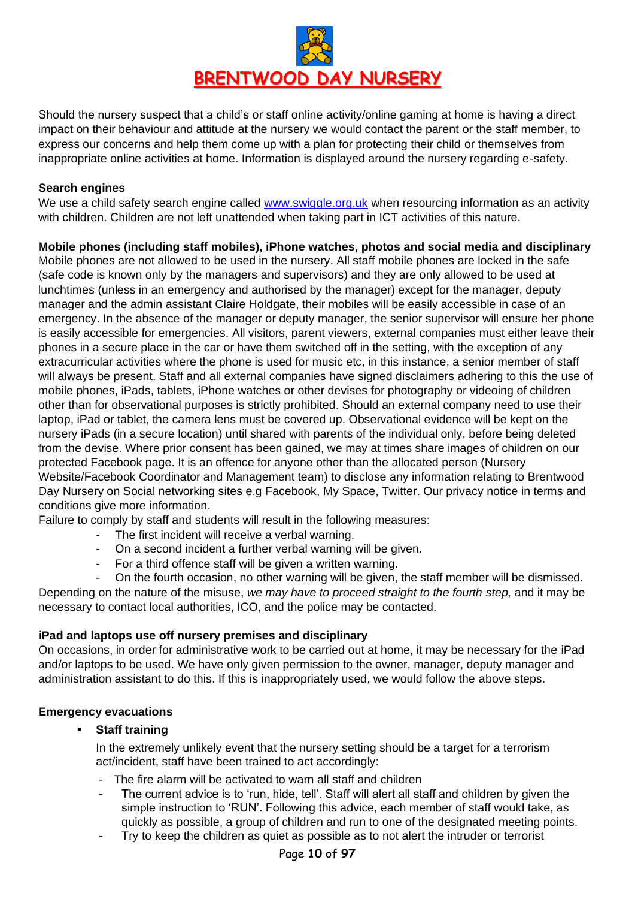Should the nursery suspect that a child's or staff online activity/online gaming at home is having a direct impact on their behaviour and attitude at the nursery we would contact the parent or the staff member, to express our concerns and help them come up with a plan for protecting their child or themselves from inappropriate online activities at home. Information is displayed around the nursery regarding e-safety.

**Search engines**

We use a child safety search engine called [www.swiggle.org.uk](http://www.swiggle.org.uk) when resourcing information as an activity with children. Children are not left unattended when taking part in ICT activities of this nature.

**Mobile phones (including staff mobiles), iPhone watches, photos and social media and disciplinary**

Mobile phones are not allowed to be used in the nursery. All staff mobile phones are locked in the safe (safe code is known only by the managers and supervisors) and they are only allowed to be used at lunchtimes (unless in an emergency and authorised by the manager) except for the manager, deputy manager and the admin assistant Claire Holdgate, their mobiles will be easily accessible in case of an emergency. In the absence of the manager or deputy manager, the senior supervisor will ensure her phone is easily accessible for emergencies. All visitors, parent viewers, external companies must either leave their phones in a secure place in the car or have them switched off in the setting, with the exception of any extracurricular activities where the phone is used for music etc, in this instance, a senior member of staff will always be present. Staff and all external companies have signed disclaimers adhering to this the use of mobile phones, iPads, tablets, iPhone watches or other devises for photography or videoing of children other than for observational purposes is strictly prohibited. Should an external company need to use their laptop, iPad or tablet, the camera lens must be covered up. Observational evidence will be kept on the nursery iPads (in a secure location) until shared with parents of the individual only, before being deleted from the devise. Where prior consent has been gained, we may at times share images of children on our protected Facebook page. It is an offence for anyone other than the allocated person (Nursery Website/Facebook Coordinator and Management team) to disclose any information relating to Brentwood Day Nursery on Social networking sites e.g Facebook, My Space, Twitter. Our privacy notice in terms and conditions give more information.

Failure to comply by staff and students will result in the following measures:

- The first incident will receive a verbal warning.
- On a second incident a further verbal warning will be given.
- For a third offence staff will be given a written warning.
- On the fourth occasion, no other warning will be given, the staff member will be dismissed.

Depending on the nature of the misuse, *we may have to proceed straight to the fourth step,* and it may be necessary to contact local authorities, ICO, and the police may be contacted.

**iPad and laptops use off nursery premises and disciplinary**

On occasions, in order for administrative work to be carried out at home, it may be necessary for the iPad and/or laptops to be used. We have only given permission to the owner, manager, deputy manager and administration assistant to do this. If this is inappropriately used, we would follow the above steps.

**Emergency evacuations**

- **Staff training**

  In the extremely unlikely event that the nursery setting should be a target for a terrorism act/incident, staff have been trained to act accordingly:

  - The fire alarm will be activated to warn all staff and children
  - The current advice is to 'run, hide, tell'. Staff will alert all staff and children by given the simple instruction to 'RUN'. Following this advice, each member of staff would take, as quickly as possible, a group of children and run to one of the designated meeting points.
  - Try to keep the children as quiet as possible as to not alert the intruder or terrorist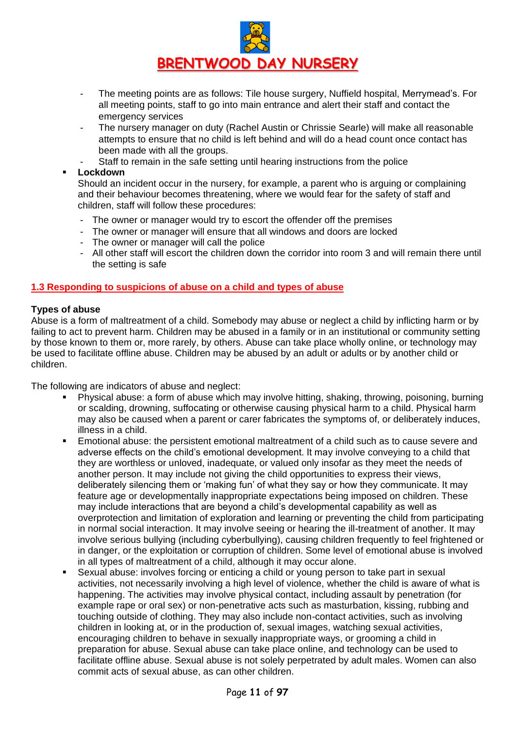- The meeting points are as follows: Tile house surgery, Nuffield hospital, Merrymead's. For all meeting points, staff to go into main entrance and alert their staff and contact the emergency services
- The nursery manager on duty (Rachel Austin or Chrissie Searle) will make all reasonable attempts to ensure that no child is left behind and will do a head count once contact has been made with all the groups.
- Staff to remain in the safe setting until hearing instructions from the police

- **Lockdown**

  Should an incident occur in the nursery, for example, a parent who is arguing or complaining and their behaviour becomes threatening, where we would fear for the safety of staff and children, staff will follow these procedures:

  - The owner or manager would try to escort the offender off the premises
  - The owner or manager will ensure that all windows and doors are locked
  - The owner or manager will call the police
  - All other staff will escort the children down the corridor into room 3 and will remain there until the setting is safe

## 1.3 Responding to suspicions of abuse on a child and types of abuse

**Types of abuse**

Abuse is a form of maltreatment of a child. Somebody may abuse or neglect a child by inflicting harm or by failing to act to prevent harm. Children may be abused in a family or in an institutional or community setting by those known to them or, more rarely, by others. Abuse can take place wholly online, or technology may be used to facilitate offline abuse. Children may be abused by an adult or adults or by another child or children.

The following are indicators of abuse and neglect:

- Physical abuse: a form of abuse which may involve hitting, shaking, throwing, poisoning, burning or scalding, drowning, suffocating or otherwise causing physical harm to a child. Physical harm may also be caused when a parent or carer fabricates the symptoms of, or deliberately induces, illness in a child.
- Emotional abuse: the persistent emotional maltreatment of a child such as to cause severe and adverse effects on the child's emotional development. It may involve conveying to a child that they are worthless or unloved, inadequate, or valued only insofar as they meet the needs of another person. It may include not giving the child opportunities to express their views, deliberately silencing them or 'making fun' of what they say or how they communicate. It may feature age or developmentally inappropriate expectations being imposed on children. These may include interactions that are beyond a child's developmental capability as well as overprotection and limitation of exploration and learning or preventing the child from participating in normal social interaction. It may involve seeing or hearing the ill-treatment of another. It may involve serious bullying (including cyberbullying), causing children frequently to feel frightened or in danger, or the exploitation or corruption of children. Some level of emotional abuse is involved in all types of maltreatment of a child, although it may occur alone.
- Sexual abuse: involves forcing or enticing a child or young person to take part in sexual activities, not necessarily involving a high level of violence, whether the child is aware of what is happening. The activities may involve physical contact, including assault by penetration (for example rape or oral sex) or non-penetrative acts such as masturbation, kissing, rubbing and touching outside of clothing. They may also include non-contact activities, such as involving children in looking at, or in the production of, sexual images, watching sexual activities, encouraging children to behave in sexually inappropriate ways, or grooming a child in preparation for abuse. Sexual abuse can take place online, and technology can be used to facilitate offline abuse. Sexual abuse is not solely perpetrated by adult males. Women can also commit acts of sexual abuse, as can other children.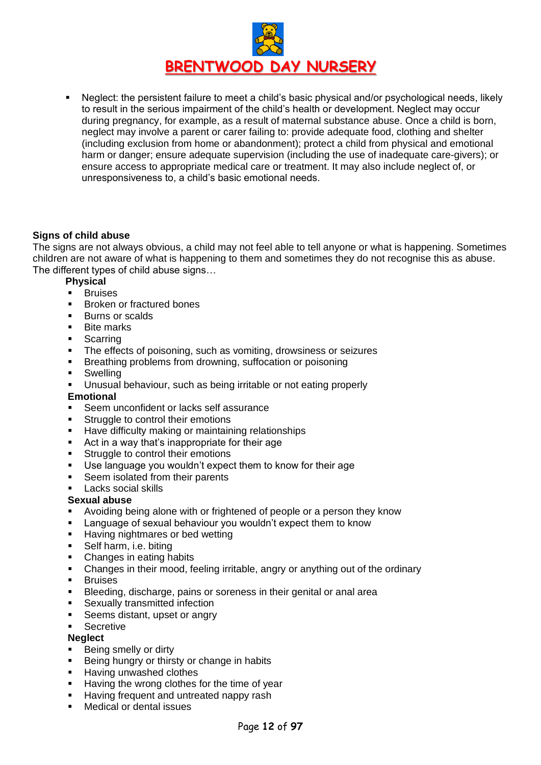- Neglect: the persistent failure to meet a child's basic physical and/or psychological needs, likely to result in the serious impairment of the child's health or development. Neglect may occur during pregnancy, for example, as a result of maternal substance abuse. Once a child is born, neglect may involve a parent or carer failing to: provide adequate food, clothing and shelter (including exclusion from home or abandonment); protect a child from physical and emotional harm or danger; ensure adequate supervision (including the use of inadequate care-givers); or ensure access to appropriate medical care or treatment. It may also include neglect of, or unresponsiveness to, a child's basic emotional needs.

**Signs of child abuse**

The signs are not always obvious, a child may not feel able to tell anyone or what is happening. Sometimes children are not aware of what is happening to them and sometimes they do not recognise this as abuse. The different types of child abuse signs…

**Physical**

- Bruises
- Broken or fractured bones
- Burns or scalds
- Bite marks
- Scarring
- The effects of poisoning, such as vomiting, drowsiness or seizures
- Breathing problems from drowning, suffocation or poisoning
- Swelling
- Unusual behaviour, such as being irritable or not eating properly

**Emotional**

- Seem unconfident or lacks self assurance
- Struggle to control their emotions
- Have difficulty making or maintaining relationships
- Act in a way that's inappropriate for their age
- Struggle to control their emotions
- Use language you wouldn't expect them to know for their age
- Seem isolated from their parents
- Lacks social skills

**Sexual abuse**

- Avoiding being alone with or frightened of people or a person they know
- Language of sexual behaviour you wouldn't expect them to know
- Having nightmares or bed wetting
- Self harm, i.e. biting
- Changes in eating habits
- Changes in their mood, feeling irritable, angry or anything out of the ordinary
- Bruises
- Bleeding, discharge, pains or soreness in their genital or anal area
- Sexually transmitted infection
- Seems distant, upset or angry
- Secretive

**Neglect**

- Being smelly or dirty
- Being hungry or thirsty or change in habits
- Having unwashed clothes
- Having the wrong clothes for the time of year
- Having frequent and untreated nappy rash
- Medical or dental issues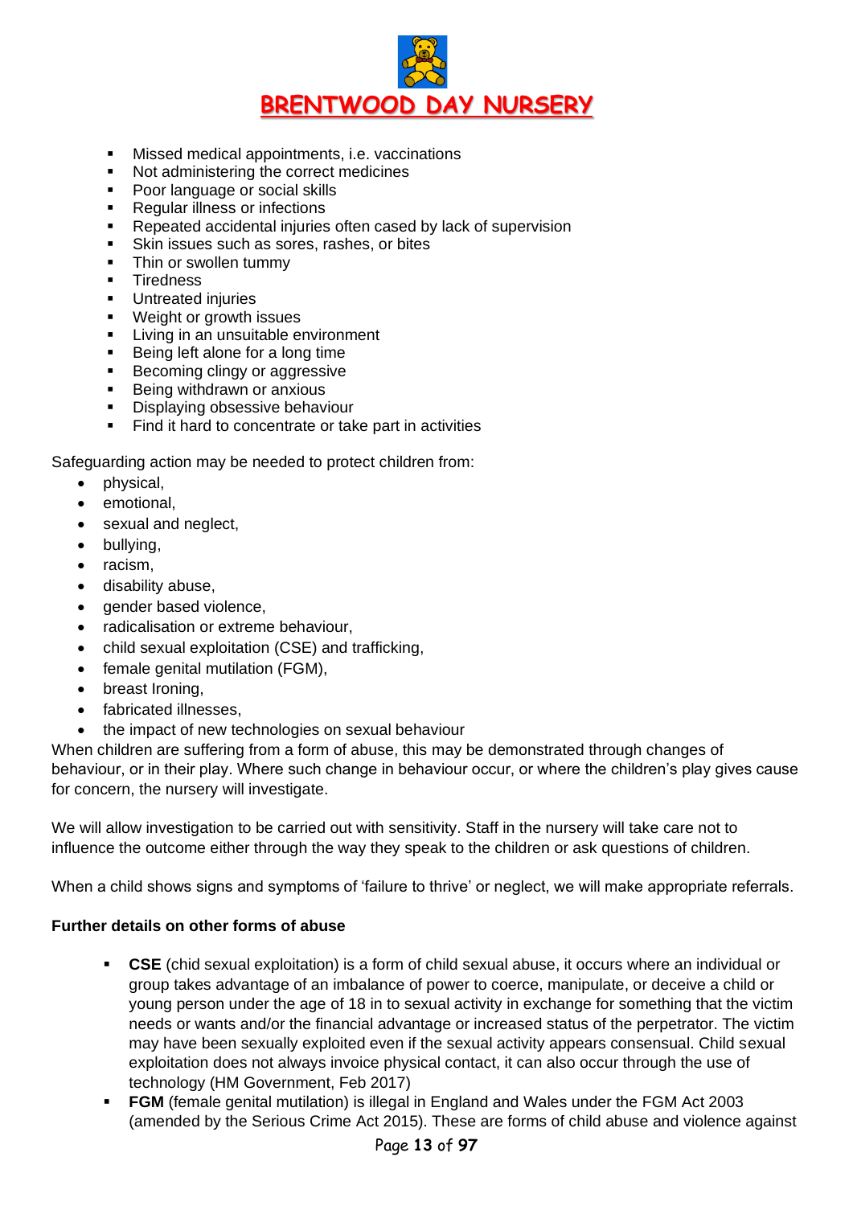- Missed medical appointments, i.e. vaccinations
- Not administering the correct medicines
- Poor language or social skills
- Regular illness or infections
- Repeated accidental injuries often cased by lack of supervision
- Skin issues such as sores, rashes, or bites
- Thin or swollen tummy
- Tiredness
- Untreated injuries
- Weight or growth issues
- Living in an unsuitable environment
- Being left alone for a long time
- Becoming clingy or aggressive
- Being withdrawn or anxious
- Displaying obsessive behaviour
- Find it hard to concentrate or take part in activities

Safeguarding action may be needed to protect children from:

- physical,
- emotional,
- sexual and neglect,
- bullying,
- racism,
- disability abuse,
- gender based violence,
- radicalisation or extreme behaviour,
- child sexual exploitation (CSE) and trafficking,
- female genital mutilation (FGM),
- breast Ironing,
- fabricated illnesses,
- the impact of new technologies on sexual behaviour

When children are suffering from a form of abuse, this may be demonstrated through changes of behaviour, or in their play. Where such change in behaviour occur, or where the children's play gives cause for concern, the nursery will investigate.

We will allow investigation to be carried out with sensitivity. Staff in the nursery will take care not to influence the outcome either through the way they speak to the children or ask questions of children.

When a child shows signs and symptoms of 'failure to thrive' or neglect, we will make appropriate referrals.

**Further details on other forms of abuse**

- **CSE** (chid sexual exploitation) is a form of child sexual abuse, it occurs where an individual or group takes advantage of an imbalance of power to coerce, manipulate, or deceive a child or young person under the age of 18 in to sexual activity in exchange for something that the victim needs or wants and/or the financial advantage or increased status of the perpetrator. The victim may have been sexually exploited even if the sexual activity appears consensual. Child sexual exploitation does not always invoice physical contact, it can also occur through the use of technology (HM Government, Feb 2017)
- **FGM** (female genital mutilation) is illegal in England and Wales under the FGM Act 2003 (amended by the Serious Crime Act 2015). These are forms of child abuse and violence against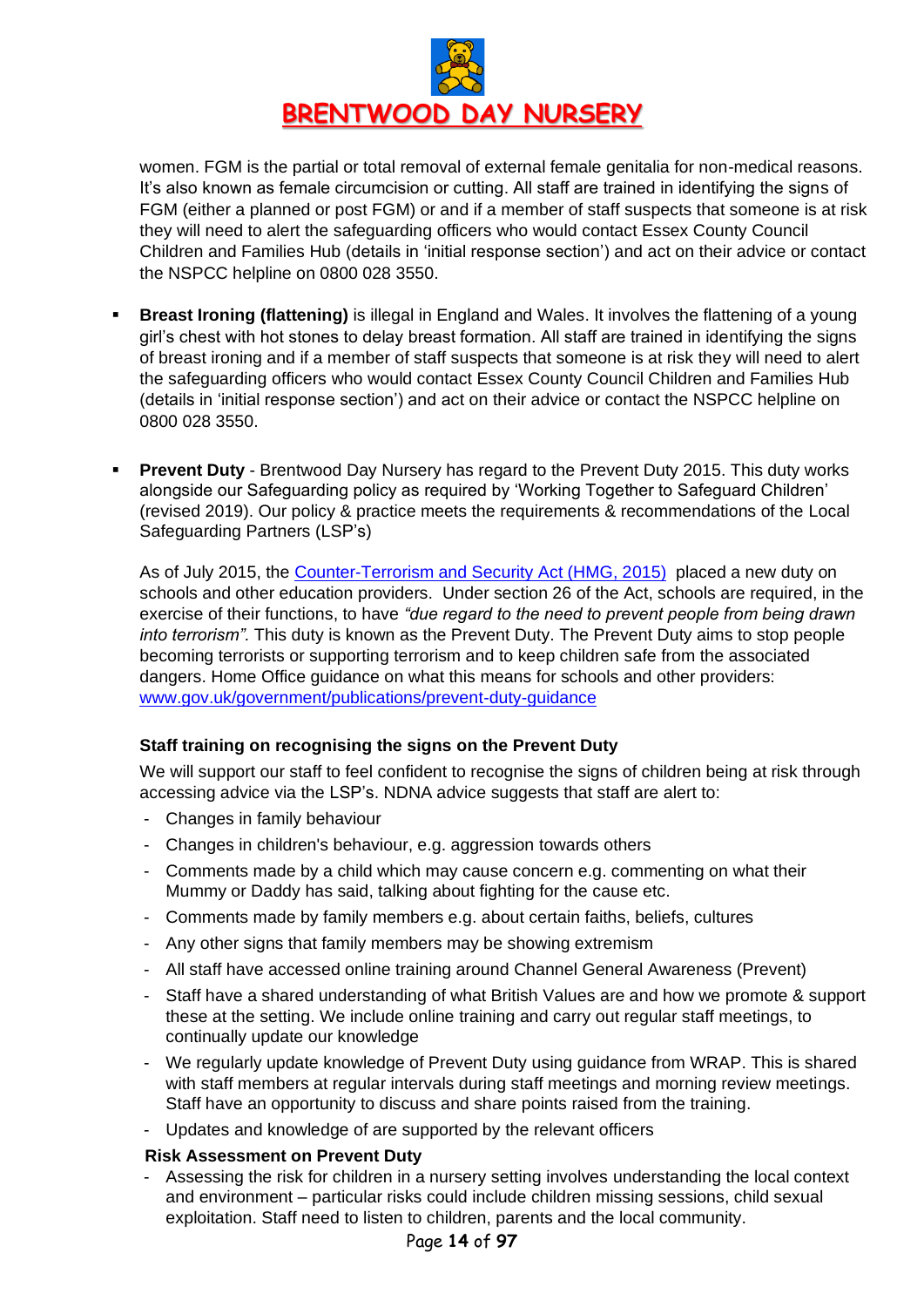women. FGM is the partial or total removal of external female genitalia for non-medical reasons. It's also known as female circumcision or cutting. All staff are trained in identifying the signs of FGM (either a planned or post FGM) or and if a member of staff suspects that someone is at risk they will need to alert the safeguarding officers who would contact Essex County Council Children and Families Hub (details in 'initial response section') and act on their advice or contact the NSPCC helpline on 0800 028 3550.

- **Breast Ironing (flattening)** is illegal in England and Wales. It involves the flattening of a young girl's chest with hot stones to delay breast formation. All staff are trained in identifying the signs of breast ironing and if a member of staff suspects that someone is at risk they will need to alert the safeguarding officers who would contact Essex County Council Children and Families Hub (details in 'initial response section') and act on their advice or contact the NSPCC helpline on 0800 028 3550.

- **Prevent Duty** - Brentwood Day Nursery has regard to the Prevent Duty 2015. This duty works alongside our Safeguarding policy as required by 'Working Together to Safeguard Children' (revised 2019). Our policy & practice meets the requirements & recommendations of the Local Safeguarding Partners (LSP's)

  As of July 2015, the [Counter-Terrorism and Security Act (HMG, 2015)](Counter-Terrorism and Security Act (HMG, 2015)) placed a new duty on schools and other education providers. Under section 26 of the Act, schools are required, in the exercise of their functions, to have *"due regard to the need to prevent people from being drawn into terrorism".* This duty is known as the Prevent Duty. The Prevent Duty aims to stop people becoming terrorists or supporting terrorism and to keep children safe from the associated dangers. Home Office guidance on what this means for schools and other providers: [www.gov.uk/government/publications/prevent-duty-guidance](www.gov.uk/government/publications/prevent-duty-guidance)

  **Staff training on recognising the signs on the Prevent Duty**

  We will support our staff to feel confident to recognise the signs of children being at risk through accessing advice via the LSP's. NDNA advice suggests that staff are alert to:

  - Changes in family behaviour
  - Changes in children's behaviour, e.g. aggression towards others
  - Comments made by a child which may cause concern e.g. commenting on what their Mummy or Daddy has said, talking about fighting for the cause etc.
  - Comments made by family members e.g. about certain faiths, beliefs, cultures
  - Any other signs that family members may be showing extremism
  - All staff have accessed online training around Channel General Awareness (Prevent)
  - Staff have a shared understanding of what British Values are and how we promote & support these at the setting. We include online training and carry out regular staff meetings, to continually update our knowledge
  - We regularly update knowledge of Prevent Duty using guidance from WRAP. This is shared with staff members at regular intervals during staff meetings and morning review meetings. Staff have an opportunity to discuss and share points raised from the training.
  - Updates and knowledge of are supported by the relevant officers

  **Risk Assessment on Prevent Duty**

  - Assessing the risk for children in a nursery setting involves understanding the local context and environment – particular risks could include children missing sessions, child sexual exploitation. Staff need to listen to children, parents and the local community.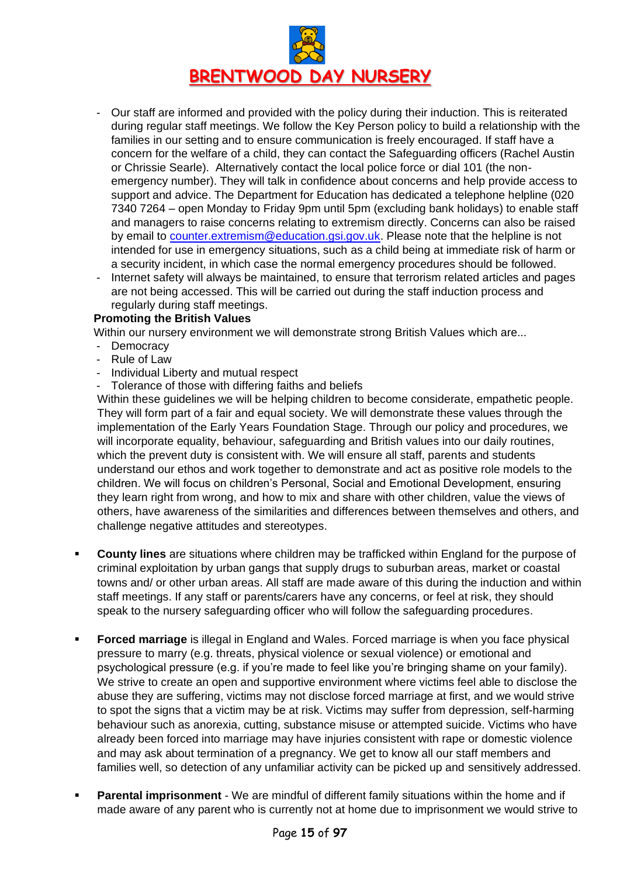- Our staff are informed and provided with the policy during their induction. This is reiterated during regular staff meetings. We follow the Key Person policy to build a relationship with the families in our setting and to ensure communication is freely encouraged. If staff have a concern for the welfare of a child, they can contact the Safeguarding officers (Rachel Austin or Chrissie Searle). Alternatively contact the local police force or dial 101 (the non-emergency number). They will talk in confidence about concerns and help provide access to support and advice. The Department for Education has dedicated a telephone helpline (020 7340 7264 – open Monday to Friday 9pm until 5pm (excluding bank holidays) to enable staff and managers to raise concerns relating to extremism directly. Concerns can also be raised by email to counter.extremism@education.gsi.gov.uk. Please note that the helpline is not intended for use in emergency situations, such as a child being at immediate risk of harm or a security incident, in which case the normal emergency procedures should be followed.
- Internet safety will always be maintained, to ensure that terrorism related articles and pages are not being accessed. This will be carried out during the staff induction process and regularly during staff meetings.

**Promoting the British Values**

Within our nursery environment we will demonstrate strong British Values which are...

- Democracy
- Rule of Law
- Individual Liberty and mutual respect
- Tolerance of those with differing faiths and beliefs

Within these guidelines we will be helping children to become considerate, empathetic people. They will form part of a fair and equal society. We will demonstrate these values through the implementation of the Early Years Foundation Stage. Through our policy and procedures, we will incorporate equality, behaviour, safeguarding and British values into our daily routines, which the prevent duty is consistent with. We will ensure all staff, parents and students understand our ethos and work together to demonstrate and act as positive role models to the children. We will focus on children's Personal, Social and Emotional Development, ensuring they learn right from wrong, and how to mix and share with other children, value the views of others, have awareness of the similarities and differences between themselves and others, and challenge negative attitudes and stereotypes.

- **County lines** are situations where children may be trafficked within England for the purpose of criminal exploitation by urban gangs that supply drugs to suburban areas, market or coastal towns and/ or other urban areas. All staff are made aware of this during the induction and within staff meetings. If any staff or parents/carers have any concerns, or feel at risk, they should speak to the nursery safeguarding officer who will follow the safeguarding procedures.

- **Forced marriage** is illegal in England and Wales. Forced marriage is when you face physical pressure to marry (e.g. threats, physical violence or sexual violence) or emotional and psychological pressure (e.g. if you're made to feel like you're bringing shame on your family). We strive to create an open and supportive environment where victims feel able to disclose the abuse they are suffering, victims may not disclose forced marriage at first, and we would strive to spot the signs that a victim may be at risk. Victims may suffer from depression, self-harming behaviour such as anorexia, cutting, substance misuse or attempted suicide. Victims who have already been forced into marriage may have injuries consistent with rape or domestic violence and may ask about termination of a pregnancy. We get to know all our staff members and families well, so detection of any unfamiliar activity can be picked up and sensitively addressed.

- **Parental imprisonment** - We are mindful of different family situations within the home and if made aware of any parent who is currently not at home due to imprisonment we would strive to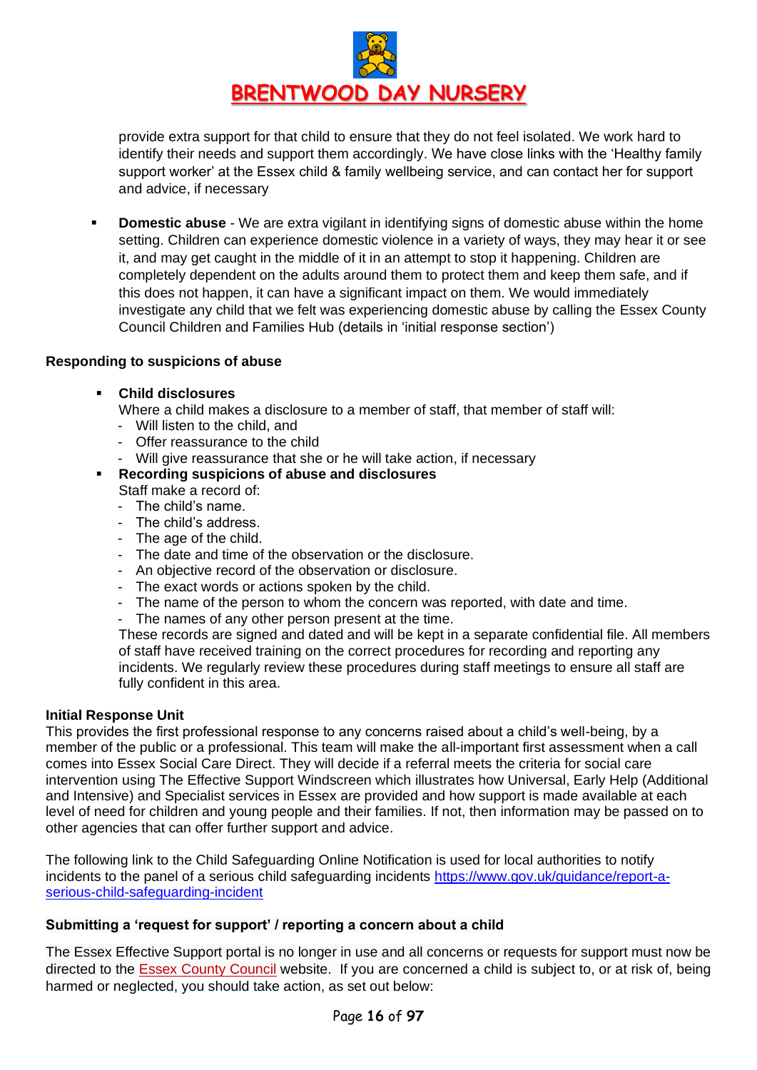provide extra support for that child to ensure that they do not feel isolated. We work hard to identify their needs and support them accordingly. We have close links with the 'Healthy family support worker' at the Essex child & family wellbeing service, and can contact her for support and advice, if necessary

- **Domestic abuse** - We are extra vigilant in identifying signs of domestic abuse within the home setting. Children can experience domestic violence in a variety of ways, they may hear it or see it, and may get caught in the middle of it in an attempt to stop it happening. Children are completely dependent on the adults around them to protect them and keep them safe, and if this does not happen, it can have a significant impact on them. We would immediately investigate any child that we felt was experiencing domestic abuse by calling the Essex County Council Children and Families Hub (details in 'initial response section')

**Responding to suspicions of abuse**

- **Child disclosures**
  Where a child makes a disclosure to a member of staff, that member of staff will:
  - Will listen to the child, and
  - Offer reassurance to the child
  - Will give reassurance that she or he will take action, if necessary
- **Recording suspicions of abuse and disclosures**
  Staff make a record of:
  - The child's name.
  - The child's address.
  - The age of the child.
  - The date and time of the observation or the disclosure.
  - An objective record of the observation or disclosure.
  - The exact words or actions spoken by the child.
  - The name of the person to whom the concern was reported, with date and time.
  - The names of any other person present at the time.

  These records are signed and dated and will be kept in a separate confidential file. All members of staff have received training on the correct procedures for recording and reporting any incidents. We regularly review these procedures during staff meetings to ensure all staff are fully confident in this area.

**Initial Response Unit**

This provides the first professional response to any concerns raised about a child's well-being, by a member of the public or a professional. This team will make the all-important first assessment when a call comes into Essex Social Care Direct. They will decide if a referral meets the criteria for social care intervention using The Effective Support Windscreen which illustrates how Universal, Early Help (Additional and Intensive) and Specialist services in Essex are provided and how support is made available at each level of need for children and young people and their families. If not, then information may be passed on to other agencies that can offer further support and advice.

The following link to the Child Safeguarding Online Notification is used for local authorities to notify incidents to the panel of a serious child safeguarding incidents https://www.gov.uk/guidance/report-a-serious-child-safeguarding-incident

**Submitting a 'request for support' / reporting a concern about a child**

The Essex Effective Support portal is no longer in use and all concerns or requests for support must now be directed to the Essex County Council website. If you are concerned a child is subject to, or at risk of, being harmed or neglected, you should take action, as set out below: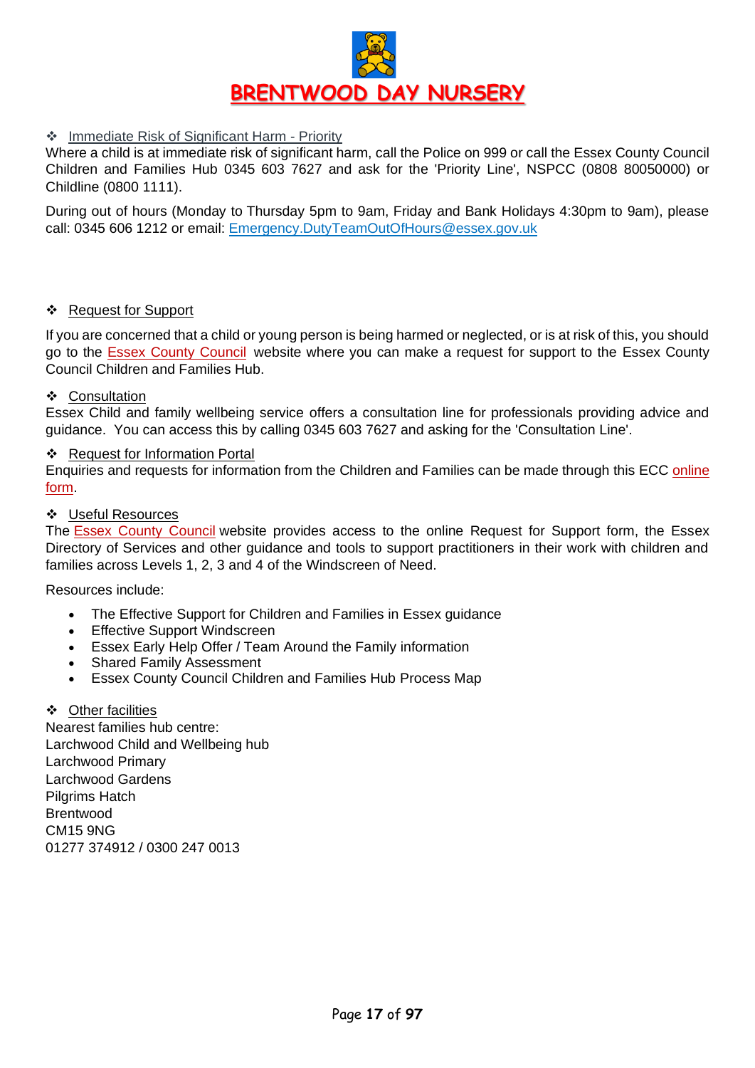- Immediate Risk of Significant Harm - Priority

Where a child is at immediate risk of significant harm, call the Police on 999 or call the Essex County Council Children and Families Hub 0345 603 7627 and ask for the 'Priority Line', NSPCC (0808 80050000) or Childline (0800 1111).

During out of hours (Monday to Thursday 5pm to 9am, Friday and Bank Holidays 4:30pm to 9am), please call: 0345 606 1212 or email: Emergency.DutyTeamOutOfHours@essex.gov.uk

- Request for Support

If you are concerned that a child or young person is being harmed or neglected, or is at risk of this, you should go to the Essex County Council website where you can make a request for support to the Essex County Council Children and Families Hub.

- Consultation

Essex Child and family wellbeing service offers a consultation line for professionals providing advice and guidance. You can access this by calling 0345 603 7627 and asking for the 'Consultation Line'.

- Request for Information Portal

Enquiries and requests for information from the Children and Families can be made through this ECC online form.

- Useful Resources

The Essex County Council website provides access to the online Request for Support form, the Essex Directory of Services and other guidance and tools to support practitioners in their work with children and families across Levels 1, 2, 3 and 4 of the Windscreen of Need.

Resources include:

- The Effective Support for Children and Families in Essex guidance
- Effective Support Windscreen
- Essex Early Help Offer / Team Around the Family information
- Shared Family Assessment
- Essex County Council Children and Families Hub Process Map

- Other facilities

Nearest families hub centre:
Larchwood Child and Wellbeing hub
Larchwood Primary
Larchwood Gardens
Pilgrims Hatch
Brentwood
CM15 9NG
01277 374912 / 0300 247 0013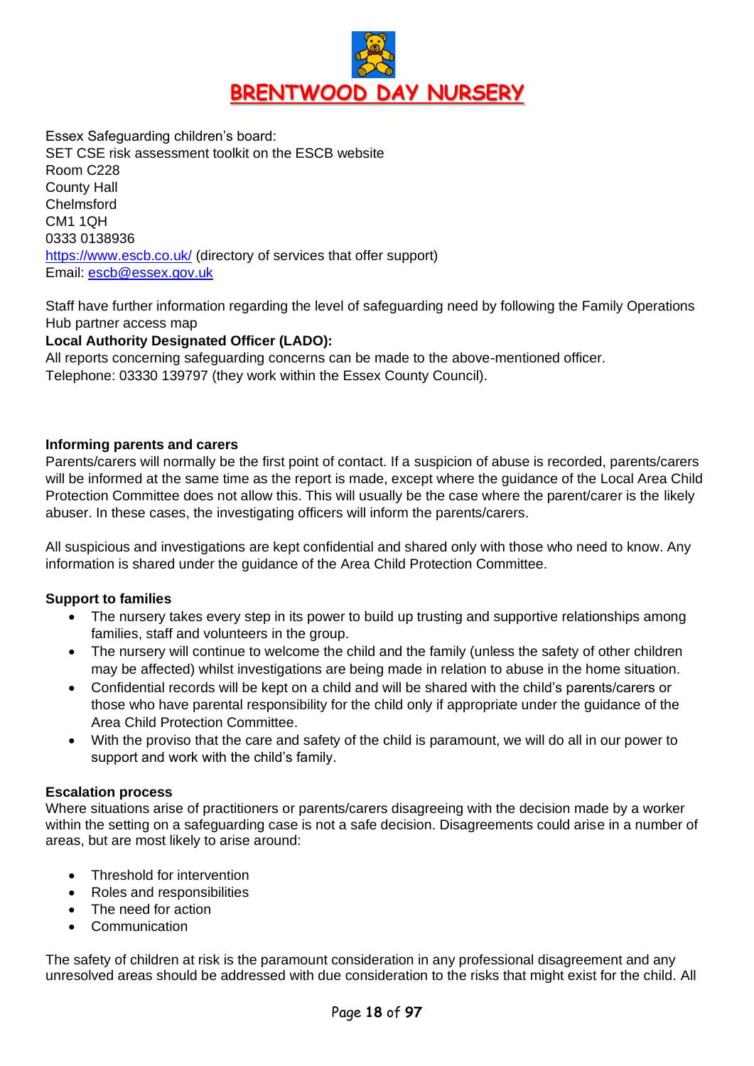Essex Safeguarding children's board:
SET CSE risk assessment toolkit on the ESCB website
Room C228
County Hall
Chelmsford
CM1 1QH
0333 0138936
https://www.escb.co.uk/ (directory of services that offer support)
Email: escb@essex.gov.uk

Staff have further information regarding the level of safeguarding need by following the Family Operations Hub partner access map

**Local Authority Designated Officer (LADO):**
All reports concerning safeguarding concerns can be made to the above-mentioned officer.
Telephone: 03330 139797 (they work within the Essex County Council).

**Informing parents and carers**
Parents/carers will normally be the first point of contact. If a suspicion of abuse is recorded, parents/carers will be informed at the same time as the report is made, except where the guidance of the Local Area Child Protection Committee does not allow this. This will usually be the case where the parent/carer is the likely abuser. In these cases, the investigating officers will inform the parents/carers.

All suspicious and investigations are kept confidential and shared only with those who need to know. Any information is shared under the guidance of the Area Child Protection Committee.

**Support to families**

- The nursery takes every step in its power to build up trusting and supportive relationships among families, staff and volunteers in the group.
- The nursery will continue to welcome the child and the family (unless the safety of other children may be affected) whilst investigations are being made in relation to abuse in the home situation.
- Confidential records will be kept on a child and will be shared with the child's parents/carers or those who have parental responsibility for the child only if appropriate under the guidance of the Area Child Protection Committee.
- With the proviso that the care and safety of the child is paramount, we will do all in our power to support and work with the child's family.

**Escalation process**
Where situations arise of practitioners or parents/carers disagreeing with the decision made by a worker within the setting on a safeguarding case is not a safe decision. Disagreements could arise in a number of areas, but are most likely to arise around:

- Threshold for intervention
- Roles and responsibilities
- The need for action
- Communication

The safety of children at risk is the paramount consideration in any professional disagreement and any unresolved areas should be addressed with due consideration to the risks that might exist for the child. All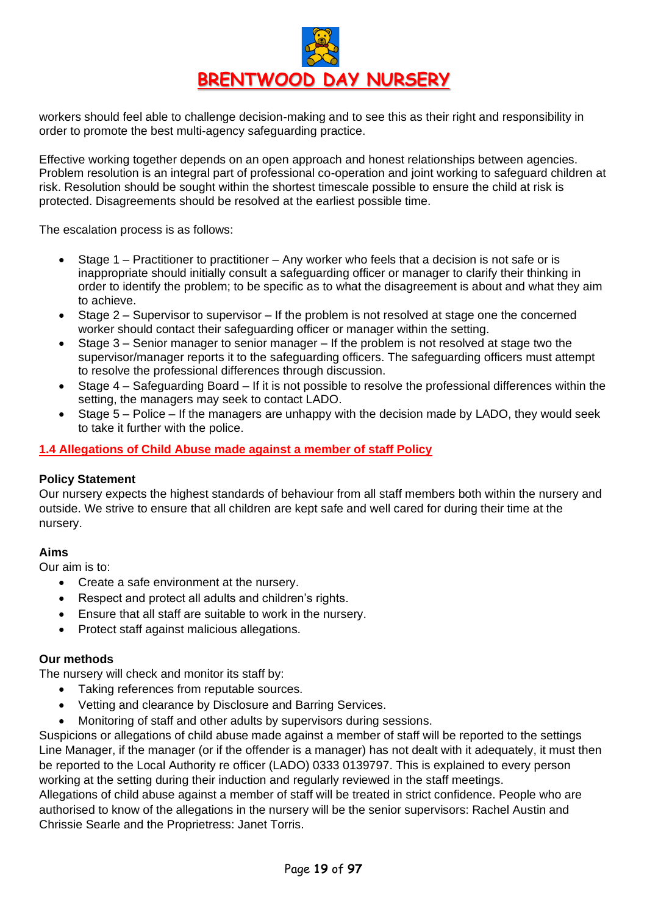workers should feel able to challenge decision-making and to see this as their right and responsibility in order to promote the best multi-agency safeguarding practice.

Effective working together depends on an open approach and honest relationships between agencies. Problem resolution is an integral part of professional co-operation and joint working to safeguard children at risk. Resolution should be sought within the shortest timescale possible to ensure the child at risk is protected. Disagreements should be resolved at the earliest possible time.

The escalation process is as follows:

- Stage 1 – Practitioner to practitioner – Any worker who feels that a decision is not safe or is inappropriate should initially consult a safeguarding officer or manager to clarify their thinking in order to identify the problem; to be specific as to what the disagreement is about and what they aim to achieve.
- Stage 2 – Supervisor to supervisor – If the problem is not resolved at stage one the concerned worker should contact their safeguarding officer or manager within the setting.
- Stage 3 – Senior manager to senior manager – If the problem is not resolved at stage two the supervisor/manager reports it to the safeguarding officers. The safeguarding officers must attempt to resolve the professional differences through discussion.
- Stage 4 – Safeguarding Board – If it is not possible to resolve the professional differences within the setting, the managers may seek to contact LADO.
- Stage 5 – Police – If the managers are unhappy with the decision made by LADO, they would seek to take it further with the police.

## 1.4 Allegations of Child Abuse made against a member of staff Policy

**Policy Statement**
Our nursery expects the highest standards of behaviour from all staff members both within the nursery and outside. We strive to ensure that all children are kept safe and well cared for during their time at the nursery.

**Aims**
Our aim is to:

- Create a safe environment at the nursery.
- Respect and protect all adults and children's rights.
- Ensure that all staff are suitable to work in the nursery.
- Protect staff against malicious allegations.

**Our methods**
The nursery will check and monitor its staff by:

- Taking references from reputable sources.
- Vetting and clearance by Disclosure and Barring Services.
- Monitoring of staff and other adults by supervisors during sessions.

Suspicions or allegations of child abuse made against a member of staff will be reported to the settings Line Manager, if the manager (or if the offender is a manager) has not dealt with it adequately, it must then be reported to the Local Authority re officer (LADO) 0333 0139797. This is explained to every person working at the setting during their induction and regularly reviewed in the staff meetings.
Allegations of child abuse against a member of staff will be treated in strict confidence. People who are authorised to know of the allegations in the nursery will be the senior supervisors: Rachel Austin and Chrissie Searle and the Proprietress: Janet Torris.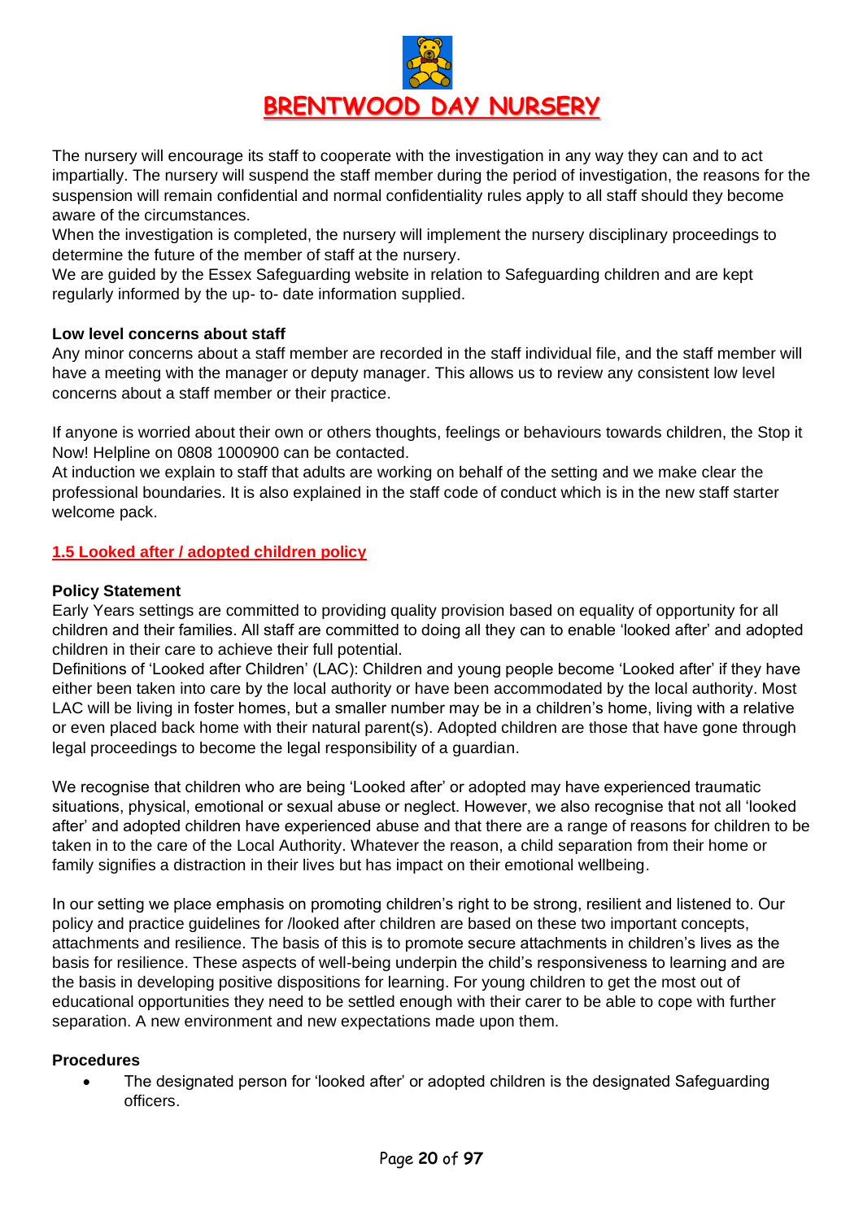The nursery will encourage its staff to cooperate with the investigation in any way they can and to act impartially. The nursery will suspend the staff member during the period of investigation, the reasons for the suspension will remain confidential and normal confidentiality rules apply to all staff should they become aware of the circumstances.
When the investigation is completed, the nursery will implement the nursery disciplinary proceedings to determine the future of the member of staff at the nursery.
We are guided by the Essex Safeguarding website in relation to Safeguarding children and are kept regularly informed by the up- to- date information supplied.

**Low level concerns about staff**
Any minor concerns about a staff member are recorded in the staff individual file, and the staff member will have a meeting with the manager or deputy manager. This allows us to review any consistent low level concerns about a staff member or their practice.

If anyone is worried about their own or others thoughts, feelings or behaviours towards children, the Stop it Now! Helpline on 0808 1000900 can be contacted.
At induction we explain to staff that adults are working on behalf of the setting and we make clear the professional boundaries. It is also explained in the staff code of conduct which is in the new staff starter welcome pack.

## 1.5 Looked after / adopted children policy

**Policy Statement**
Early Years settings are committed to providing quality provision based on equality of opportunity for all children and their families. All staff are committed to doing all they can to enable 'looked after' and adopted children in their care to achieve their full potential.
Definitions of 'Looked after Children' (LAC): Children and young people become 'Looked after' if they have either been taken into care by the local authority or have been accommodated by the local authority. Most LAC will be living in foster homes, but a smaller number may be in a children's home, living with a relative or even placed back home with their natural parent(s). Adopted children are those that have gone through legal proceedings to become the legal responsibility of a guardian.

We recognise that children who are being 'Looked after' or adopted may have experienced traumatic situations, physical, emotional or sexual abuse or neglect. However, we also recognise that not all 'looked after' and adopted children have experienced abuse and that there are a range of reasons for children to be taken in to the care of the Local Authority. Whatever the reason, a child separation from their home or family signifies a distraction in their lives but has impact on their emotional wellbeing.

In our setting we place emphasis on promoting children's right to be strong, resilient and listened to. Our policy and practice guidelines for /looked after children are based on these two important concepts, attachments and resilience. The basis of this is to promote secure attachments in children's lives as the basis for resilience. These aspects of well-being underpin the child's responsiveness to learning and are the basis in developing positive dispositions for learning. For young children to get the most out of educational opportunities they need to be settled enough with their carer to be able to cope with further separation. A new environment and new expectations made upon them.

**Procedures**

- The designated person for 'looked after' or adopted children is the designated Safeguarding officers.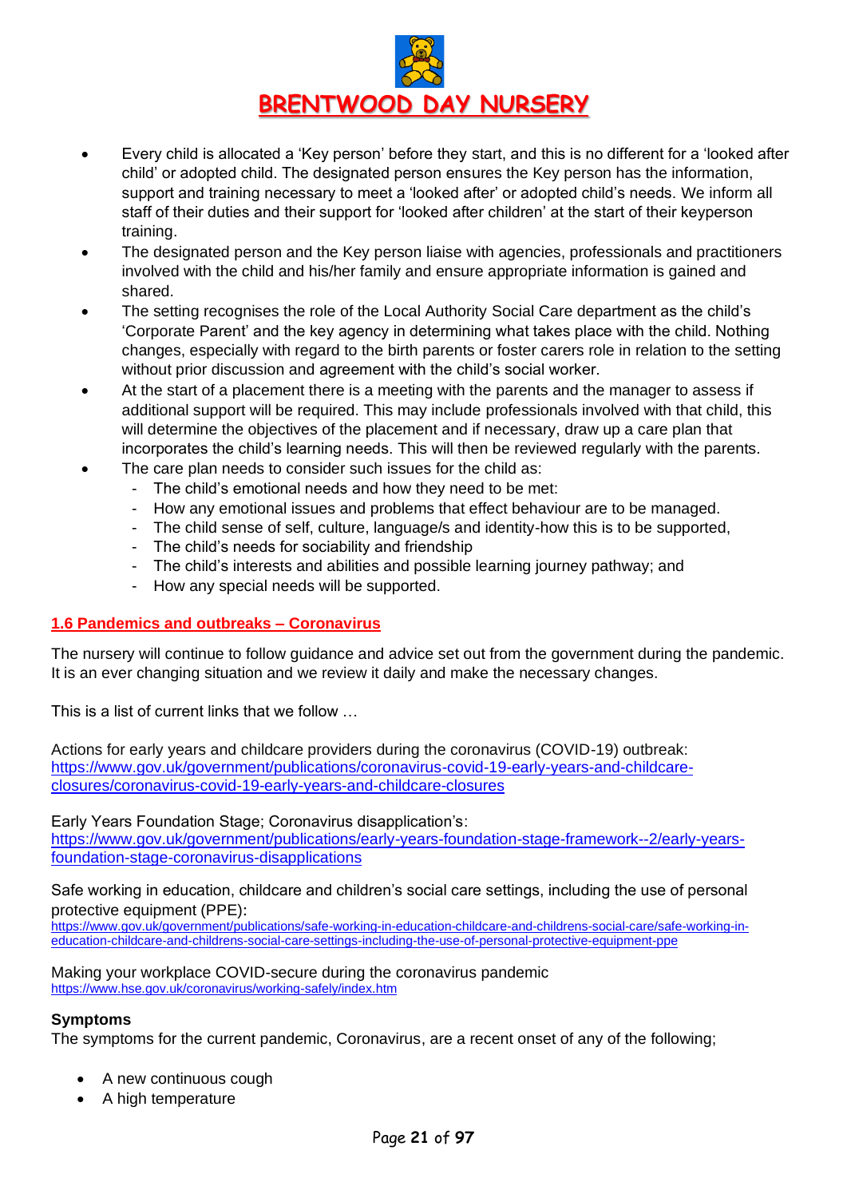- Every child is allocated a 'Key person' before they start, and this is no different for a 'looked after child' or adopted child. The designated person ensures the Key person has the information, support and training necessary to meet a 'looked after' or adopted child's needs. We inform all staff of their duties and their support for 'looked after children' at the start of their keyperson training.
- The designated person and the Key person liaise with agencies, professionals and practitioners involved with the child and his/her family and ensure appropriate information is gained and shared.
- The setting recognises the role of the Local Authority Social Care department as the child's 'Corporate Parent' and the key agency in determining what takes place with the child. Nothing changes, especially with regard to the birth parents or foster carers role in relation to the setting without prior discussion and agreement with the child's social worker.
- At the start of a placement there is a meeting with the parents and the manager to assess if additional support will be required. This may include professionals involved with that child, this will determine the objectives of the placement and if necessary, draw up a care plan that incorporates the child's learning needs. This will then be reviewed regularly with the parents.
- The care plan needs to consider such issues for the child as:
  - The child's emotional needs and how they need to be met:
  - How any emotional issues and problems that effect behaviour are to be managed.
  - The child sense of self, culture, language/s and identity-how this is to be supported,
  - The child's needs for sociability and friendship
  - The child's interests and abilities and possible learning journey pathway; and
  - How any special needs will be supported.

## 1.6 Pandemics and outbreaks – Coronavirus

The nursery will continue to follow guidance and advice set out from the government during the pandemic. It is an ever changing situation and we review it daily and make the necessary changes.

This is a list of current links that we follow …

Actions for early years and childcare providers during the coronavirus (COVID-19) outbreak:
https://www.gov.uk/government/publications/coronavirus-covid-19-early-years-and-childcare-closures/coronavirus-covid-19-early-years-and-childcare-closures

Early Years Foundation Stage; Coronavirus disapplication's:
https://www.gov.uk/government/publications/early-years-foundation-stage-framework--2/early-years-foundation-stage-coronavirus-disapplications

Safe working in education, childcare and children's social care settings, including the use of personal protective equipment (PPE):
https://www.gov.uk/government/publications/safe-working-in-education-childcare-and-childrens-social-care/safe-working-in-education-childcare-and-childrens-social-care-settings-including-the-use-of-personal-protective-equipment-ppe

Making your workplace COVID-secure during the coronavirus pandemic
https://www.hse.gov.uk/coronavirus/working-safely/index.htm

**Symptoms**

The symptoms for the current pandemic, Coronavirus, are a recent onset of any of the following;

- A new continuous cough
- A high temperature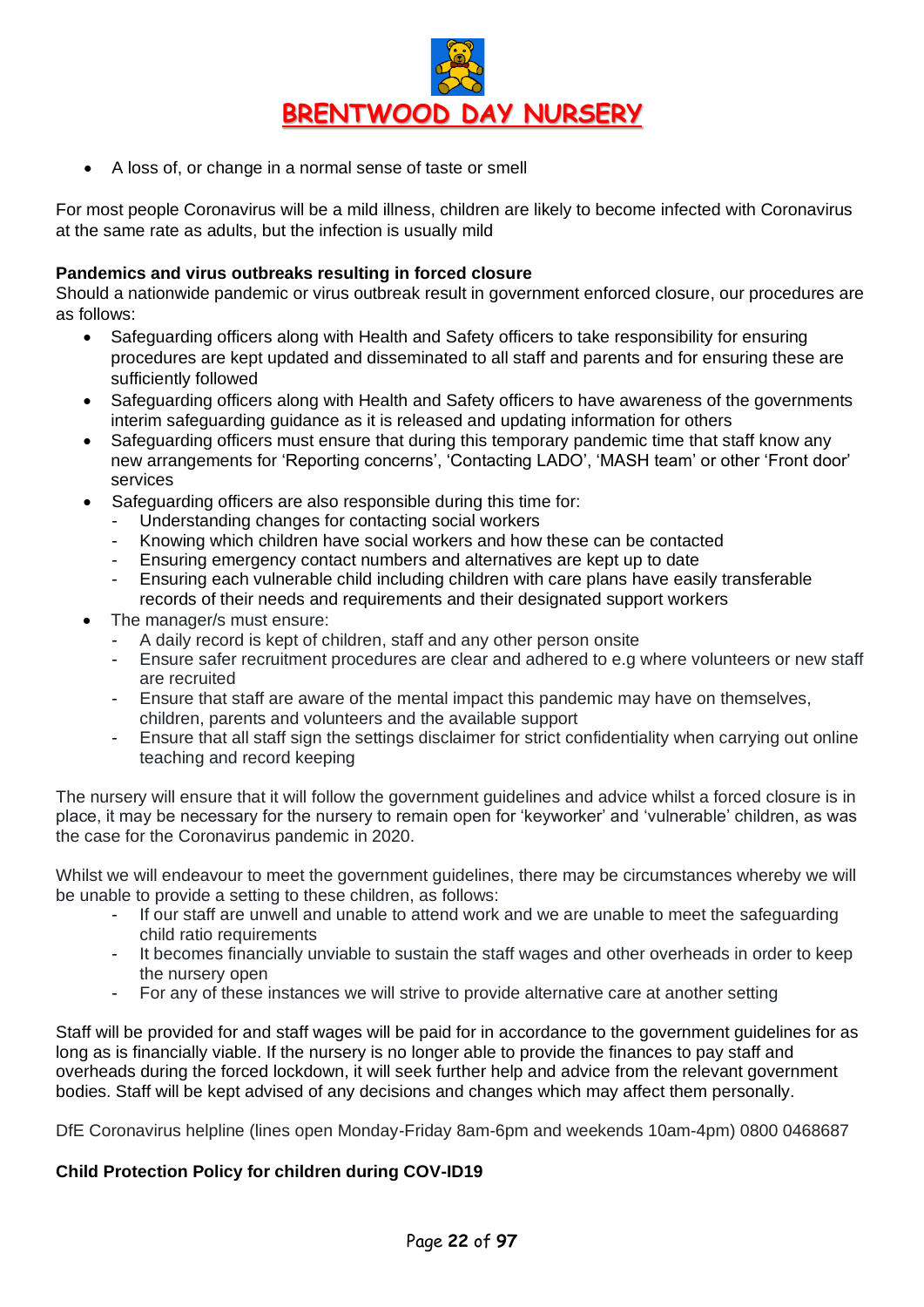- A loss of, or change in a normal sense of taste or smell

For most people Coronavirus will be a mild illness, children are likely to become infected with Coronavirus at the same rate as adults, but the infection is usually mild

**Pandemics and virus outbreaks resulting in forced closure**

Should a nationwide pandemic or virus outbreak result in government enforced closure, our procedures are as follows:

- Safeguarding officers along with Health and Safety officers to take responsibility for ensuring procedures are kept updated and disseminated to all staff and parents and for ensuring these are sufficiently followed
- Safeguarding officers along with Health and Safety officers to have awareness of the governments interim safeguarding guidance as it is released and updating information for others
- Safeguarding officers must ensure that during this temporary pandemic time that staff know any new arrangements for 'Reporting concerns', 'Contacting LADO', 'MASH team' or other 'Front door' services
- Safeguarding officers are also responsible during this time for:
    - Understanding changes for contacting social workers
    - Knowing which children have social workers and how these can be contacted
    - Ensuring emergency contact numbers and alternatives are kept up to date
    - Ensuring each vulnerable child including children with care plans have easily transferable records of their needs and requirements and their designated support workers
- The manager/s must ensure:
    - A daily record is kept of children, staff and any other person onsite
    - Ensure safer recruitment procedures are clear and adhered to e.g where volunteers or new staff are recruited
    - Ensure that staff are aware of the mental impact this pandemic may have on themselves, children, parents and volunteers and the available support
    - Ensure that all staff sign the settings disclaimer for strict confidentiality when carrying out online teaching and record keeping

The nursery will ensure that it will follow the government guidelines and advice whilst a forced closure is in place, it may be necessary for the nursery to remain open for 'keyworker' and 'vulnerable' children, as was the case for the Coronavirus pandemic in 2020.

Whilst we will endeavour to meet the government guidelines, there may be circumstances whereby we will be unable to provide a setting to these children, as follows:

- If our staff are unwell and unable to attend work and we are unable to meet the safeguarding child ratio requirements
- It becomes financially unviable to sustain the staff wages and other overheads in order to keep the nursery open
- For any of these instances we will strive to provide alternative care at another setting

Staff will be provided for and staff wages will be paid for in accordance to the government guidelines for as long as is financially viable. If the nursery is no longer able to provide the finances to pay staff and overheads during the forced lockdown, it will seek further help and advice from the relevant government bodies. Staff will be kept advised of any decisions and changes which may affect them personally.

DfE Coronavirus helpline (lines open Monday-Friday 8am-6pm and weekends 10am-4pm) 0800 0468687

**Child Protection Policy for children during COV-ID19**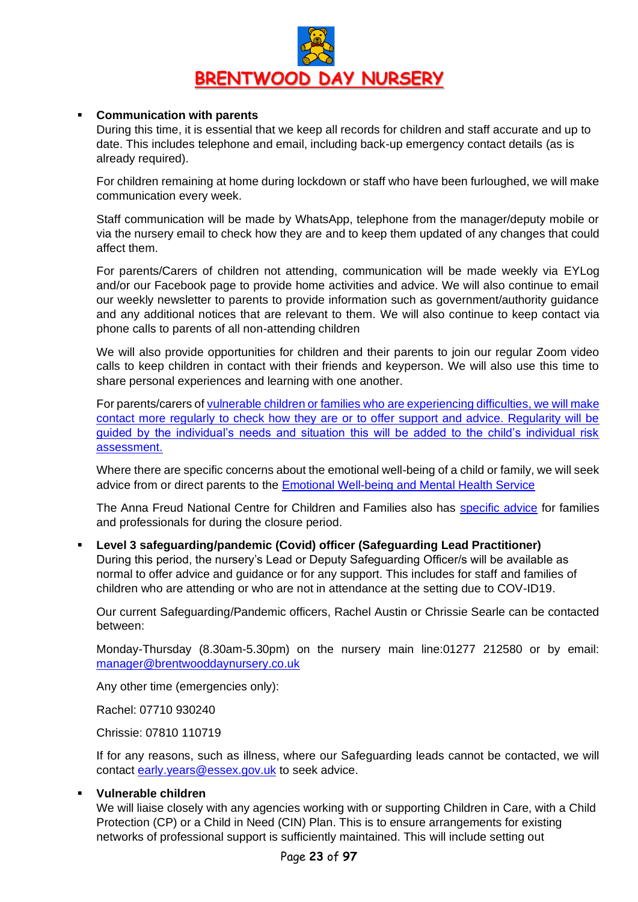- **Communication with parents**
  During this time, it is essential that we keep all records for children and staff accurate and up to date. This includes telephone and email, including back-up emergency contact details (as is already required).

  For children remaining at home during lockdown or staff who have been furloughed, we will make communication every week.

  Staff communication will be made by WhatsApp, telephone from the manager/deputy mobile or via the nursery email to check how they are and to keep them updated of any changes that could affect them.

  For parents/Carers of children not attending, communication will be made weekly via EYLog and/or our Facebook page to provide home activities and advice. We will also continue to email our weekly newsletter to parents to provide information such as government/authority guidance and any additional notices that are relevant to them. We will also continue to keep contact via phone calls to parents of all non-attending children

  We will also provide opportunities for children and their parents to join our regular Zoom video calls to keep children in contact with their friends and keyperson. We will also use this time to share personal experiences and learning with one another.

  For parents/carers of vulnerable children or families who are experiencing difficulties, we will make contact more regularly to check how they are or to offer support and advice. Regularity will be guided by the individual's needs and situation this will be added to the child's individual risk assessment.

  Where there are specific concerns about the emotional well-being of a child or family, we will seek advice from or direct parents to the Emotional Well-being and Mental Health Service

  The Anna Freud National Centre for Children and Families also has specific advice for families and professionals for during the closure period.

- **Level 3 safeguarding/pandemic (Covid) officer (Safeguarding Lead Practitioner)**
  During this period, the nursery's Lead or Deputy Safeguarding Officer/s will be available as normal to offer advice and guidance or for any support. This includes for staff and families of children who are attending or who are not in attendance at the setting due to COV-ID19.

  Our current Safeguarding/Pandemic officers, Rachel Austin or Chrissie Searle can be contacted between:

  Monday-Thursday (8.30am-5.30pm) on the nursery main line:01277 212580 or by email: manager@brentwooddaynursery.co.uk

  Any other time (emergencies only):

  Rachel: 07710 930240

  Chrissie: 07810 110719

  If for any reasons, such as illness, where our Safeguarding leads cannot be contacted, we will contact early.years@essex.gov.uk to seek advice.

- **Vulnerable children**
  We will liaise closely with any agencies working with or supporting Children in Care, with a Child Protection (CP) or a Child in Need (CIN) Plan. This is to ensure arrangements for existing networks of professional support is sufficiently maintained. This will include setting out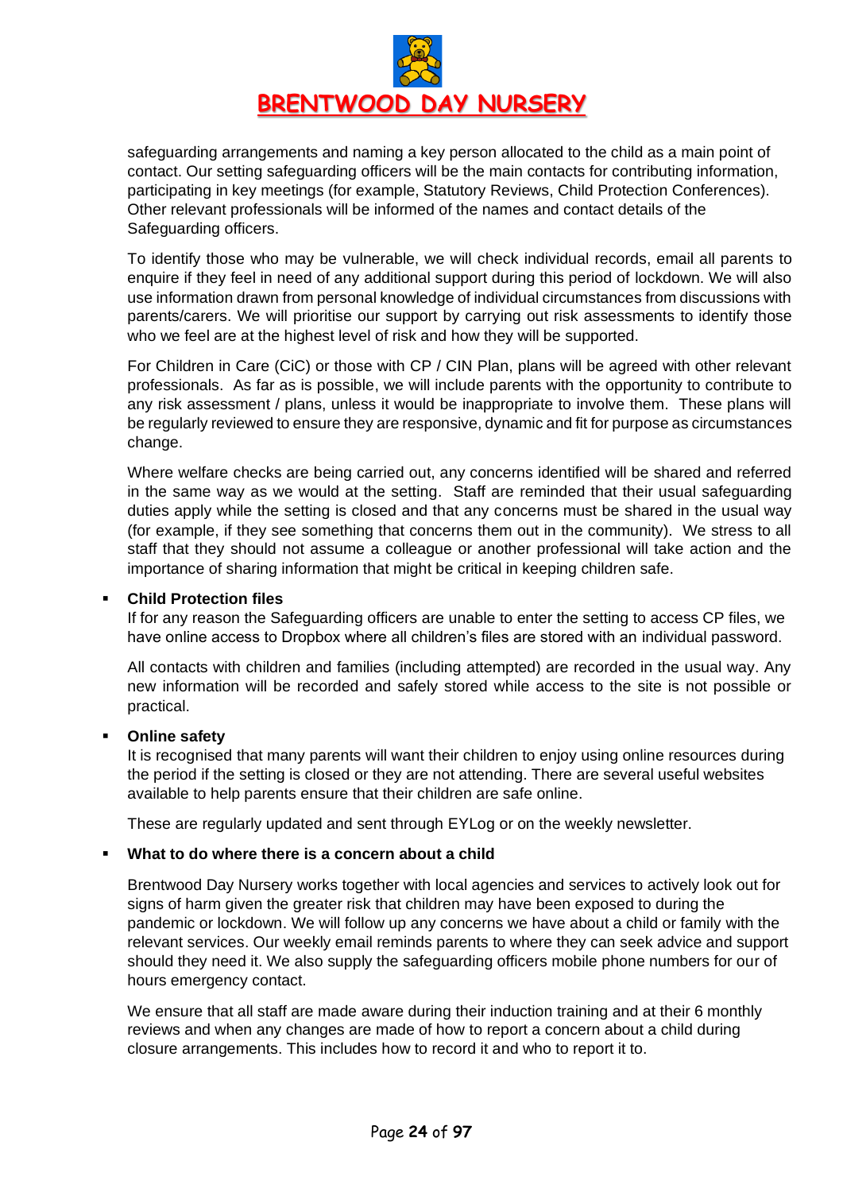safeguarding arrangements and naming a key person allocated to the child as a main point of contact. Our setting safeguarding officers will be the main contacts for contributing information, participating in key meetings (for example, Statutory Reviews, Child Protection Conferences). Other relevant professionals will be informed of the names and contact details of the Safeguarding officers.

To identify those who may be vulnerable, we will check individual records, email all parents to enquire if they feel in need of any additional support during this period of lockdown. We will also use information drawn from personal knowledge of individual circumstances from discussions with parents/carers. We will prioritise our support by carrying out risk assessments to identify those who we feel are at the highest level of risk and how they will be supported.

For Children in Care (CiC) or those with CP / CIN Plan, plans will be agreed with other relevant professionals. As far as is possible, we will include parents with the opportunity to contribute to any risk assessment / plans, unless it would be inappropriate to involve them. These plans will be regularly reviewed to ensure they are responsive, dynamic and fit for purpose as circumstances change.

Where welfare checks are being carried out, any concerns identified will be shared and referred in the same way as we would at the setting. Staff are reminded that their usual safeguarding duties apply while the setting is closed and that any concerns must be shared in the usual way (for example, if they see something that concerns them out in the community). We stress to all staff that they should not assume a colleague or another professional will take action and the importance of sharing information that might be critical in keeping children safe.

- **Child Protection files**

  If for any reason the Safeguarding officers are unable to enter the setting to access CP files, we have online access to Dropbox where all children's files are stored with an individual password.

  All contacts with children and families (including attempted) are recorded in the usual way. Any new information will be recorded and safely stored while access to the site is not possible or practical.

- **Online safety**

  It is recognised that many parents will want their children to enjoy using online resources during the period if the setting is closed or they are not attending. There are several useful websites available to help parents ensure that their children are safe online.

  These are regularly updated and sent through EYLog or on the weekly newsletter.

- **What to do where there is a concern about a child**

  Brentwood Day Nursery works together with local agencies and services to actively look out for signs of harm given the greater risk that children may have been exposed to during the pandemic or lockdown. We will follow up any concerns we have about a child or family with the relevant services. Our weekly email reminds parents to where they can seek advice and support should they need it. We also supply the safeguarding officers mobile phone numbers for our of hours emergency contact.

  We ensure that all staff are made aware during their induction training and at their 6 monthly reviews and when any changes are made of how to report a concern about a child during closure arrangements. This includes how to record it and who to report it to.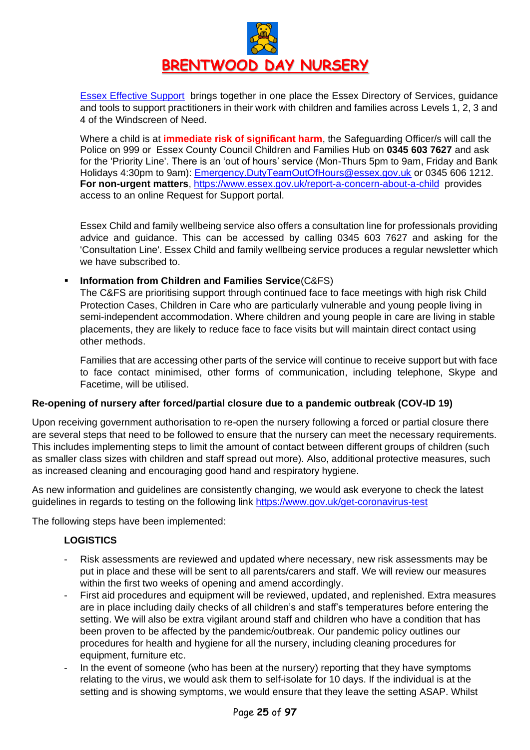Essex Effective Support brings together in one place the Essex Directory of Services, guidance and tools to support practitioners in their work with children and families across Levels 1, 2, 3 and 4 of the Windscreen of Need.

Where a child is at **immediate risk of significant harm**, the Safeguarding Officer/s will call the Police on 999 or Essex County Council Children and Families Hub on **0345 603 7627** and ask for the 'Priority Line'. There is an 'out of hours' service (Mon-Thurs 5pm to 9am, Friday and Bank Holidays 4:30pm to 9am): Emergency.DutyTeamOutOfHours@essex.gov.uk or 0345 606 1212. **For non-urgent matters**, https://www.essex.gov.uk/report-a-concern-about-a-child provides access to an online Request for Support portal.

Essex Child and family wellbeing service also offers a consultation line for professionals providing advice and guidance. This can be accessed by calling 0345 603 7627 and asking for the 'Consultation Line'. Essex Child and family wellbeing service produces a regular newsletter which we have subscribed to.

- **Information from Children and Families Service**(C&FS)
  The C&FS are prioritising support through continued face to face meetings with high risk Child Protection Cases, Children in Care who are particularly vulnerable and young people living in semi-independent accommodation. Where children and young people in care are living in stable placements, they are likely to reduce face to face visits but will maintain direct contact using other methods.

  Families that are accessing other parts of the service will continue to receive support but with face to face contact minimised, other forms of communication, including telephone, Skype and Facetime, will be utilised.

**Re-opening of nursery after forced/partial closure due to a pandemic outbreak (COV-ID 19)**

Upon receiving government authorisation to re-open the nursery following a forced or partial closure there are several steps that need to be followed to ensure that the nursery can meet the necessary requirements. This includes implementing steps to limit the amount of contact between different groups of children (such as smaller class sizes with children and staff spread out more). Also, additional protective measures, such as increased cleaning and encouraging good hand and respiratory hygiene.

As new information and guidelines are consistently changing, we would ask everyone to check the latest guidelines in regards to testing on the following link https://www.gov.uk/get-coronavirus-test

The following steps have been implemented:

**LOGISTICS**

- Risk assessments are reviewed and updated where necessary, new risk assessments may be put in place and these will be sent to all parents/carers and staff. We will review our measures within the first two weeks of opening and amend accordingly.
- First aid procedures and equipment will be reviewed, updated, and replenished. Extra measures are in place including daily checks of all children's and staff's temperatures before entering the setting. We will also be extra vigilant around staff and children who have a condition that has been proven to be affected by the pandemic/outbreak. Our pandemic policy outlines our procedures for health and hygiene for all the nursery, including cleaning procedures for equipment, furniture etc.
- In the event of someone (who has been at the nursery) reporting that they have symptoms relating to the virus, we would ask them to self-isolate for 10 days. If the individual is at the setting and is showing symptoms, we would ensure that they leave the setting ASAP. Whilst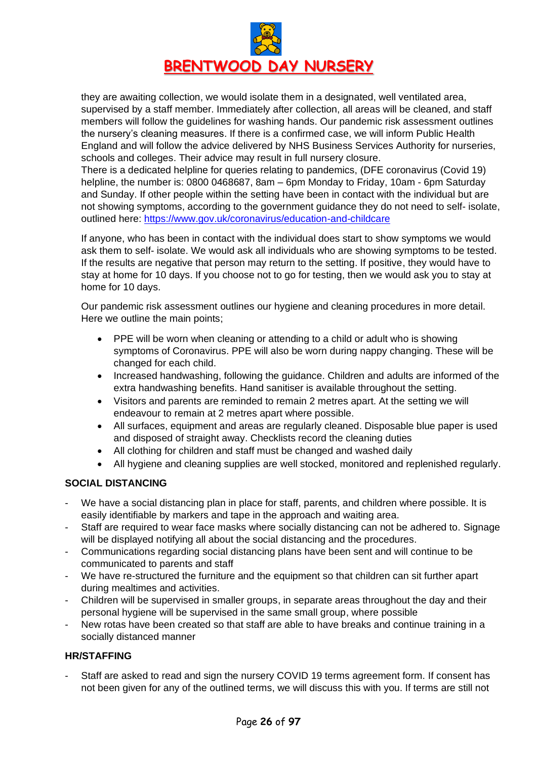they are awaiting collection, we would isolate them in a designated, well ventilated area, supervised by a staff member. Immediately after collection, all areas will be cleaned, and staff members will follow the guidelines for washing hands. Our pandemic risk assessment outlines the nursery's cleaning measures. If there is a confirmed case, we will inform Public Health England and will follow the advice delivered by NHS Business Services Authority for nurseries, schools and colleges. Their advice may result in full nursery closure.
There is a dedicated helpline for queries relating to pandemics, (DFE coronavirus (Covid 19) helpline, the number is: 0800 0468687, 8am – 6pm Monday to Friday, 10am - 6pm Saturday and Sunday. If other people within the setting have been in contact with the individual but are not showing symptoms, according to the government guidance they do not need to self- isolate, outlined here: https://www.gov.uk/coronavirus/education-and-childcare

If anyone, who has been in contact with the individual does start to show symptoms we would ask them to self- isolate. We would ask all individuals who are showing symptoms to be tested. If the results are negative that person may return to the setting. If positive, they would have to stay at home for 10 days. If you choose not to go for testing, then we would ask you to stay at home for 10 days.

Our pandemic risk assessment outlines our hygiene and cleaning procedures in more detail. Here we outline the main points;

- PPE will be worn when cleaning or attending to a child or adult who is showing symptoms of Coronavirus. PPE will also be worn during nappy changing. These will be changed for each child.
- Increased handwashing, following the guidance. Children and adults are informed of the extra handwashing benefits. Hand sanitiser is available throughout the setting.
- Visitors and parents are reminded to remain 2 metres apart. At the setting we will endeavour to remain at 2 metres apart where possible.
- All surfaces, equipment and areas are regularly cleaned. Disposable blue paper is used and disposed of straight away. Checklists record the cleaning duties
- All clothing for children and staff must be changed and washed daily
- All hygiene and cleaning supplies are well stocked, monitored and replenished regularly.

**SOCIAL DISTANCING**

- We have a social distancing plan in place for staff, parents, and children where possible. It is easily identifiable by markers and tape in the approach and waiting area.
- Staff are required to wear face masks where socially distancing can not be adhered to. Signage will be displayed notifying all about the social distancing and the procedures.
- Communications regarding social distancing plans have been sent and will continue to be communicated to parents and staff
- We have re-structured the furniture and the equipment so that children can sit further apart during mealtimes and activities.
- Children will be supervised in smaller groups, in separate areas throughout the day and their personal hygiene will be supervised in the same small group, where possible
- New rotas have been created so that staff are able to have breaks and continue training in a socially distanced manner

**HR/STAFFING**

- Staff are asked to read and sign the nursery COVID 19 terms agreement form. If consent has not been given for any of the outlined terms, we will discuss this with you. If terms are still not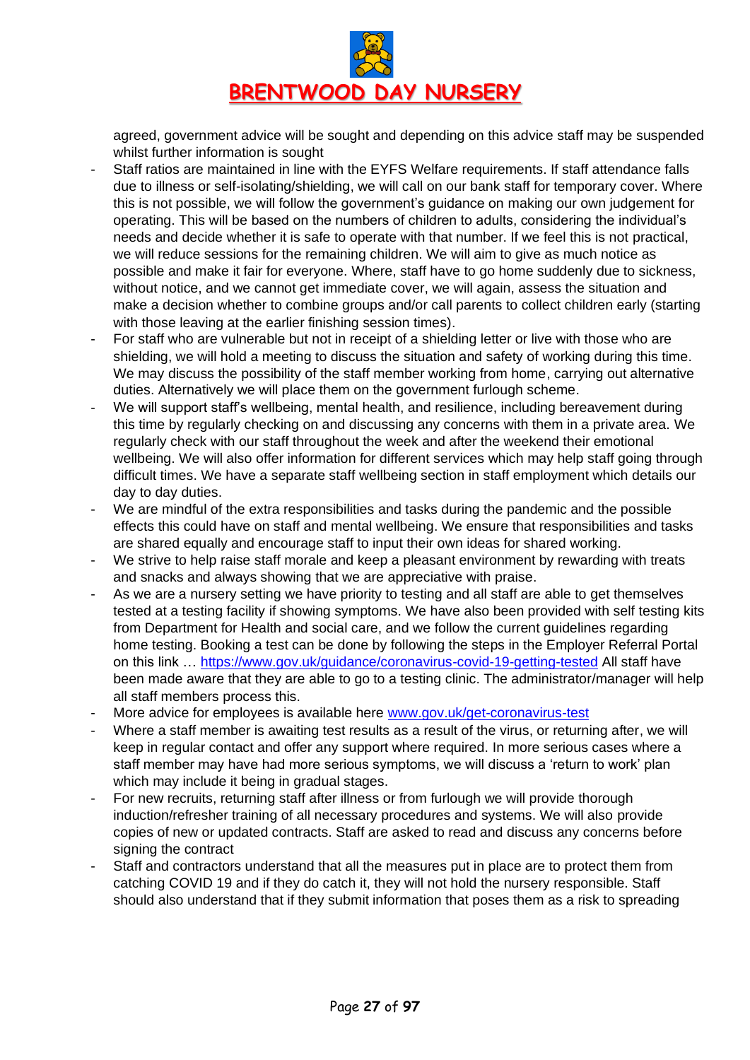agreed, government advice will be sought and depending on this advice staff may be suspended whilst further information is sought

- Staff ratios are maintained in line with the EYFS Welfare requirements. If staff attendance falls due to illness or self-isolating/shielding, we will call on our bank staff for temporary cover. Where this is not possible, we will follow the government's guidance on making our own judgement for operating. This will be based on the numbers of children to adults, considering the individual's needs and decide whether it is safe to operate with that number. If we feel this is not practical, we will reduce sessions for the remaining children. We will aim to give as much notice as possible and make it fair for everyone. Where, staff have to go home suddenly due to sickness, without notice, and we cannot get immediate cover, we will again, assess the situation and make a decision whether to combine groups and/or call parents to collect children early (starting with those leaving at the earlier finishing session times).
- For staff who are vulnerable but not in receipt of a shielding letter or live with those who are shielding, we will hold a meeting to discuss the situation and safety of working during this time. We may discuss the possibility of the staff member working from home, carrying out alternative duties. Alternatively we will place them on the government furlough scheme.
- We will support staff's wellbeing, mental health, and resilience, including bereavement during this time by regularly checking on and discussing any concerns with them in a private area. We regularly check with our staff throughout the week and after the weekend their emotional wellbeing. We will also offer information for different services which may help staff going through difficult times. We have a separate staff wellbeing section in staff employment which details our day to day duties.
- We are mindful of the extra responsibilities and tasks during the pandemic and the possible effects this could have on staff and mental wellbeing. We ensure that responsibilities and tasks are shared equally and encourage staff to input their own ideas for shared working.
- We strive to help raise staff morale and keep a pleasant environment by rewarding with treats and snacks and always showing that we are appreciative with praise.
- As we are a nursery setting we have priority to testing and all staff are able to get themselves tested at a testing facility if showing symptoms. We have also been provided with self testing kits from Department for Health and social care, and we follow the current guidelines regarding home testing. Booking a test can be done by following the steps in the Employer Referral Portal on this link … https://www.gov.uk/guidance/coronavirus-covid-19-getting-tested All staff have been made aware that they are able to go to a testing clinic. The administrator/manager will help all staff members process this.
- More advice for employees is available here www.gov.uk/get-coronavirus-test
- Where a staff member is awaiting test results as a result of the virus, or returning after, we will keep in regular contact and offer any support where required. In more serious cases where a staff member may have had more serious symptoms, we will discuss a 'return to work' plan which may include it being in gradual stages.
- For new recruits, returning staff after illness or from furlough we will provide thorough induction/refresher training of all necessary procedures and systems. We will also provide copies of new or updated contracts. Staff are asked to read and discuss any concerns before signing the contract
- Staff and contractors understand that all the measures put in place are to protect them from catching COVID 19 and if they do catch it, they will not hold the nursery responsible. Staff should also understand that if they submit information that poses them as a risk to spreading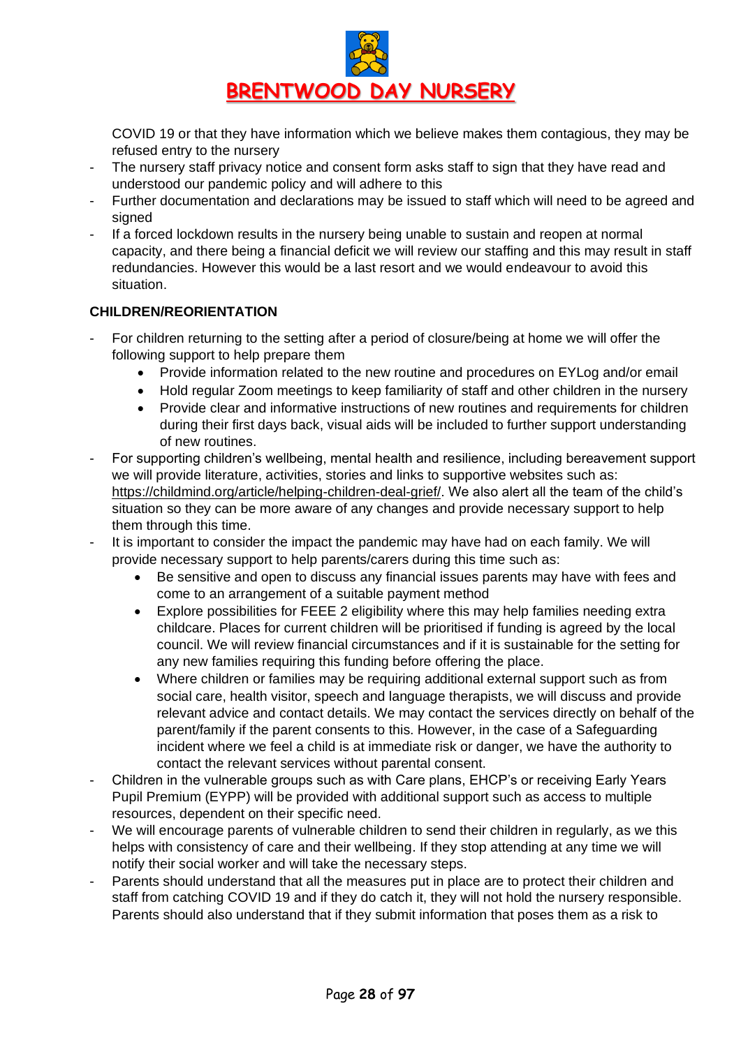COVID 19 or that they have information which we believe makes them contagious, they may be refused entry to the nursery

- The nursery staff privacy notice and consent form asks staff to sign that they have read and understood our pandemic policy and will adhere to this
- Further documentation and declarations may be issued to staff which will need to be agreed and signed
- If a forced lockdown results in the nursery being unable to sustain and reopen at normal capacity, and there being a financial deficit we will review our staffing and this may result in staff redundancies. However this would be a last resort and we would endeavour to avoid this situation.

**CHILDREN/REORIENTATION**

- For children returning to the setting after a period of closure/being at home we will offer the following support to help prepare them
    - Provide information related to the new routine and procedures on EYLog and/or email
    - Hold regular Zoom meetings to keep familiarity of staff and other children in the nursery
    - Provide clear and informative instructions of new routines and requirements for children during their first days back, visual aids will be included to further support understanding of new routines.
- For supporting children's wellbeing, mental health and resilience, including bereavement support we will provide literature, activities, stories and links to supportive websites such as: https://childmind.org/article/helping-children-deal-grief/. We also alert all the team of the child's situation so they can be more aware of any changes and provide necessary support to help them through this time.
- It is important to consider the impact the pandemic may have had on each family. We will provide necessary support to help parents/carers during this time such as:
    - Be sensitive and open to discuss any financial issues parents may have with fees and come to an arrangement of a suitable payment method
    - Explore possibilities for FEEE 2 eligibility where this may help families needing extra childcare. Places for current children will be prioritised if funding is agreed by the local council. We will review financial circumstances and if it is sustainable for the setting for any new families requiring this funding before offering the place.
    - Where children or families may be requiring additional external support such as from social care, health visitor, speech and language therapists, we will discuss and provide relevant advice and contact details. We may contact the services directly on behalf of the parent/family if the parent consents to this. However, in the case of a Safeguarding incident where we feel a child is at immediate risk or danger, we have the authority to contact the relevant services without parental consent.
- Children in the vulnerable groups such as with Care plans, EHCP's or receiving Early Years Pupil Premium (EYPP) will be provided with additional support such as access to multiple resources, dependent on their specific need.
- We will encourage parents of vulnerable children to send their children in regularly, as we this helps with consistency of care and their wellbeing. If they stop attending at any time we will notify their social worker and will take the necessary steps.
- Parents should understand that all the measures put in place are to protect their children and staff from catching COVID 19 and if they do catch it, they will not hold the nursery responsible. Parents should also understand that if they submit information that poses them as a risk to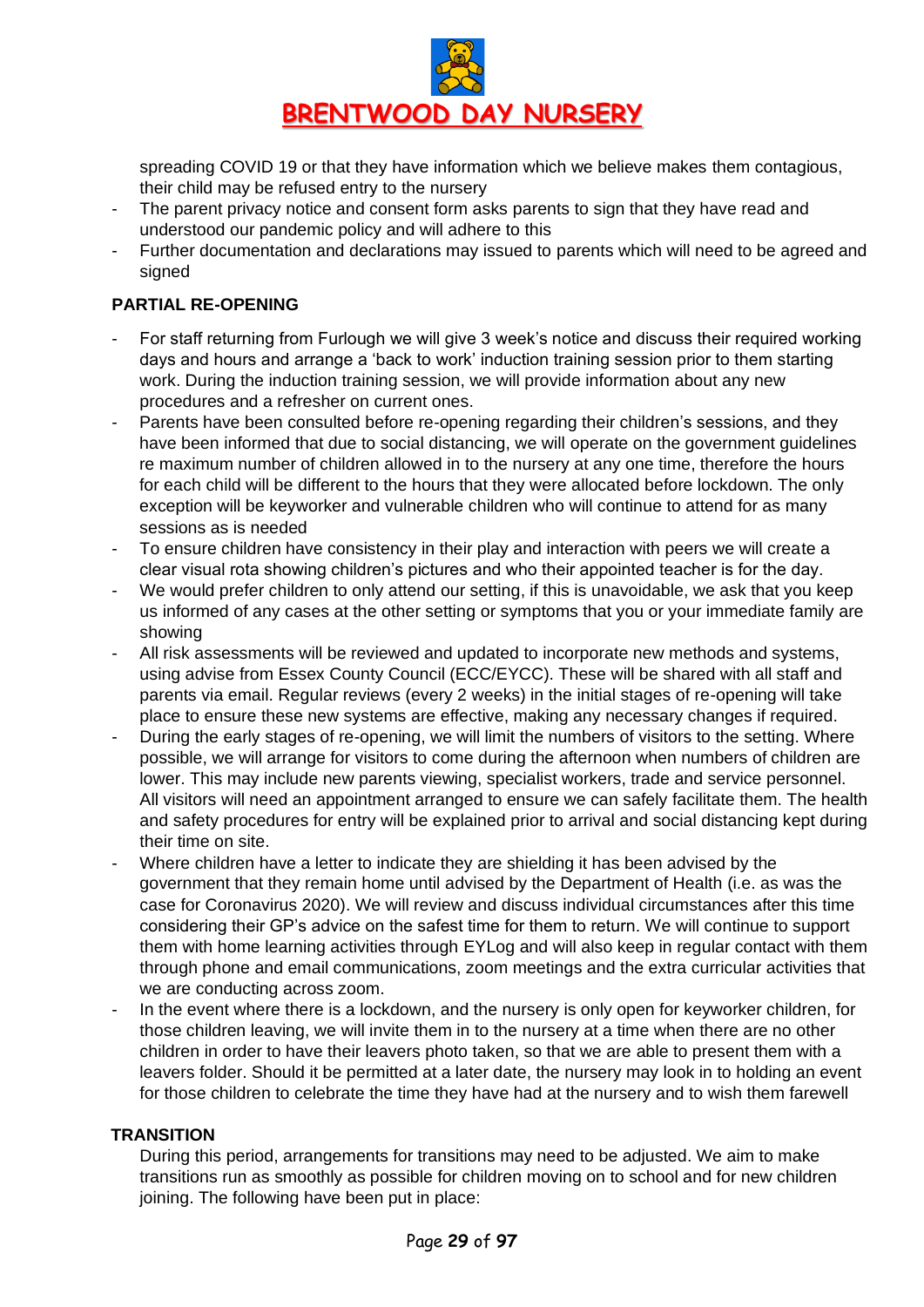spreading COVID 19 or that they have information which we believe makes them contagious, their child may be refused entry to the nursery

- The parent privacy notice and consent form asks parents to sign that they have read and understood our pandemic policy and will adhere to this
- Further documentation and declarations may issued to parents which will need to be agreed and signed

**PARTIAL RE-OPENING**

- For staff returning from Furlough we will give 3 week's notice and discuss their required working days and hours and arrange a 'back to work' induction training session prior to them starting work. During the induction training session, we will provide information about any new procedures and a refresher on current ones.
- Parents have been consulted before re-opening regarding their children's sessions, and they have been informed that due to social distancing, we will operate on the government guidelines re maximum number of children allowed in to the nursery at any one time, therefore the hours for each child will be different to the hours that they were allocated before lockdown. The only exception will be keyworker and vulnerable children who will continue to attend for as many sessions as is needed
- To ensure children have consistency in their play and interaction with peers we will create a clear visual rota showing children's pictures and who their appointed teacher is for the day.
- We would prefer children to only attend our setting, if this is unavoidable, we ask that you keep us informed of any cases at the other setting or symptoms that you or your immediate family are showing
- All risk assessments will be reviewed and updated to incorporate new methods and systems, using advise from Essex County Council (ECC/EYCC). These will be shared with all staff and parents via email. Regular reviews (every 2 weeks) in the initial stages of re-opening will take place to ensure these new systems are effective, making any necessary changes if required.
- During the early stages of re-opening, we will limit the numbers of visitors to the setting. Where possible, we will arrange for visitors to come during the afternoon when numbers of children are lower. This may include new parents viewing, specialist workers, trade and service personnel. All visitors will need an appointment arranged to ensure we can safely facilitate them. The health and safety procedures for entry will be explained prior to arrival and social distancing kept during their time on site.
- Where children have a letter to indicate they are shielding it has been advised by the government that they remain home until advised by the Department of Health (i.e. as was the case for Coronavirus 2020). We will review and discuss individual circumstances after this time considering their GP's advice on the safest time for them to return. We will continue to support them with home learning activities through EYLog and will also keep in regular contact with them through phone and email communications, zoom meetings and the extra curricular activities that we are conducting across zoom.
- In the event where there is a lockdown, and the nursery is only open for keyworker children, for those children leaving, we will invite them in to the nursery at a time when there are no other children in order to have their leavers photo taken, so that we are able to present them with a leavers folder. Should it be permitted at a later date, the nursery may look in to holding an event for those children to celebrate the time they have had at the nursery and to wish them farewell

**TRANSITION**

During this period, arrangements for transitions may need to be adjusted. We aim to make transitions run as smoothly as possible for children moving on to school and for new children joining. The following have been put in place: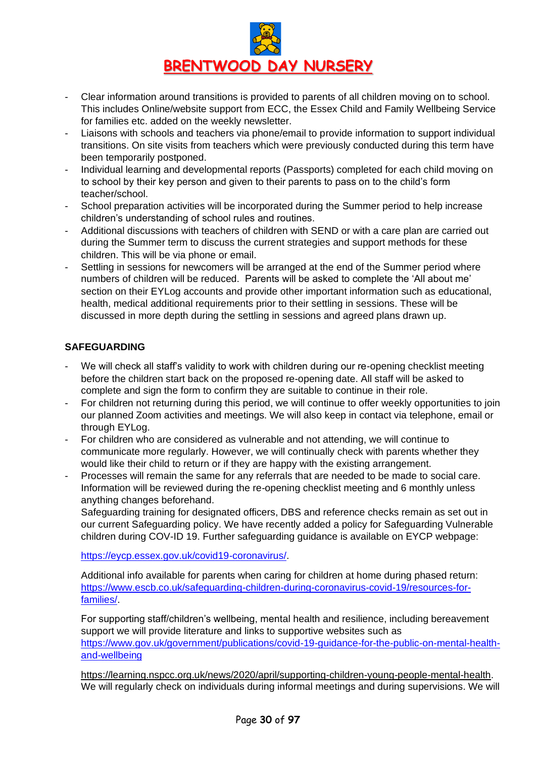- Clear information around transitions is provided to parents of all children moving on to school. This includes Online/website support from ECC, the Essex Child and Family Wellbeing Service for families etc. added on the weekly newsletter.
- Liaisons with schools and teachers via phone/email to provide information to support individual transitions. On site visits from teachers which were previously conducted during this term have been temporarily postponed.
- Individual learning and developmental reports (Passports) completed for each child moving on to school by their key person and given to their parents to pass on to the child's form teacher/school.
- School preparation activities will be incorporated during the Summer period to help increase children's understanding of school rules and routines.
- Additional discussions with teachers of children with SEND or with a care plan are carried out during the Summer term to discuss the current strategies and support methods for these children. This will be via phone or email.
- Settling in sessions for newcomers will be arranged at the end of the Summer period where numbers of children will be reduced. Parents will be asked to complete the 'All about me' section on their EYLog accounts and provide other important information such as educational, health, medical additional requirements prior to their settling in sessions. These will be discussed in more depth during the settling in sessions and agreed plans drawn up.

**SAFEGUARDING**

- We will check all staff's validity to work with children during our re-opening checklist meeting before the children start back on the proposed re-opening date. All staff will be asked to complete and sign the form to confirm they are suitable to continue in their role.
- For children not returning during this period, we will continue to offer weekly opportunities to join our planned Zoom activities and meetings. We will also keep in contact via telephone, email or through EYLog.
- For children who are considered as vulnerable and not attending, we will continue to communicate more regularly. However, we will continually check with parents whether they would like their child to return or if they are happy with the existing arrangement.
- Processes will remain the same for any referrals that are needed to be made to social care. Information will be reviewed during the re-opening checklist meeting and 6 monthly unless anything changes beforehand.

  Safeguarding training for designated officers, DBS and reference checks remain as set out in our current Safeguarding policy. We have recently added a policy for Safeguarding Vulnerable children during COV-ID 19. Further safeguarding guidance is available on EYCP webpage:

  https://eycp.essex.gov.uk/covid19-coronavirus/.

  Additional info available for parents when caring for children at home during phased return: https://www.escb.co.uk/safeguarding-children-during-coronavirus-covid-19/resources-for-families/.

  For supporting staff/children's wellbeing, mental health and resilience, including bereavement support we will provide literature and links to supportive websites such as https://www.gov.uk/government/publications/covid-19-guidance-for-the-public-on-mental-health-and-wellbeing

  https://learning.nspcc.org.uk/news/2020/april/supporting-children-young-people-mental-health. We will regularly check on individuals during informal meetings and during supervisions. We will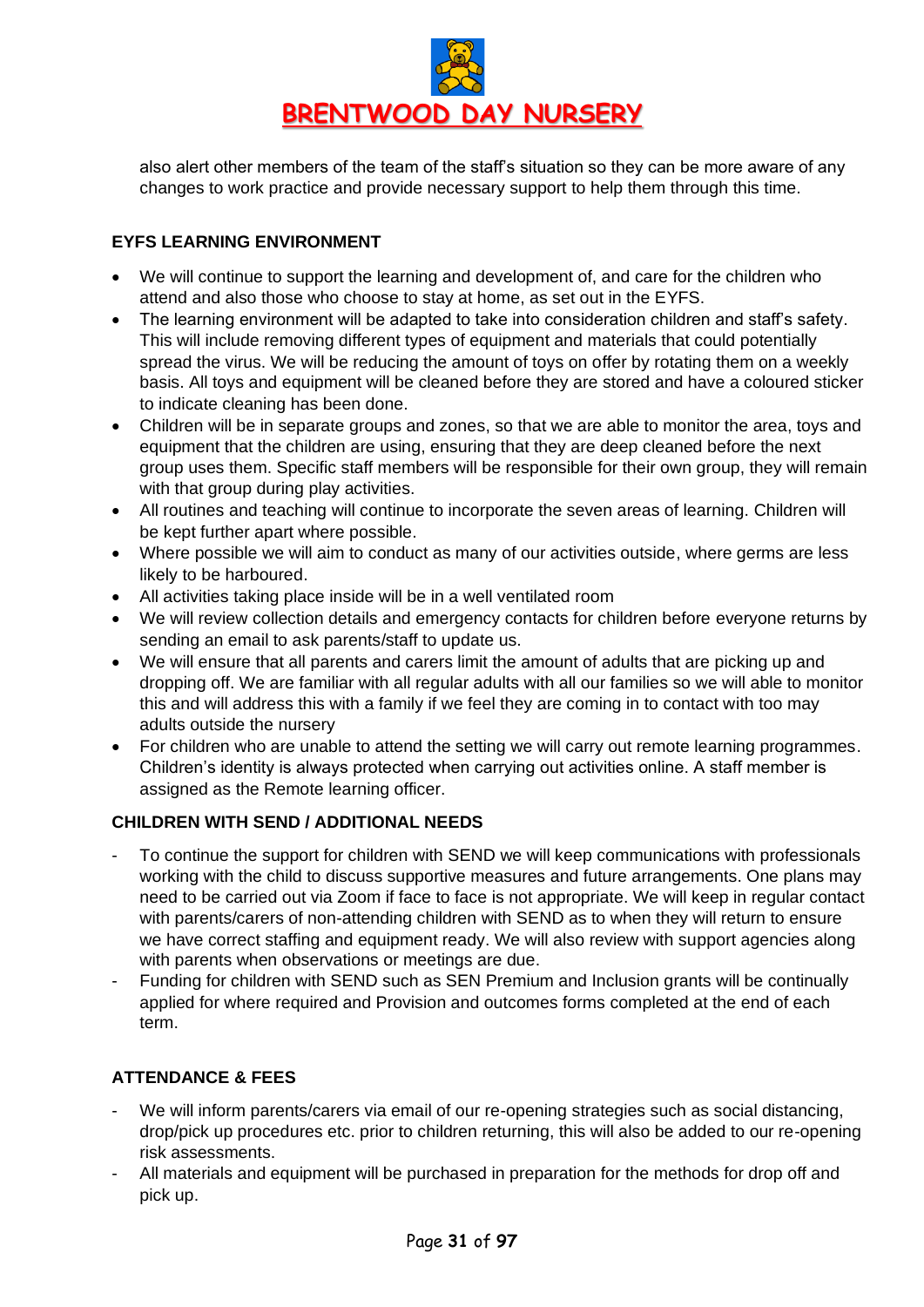also alert other members of the team of the staff's situation so they can be more aware of any changes to work practice and provide necessary support to help them through this time.

**EYFS LEARNING ENVIRONMENT**

- We will continue to support the learning and development of, and care for the children who attend and also those who choose to stay at home, as set out in the EYFS.
- The learning environment will be adapted to take into consideration children and staff's safety. This will include removing different types of equipment and materials that could potentially spread the virus. We will be reducing the amount of toys on offer by rotating them on a weekly basis. All toys and equipment will be cleaned before they are stored and have a coloured sticker to indicate cleaning has been done.
- Children will be in separate groups and zones, so that we are able to monitor the area, toys and equipment that the children are using, ensuring that they are deep cleaned before the next group uses them. Specific staff members will be responsible for their own group, they will remain with that group during play activities.
- All routines and teaching will continue to incorporate the seven areas of learning. Children will be kept further apart where possible.
- Where possible we will aim to conduct as many of our activities outside, where germs are less likely to be harboured.
- All activities taking place inside will be in a well ventilated room
- We will review collection details and emergency contacts for children before everyone returns by sending an email to ask parents/staff to update us.
- We will ensure that all parents and carers limit the amount of adults that are picking up and dropping off. We are familiar with all regular adults with all our families so we will able to monitor this and will address this with a family if we feel they are coming in to contact with too may adults outside the nursery
- For children who are unable to attend the setting we will carry out remote learning programmes. Children's identity is always protected when carrying out activities online. A staff member is assigned as the Remote learning officer.

**CHILDREN WITH SEND / ADDITIONAL NEEDS**

- To continue the support for children with SEND we will keep communications with professionals working with the child to discuss supportive measures and future arrangements. One plans may need to be carried out via Zoom if face to face is not appropriate. We will keep in regular contact with parents/carers of non-attending children with SEND as to when they will return to ensure we have correct staffing and equipment ready. We will also review with support agencies along with parents when observations or meetings are due.
- Funding for children with SEND such as SEN Premium and Inclusion grants will be continually applied for where required and Provision and outcomes forms completed at the end of each term.

**ATTENDANCE & FEES**

- We will inform parents/carers via email of our re-opening strategies such as social distancing, drop/pick up procedures etc. prior to children returning, this will also be added to our re-opening risk assessments.
- All materials and equipment will be purchased in preparation for the methods for drop off and pick up.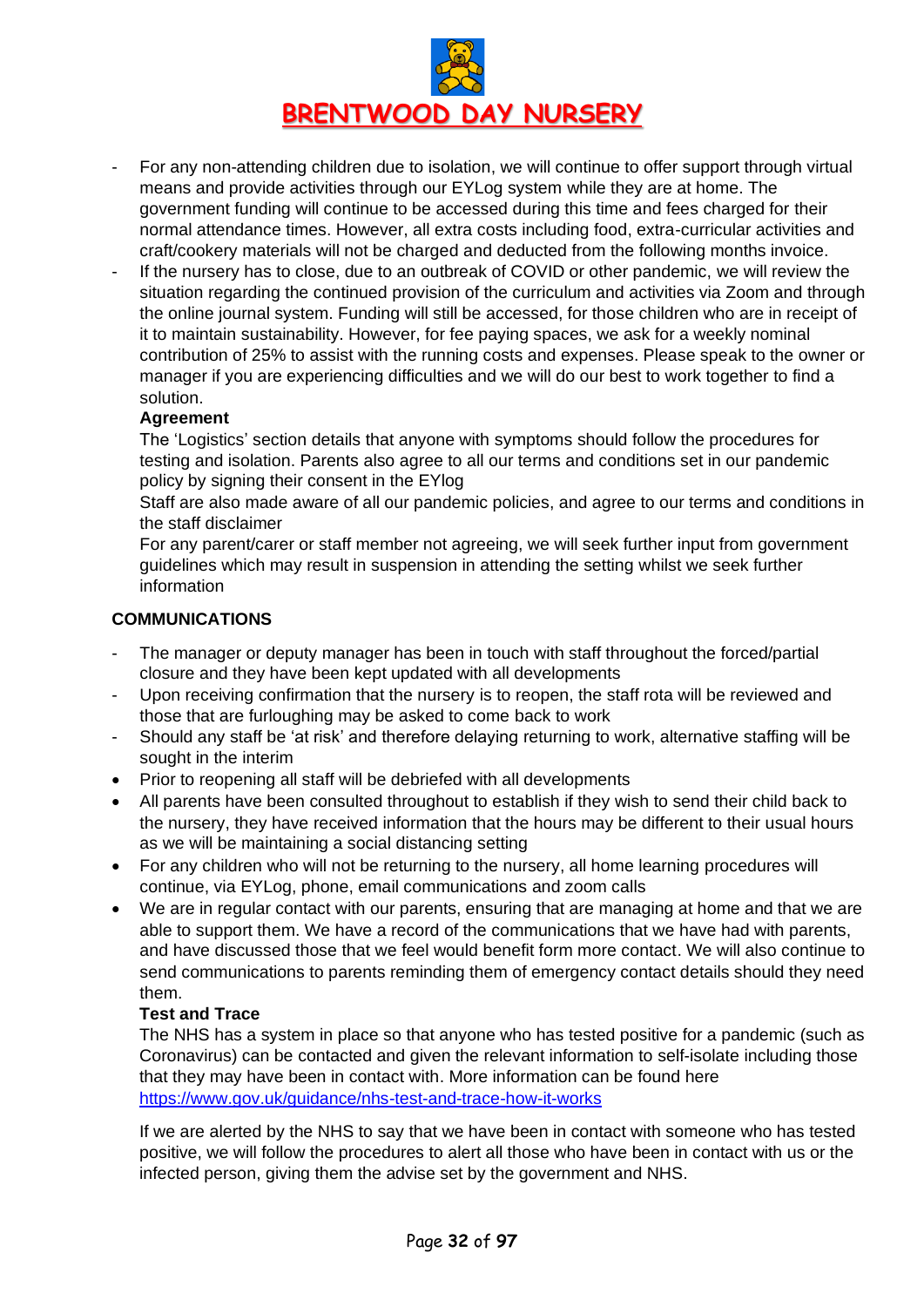- For any non-attending children due to isolation, we will continue to offer support through virtual means and provide activities through our EYLog system while they are at home. The government funding will continue to be accessed during this time and fees charged for their normal attendance times. However, all extra costs including food, extra-curricular activities and craft/cookery materials will not be charged and deducted from the following months invoice.
- If the nursery has to close, due to an outbreak of COVID or other pandemic, we will review the situation regarding the continued provision of the curriculum and activities via Zoom and through the online journal system. Funding will still be accessed, for those children who are in receipt of it to maintain sustainability. However, for fee paying spaces, we ask for a weekly nominal contribution of 25% to assist with the running costs and expenses. Please speak to the owner or manager if you are experiencing difficulties and we will do our best to work together to find a solution.

  **Agreement**

  The 'Logistics' section details that anyone with symptoms should follow the procedures for testing and isolation. Parents also agree to all our terms and conditions set in our pandemic policy by signing their consent in the EYlog

  Staff are also made aware of all our pandemic policies, and agree to our terms and conditions in the staff disclaimer

  For any parent/carer or staff member not agreeing, we will seek further input from government guidelines which may result in suspension in attending the setting whilst we seek further information

**COMMUNICATIONS**

- The manager or deputy manager has been in touch with staff throughout the forced/partial closure and they have been kept updated with all developments
- Upon receiving confirmation that the nursery is to reopen, the staff rota will be reviewed and those that are furloughing may be asked to come back to work
- Should any staff be 'at risk' and therefore delaying returning to work, alternative staffing will be sought in the interim

- Prior to reopening all staff will be debriefed with all developments
- All parents have been consulted throughout to establish if they wish to send their child back to the nursery, they have received information that the hours may be different to their usual hours as we will be maintaining a social distancing setting
- For any children who will not be returning to the nursery, all home learning procedures will continue, via EYLog, phone, email communications and zoom calls
- We are in regular contact with our parents, ensuring that are managing at home and that we are able to support them. We have a record of the communications that we have had with parents, and have discussed those that we feel would benefit form more contact. We will also continue to send communications to parents reminding them of emergency contact details should they need them.

  **Test and Trace**

  The NHS has a system in place so that anyone who has tested positive for a pandemic (such as Coronavirus) can be contacted and given the relevant information to self-isolate including those that they may have been in contact with. More information can be found here https://www.gov.uk/guidance/nhs-test-and-trace-how-it-works

  If we are alerted by the NHS to say that we have been in contact with someone who has tested positive, we will follow the procedures to alert all those who have been in contact with us or the infected person, giving them the advise set by the government and NHS.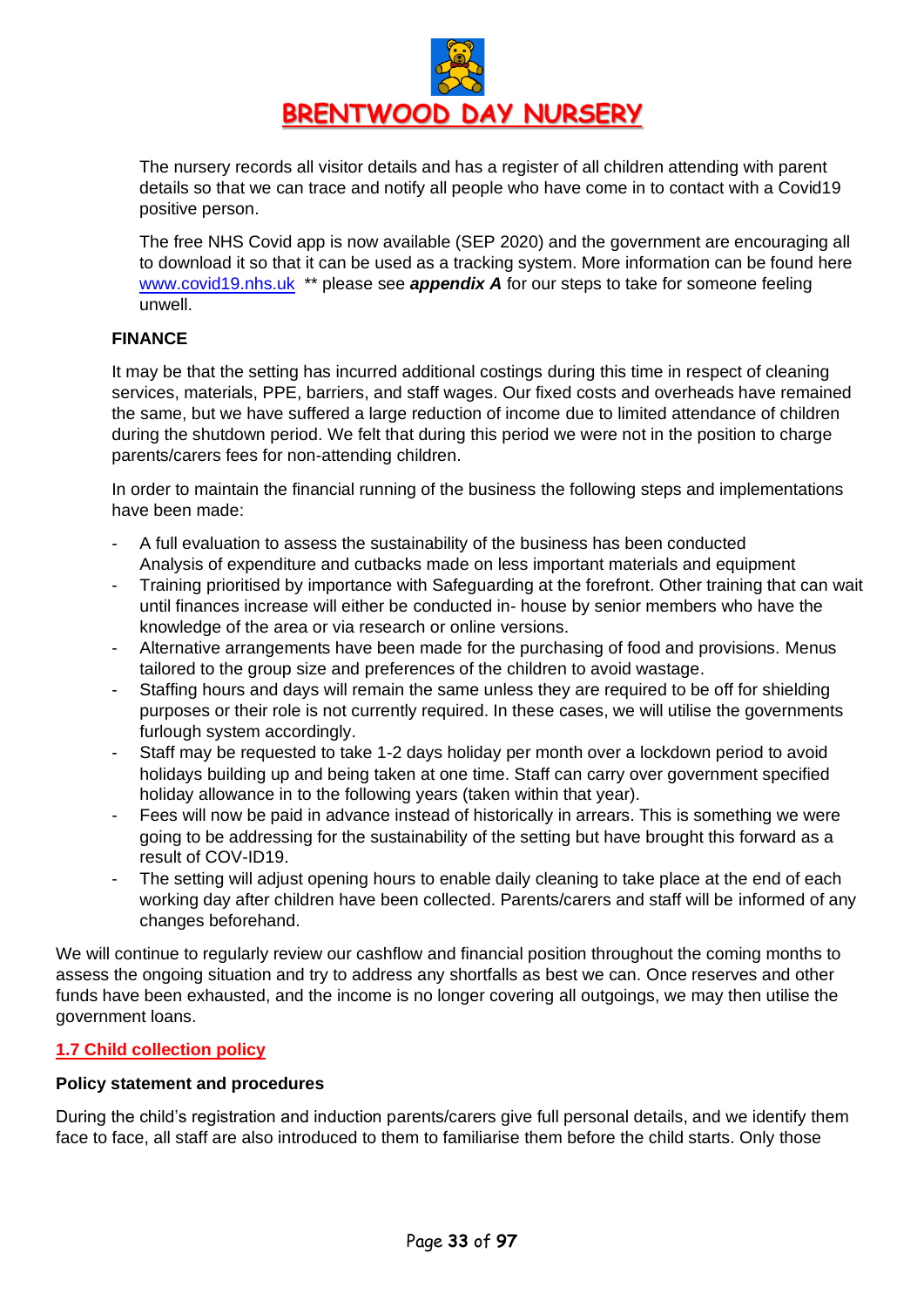The nursery records all visitor details and has a register of all children attending with parent details so that we can trace and notify all people who have come in to contact with a Covid19 positive person.

The free NHS Covid app is now available (SEP 2020) and the government are encouraging all to download it so that it can be used as a tracking system. More information can be found here [www.covid19.nhs.uk](http://www.covid19.nhs.uk) ** please see ***appendix A*** for our steps to take for someone feeling unwell.

**FINANCE**

It may be that the setting has incurred additional costings during this time in respect of cleaning services, materials, PPE, barriers, and staff wages. Our fixed costs and overheads have remained the same, but we have suffered a large reduction of income due to limited attendance of children during the shutdown period. We felt that during this period we were not in the position to charge parents/carers fees for non-attending children.

In order to maintain the financial running of the business the following steps and implementations have been made:

- A full evaluation to assess the sustainability of the business has been conducted Analysis of expenditure and cutbacks made on less important materials and equipment
- Training prioritised by importance with Safeguarding at the forefront. Other training that can wait until finances increase will either be conducted in- house by senior members who have the knowledge of the area or via research or online versions.
- Alternative arrangements have been made for the purchasing of food and provisions. Menus tailored to the group size and preferences of the children to avoid wastage.
- Staffing hours and days will remain the same unless they are required to be off for shielding purposes or their role is not currently required. In these cases, we will utilise the governments furlough system accordingly.
- Staff may be requested to take 1-2 days holiday per month over a lockdown period to avoid holidays building up and being taken at one time. Staff can carry over government specified holiday allowance in to the following years (taken within that year).
- Fees will now be paid in advance instead of historically in arrears. This is something we were going to be addressing for the sustainability of the setting but have brought this forward as a result of COV-ID19.
- The setting will adjust opening hours to enable daily cleaning to take place at the end of each working day after children have been collected. Parents/carers and staff will be informed of any changes beforehand.

We will continue to regularly review our cashflow and financial position throughout the coming months to assess the ongoing situation and try to address any shortfalls as best we can. Once reserves and other funds have been exhausted, and the income is no longer covering all outgoings, we may then utilise the government loans.

## 1.7 Child collection policy

**Policy statement and procedures**

During the child's registration and induction parents/carers give full personal details, and we identify them face to face, all staff are also introduced to them to familiarise them before the child starts. Only those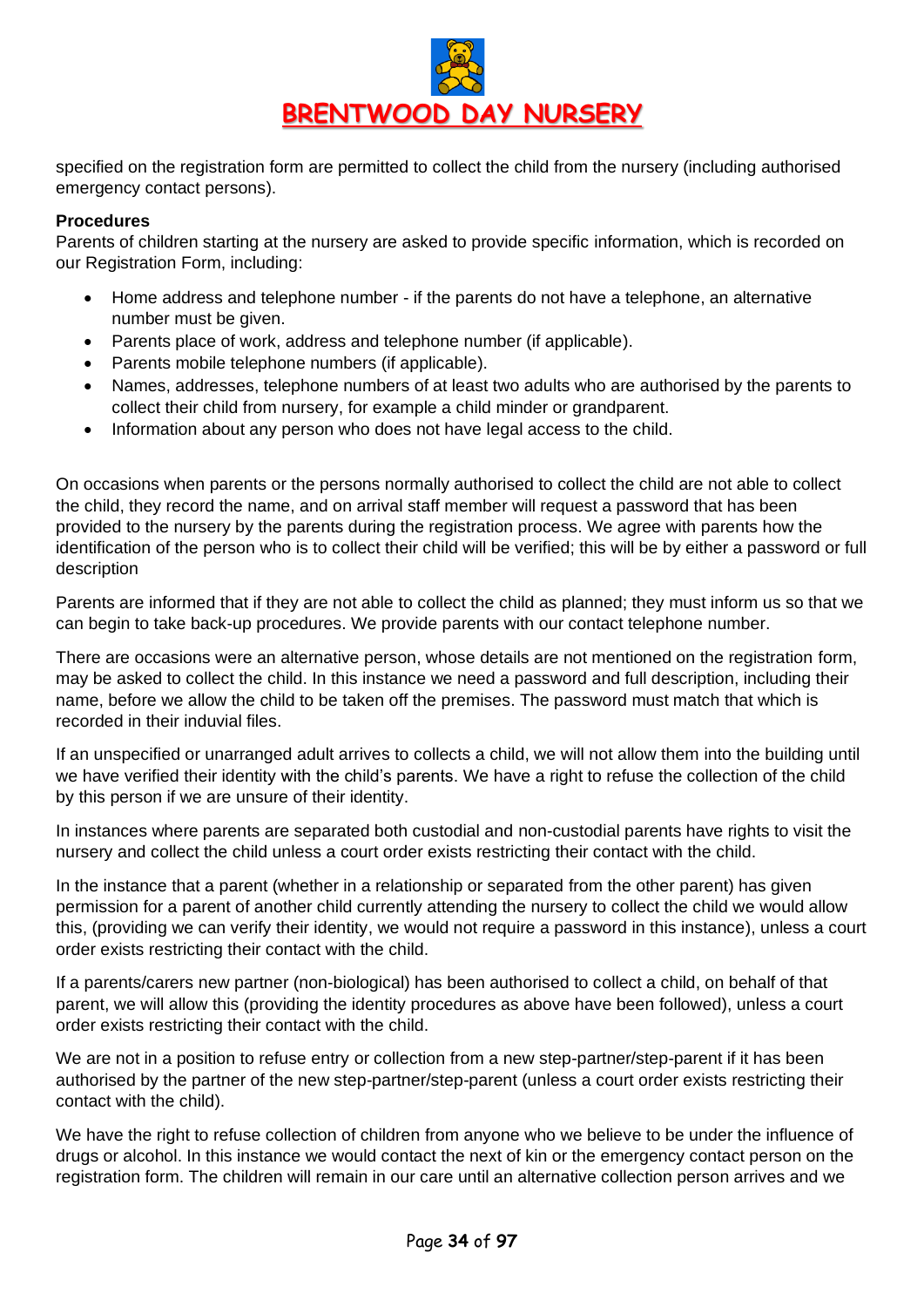specified on the registration form are permitted to collect the child from the nursery (including authorised emergency contact persons).

**Procedures**

Parents of children starting at the nursery are asked to provide specific information, which is recorded on our Registration Form, including:

- Home address and telephone number - if the parents do not have a telephone, an alternative number must be given.
- Parents place of work, address and telephone number (if applicable).
- Parents mobile telephone numbers (if applicable).
- Names, addresses, telephone numbers of at least two adults who are authorised by the parents to collect their child from nursery, for example a child minder or grandparent.
- Information about any person who does not have legal access to the child.

On occasions when parents or the persons normally authorised to collect the child are not able to collect the child, they record the name, and on arrival staff member will request a password that has been provided to the nursery by the parents during the registration process. We agree with parents how the identification of the person who is to collect their child will be verified; this will be by either a password or full description

Parents are informed that if they are not able to collect the child as planned; they must inform us so that we can begin to take back-up procedures. We provide parents with our contact telephone number.

There are occasions were an alternative person, whose details are not mentioned on the registration form, may be asked to collect the child. In this instance we need a password and full description, including their name, before we allow the child to be taken off the premises. The password must match that which is recorded in their induvial files.

If an unspecified or unarranged adult arrives to collects a child, we will not allow them into the building until we have verified their identity with the child's parents. We have a right to refuse the collection of the child by this person if we are unsure of their identity.

In instances where parents are separated both custodial and non-custodial parents have rights to visit the nursery and collect the child unless a court order exists restricting their contact with the child.

In the instance that a parent (whether in a relationship or separated from the other parent) has given permission for a parent of another child currently attending the nursery to collect the child we would allow this, (providing we can verify their identity, we would not require a password in this instance), unless a court order exists restricting their contact with the child.

If a parents/carers new partner (non-biological) has been authorised to collect a child, on behalf of that parent, we will allow this (providing the identity procedures as above have been followed), unless a court order exists restricting their contact with the child.

We are not in a position to refuse entry or collection from a new step-partner/step-parent if it has been authorised by the partner of the new step-partner/step-parent (unless a court order exists restricting their contact with the child).

We have the right to refuse collection of children from anyone who we believe to be under the influence of drugs or alcohol. In this instance we would contact the next of kin or the emergency contact person on the registration form. The children will remain in our care until an alternative collection person arrives and we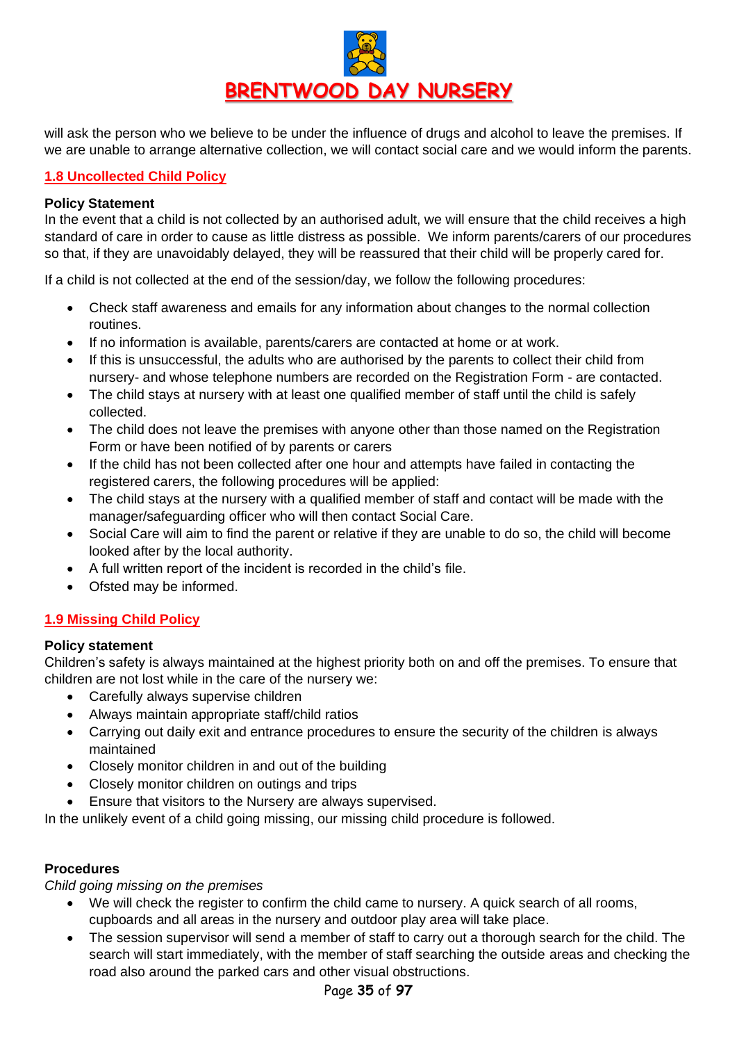will ask the person who we believe to be under the influence of drugs and alcohol to leave the premises. If we are unable to arrange alternative collection, we will contact social care and we would inform the parents.

## 1.8 Uncollected Child Policy

**Policy Statement**

In the event that a child is not collected by an authorised adult, we will ensure that the child receives a high standard of care in order to cause as little distress as possible. We inform parents/carers of our procedures so that, if they are unavoidably delayed, they will be reassured that their child will be properly cared for.

If a child is not collected at the end of the session/day, we follow the following procedures:

- Check staff awareness and emails for any information about changes to the normal collection routines.
- If no information is available, parents/carers are contacted at home or at work.
- If this is unsuccessful, the adults who are authorised by the parents to collect their child from nursery- and whose telephone numbers are recorded on the Registration Form - are contacted.
- The child stays at nursery with at least one qualified member of staff until the child is safely collected.
- The child does not leave the premises with anyone other than those named on the Registration Form or have been notified of by parents or carers
- If the child has not been collected after one hour and attempts have failed in contacting the registered carers, the following procedures will be applied:
- The child stays at the nursery with a qualified member of staff and contact will be made with the manager/safeguarding officer who will then contact Social Care.
- Social Care will aim to find the parent or relative if they are unable to do so, the child will become looked after by the local authority.
- A full written report of the incident is recorded in the child's file.
- Ofsted may be informed.

## 1.9 Missing Child Policy

**Policy statement**

Children's safety is always maintained at the highest priority both on and off the premises. To ensure that children are not lost while in the care of the nursery we:

- Carefully always supervise children
- Always maintain appropriate staff/child ratios
- Carrying out daily exit and entrance procedures to ensure the security of the children is always maintained
- Closely monitor children in and out of the building
- Closely monitor children on outings and trips
- Ensure that visitors to the Nursery are always supervised.

In the unlikely event of a child going missing, our missing child procedure is followed.

**Procedures**

*Child going missing on the premises*

- We will check the register to confirm the child came to nursery. A quick search of all rooms, cupboards and all areas in the nursery and outdoor play area will take place.
- The session supervisor will send a member of staff to carry out a thorough search for the child. The search will start immediately, with the member of staff searching the outside areas and checking the road also around the parked cars and other visual obstructions.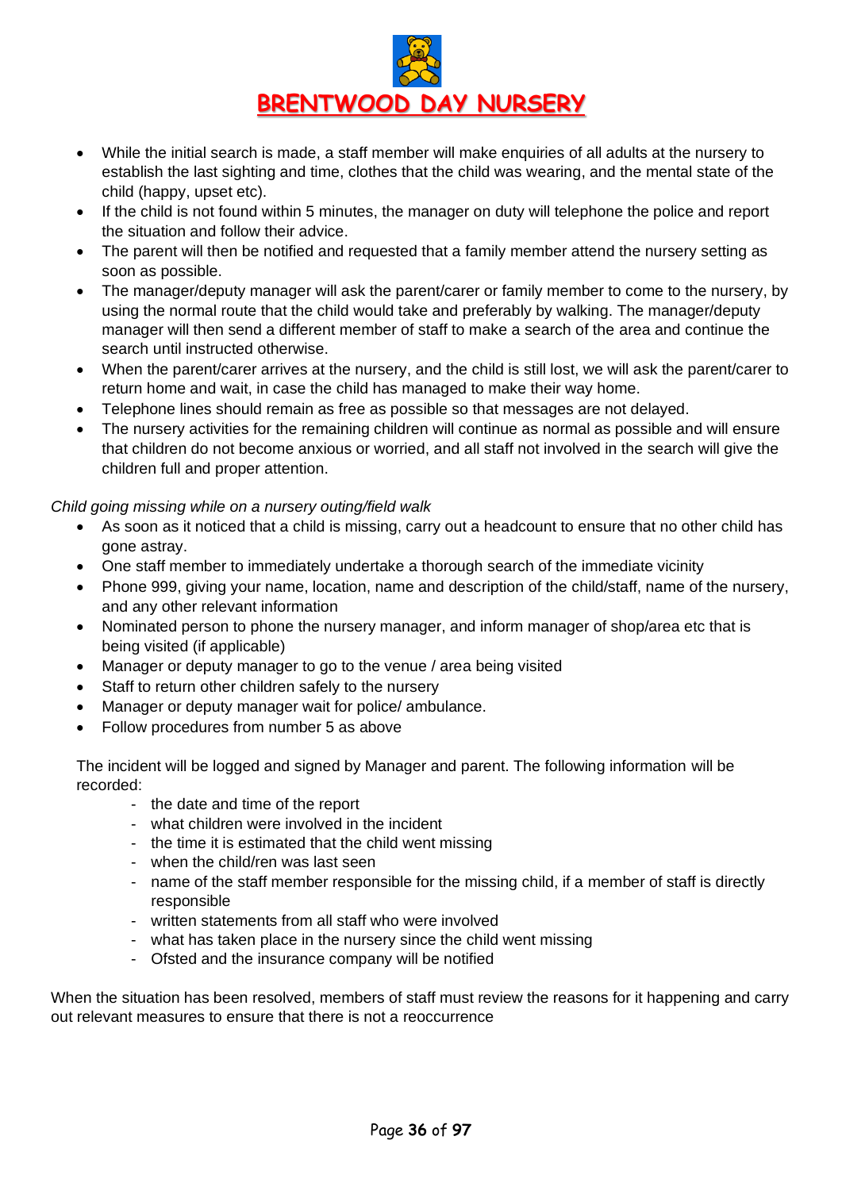- While the initial search is made, a staff member will make enquiries of all adults at the nursery to establish the last sighting and time, clothes that the child was wearing, and the mental state of the child (happy, upset etc).
- If the child is not found within 5 minutes, the manager on duty will telephone the police and report the situation and follow their advice.
- The parent will then be notified and requested that a family member attend the nursery setting as soon as possible.
- The manager/deputy manager will ask the parent/carer or family member to come to the nursery, by using the normal route that the child would take and preferably by walking. The manager/deputy manager will then send a different member of staff to make a search of the area and continue the search until instructed otherwise.
- When the parent/carer arrives at the nursery, and the child is still lost, we will ask the parent/carer to return home and wait, in case the child has managed to make their way home.
- Telephone lines should remain as free as possible so that messages are not delayed.
- The nursery activities for the remaining children will continue as normal as possible and will ensure that children do not become anxious or worried, and all staff not involved in the search will give the children full and proper attention.

*Child going missing while on a nursery outing/field walk*

- As soon as it noticed that a child is missing, carry out a headcount to ensure that no other child has gone astray.
- One staff member to immediately undertake a thorough search of the immediate vicinity
- Phone 999, giving your name, location, name and description of the child/staff, name of the nursery, and any other relevant information
- Nominated person to phone the nursery manager, and inform manager of shop/area etc that is being visited (if applicable)
- Manager or deputy manager to go to the venue / area being visited
- Staff to return other children safely to the nursery
- Manager or deputy manager wait for police/ ambulance.
- Follow procedures from number 5 as above

The incident will be logged and signed by Manager and parent. The following information will be recorded:

- the date and time of the report
- what children were involved in the incident
- the time it is estimated that the child went missing
- when the child/ren was last seen
- name of the staff member responsible for the missing child, if a member of staff is directly responsible
- written statements from all staff who were involved
- what has taken place in the nursery since the child went missing
- Ofsted and the insurance company will be notified

When the situation has been resolved, members of staff must review the reasons for it happening and carry out relevant measures to ensure that there is not a reoccurrence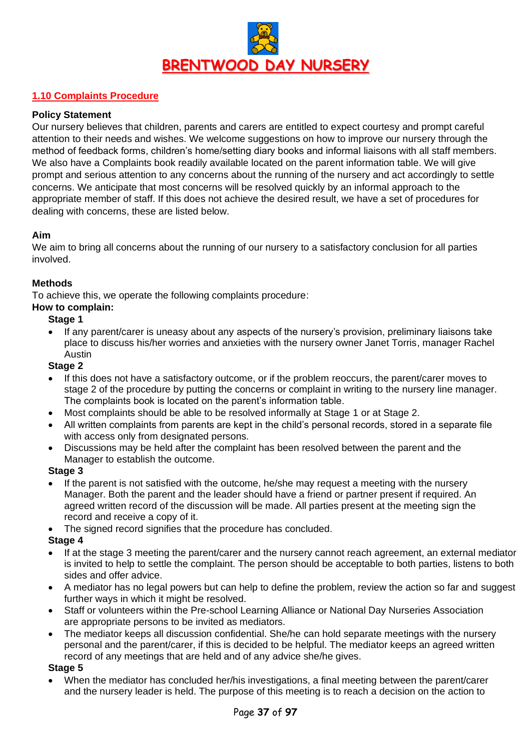# BRENTWOOD DAY NURSERY

## 1.10 Complaints Procedure

**Policy Statement**

Our nursery believes that children, parents and carers are entitled to expect courtesy and prompt careful attention to their needs and wishes. We welcome suggestions on how to improve our nursery through the method of feedback forms, children's home/setting diary books and informal liaisons with all staff members. We also have a Complaints book readily available located on the parent information table. We will give prompt and serious attention to any concerns about the running of the nursery and act accordingly to settle concerns. We anticipate that most concerns will be resolved quickly by an informal approach to the appropriate member of staff. If this does not achieve the desired result, we have a set of procedures for dealing with concerns, these are listed below.

**Aim**

We aim to bring all concerns about the running of our nursery to a satisfactory conclusion for all parties involved.

**Methods**

To achieve this, we operate the following complaints procedure:

**How to complain:**

**Stage 1**

- If any parent/carer is uneasy about any aspects of the nursery's provision, preliminary liaisons take place to discuss his/her worries and anxieties with the nursery owner Janet Torris, manager Rachel Austin

**Stage 2**

- If this does not have a satisfactory outcome, or if the problem reoccurs, the parent/carer moves to stage 2 of the procedure by putting the concerns or complaint in writing to the nursery line manager. The complaints book is located on the parent's information table.
- Most complaints should be able to be resolved informally at Stage 1 or at Stage 2.
- All written complaints from parents are kept in the child's personal records, stored in a separate file with access only from designated persons.
- Discussions may be held after the complaint has been resolved between the parent and the Manager to establish the outcome.

**Stage 3**

- If the parent is not satisfied with the outcome, he/she may request a meeting with the nursery Manager. Both the parent and the leader should have a friend or partner present if required. An agreed written record of the discussion will be made. All parties present at the meeting sign the record and receive a copy of it.
- The signed record signifies that the procedure has concluded.

**Stage 4**

- If at the stage 3 meeting the parent/carer and the nursery cannot reach agreement, an external mediator is invited to help to settle the complaint. The person should be acceptable to both parties, listens to both sides and offer advice.
- A mediator has no legal powers but can help to define the problem, review the action so far and suggest further ways in which it might be resolved.
- Staff or volunteers within the Pre-school Learning Alliance or National Day Nurseries Association are appropriate persons to be invited as mediators.
- The mediator keeps all discussion confidential. She/he can hold separate meetings with the nursery personal and the parent/carer, if this is decided to be helpful. The mediator keeps an agreed written record of any meetings that are held and of any advice she/he gives.

**Stage 5**

- When the mediator has concluded her/his investigations, a final meeting between the parent/carer and the nursery leader is held. The purpose of this meeting is to reach a decision on the action to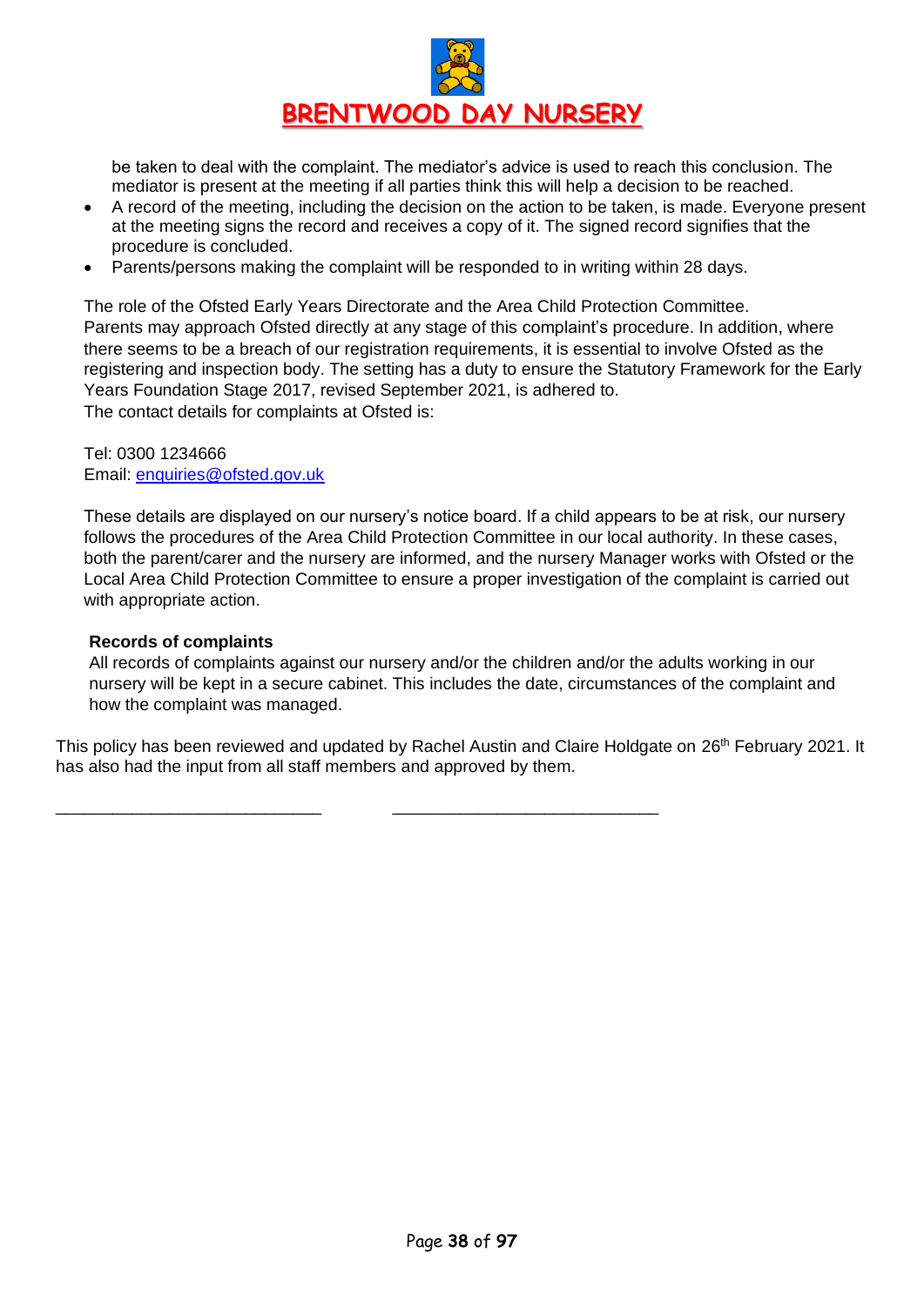be taken to deal with the complaint. The mediator's advice is used to reach this conclusion. The mediator is present at the meeting if all parties think this will help a decision to be reached.

- A record of the meeting, including the decision on the action to be taken, is made. Everyone present at the meeting signs the record and receives a copy of it. The signed record signifies that the procedure is concluded.
- Parents/persons making the complaint will be responded to in writing within 28 days.

The role of the Ofsted Early Years Directorate and the Area Child Protection Committee.
Parents may approach Ofsted directly at any stage of this complaint's procedure. In addition, where there seems to be a breach of our registration requirements, it is essential to involve Ofsted as the registering and inspection body. The setting has a duty to ensure the Statutory Framework for the Early Years Foundation Stage 2017, revised September 2021, is adhered to.
The contact details for complaints at Ofsted is:

Tel: 0300 1234666
Email: enquiries@ofsted.gov.uk

These details are displayed on our nursery's notice board. If a child appears to be at risk, our nursery follows the procedures of the Area Child Protection Committee in our local authority. In these cases, both the parent/carer and the nursery are informed, and the nursery Manager works with Ofsted or the Local Area Child Protection Committee to ensure a proper investigation of the complaint is carried out with appropriate action.

**Records of complaints**

All records of complaints against our nursery and/or the children and/or the adults working in our nursery will be kept in a secure cabinet. This includes the date, circumstances of the complaint and how the complaint was managed.

This policy has been reviewed and updated by Rachel Austin and Claire Holdgate on 26th February 2021. It has also had the input from all staff members and approved by them.

\_\_\_\_\_\_\_\_\_\_\_\_\_\_\_\_\_\_\_\_\_\_\_\_\_\_\_\_ \_\_\_\_\_\_\_\_\_\_\_\_\_\_\_\_\_\_\_\_\_\_\_\_\_\_\_\_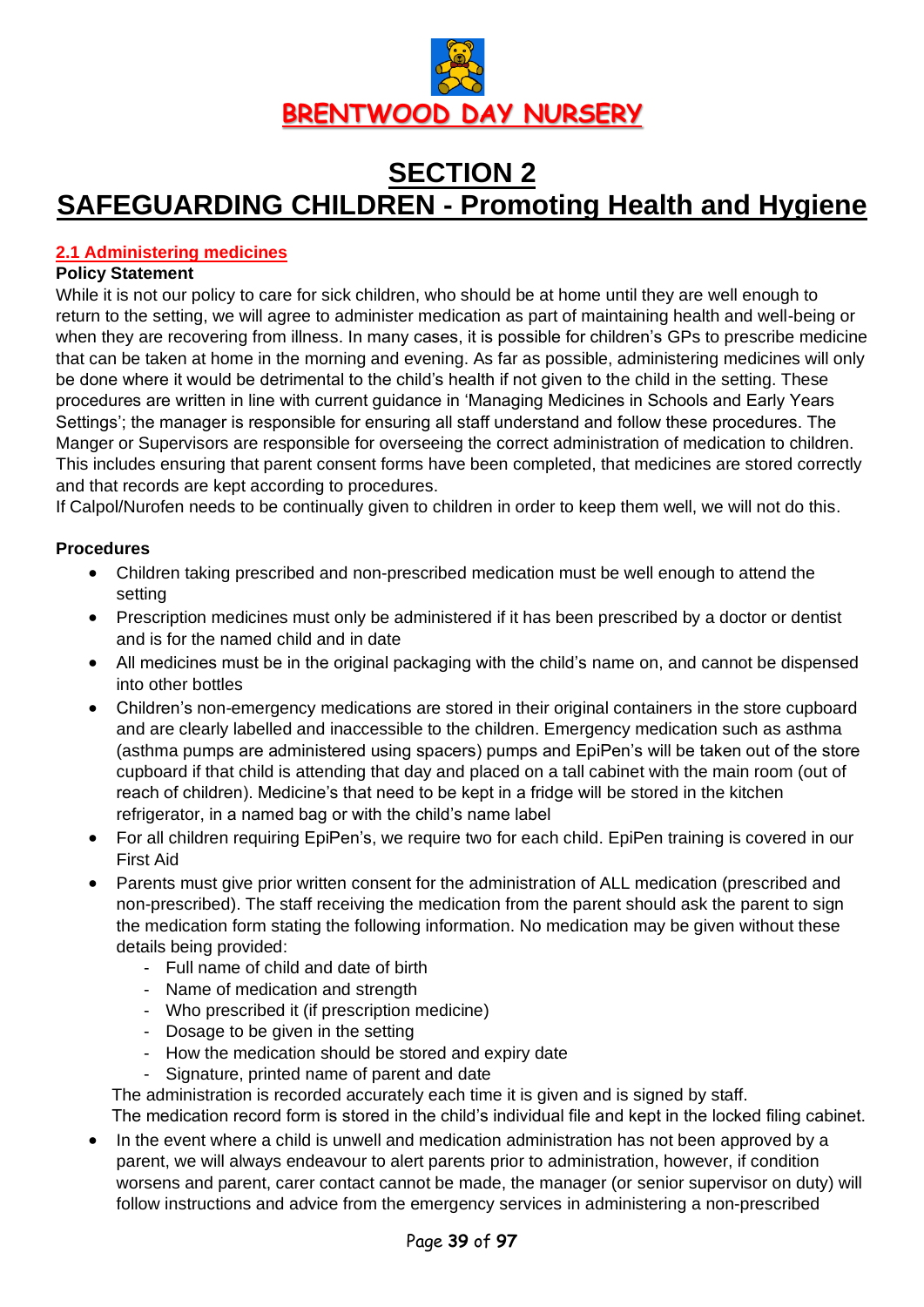**BRENTWOOD DAY NURSERY**

# SECTION 2
# SAFEGUARDING CHILDREN - Promoting Health and Hygiene

## 2.1 Administering medicines

**Policy Statement**

While it is not our policy to care for sick children, who should be at home until they are well enough to return to the setting, we will agree to administer medication as part of maintaining health and well-being or when they are recovering from illness. In many cases, it is possible for children's GPs to prescribe medicine that can be taken at home in the morning and evening. As far as possible, administering medicines will only be done where it would be detrimental to the child's health if not given to the child in the setting. These procedures are written in line with current guidance in 'Managing Medicines in Schools and Early Years Settings'; the manager is responsible for ensuring all staff understand and follow these procedures. The Manger or Supervisors are responsible for overseeing the correct administration of medication to children. This includes ensuring that parent consent forms have been completed, that medicines are stored correctly and that records are kept according to procedures.

If Calpol/Nurofen needs to be continually given to children in order to keep them well, we will not do this.

**Procedures**

- Children taking prescribed and non-prescribed medication must be well enough to attend the setting
- Prescription medicines must only be administered if it has been prescribed by a doctor or dentist and is for the named child and in date
- All medicines must be in the original packaging with the child's name on, and cannot be dispensed into other bottles
- Children's non-emergency medications are stored in their original containers in the store cupboard and are clearly labelled and inaccessible to the children. Emergency medication such as asthma (asthma pumps are administered using spacers) pumps and EpiPen's will be taken out of the store cupboard if that child is attending that day and placed on a tall cabinet with the main room (out of reach of children). Medicine's that need to be kept in a fridge will be stored in the kitchen refrigerator, in a named bag or with the child's name label
- For all children requiring EpiPen's, we require two for each child. EpiPen training is covered in our First Aid
- Parents must give prior written consent for the administration of ALL medication (prescribed and non-prescribed). The staff receiving the medication from the parent should ask the parent to sign the medication form stating the following information. No medication may be given without these details being provided:
  - Full name of child and date of birth
  - Name of medication and strength
  - Who prescribed it (if prescription medicine)
  - Dosage to be given in the setting
  - How the medication should be stored and expiry date
  - Signature, printed name of parent and date

  The administration is recorded accurately each time it is given and is signed by staff.
  The medication record form is stored in the child's individual file and kept in the locked filing cabinet.
- In the event where a child is unwell and medication administration has not been approved by a parent, we will always endeavour to alert parents prior to administration, however, if condition worsens and parent, carer contact cannot be made, the manager (or senior supervisor on duty) will follow instructions and advice from the emergency services in administering a non-prescribed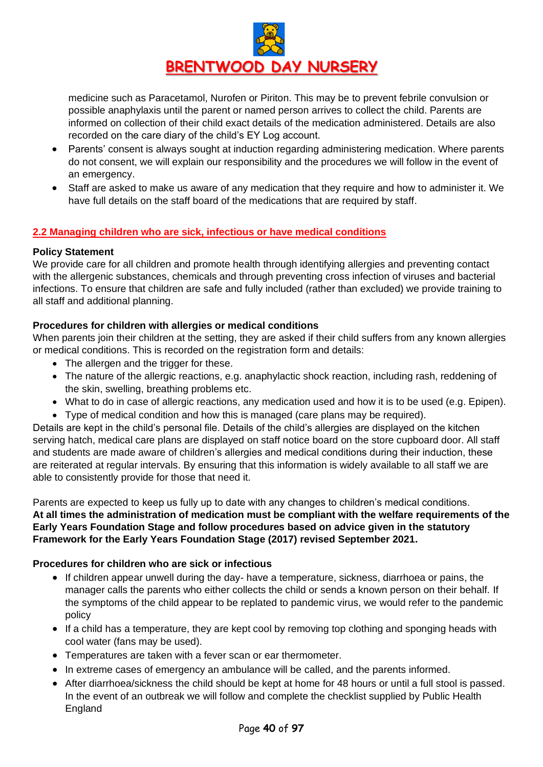medicine such as Paracetamol, Nurofen or Piriton. This may be to prevent febrile convulsion or possible anaphylaxis until the parent or named person arrives to collect the child. Parents are informed on collection of their child exact details of the medication administered. Details are also recorded on the care diary of the child's EY Log account.

- Parents' consent is always sought at induction regarding administering medication. Where parents do not consent, we will explain our responsibility and the procedures we will follow in the event of an emergency.
- Staff are asked to make us aware of any medication that they require and how to administer it. We have full details on the staff board of the medications that are required by staff.

## 2.2 Managing children who are sick, infectious or have medical conditions

**Policy Statement**

We provide care for all children and promote health through identifying allergies and preventing contact with the allergenic substances, chemicals and through preventing cross infection of viruses and bacterial infections. To ensure that children are safe and fully included (rather than excluded) we provide training to all staff and additional planning.

**Procedures for children with allergies or medical conditions**

When parents join their children at the setting, they are asked if their child suffers from any known allergies or medical conditions. This is recorded on the registration form and details:

- The allergen and the trigger for these.
- The nature of the allergic reactions, e.g. anaphylactic shock reaction, including rash, reddening of the skin, swelling, breathing problems etc.
- What to do in case of allergic reactions, any medication used and how it is to be used (e.g. Epipen).
- Type of medical condition and how this is managed (care plans may be required).

Details are kept in the child's personal file. Details of the child's allergies are displayed on the kitchen serving hatch, medical care plans are displayed on staff notice board on the store cupboard door. All staff and students are made aware of children's allergies and medical conditions during their induction, these are reiterated at regular intervals. By ensuring that this information is widely available to all staff we are able to consistently provide for those that need it.

Parents are expected to keep us fully up to date with any changes to children's medical conditions.
**At all times the administration of medication must be compliant with the welfare requirements of the Early Years Foundation Stage and follow procedures based on advice given in the statutory Framework for the Early Years Foundation Stage (2017) revised September 2021.**

**Procedures for children who are sick or infectious**

- If children appear unwell during the day- have a temperature, sickness, diarrhoea or pains, the manager calls the parents who either collects the child or sends a known person on their behalf. If the symptoms of the child appear to be replated to pandemic virus, we would refer to the pandemic policy
- If a child has a temperature, they are kept cool by removing top clothing and sponging heads with cool water (fans may be used).
- Temperatures are taken with a fever scan or ear thermometer.
- In extreme cases of emergency an ambulance will be called, and the parents informed.
- After diarrhoea/sickness the child should be kept at home for 48 hours or until a full stool is passed. In the event of an outbreak we will follow and complete the checklist supplied by Public Health England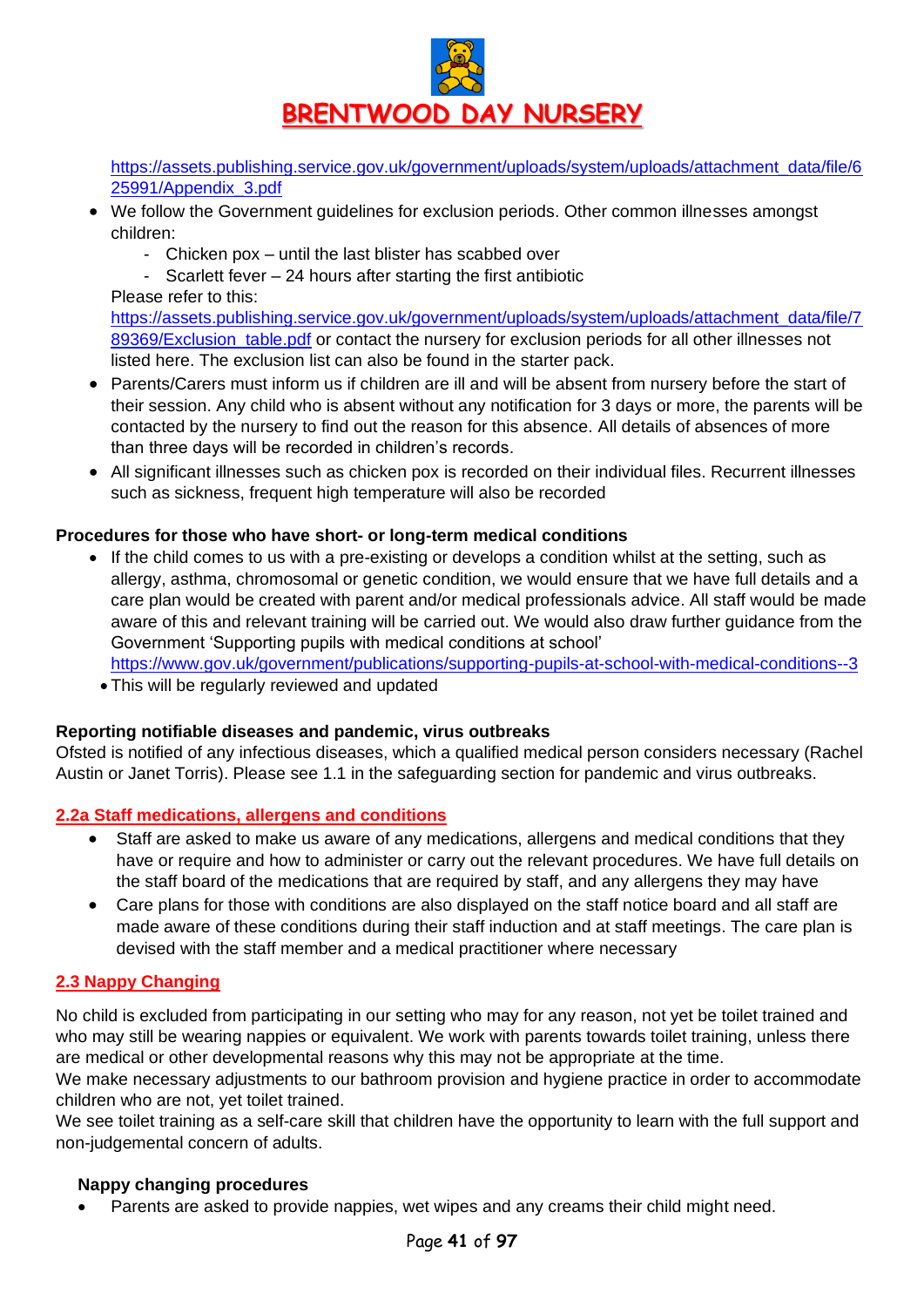https://assets.publishing.service.gov.uk/government/uploads/system/uploads/attachment_data/file/625991/Appendix_3.pdf

- We follow the Government guidelines for exclusion periods. Other common illnesses amongst children:
    - Chicken pox – until the last blister has scabbed over
    - Scarlett fever – 24 hours after starting the first antibiotic

  Please refer to this: https://assets.publishing.service.gov.uk/government/uploads/system/uploads/attachment_data/file/789369/Exclusion_table.pdf or contact the nursery for exclusion periods for all other illnesses not listed here. The exclusion list can also be found in the starter pack.
- Parents/Carers must inform us if children are ill and will be absent from nursery before the start of their session. Any child who is absent without any notification for 3 days or more, the parents will be contacted by the nursery to find out the reason for this absence. All details of absences of more than three days will be recorded in children's records.
- All significant illnesses such as chicken pox is recorded on their individual files. Recurrent illnesses such as sickness, frequent high temperature will also be recorded

**Procedures for those who have short- or long-term medical conditions**

- If the child comes to us with a pre-existing or develops a condition whilst at the setting, such as allergy, asthma, chromosomal or genetic condition, we would ensure that we have full details and a care plan would be created with parent and/or medical professionals advice. All staff would be made aware of this and relevant training will be carried out. We would also draw further guidance from the Government 'Supporting pupils with medical conditions at school' https://www.gov.uk/government/publications/supporting-pupils-at-school-with-medical-conditions--3
- This will be regularly reviewed and updated

**Reporting notifiable diseases and pandemic, virus outbreaks**

Ofsted is notified of any infectious diseases, which a qualified medical person considers necessary (Rachel Austin or Janet Torris). Please see 1.1 in the safeguarding section for pandemic and virus outbreaks.

## 2.2a Staff medications, allergens and conditions

- Staff are asked to make us aware of any medications, allergens and medical conditions that they have or require and how to administer or carry out the relevant procedures. We have full details on the staff board of the medications that are required by staff, and any allergens they may have
- Care plans for those with conditions are also displayed on the staff notice board and all staff are made aware of these conditions during their staff induction and at staff meetings. The care plan is devised with the staff member and a medical practitioner where necessary

## 2.3 Nappy Changing

No child is excluded from participating in our setting who may for any reason, not yet be toilet trained and who may still be wearing nappies or equivalent. We work with parents towards toilet training, unless there are medical or other developmental reasons why this may not be appropriate at the time.

We make necessary adjustments to our bathroom provision and hygiene practice in order to accommodate children who are not, yet toilet trained.

We see toilet training as a self-care skill that children have the opportunity to learn with the full support and non-judgemental concern of adults.

**Nappy changing procedures**

- Parents are asked to provide nappies, wet wipes and any creams their child might need.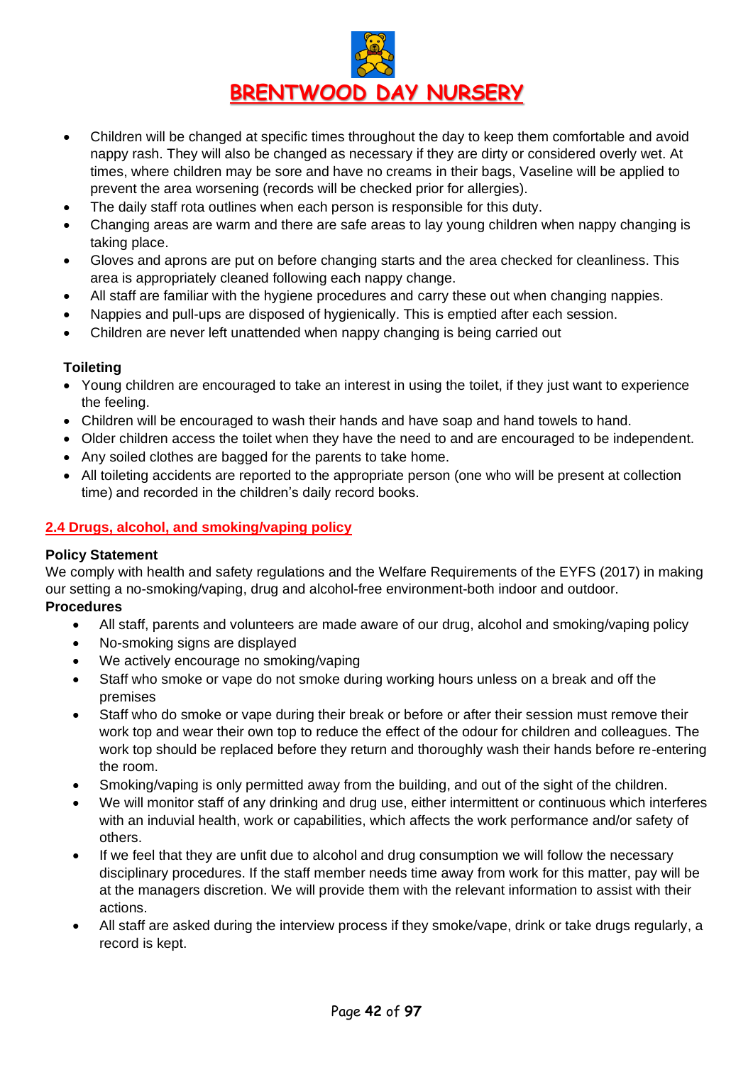- Children will be changed at specific times throughout the day to keep them comfortable and avoid nappy rash. They will also be changed as necessary if they are dirty or considered overly wet. At times, where children may be sore and have no creams in their bags, Vaseline will be applied to prevent the area worsening (records will be checked prior for allergies).
- The daily staff rota outlines when each person is responsible for this duty.
- Changing areas are warm and there are safe areas to lay young children when nappy changing is taking place.
- Gloves and aprons are put on before changing starts and the area checked for cleanliness. This area is appropriately cleaned following each nappy change.
- All staff are familiar with the hygiene procedures and carry these out when changing nappies.
- Nappies and pull-ups are disposed of hygienically. This is emptied after each session.
- Children are never left unattended when nappy changing is being carried out

**Toileting**

- Young children are encouraged to take an interest in using the toilet, if they just want to experience the feeling.
- Children will be encouraged to wash their hands and have soap and hand towels to hand.
- Older children access the toilet when they have the need to and are encouraged to be independent.
- Any soiled clothes are bagged for the parents to take home.
- All toileting accidents are reported to the appropriate person (one who will be present at collection time) and recorded in the children's daily record books.

## 2.4 Drugs, alcohol, and smoking/vaping policy

**Policy Statement**

We comply with health and safety regulations and the Welfare Requirements of the EYFS (2017) in making our setting a no-smoking/vaping, drug and alcohol-free environment-both indoor and outdoor.

**Procedures**

- All staff, parents and volunteers are made aware of our drug, alcohol and smoking/vaping policy
- No-smoking signs are displayed
- We actively encourage no smoking/vaping
- Staff who smoke or vape do not smoke during working hours unless on a break and off the premises
- Staff who do smoke or vape during their break or before or after their session must remove their work top and wear their own top to reduce the effect of the odour for children and colleagues. The work top should be replaced before they return and thoroughly wash their hands before re-entering the room.
- Smoking/vaping is only permitted away from the building, and out of the sight of the children.
- We will monitor staff of any drinking and drug use, either intermittent or continuous which interferes with an induvial health, work or capabilities, which affects the work performance and/or safety of others.
- If we feel that they are unfit due to alcohol and drug consumption we will follow the necessary disciplinary procedures. If the staff member needs time away from work for this matter, pay will be at the managers discretion. We will provide them with the relevant information to assist with their actions.
- All staff are asked during the interview process if they smoke/vape, drink or take drugs regularly, a record is kept.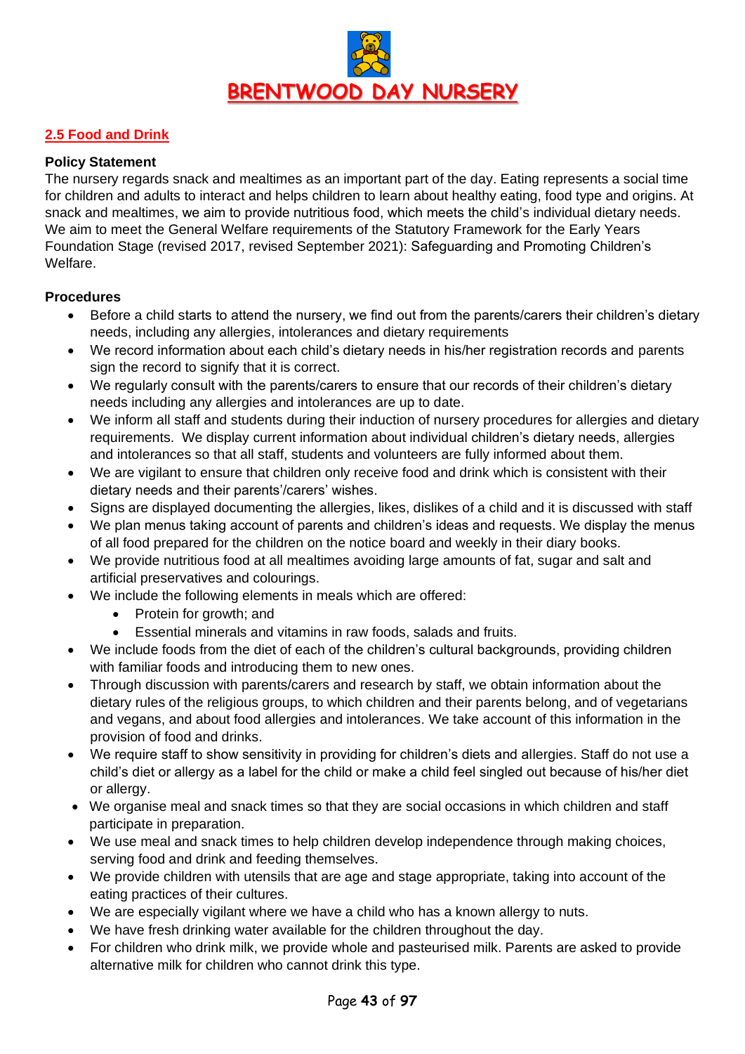# BRENTWOOD DAY NURSERY

## 2.5 Food and Drink

**Policy Statement**

The nursery regards snack and mealtimes as an important part of the day. Eating represents a social time for children and adults to interact and helps children to learn about healthy eating, food type and origins. At snack and mealtimes, we aim to provide nutritious food, which meets the child's individual dietary needs. We aim to meet the General Welfare requirements of the Statutory Framework for the Early Years Foundation Stage (revised 2017, revised September 2021): Safeguarding and Promoting Children's Welfare.

**Procedures**

- Before a child starts to attend the nursery, we find out from the parents/carers their children's dietary needs, including any allergies, intolerances and dietary requirements
- We record information about each child's dietary needs in his/her registration records and parents sign the record to signify that it is correct.
- We regularly consult with the parents/carers to ensure that our records of their children's dietary needs including any allergies and intolerances are up to date.
- We inform all staff and students during their induction of nursery procedures for allergies and dietary requirements. We display current information about individual children's dietary needs, allergies and intolerances so that all staff, students and volunteers are fully informed about them.
- We are vigilant to ensure that children only receive food and drink which is consistent with their dietary needs and their parents'/carers' wishes.
- Signs are displayed documenting the allergies, likes, dislikes of a child and it is discussed with staff
- We plan menus taking account of parents and children's ideas and requests. We display the menus of all food prepared for the children on the notice board and weekly in their diary books.
- We provide nutritious food at all mealtimes avoiding large amounts of fat, sugar and salt and artificial preservatives and colourings.
- We include the following elements in meals which are offered:
  - Protein for growth; and
  - Essential minerals and vitamins in raw foods, salads and fruits.
- We include foods from the diet of each of the children's cultural backgrounds, providing children with familiar foods and introducing them to new ones.
- Through discussion with parents/carers and research by staff, we obtain information about the dietary rules of the religious groups, to which children and their parents belong, and of vegetarians and vegans, and about food allergies and intolerances. We take account of this information in the provision of food and drinks.
- We require staff to show sensitivity in providing for children's diets and allergies. Staff do not use a child's diet or allergy as a label for the child or make a child feel singled out because of his/her diet or allergy.
- We organise meal and snack times so that they are social occasions in which children and staff participate in preparation.
- We use meal and snack times to help children develop independence through making choices, serving food and drink and feeding themselves.
- We provide children with utensils that are age and stage appropriate, taking into account of the eating practices of their cultures.
- We are especially vigilant where we have a child who has a known allergy to nuts.
- We have fresh drinking water available for the children throughout the day.
- For children who drink milk, we provide whole and pasteurised milk. Parents are asked to provide alternative milk for children who cannot drink this type.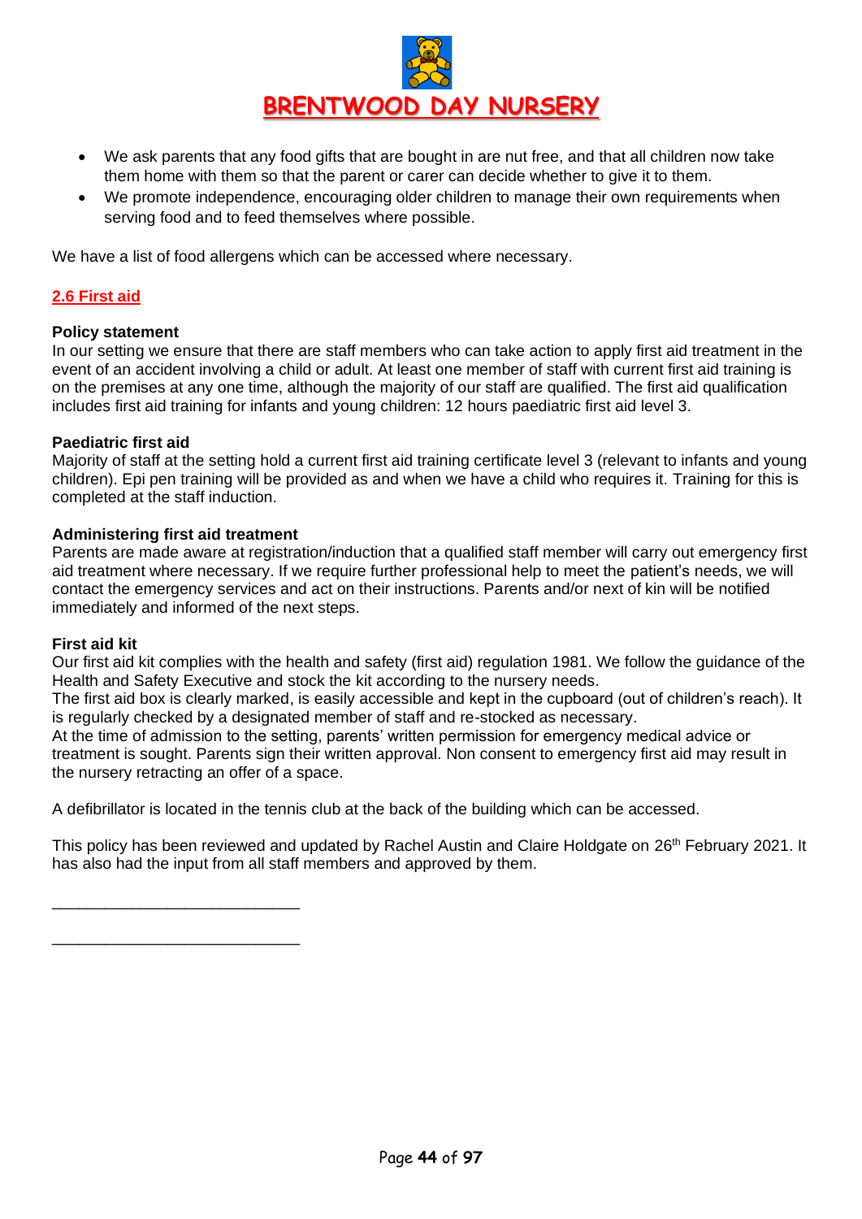- We ask parents that any food gifts that are bought in are nut free, and that all children now take them home with them so that the parent or carer can decide whether to give it to them.
- We promote independence, encouraging older children to manage their own requirements when serving food and to feed themselves where possible.

We have a list of food allergens which can be accessed where necessary.

## 2.6 First aid

**Policy statement**

In our setting we ensure that there are staff members who can take action to apply first aid treatment in the event of an accident involving a child or adult. At least one member of staff with current first aid training is on the premises at any one time, although the majority of our staff are qualified. The first aid qualification includes first aid training for infants and young children: 12 hours paediatric first aid level 3.

**Paediatric first aid**

Majority of staff at the setting hold a current first aid training certificate level 3 (relevant to infants and young children). Epi pen training will be provided as and when we have a child who requires it. Training for this is completed at the staff induction.

**Administering first aid treatment**

Parents are made aware at registration/induction that a qualified staff member will carry out emergency first aid treatment where necessary. If we require further professional help to meet the patient's needs, we will contact the emergency services and act on their instructions. Parents and/or next of kin will be notified immediately and informed of the next steps.

**First aid kit**

Our first aid kit complies with the health and safety (first aid) regulation 1981. We follow the guidance of the Health and Safety Executive and stock the kit according to the nursery needs.

The first aid box is clearly marked, is easily accessible and kept in the cupboard (out of children's reach). It is regularly checked by a designated member of staff and re-stocked as necessary.

At the time of admission to the setting, parents' written permission for emergency medical advice or treatment is sought. Parents sign their written approval. Non consent to emergency first aid may result in the nursery retracting an offer of a space.

A defibrillator is located in the tennis club at the back of the building which can be accessed.

This policy has been reviewed and updated by Rachel Austin and Claire Holdgate on 26th February 2021. It has also had the input from all staff members and approved by them.

____________________________

____________________________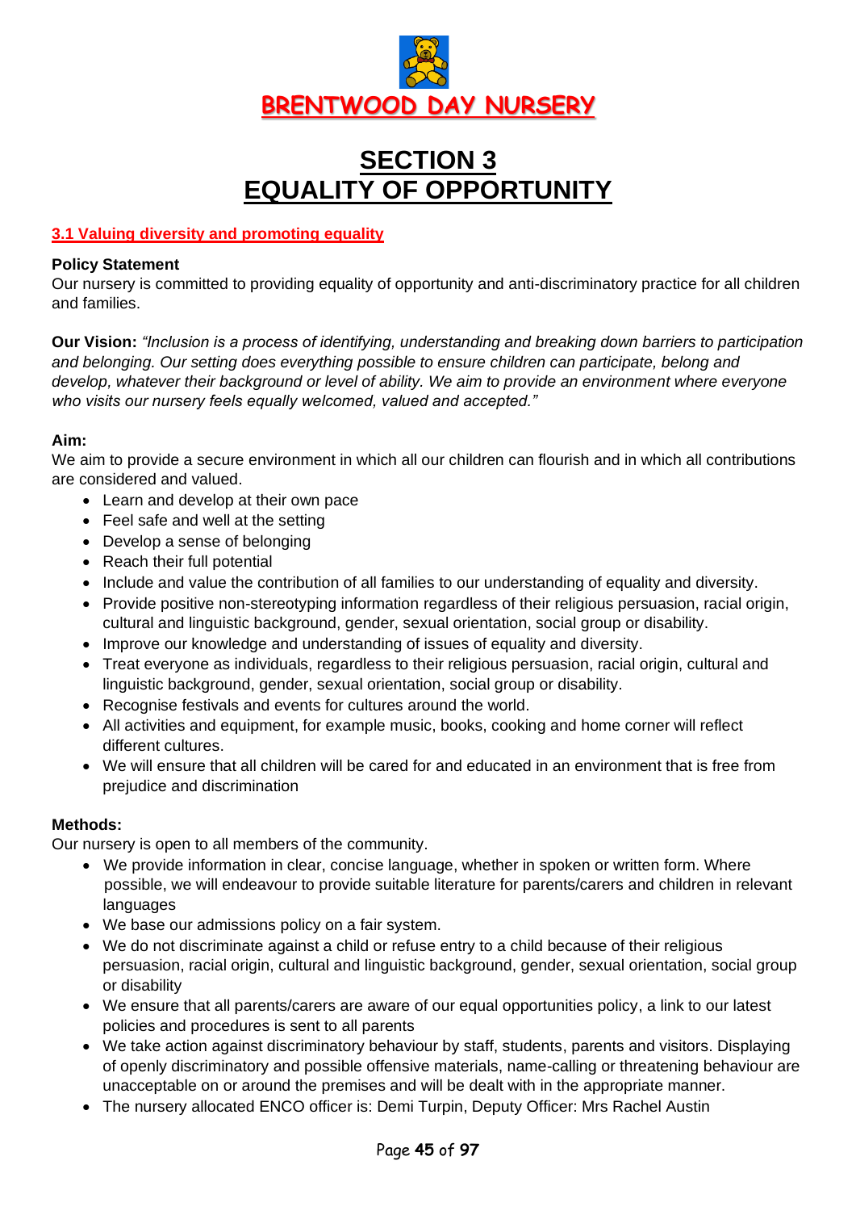**BRENTWOOD DAY NURSERY**

# SECTION 3
# EQUALITY OF OPPORTUNITY

## 3.1 Valuing diversity and promoting equality

**Policy Statement**
Our nursery is committed to providing equality of opportunity and anti-discriminatory practice for all children and families.

**Our Vision:** *"Inclusion is a process of identifying, understanding and breaking down barriers to participation and belonging. Our setting does everything possible to ensure children can participate, belong and develop, whatever their background or level of ability. We aim to provide an environment where everyone who visits our nursery feels equally welcomed, valued and accepted."*

**Aim:**
We aim to provide a secure environment in which all our children can flourish and in which all contributions are considered and valued.

- Learn and develop at their own pace
- Feel safe and well at the setting
- Develop a sense of belonging
- Reach their full potential
- Include and value the contribution of all families to our understanding of equality and diversity.
- Provide positive non-stereotyping information regardless of their religious persuasion, racial origin, cultural and linguistic background, gender, sexual orientation, social group or disability.
- Improve our knowledge and understanding of issues of equality and diversity.
- Treat everyone as individuals, regardless to their religious persuasion, racial origin, cultural and linguistic background, gender, sexual orientation, social group or disability.
- Recognise festivals and events for cultures around the world.
- All activities and equipment, for example music, books, cooking and home corner will reflect different cultures.
- We will ensure that all children will be cared for and educated in an environment that is free from prejudice and discrimination

**Methods:**
Our nursery is open to all members of the community.

- We provide information in clear, concise language, whether in spoken or written form. Where possible, we will endeavour to provide suitable literature for parents/carers and children in relevant languages
- We base our admissions policy on a fair system.
- We do not discriminate against a child or refuse entry to a child because of their religious persuasion, racial origin, cultural and linguistic background, gender, sexual orientation, social group or disability
- We ensure that all parents/carers are aware of our equal opportunities policy, a link to our latest policies and procedures is sent to all parents
- We take action against discriminatory behaviour by staff, students, parents and visitors. Displaying of openly discriminatory and possible offensive materials, name-calling or threatening behaviour are unacceptable on or around the premises and will be dealt with in the appropriate manner.
- The nursery allocated ENCO officer is: Demi Turpin, Deputy Officer: Mrs Rachel Austin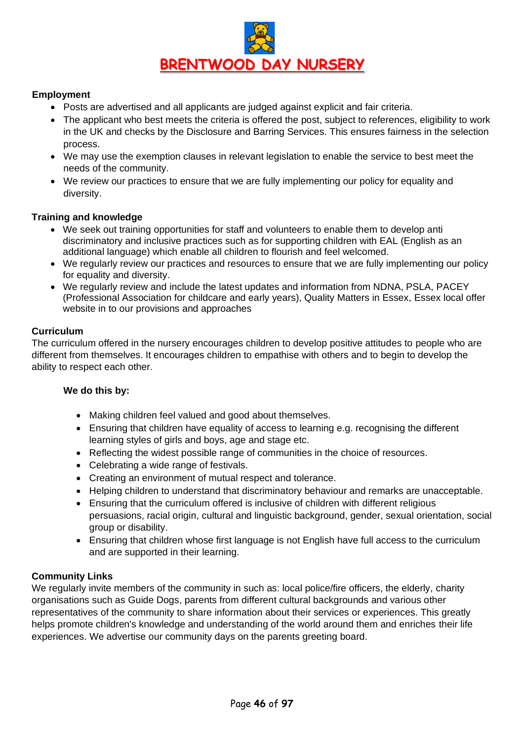## Employment

- Posts are advertised and all applicants are judged against explicit and fair criteria.
- The applicant who best meets the criteria is offered the post, subject to references, eligibility to work in the UK and checks by the Disclosure and Barring Services. This ensures fairness in the selection process.
- We may use the exemption clauses in relevant legislation to enable the service to best meet the needs of the community.
- We review our practices to ensure that we are fully implementing our policy for equality and diversity.

## Training and knowledge

- We seek out training opportunities for staff and volunteers to enable them to develop anti discriminatory and inclusive practices such as for supporting children with EAL (English as an additional language) which enable all children to flourish and feel welcomed.
- We regularly review our practices and resources to ensure that we are fully implementing our policy for equality and diversity.
- We regularly review and include the latest updates and information from NDNA, PSLA, PACEY (Professional Association for childcare and early years), Quality Matters in Essex, Essex local offer website in to our provisions and approaches

## Curriculum

The curriculum offered in the nursery encourages children to develop positive attitudes to people who are different from themselves. It encourages children to empathise with others and to begin to develop the ability to respect each other.

**We do this by:**

- Making children feel valued and good about themselves.
- Ensuring that children have equality of access to learning e.g. recognising the different learning styles of girls and boys, age and stage etc.
- Reflecting the widest possible range of communities in the choice of resources.
- Celebrating a wide range of festivals.
- Creating an environment of mutual respect and tolerance.
- Helping children to understand that discriminatory behaviour and remarks are unacceptable.
- Ensuring that the curriculum offered is inclusive of children with different religious persuasions, racial origin, cultural and linguistic background, gender, sexual orientation, social group or disability.
- Ensuring that children whose first language is not English have full access to the curriculum and are supported in their learning.

## Community Links

We regularly invite members of the community in such as: local police/fire officers, the elderly, charity organisations such as Guide Dogs, parents from different cultural backgrounds and various other representatives of the community to share information about their services or experiences. This greatly helps promote children's knowledge and understanding of the world around them and enriches their life experiences. We advertise our community days on the parents greeting board.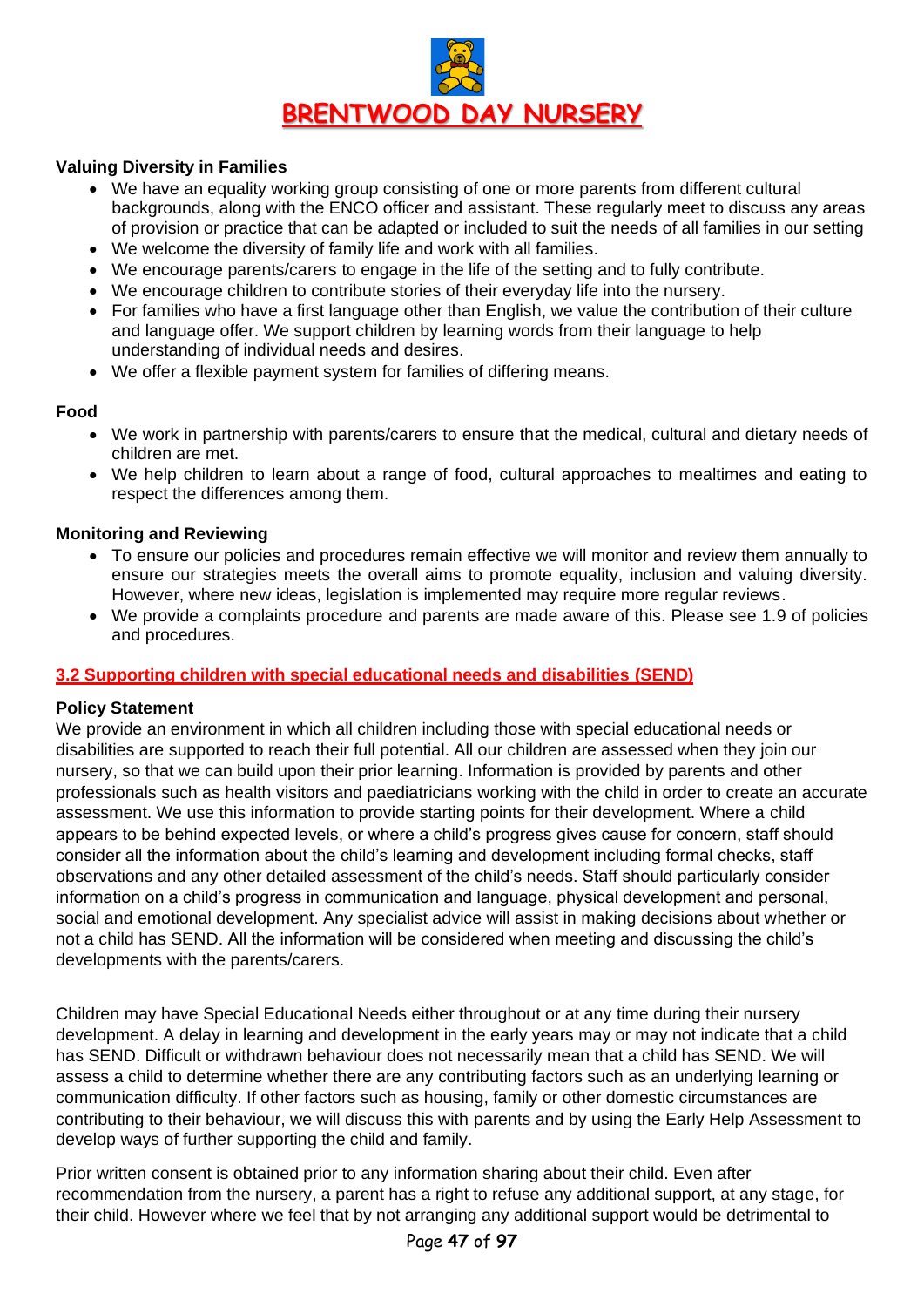### Valuing Diversity in Families

- We have an equality working group consisting of one or more parents from different cultural backgrounds, along with the ENCO officer and assistant. These regularly meet to discuss any areas of provision or practice that can be adapted or included to suit the needs of all families in our setting
- We welcome the diversity of family life and work with all families.
- We encourage parents/carers to engage in the life of the setting and to fully contribute.
- We encourage children to contribute stories of their everyday life into the nursery.
- For families who have a first language other than English, we value the contribution of their culture and language offer. We support children by learning words from their language to help understanding of individual needs and desires.
- We offer a flexible payment system for families of differing means.

### Food

- We work in partnership with parents/carers to ensure that the medical, cultural and dietary needs of children are met.
- We help children to learn about a range of food, cultural approaches to mealtimes and eating to respect the differences among them.

### Monitoring and Reviewing

- To ensure our policies and procedures remain effective we will monitor and review them annually to ensure our strategies meets the overall aims to promote equality, inclusion and valuing diversity. However, where new ideas, legislation is implemented may require more regular reviews.
- We provide a complaints procedure and parents are made aware of this. Please see 1.9 of policies and procedures.

## 3.2 Supporting children with special educational needs and disabilities (SEND)

### Policy Statement

We provide an environment in which all children including those with special educational needs or disabilities are supported to reach their full potential. All our children are assessed when they join our nursery, so that we can build upon their prior learning. Information is provided by parents and other professionals such as health visitors and paediatricians working with the child in order to create an accurate assessment. We use this information to provide starting points for their development. Where a child appears to be behind expected levels, or where a child's progress gives cause for concern, staff should consider all the information about the child's learning and development including formal checks, staff observations and any other detailed assessment of the child's needs. Staff should particularly consider information on a child's progress in communication and language, physical development and personal, social and emotional development. Any specialist advice will assist in making decisions about whether or not a child has SEND. All the information will be considered when meeting and discussing the child's developments with the parents/carers.

Children may have Special Educational Needs either throughout or at any time during their nursery development. A delay in learning and development in the early years may or may not indicate that a child has SEND. Difficult or withdrawn behaviour does not necessarily mean that a child has SEND. We will assess a child to determine whether there are any contributing factors such as an underlying learning or communication difficulty. If other factors such as housing, family or other domestic circumstances are contributing to their behaviour, we will discuss this with parents and by using the Early Help Assessment to develop ways of further supporting the child and family.

Prior written consent is obtained prior to any information sharing about their child. Even after recommendation from the nursery, a parent has a right to refuse any additional support, at any stage, for their child. However where we feel that by not arranging any additional support would be detrimental to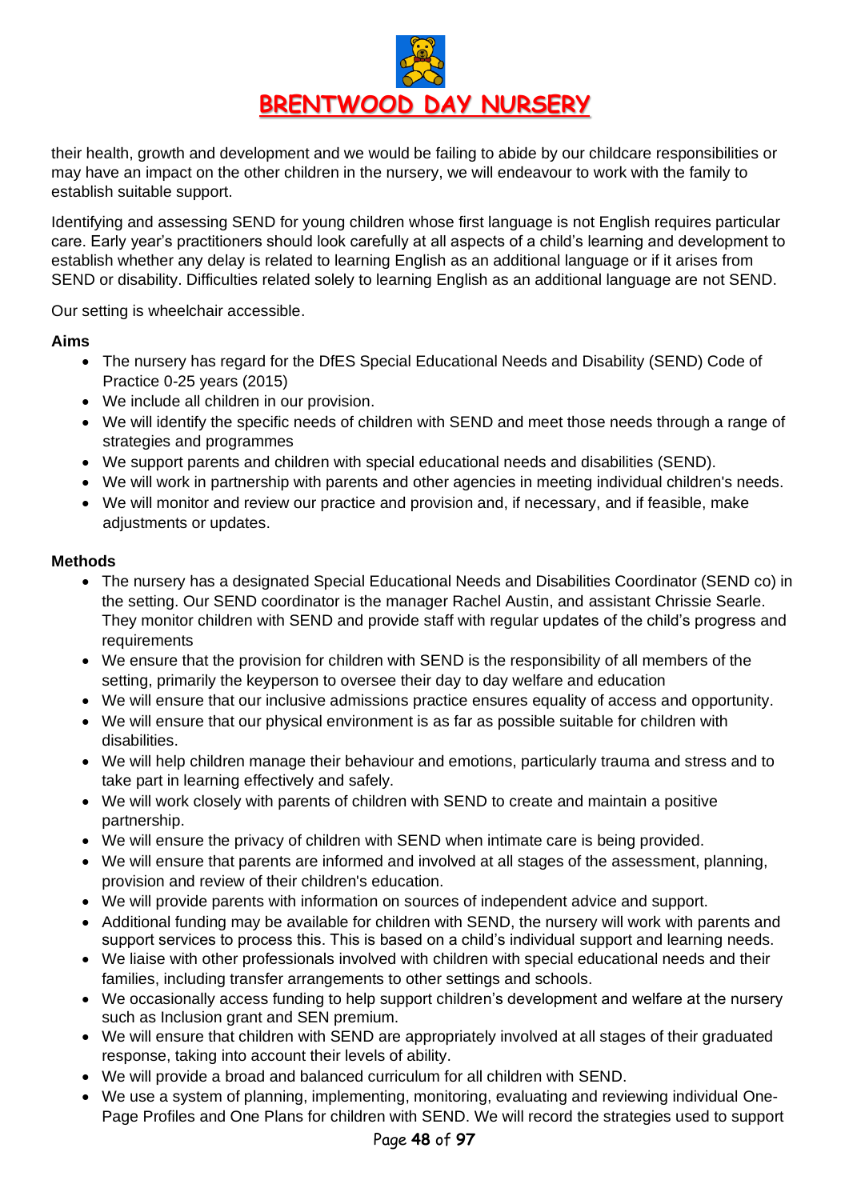their health, growth and development and we would be failing to abide by our childcare responsibilities or may have an impact on the other children in the nursery, we will endeavour to work with the family to establish suitable support.

Identifying and assessing SEND for young children whose first language is not English requires particular care. Early year's practitioners should look carefully at all aspects of a child's learning and development to establish whether any delay is related to learning English as an additional language or if it arises from SEND or disability. Difficulties related solely to learning English as an additional language are not SEND.

Our setting is wheelchair accessible.

**Aims**

- The nursery has regard for the DfES Special Educational Needs and Disability (SEND) Code of Practice 0-25 years (2015)
- We include all children in our provision.
- We will identify the specific needs of children with SEND and meet those needs through a range of strategies and programmes
- We support parents and children with special educational needs and disabilities (SEND).
- We will work in partnership with parents and other agencies in meeting individual children's needs.
- We will monitor and review our practice and provision and, if necessary, and if feasible, make adjustments or updates.

**Methods**

- The nursery has a designated Special Educational Needs and Disabilities Coordinator (SEND co) in the setting. Our SEND coordinator is the manager Rachel Austin, and assistant Chrissie Searle. They monitor children with SEND and provide staff with regular updates of the child's progress and requirements
- We ensure that the provision for children with SEND is the responsibility of all members of the setting, primarily the keyperson to oversee their day to day welfare and education
- We will ensure that our inclusive admissions practice ensures equality of access and opportunity.
- We will ensure that our physical environment is as far as possible suitable for children with disabilities.
- We will help children manage their behaviour and emotions, particularly trauma and stress and to take part in learning effectively and safely.
- We will work closely with parents of children with SEND to create and maintain a positive partnership.
- We will ensure the privacy of children with SEND when intimate care is being provided.
- We will ensure that parents are informed and involved at all stages of the assessment, planning, provision and review of their children's education.
- We will provide parents with information on sources of independent advice and support.
- Additional funding may be available for children with SEND, the nursery will work with parents and support services to process this. This is based on a child's individual support and learning needs.
- We liaise with other professionals involved with children with special educational needs and their families, including transfer arrangements to other settings and schools.
- We occasionally access funding to help support children's development and welfare at the nursery such as Inclusion grant and SEN premium.
- We will ensure that children with SEND are appropriately involved at all stages of their graduated response, taking into account their levels of ability.
- We will provide a broad and balanced curriculum for all children with SEND.
- We use a system of planning, implementing, monitoring, evaluating and reviewing individual One-Page Profiles and One Plans for children with SEND. We will record the strategies used to support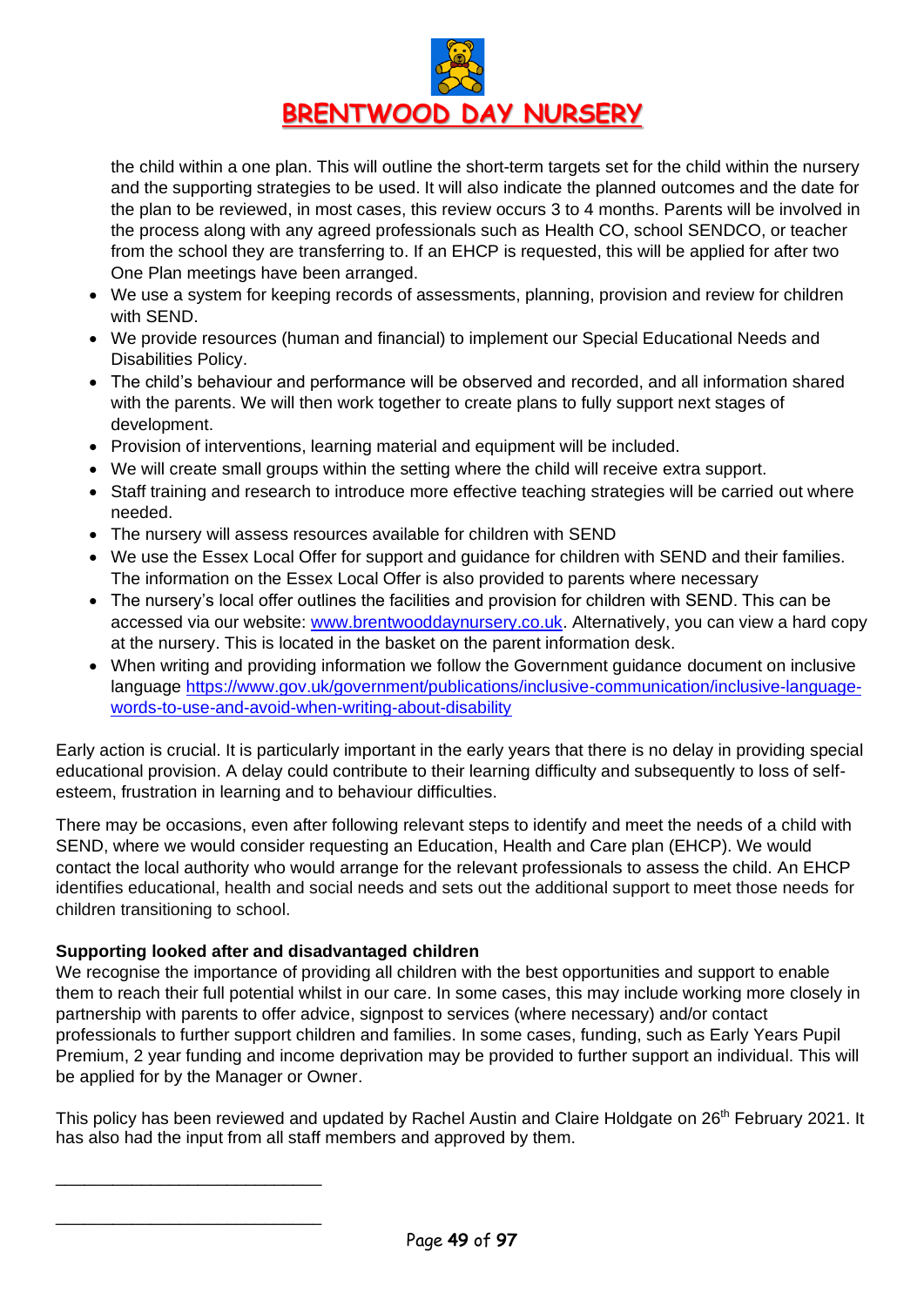the child within a one plan. This will outline the short-term targets set for the child within the nursery and the supporting strategies to be used. It will also indicate the planned outcomes and the date for the plan to be reviewed, in most cases, this review occurs 3 to 4 months. Parents will be involved in the process along with any agreed professionals such as Health CO, school SENDCO, or teacher from the school they are transferring to. If an EHCP is requested, this will be applied for after two One Plan meetings have been arranged.

- We use a system for keeping records of assessments, planning, provision and review for children with SEND.
- We provide resources (human and financial) to implement our Special Educational Needs and Disabilities Policy.
- The child's behaviour and performance will be observed and recorded, and all information shared with the parents. We will then work together to create plans to fully support next stages of development.
- Provision of interventions, learning material and equipment will be included.
- We will create small groups within the setting where the child will receive extra support.
- Staff training and research to introduce more effective teaching strategies will be carried out where needed.
- The nursery will assess resources available for children with SEND
- We use the Essex Local Offer for support and guidance for children with SEND and their families. The information on the Essex Local Offer is also provided to parents where necessary
- The nursery's local offer outlines the facilities and provision for children with SEND. This can be accessed via our website: [www.brentwooddaynursery.co.uk](http://www.brentwooddaynursery.co.uk). Alternatively, you can view a hard copy at the nursery. This is located in the basket on the parent information desk.
- When writing and providing information we follow the Government guidance document on inclusive language [https://www.gov.uk/government/publications/inclusive-communication/inclusive-language-words-to-use-and-avoid-when-writing-about-disability](https://www.gov.uk/government/publications/inclusive-communication/inclusive-language-words-to-use-and-avoid-when-writing-about-disability)

Early action is crucial. It is particularly important in the early years that there is no delay in providing special educational provision. A delay could contribute to their learning difficulty and subsequently to loss of self-esteem, frustration in learning and to behaviour difficulties.

There may be occasions, even after following relevant steps to identify and meet the needs of a child with SEND, where we would consider requesting an Education, Health and Care plan (EHCP). We would contact the local authority who would arrange for the relevant professionals to assess the child. An EHCP identifies educational, health and social needs and sets out the additional support to meet those needs for children transitioning to school.

**Supporting looked after and disadvantaged children**

We recognise the importance of providing all children with the best opportunities and support to enable them to reach their full potential whilst in our care. In some cases, this may include working more closely in partnership with parents to offer advice, signpost to services (where necessary) and/or contact professionals to further support children and families. In some cases, funding, such as Early Years Pupil Premium, 2 year funding and income deprivation may be provided to further support an individual. This will be applied for by the Manager or Owner.

This policy has been reviewed and updated by Rachel Austin and Claire Holdgate on 26th February 2021. It has also had the input from all staff members and approved by them.

\_\_\_\_\_\_\_\_\_\_\_\_\_\_\_\_\_\_\_\_\_\_\_\_\_\_\_\_

\_\_\_\_\_\_\_\_\_\_\_\_\_\_\_\_\_\_\_\_\_\_\_\_\_\_\_\_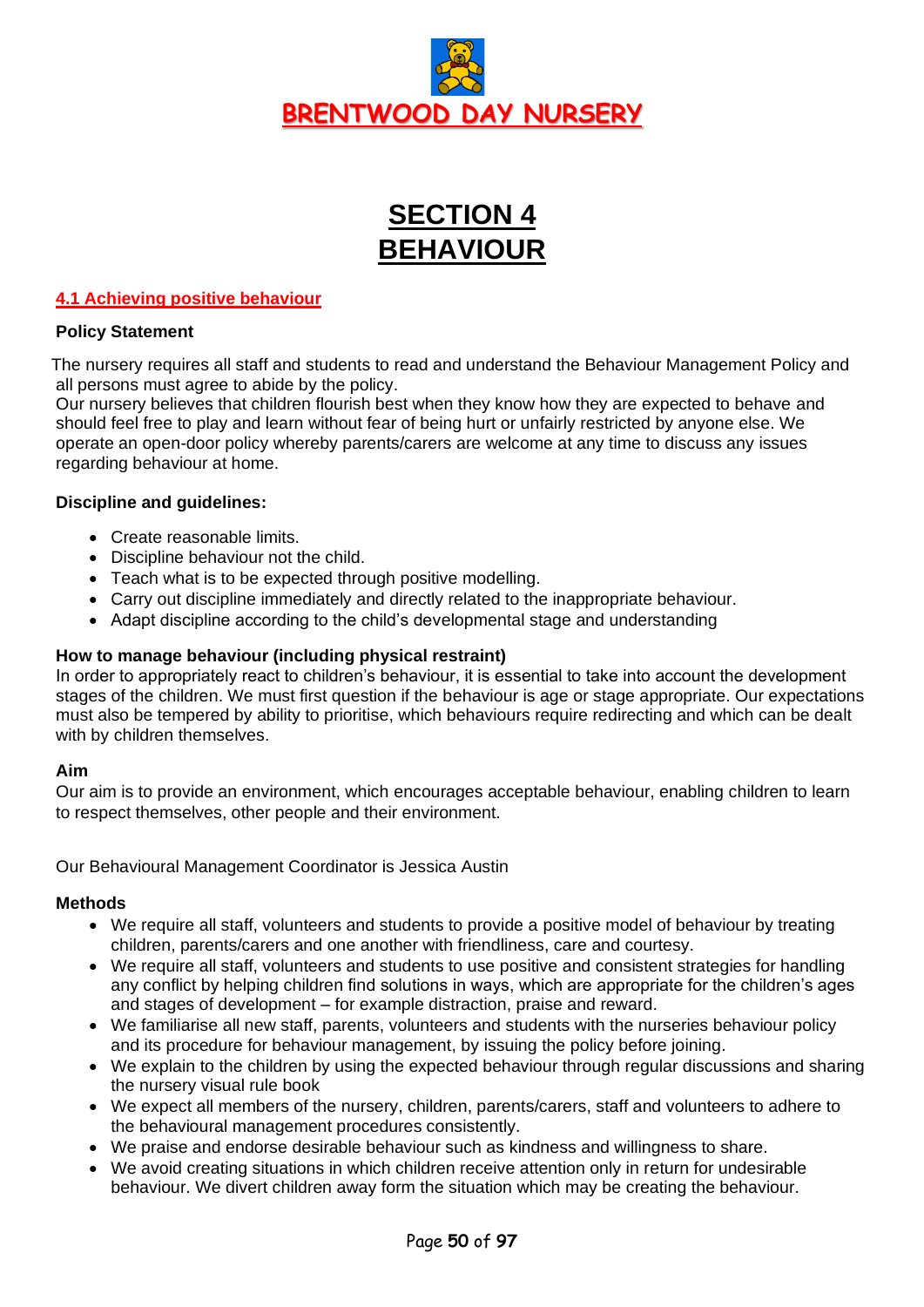# BRENTWOOD DAY NURSERY

# SECTION 4
# BEHAVIOUR

## 4.1 Achieving positive behaviour

**Policy Statement**

The nursery requires all staff and students to read and understand the Behaviour Management Policy and all persons must agree to abide by the policy.
Our nursery believes that children flourish best when they know how they are expected to behave and should feel free to play and learn without fear of being hurt or unfairly restricted by anyone else. We operate an open-door policy whereby parents/carers are welcome at any time to discuss any issues regarding behaviour at home.

**Discipline and guidelines:**

- Create reasonable limits.
- Discipline behaviour not the child.
- Teach what is to be expected through positive modelling.
- Carry out discipline immediately and directly related to the inappropriate behaviour.
- Adapt discipline according to the child's developmental stage and understanding

**How to manage behaviour (including physical restraint)**
In order to appropriately react to children's behaviour, it is essential to take into account the development stages of the children. We must first question if the behaviour is age or stage appropriate. Our expectations must also be tempered by ability to prioritise, which behaviours require redirecting and which can be dealt with by children themselves.

**Aim**
Our aim is to provide an environment, which encourages acceptable behaviour, enabling children to learn to respect themselves, other people and their environment.

Our Behavioural Management Coordinator is Jessica Austin

**Methods**

- We require all staff, volunteers and students to provide a positive model of behaviour by treating children, parents/carers and one another with friendliness, care and courtesy.
- We require all staff, volunteers and students to use positive and consistent strategies for handling any conflict by helping children find solutions in ways, which are appropriate for the children's ages and stages of development – for example distraction, praise and reward.
- We familiarise all new staff, parents, volunteers and students with the nurseries behaviour policy and its procedure for behaviour management, by issuing the policy before joining.
- We explain to the children by using the expected behaviour through regular discussions and sharing the nursery visual rule book
- We expect all members of the nursery, children, parents/carers, staff and volunteers to adhere to the behavioural management procedures consistently.
- We praise and endorse desirable behaviour such as kindness and willingness to share.
- We avoid creating situations in which children receive attention only in return for undesirable behaviour. We divert children away form the situation which may be creating the behaviour.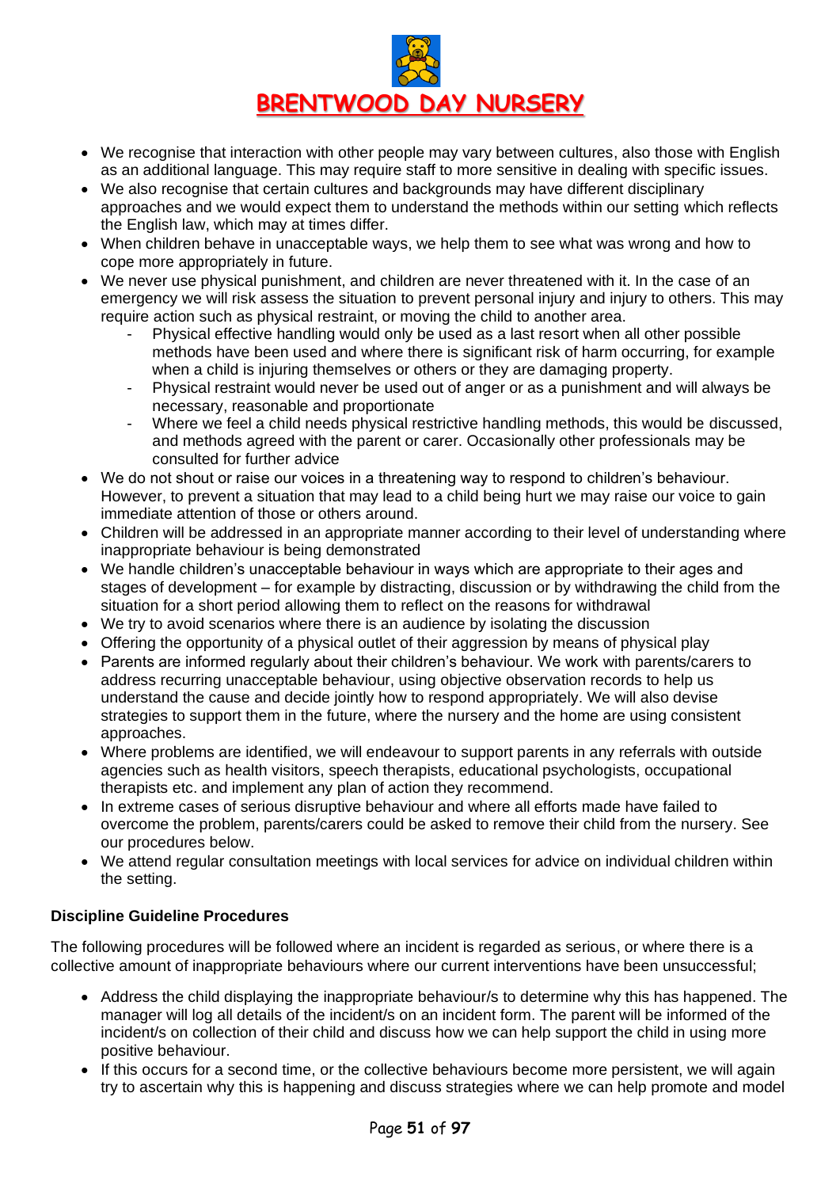- We recognise that interaction with other people may vary between cultures, also those with English as an additional language. This may require staff to more sensitive in dealing with specific issues.
- We also recognise that certain cultures and backgrounds may have different disciplinary approaches and we would expect them to understand the methods within our setting which reflects the English law, which may at times differ.
- When children behave in unacceptable ways, we help them to see what was wrong and how to cope more appropriately in future.
- We never use physical punishment, and children are never threatened with it. In the case of an emergency we will risk assess the situation to prevent personal injury and injury to others. This may require action such as physical restraint, or moving the child to another area.
    - Physical effective handling would only be used as a last resort when all other possible methods have been used and where there is significant risk of harm occurring, for example when a child is injuring themselves or others or they are damaging property.
    - Physical restraint would never be used out of anger or as a punishment and will always be necessary, reasonable and proportionate
    - Where we feel a child needs physical restrictive handling methods, this would be discussed, and methods agreed with the parent or carer. Occasionally other professionals may be consulted for further advice
- We do not shout or raise our voices in a threatening way to respond to children's behaviour. However, to prevent a situation that may lead to a child being hurt we may raise our voice to gain immediate attention of those or others around.
- Children will be addressed in an appropriate manner according to their level of understanding where inappropriate behaviour is being demonstrated
- We handle children's unacceptable behaviour in ways which are appropriate to their ages and stages of development – for example by distracting, discussion or by withdrawing the child from the situation for a short period allowing them to reflect on the reasons for withdrawal
- We try to avoid scenarios where there is an audience by isolating the discussion
- Offering the opportunity of a physical outlet of their aggression by means of physical play
- Parents are informed regularly about their children's behaviour. We work with parents/carers to address recurring unacceptable behaviour, using objective observation records to help us understand the cause and decide jointly how to respond appropriately. We will also devise strategies to support them in the future, where the nursery and the home are using consistent approaches.
- Where problems are identified, we will endeavour to support parents in any referrals with outside agencies such as health visitors, speech therapists, educational psychologists, occupational therapists etc. and implement any plan of action they recommend.
- In extreme cases of serious disruptive behaviour and where all efforts made have failed to overcome the problem, parents/carers could be asked to remove their child from the nursery. See our procedures below.
- We attend regular consultation meetings with local services for advice on individual children within the setting.

**Discipline Guideline Procedures**

The following procedures will be followed where an incident is regarded as serious, or where there is a collective amount of inappropriate behaviours where our current interventions have been unsuccessful;

- Address the child displaying the inappropriate behaviour/s to determine why this has happened. The manager will log all details of the incident/s on an incident form. The parent will be informed of the incident/s on collection of their child and discuss how we can help support the child in using more positive behaviour.
- If this occurs for a second time, or the collective behaviours become more persistent, we will again try to ascertain why this is happening and discuss strategies where we can help promote and model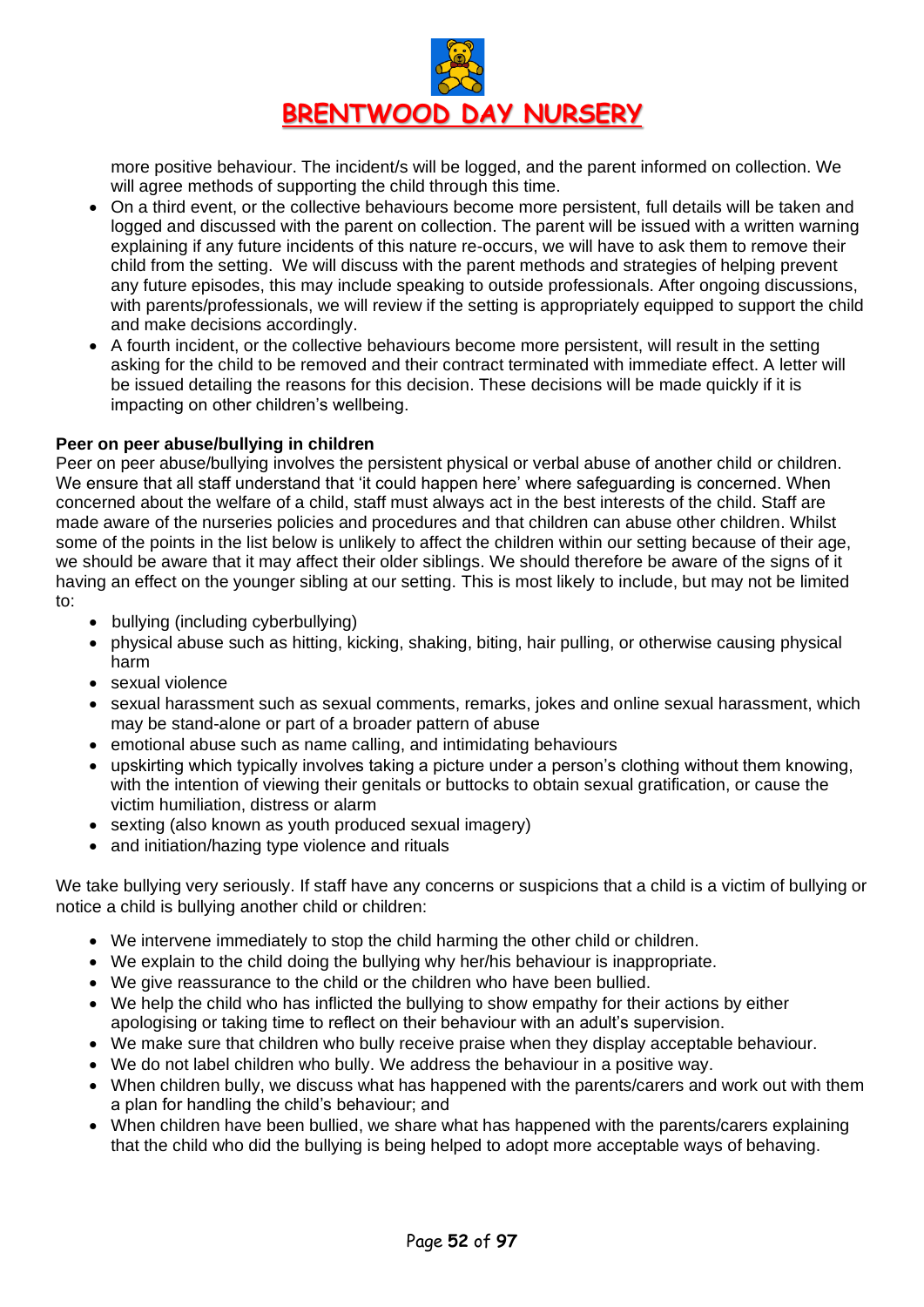more positive behaviour. The incident/s will be logged, and the parent informed on collection. We will agree methods of supporting the child through this time.

- On a third event, or the collective behaviours become more persistent, full details will be taken and logged and discussed with the parent on collection. The parent will be issued with a written warning explaining if any future incidents of this nature re-occurs, we will have to ask them to remove their child from the setting. We will discuss with the parent methods and strategies of helping prevent any future episodes, this may include speaking to outside professionals. After ongoing discussions, with parents/professionals, we will review if the setting is appropriately equipped to support the child and make decisions accordingly.
- A fourth incident, or the collective behaviours become more persistent, will result in the setting asking for the child to be removed and their contract terminated with immediate effect. A letter will be issued detailing the reasons for this decision. These decisions will be made quickly if it is impacting on other children's wellbeing.

**Peer on peer abuse/bullying in children**

Peer on peer abuse/bullying involves the persistent physical or verbal abuse of another child or children. We ensure that all staff understand that 'it could happen here' where safeguarding is concerned. When concerned about the welfare of a child, staff must always act in the best interests of the child. Staff are made aware of the nurseries policies and procedures and that children can abuse other children. Whilst some of the points in the list below is unlikely to affect the children within our setting because of their age, we should be aware that it may affect their older siblings. We should therefore be aware of the signs of it having an effect on the younger sibling at our setting. This is most likely to include, but may not be limited to:

- bullying (including cyberbullying)
- physical abuse such as hitting, kicking, shaking, biting, hair pulling, or otherwise causing physical harm
- sexual violence
- sexual harassment such as sexual comments, remarks, jokes and online sexual harassment, which may be stand-alone or part of a broader pattern of abuse
- emotional abuse such as name calling, and intimidating behaviours
- upskirting which typically involves taking a picture under a person's clothing without them knowing, with the intention of viewing their genitals or buttocks to obtain sexual gratification, or cause the victim humiliation, distress or alarm
- sexting (also known as youth produced sexual imagery)
- and initiation/hazing type violence and rituals

We take bullying very seriously. If staff have any concerns or suspicions that a child is a victim of bullying or notice a child is bullying another child or children:

- We intervene immediately to stop the child harming the other child or children.
- We explain to the child doing the bullying why her/his behaviour is inappropriate.
- We give reassurance to the child or the children who have been bullied.
- We help the child who has inflicted the bullying to show empathy for their actions by either apologising or taking time to reflect on their behaviour with an adult's supervision.
- We make sure that children who bully receive praise when they display acceptable behaviour.
- We do not label children who bully. We address the behaviour in a positive way.
- When children bully, we discuss what has happened with the parents/carers and work out with them a plan for handling the child's behaviour; and
- When children have been bullied, we share what has happened with the parents/carers explaining that the child who did the bullying is being helped to adopt more acceptable ways of behaving.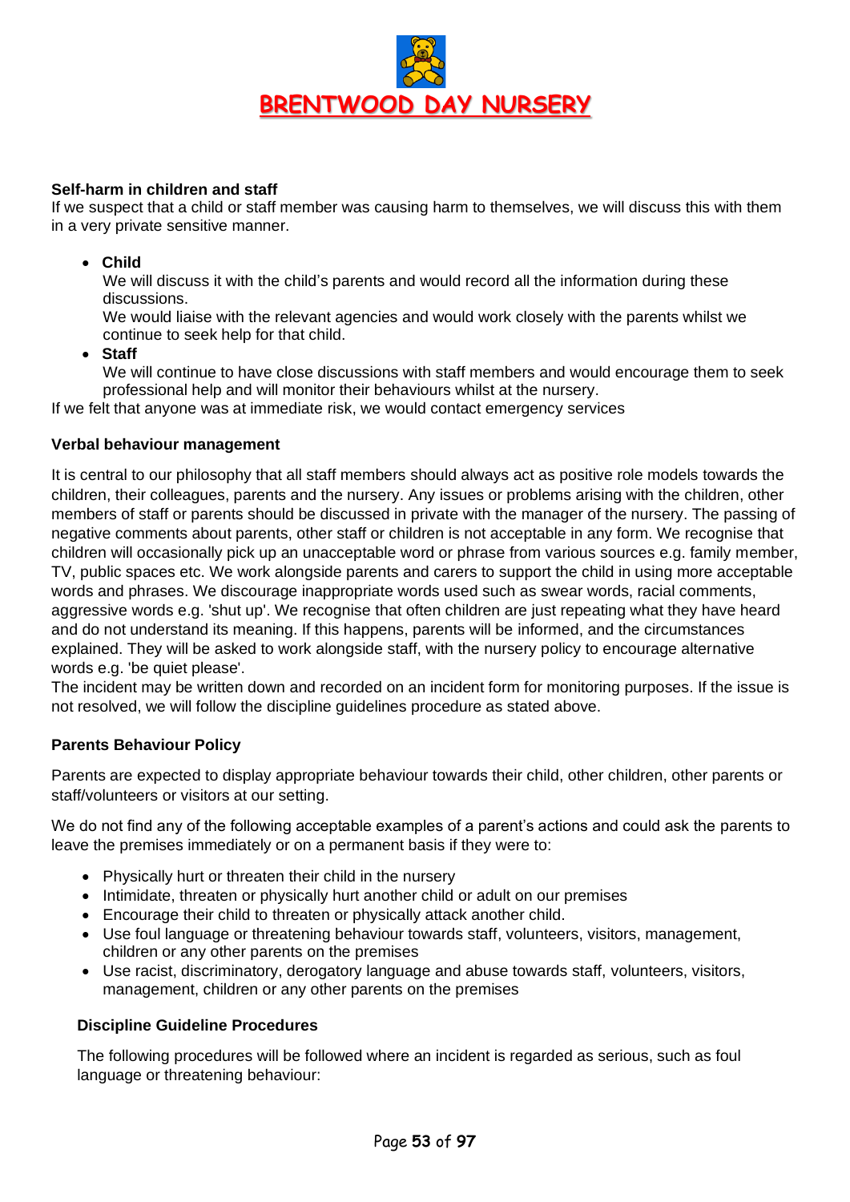**Self-harm in children and staff**

If we suspect that a child or staff member was causing harm to themselves, we will discuss this with them in a very private sensitive manner.

- **Child**
  We will discuss it with the child's parents and would record all the information during these discussions.
  We would liaise with the relevant agencies and would work closely with the parents whilst we continue to seek help for that child.
- **Staff**
  We will continue to have close discussions with staff members and would encourage them to seek professional help and will monitor their behaviours whilst at the nursery.

If we felt that anyone was at immediate risk, we would contact emergency services

**Verbal behaviour management**

It is central to our philosophy that all staff members should always act as positive role models towards the children, their colleagues, parents and the nursery. Any issues or problems arising with the children, other members of staff or parents should be discussed in private with the manager of the nursery. The passing of negative comments about parents, other staff or children is not acceptable in any form. We recognise that children will occasionally pick up an unacceptable word or phrase from various sources e.g. family member, TV, public spaces etc. We work alongside parents and carers to support the child in using more acceptable words and phrases. We discourage inappropriate words used such as swear words, racial comments, aggressive words e.g. 'shut up'. We recognise that often children are just repeating what they have heard and do not understand its meaning. If this happens, parents will be informed, and the circumstances explained. They will be asked to work alongside staff, with the nursery policy to encourage alternative words e.g. 'be quiet please'.

The incident may be written down and recorded on an incident form for monitoring purposes. If the issue is not resolved, we will follow the discipline guidelines procedure as stated above.

**Parents Behaviour Policy**

Parents are expected to display appropriate behaviour towards their child, other children, other parents or staff/volunteers or visitors at our setting.

We do not find any of the following acceptable examples of a parent's actions and could ask the parents to leave the premises immediately or on a permanent basis if they were to:

- Physically hurt or threaten their child in the nursery
- Intimidate, threaten or physically hurt another child or adult on our premises
- Encourage their child to threaten or physically attack another child.
- Use foul language or threatening behaviour towards staff, volunteers, visitors, management, children or any other parents on the premises
- Use racist, discriminatory, derogatory language and abuse towards staff, volunteers, visitors, management, children or any other parents on the premises

**Discipline Guideline Procedures**

The following procedures will be followed where an incident is regarded as serious, such as foul language or threatening behaviour: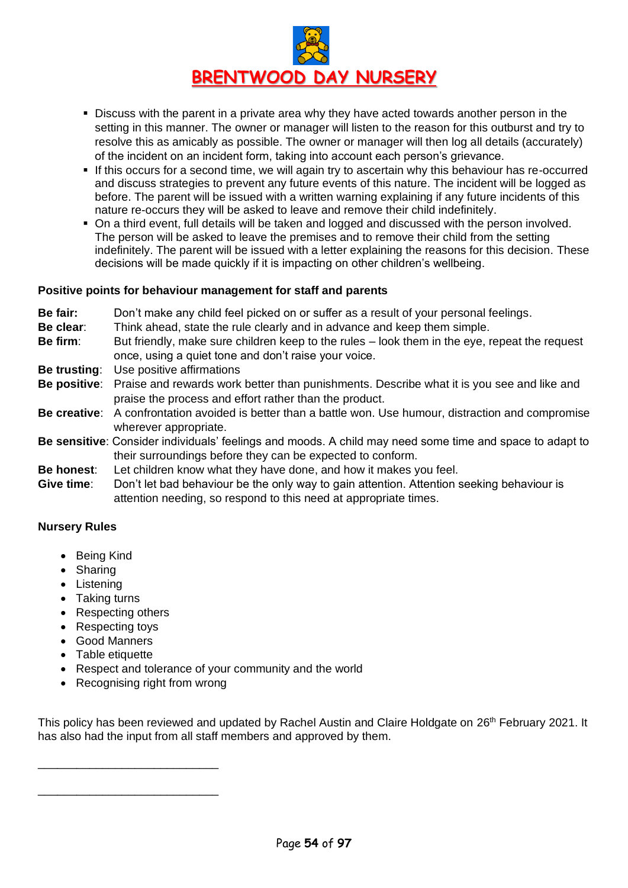- Discuss with the parent in a private area why they have acted towards another person in the setting in this manner. The owner or manager will listen to the reason for this outburst and try to resolve this as amicably as possible. The owner or manager will then log all details (accurately) of the incident on an incident form, taking into account each person's grievance.
- If this occurs for a second time, we will again try to ascertain why this behaviour has re-occurred and discuss strategies to prevent any future events of this nature. The incident will be logged as before. The parent will be issued with a written warning explaining if any future incidents of this nature re-occurs they will be asked to leave and remove their child indefinitely.
- On a third event, full details will be taken and logged and discussed with the person involved. The person will be asked to leave the premises and to remove their child from the setting indefinitely. The parent will be issued with a letter explaining the reasons for this decision. These decisions will be made quickly if it is impacting on other children's wellbeing.

**Positive points for behaviour management for staff and parents**

**Be fair:** Don't make any child feel picked on or suffer as a result of your personal feelings.

**Be clear**: Think ahead, state the rule clearly and in advance and keep them simple.

**Be firm**: But friendly, make sure children keep to the rules – look them in the eye, repeat the request once, using a quiet tone and don't raise your voice.

**Be trusting**: Use positive affirmations

**Be positive**: Praise and rewards work better than punishments. Describe what it is you see and like and praise the process and effort rather than the product.

**Be creative**: A confrontation avoided is better than a battle won. Use humour, distraction and compromise wherever appropriate.

**Be sensitive**: Consider individuals' feelings and moods. A child may need some time and space to adapt to their surroundings before they can be expected to conform.

**Be honest**: Let children know what they have done, and how it makes you feel.

**Give time**: Don't let bad behaviour be the only way to gain attention. Attention seeking behaviour is attention needing, so respond to this need at appropriate times.

**Nursery Rules**

- Being Kind
- Sharing
- Listening
- Taking turns
- Respecting others
- Respecting toys
- Good Manners
- Table etiquette
- Respect and tolerance of your community and the world
- Recognising right from wrong

This policy has been reviewed and updated by Rachel Austin and Claire Holdgate on 26th February 2021. It has also had the input from all staff members and approved by them.

\_\_\_\_\_\_\_\_\_\_\_\_\_\_\_\_\_\_\_\_\_\_\_\_\_\_\_\_

\_\_\_\_\_\_\_\_\_\_\_\_\_\_\_\_\_\_\_\_\_\_\_\_\_\_\_\_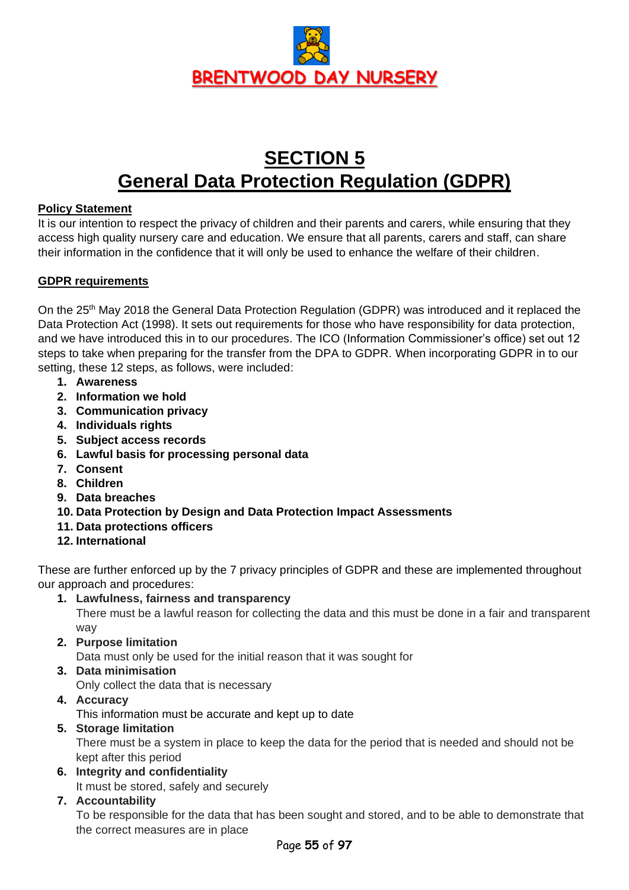**BRENTWOOD DAY NURSERY**

# SECTION 5
# General Data Protection Regulation (GDPR)

**Policy Statement**

It is our intention to respect the privacy of children and their parents and carers, while ensuring that they access high quality nursery care and education. We ensure that all parents, carers and staff, can share their information in the confidence that it will only be used to enhance the welfare of their children.

**GDPR requirements**

On the 25th May 2018 the General Data Protection Regulation (GDPR) was introduced and it replaced the Data Protection Act (1998). It sets out requirements for those who have responsibility for data protection, and we have introduced this in to our procedures. The ICO (Information Commissioner's office) set out 12 steps to take when preparing for the transfer from the DPA to GDPR. When incorporating GDPR in to our setting, these 12 steps, as follows, were included:

1. **Awareness**
2. **Information we hold**
3. **Communication privacy**
4. **Individuals rights**
5. **Subject access records**
6. **Lawful basis for processing personal data**
7. **Consent**
8. **Children**
9. **Data breaches**
10. **Data Protection by Design and Data Protection Impact Assessments**
11. **Data protections officers**
12. **International**

These are further enforced up by the 7 privacy principles of GDPR and these are implemented throughout our approach and procedures:

1. **Lawfulness, fairness and transparency**
   There must be a lawful reason for collecting the data and this must be done in a fair and transparent way
2. **Purpose limitation**
   Data must only be used for the initial reason that it was sought for
3. **Data minimisation**
   Only collect the data that is necessary
4. **Accuracy**
   This information must be accurate and kept up to date
5. **Storage limitation**
   There must be a system in place to keep the data for the period that is needed and should not be kept after this period
6. **Integrity and confidentiality**
   It must be stored, safely and securely
7. **Accountability**
   To be responsible for the data that has been sought and stored, and to be able to demonstrate that the correct measures are in place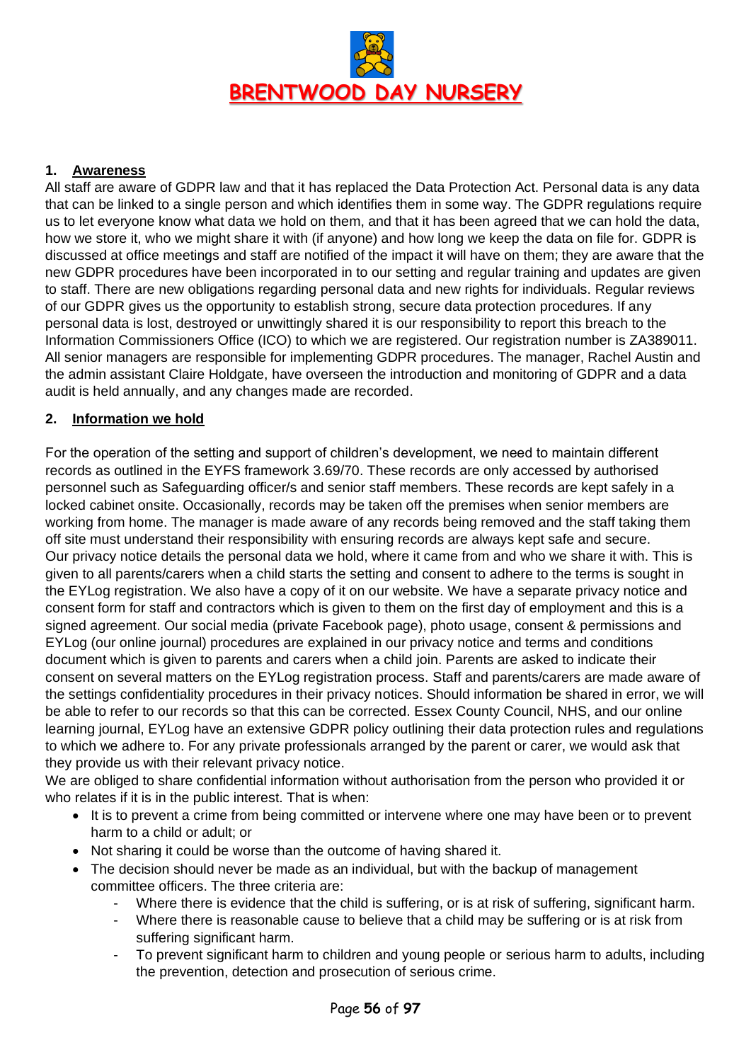# BRENTWOOD DAY NURSERY

## 1. Awareness

All staff are aware of GDPR law and that it has replaced the Data Protection Act. Personal data is any data that can be linked to a single person and which identifies them in some way. The GDPR regulations require us to let everyone know what data we hold on them, and that it has been agreed that we can hold the data, how we store it, who we might share it with (if anyone) and how long we keep the data on file for. GDPR is discussed at office meetings and staff are notified of the impact it will have on them; they are aware that the new GDPR procedures have been incorporated in to our setting and regular training and updates are given to staff. There are new obligations regarding personal data and new rights for individuals. Regular reviews of our GDPR gives us the opportunity to establish strong, secure data protection procedures. If any personal data is lost, destroyed or unwittingly shared it is our responsibility to report this breach to the Information Commissioners Office (ICO) to which we are registered. Our registration number is ZA389011. All senior managers are responsible for implementing GDPR procedures. The manager, Rachel Austin and the admin assistant Claire Holdgate, have overseen the introduction and monitoring of GDPR and a data audit is held annually, and any changes made are recorded.

## 2. Information we hold

For the operation of the setting and support of children's development, we need to maintain different records as outlined in the EYFS framework 3.69/70. These records are only accessed by authorised personnel such as Safeguarding officer/s and senior staff members. These records are kept safely in a locked cabinet onsite. Occasionally, records may be taken off the premises when senior members are working from home. The manager is made aware of any records being removed and the staff taking them off site must understand their responsibility with ensuring records are always kept safe and secure.
Our privacy notice details the personal data we hold, where it came from and who we share it with. This is given to all parents/carers when a child starts the setting and consent to adhere to the terms is sought in the EYLog registration. We also have a copy of it on our website. We have a separate privacy notice and consent form for staff and contractors which is given to them on the first day of employment and this is a signed agreement. Our social media (private Facebook page), photo usage, consent & permissions and EYLog (our online journal) procedures are explained in our privacy notice and terms and conditions document which is given to parents and carers when a child join. Parents are asked to indicate their consent on several matters on the EYLog registration process. Staff and parents/carers are made aware of the settings confidentiality procedures in their privacy notices. Should information be shared in error, we will be able to refer to our records so that this can be corrected. Essex County Council, NHS, and our online learning journal, EYLog have an extensive GDPR policy outlining their data protection rules and regulations to which we adhere to. For any private professionals arranged by the parent or carer, we would ask that they provide us with their relevant privacy notice.
We are obliged to share confidential information without authorisation from the person who provided it or who relates if it is in the public interest. That is when:

- It is to prevent a crime from being committed or intervene where one may have been or to prevent harm to a child or adult; or
- Not sharing it could be worse than the outcome of having shared it.
- The decision should never be made as an individual, but with the backup of management committee officers. The three criteria are:
    - Where there is evidence that the child is suffering, or is at risk of suffering, significant harm.
    - Where there is reasonable cause to believe that a child may be suffering or is at risk from suffering significant harm.
    - To prevent significant harm to children and young people or serious harm to adults, including the prevention, detection and prosecution of serious crime.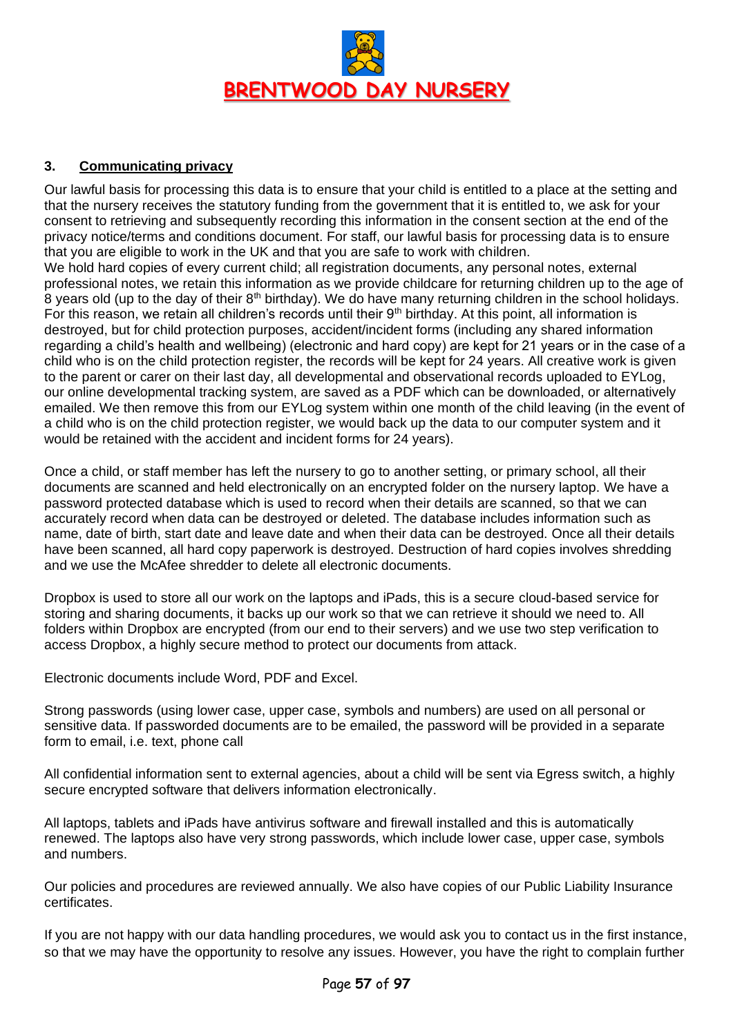## 3. **Communicating privacy**

Our lawful basis for processing this data is to ensure that your child is entitled to a place at the setting and that the nursery receives the statutory funding from the government that it is entitled to, we ask for your consent to retrieving and subsequently recording this information in the consent section at the end of the privacy notice/terms and conditions document. For staff, our lawful basis for processing data is to ensure that you are eligible to work in the UK and that you are safe to work with children.
We hold hard copies of every current child; all registration documents, any personal notes, external professional notes, we retain this information as we provide childcare for returning children up to the age of 8 years old (up to the day of their 8th birthday). We do have many returning children in the school holidays. For this reason, we retain all children's records until their 9th birthday. At this point, all information is destroyed, but for child protection purposes, accident/incident forms (including any shared information regarding a child's health and wellbeing) (electronic and hard copy) are kept for 21 years or in the case of a child who is on the child protection register, the records will be kept for 24 years. All creative work is given to the parent or carer on their last day, all developmental and observational records uploaded to EYLog, our online developmental tracking system, are saved as a PDF which can be downloaded, or alternatively emailed. We then remove this from our EYLog system within one month of the child leaving (in the event of a child who is on the child protection register, we would back up the data to our computer system and it would be retained with the accident and incident forms for 24 years).

Once a child, or staff member has left the nursery to go to another setting, or primary school, all their documents are scanned and held electronically on an encrypted folder on the nursery laptop. We have a password protected database which is used to record when their details are scanned, so that we can accurately record when data can be destroyed or deleted. The database includes information such as name, date of birth, start date and leave date and when their data can be destroyed. Once all their details have been scanned, all hard copy paperwork is destroyed. Destruction of hard copies involves shredding and we use the McAfee shredder to delete all electronic documents.

Dropbox is used to store all our work on the laptops and iPads, this is a secure cloud-based service for storing and sharing documents, it backs up our work so that we can retrieve it should we need to. All folders within Dropbox are encrypted (from our end to their servers) and we use two step verification to access Dropbox, a highly secure method to protect our documents from attack.

Electronic documents include Word, PDF and Excel.

Strong passwords (using lower case, upper case, symbols and numbers) are used on all personal or sensitive data. If passworded documents are to be emailed, the password will be provided in a separate form to email, i.e. text, phone call

All confidential information sent to external agencies, about a child will be sent via Egress switch, a highly secure encrypted software that delivers information electronically.

All laptops, tablets and iPads have antivirus software and firewall installed and this is automatically renewed. The laptops also have very strong passwords, which include lower case, upper case, symbols and numbers.

Our policies and procedures are reviewed annually. We also have copies of our Public Liability Insurance certificates.

If you are not happy with our data handling procedures, we would ask you to contact us in the first instance, so that we may have the opportunity to resolve any issues. However, you have the right to complain further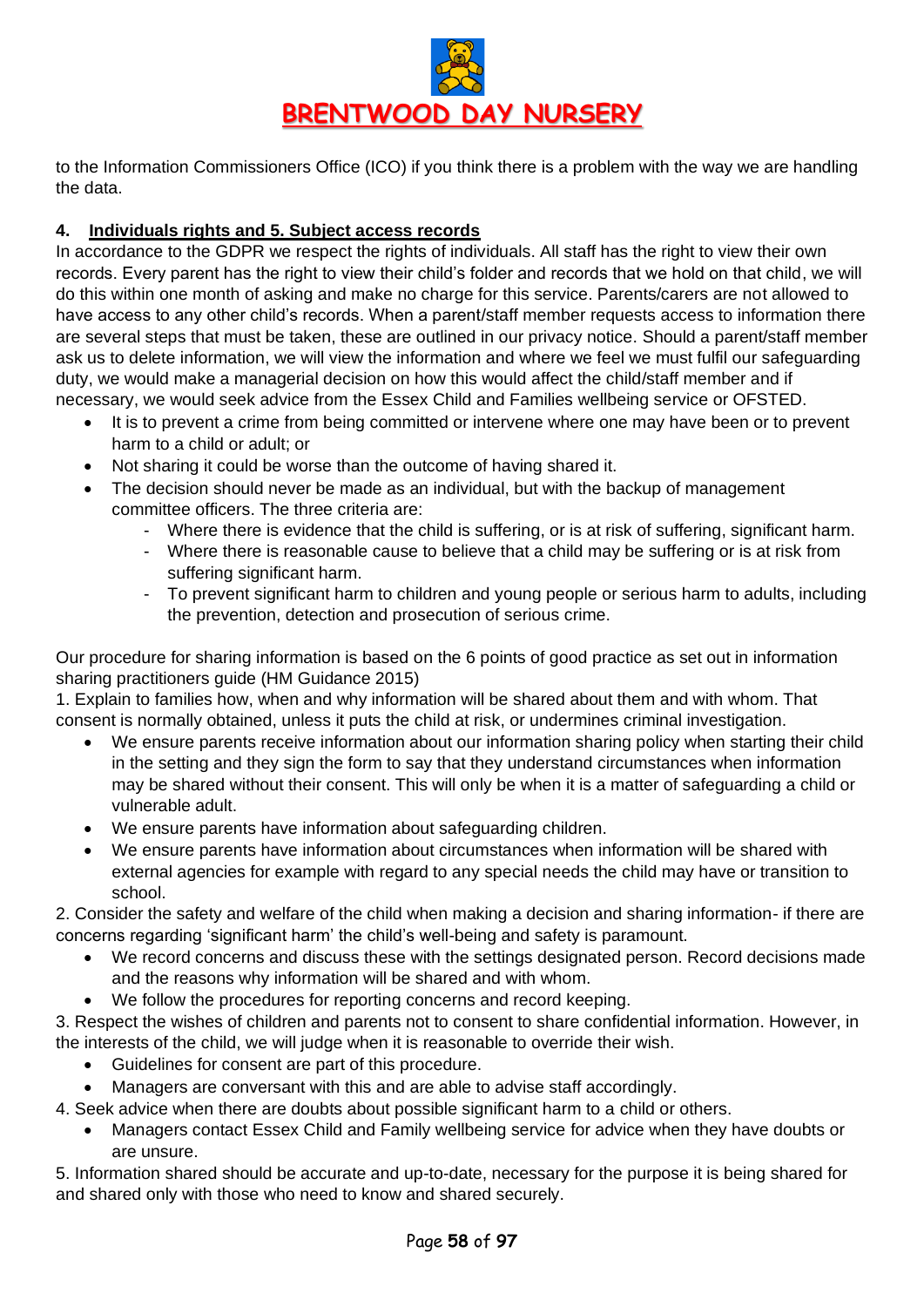to the Information Commissioners Office (ICO) if you think there is a problem with the way we are handling the data.

**4. Individuals rights and 5. Subject access records**

In accordance to the GDPR we respect the rights of individuals. All staff has the right to view their own records. Every parent has the right to view their child's folder and records that we hold on that child, we will do this within one month of asking and make no charge for this service. Parents/carers are not allowed to have access to any other child's records. When a parent/staff member requests access to information there are several steps that must be taken, these are outlined in our privacy notice. Should a parent/staff member ask us to delete information, we will view the information and where we feel we must fulfil our safeguarding duty, we would make a managerial decision on how this would affect the child/staff member and if necessary, we would seek advice from the Essex Child and Families wellbeing service or OFSTED.

- It is to prevent a crime from being committed or intervene where one may have been or to prevent harm to a child or adult; or
- Not sharing it could be worse than the outcome of having shared it.
- The decision should never be made as an individual, but with the backup of management committee officers. The three criteria are:
  - Where there is evidence that the child is suffering, or is at risk of suffering, significant harm.
  - Where there is reasonable cause to believe that a child may be suffering or is at risk from suffering significant harm.
  - To prevent significant harm to children and young people or serious harm to adults, including the prevention, detection and prosecution of serious crime.

Our procedure for sharing information is based on the 6 points of good practice as set out in information sharing practitioners guide (HM Guidance 2015)

1. Explain to families how, when and why information will be shared about them and with whom. That consent is normally obtained, unless it puts the child at risk, or undermines criminal investigation.
   - We ensure parents receive information about our information sharing policy when starting their child in the setting and they sign the form to say that they understand circumstances when information may be shared without their consent. This will only be when it is a matter of safeguarding a child or vulnerable adult.
   - We ensure parents have information about safeguarding children.
   - We ensure parents have information about circumstances when information will be shared with external agencies for example with regard to any special needs the child may have or transition to school.
2. Consider the safety and welfare of the child when making a decision and sharing information- if there are concerns regarding 'significant harm' the child's well-being and safety is paramount.
   - We record concerns and discuss these with the settings designated person. Record decisions made and the reasons why information will be shared and with whom.
   - We follow the procedures for reporting concerns and record keeping.
3. Respect the wishes of children and parents not to consent to share confidential information. However, in the interests of the child, we will judge when it is reasonable to override their wish.
   - Guidelines for consent are part of this procedure.
   - Managers are conversant with this and are able to advise staff accordingly.
4. Seek advice when there are doubts about possible significant harm to a child or others.
   - Managers contact Essex Child and Family wellbeing service for advice when they have doubts or are unsure.
5. Information shared should be accurate and up-to-date, necessary for the purpose it is being shared for and shared only with those who need to know and shared securely.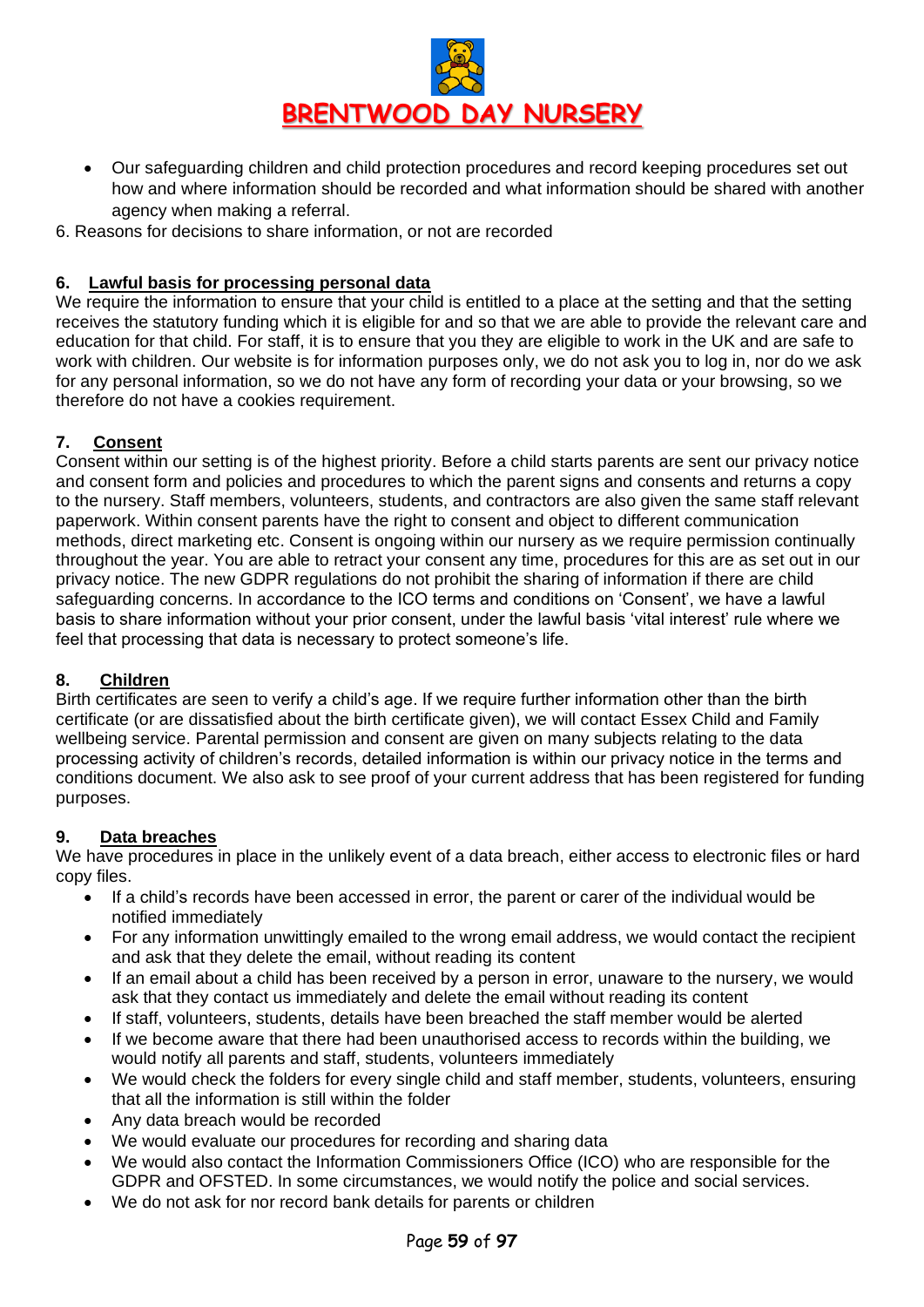- Our safeguarding children and child protection procedures and record keeping procedures set out how and where information should be recorded and what information should be shared with another agency when making a referral.

6. Reasons for decisions to share information, or not are recorded

## 6. Lawful basis for processing personal data

We require the information to ensure that your child is entitled to a place at the setting and that the setting receives the statutory funding which it is eligible for and so that we are able to provide the relevant care and education for that child. For staff, it is to ensure that you they are eligible to work in the UK and are safe to work with children. Our website is for information purposes only, we do not ask you to log in, nor do we ask for any personal information, so we do not have any form of recording your data or your browsing, so we therefore do not have a cookies requirement.

## 7. Consent

Consent within our setting is of the highest priority. Before a child starts parents are sent our privacy notice and consent form and policies and procedures to which the parent signs and consents and returns a copy to the nursery. Staff members, volunteers, students, and contractors are also given the same staff relevant paperwork. Within consent parents have the right to consent and object to different communication methods, direct marketing etc. Consent is ongoing within our nursery as we require permission continually throughout the year. You are able to retract your consent any time, procedures for this are as set out in our privacy notice. The new GDPR regulations do not prohibit the sharing of information if there are child safeguarding concerns. In accordance to the ICO terms and conditions on 'Consent', we have a lawful basis to share information without your prior consent, under the lawful basis 'vital interest' rule where we feel that processing that data is necessary to protect someone's life.

## 8. Children

Birth certificates are seen to verify a child's age. If we require further information other than the birth certificate (or are dissatisfied about the birth certificate given), we will contact Essex Child and Family wellbeing service. Parental permission and consent are given on many subjects relating to the data processing activity of children's records, detailed information is within our privacy notice in the terms and conditions document. We also ask to see proof of your current address that has been registered for funding purposes.

## 9. Data breaches

We have procedures in place in the unlikely event of a data breach, either access to electronic files or hard copy files.

- If a child's records have been accessed in error, the parent or carer of the individual would be notified immediately
- For any information unwittingly emailed to the wrong email address, we would contact the recipient and ask that they delete the email, without reading its content
- If an email about a child has been received by a person in error, unaware to the nursery, we would ask that they contact us immediately and delete the email without reading its content
- If staff, volunteers, students, details have been breached the staff member would be alerted
- If we become aware that there had been unauthorised access to records within the building, we would notify all parents and staff, students, volunteers immediately
- We would check the folders for every single child and staff member, students, volunteers, ensuring that all the information is still within the folder
- Any data breach would be recorded
- We would evaluate our procedures for recording and sharing data
- We would also contact the Information Commissioners Office (ICO) who are responsible for the GDPR and OFSTED. In some circumstances, we would notify the police and social services.
- We do not ask for nor record bank details for parents or children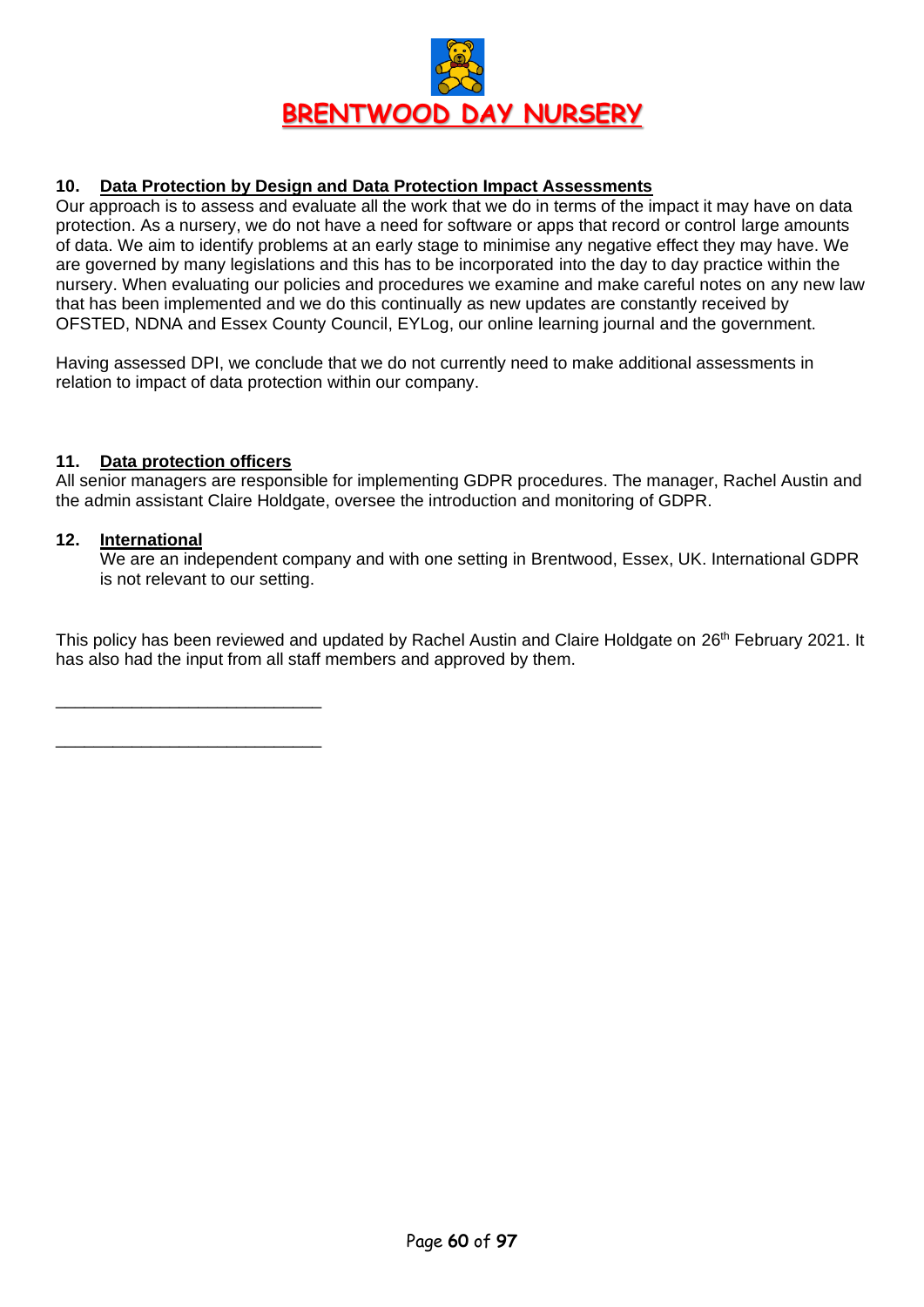## 10. Data Protection by Design and Data Protection Impact Assessments

Our approach is to assess and evaluate all the work that we do in terms of the impact it may have on data protection. As a nursery, we do not have a need for software or apps that record or control large amounts of data. We aim to identify problems at an early stage to minimise any negative effect they may have. We are governed by many legislations and this has to be incorporated into the day to day practice within the nursery. When evaluating our policies and procedures we examine and make careful notes on any new law that has been implemented and we do this continually as new updates are constantly received by OFSTED, NDNA and Essex County Council, EYLog, our online learning journal and the government.

Having assessed DPI, we conclude that we do not currently need to make additional assessments in relation to impact of data protection within our company.

## 11. Data protection officers

All senior managers are responsible for implementing GDPR procedures. The manager, Rachel Austin and the admin assistant Claire Holdgate, oversee the introduction and monitoring of GDPR.

## 12. International

We are an independent company and with one setting in Brentwood, Essex, UK. International GDPR is not relevant to our setting.

This policy has been reviewed and updated by Rachel Austin and Claire Holdgate on 26th February 2021. It has also had the input from all staff members and approved by them.

____________________________

____________________________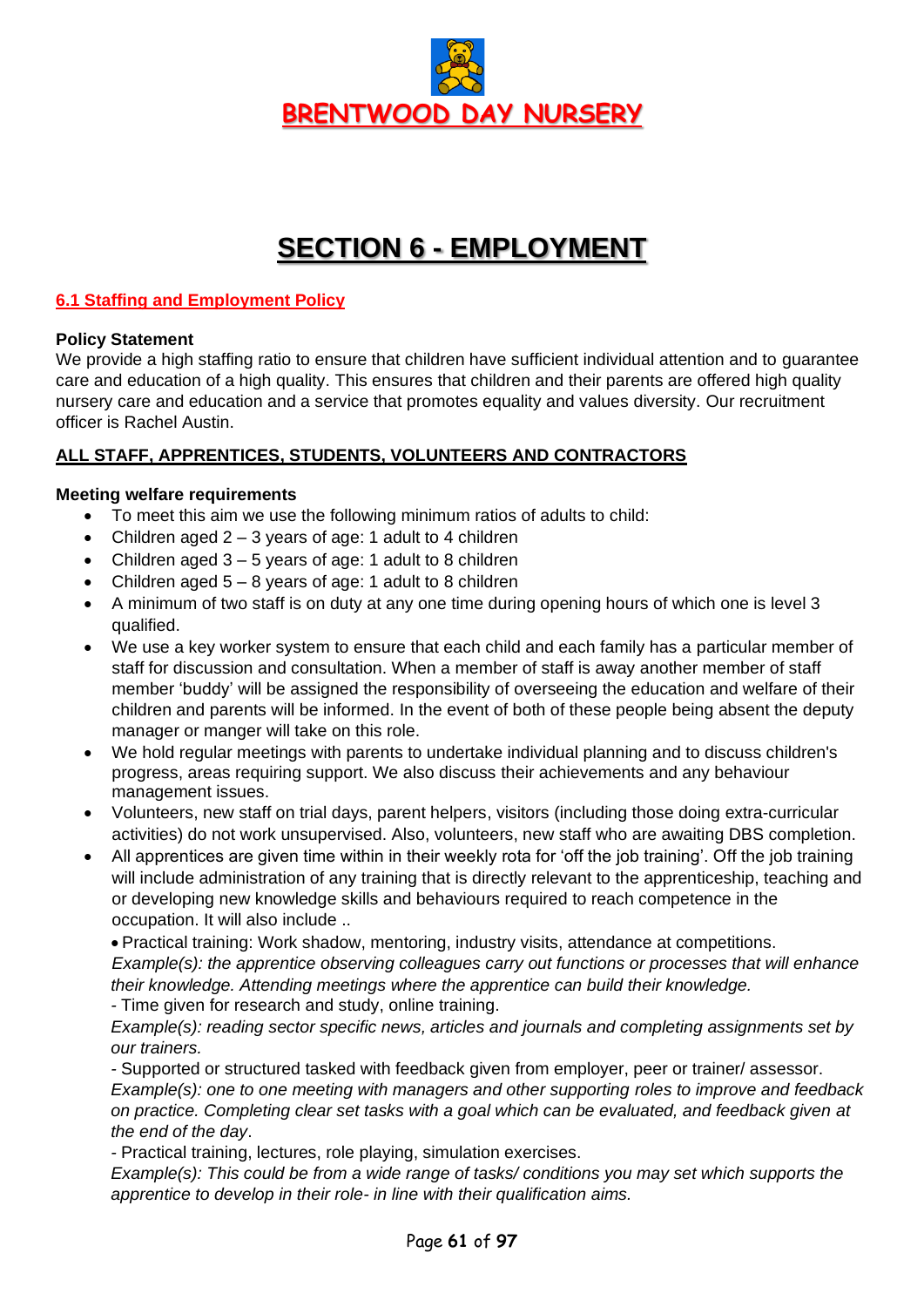**BRENTWOOD DAY NURSERY**

# SECTION 6 - EMPLOYMENT

## 6.1 Staffing and Employment Policy

**Policy Statement**

We provide a high staffing ratio to ensure that children have sufficient individual attention and to guarantee care and education of a high quality. This ensures that children and their parents are offered high quality nursery care and education and a service that promotes equality and values diversity. Our recruitment officer is Rachel Austin.

### ALL STAFF, APPRENTICES, STUDENTS, VOLUNTEERS AND CONTRACTORS

**Meeting welfare requirements**

- To meet this aim we use the following minimum ratios of adults to child:
- Children aged 2 – 3 years of age: 1 adult to 4 children
- Children aged 3 – 5 years of age: 1 adult to 8 children
- Children aged 5 – 8 years of age: 1 adult to 8 children
- A minimum of two staff is on duty at any one time during opening hours of which one is level 3 qualified.
- We use a key worker system to ensure that each child and each family has a particular member of staff for discussion and consultation. When a member of staff is away another member of staff member 'buddy' will be assigned the responsibility of overseeing the education and welfare of their children and parents will be informed. In the event of both of these people being absent the deputy manager or manger will take on this role.
- We hold regular meetings with parents to undertake individual planning and to discuss children's progress, areas requiring support. We also discuss their achievements and any behaviour management issues.
- Volunteers, new staff on trial days, parent helpers, visitors (including those doing extra-curricular activities) do not work unsupervised. Also, volunteers, new staff who are awaiting DBS completion.
- All apprentices are given time within in their weekly rota for 'off the job training'. Off the job training will include administration of any training that is directly relevant to the apprenticeship, teaching and or developing new knowledge skills and behaviours required to reach competence in the occupation. It will also include ..

  - Practical training: Work shadow, mentoring, industry visits, attendance at competitions.

  *Example(s): the apprentice observing colleagues carry out functions or processes that will enhance their knowledge. Attending meetings where the apprentice can build their knowledge.*

  - Time given for research and study, online training.

  *Example(s): reading sector specific news, articles and journals and completing assignments set by our trainers.*

  - Supported or structured tasked with feedback given from employer, peer or trainer/ assessor.

  *Example(s): one to one meeting with managers and other supporting roles to improve and feedback on practice. Completing clear set tasks with a goal which can be evaluated, and feedback given at the end of the day.*

  - Practical training, lectures, role playing, simulation exercises.

  *Example(s): This could be from a wide range of tasks/ conditions you may set which supports the apprentice to develop in their role- in line with their qualification aims.*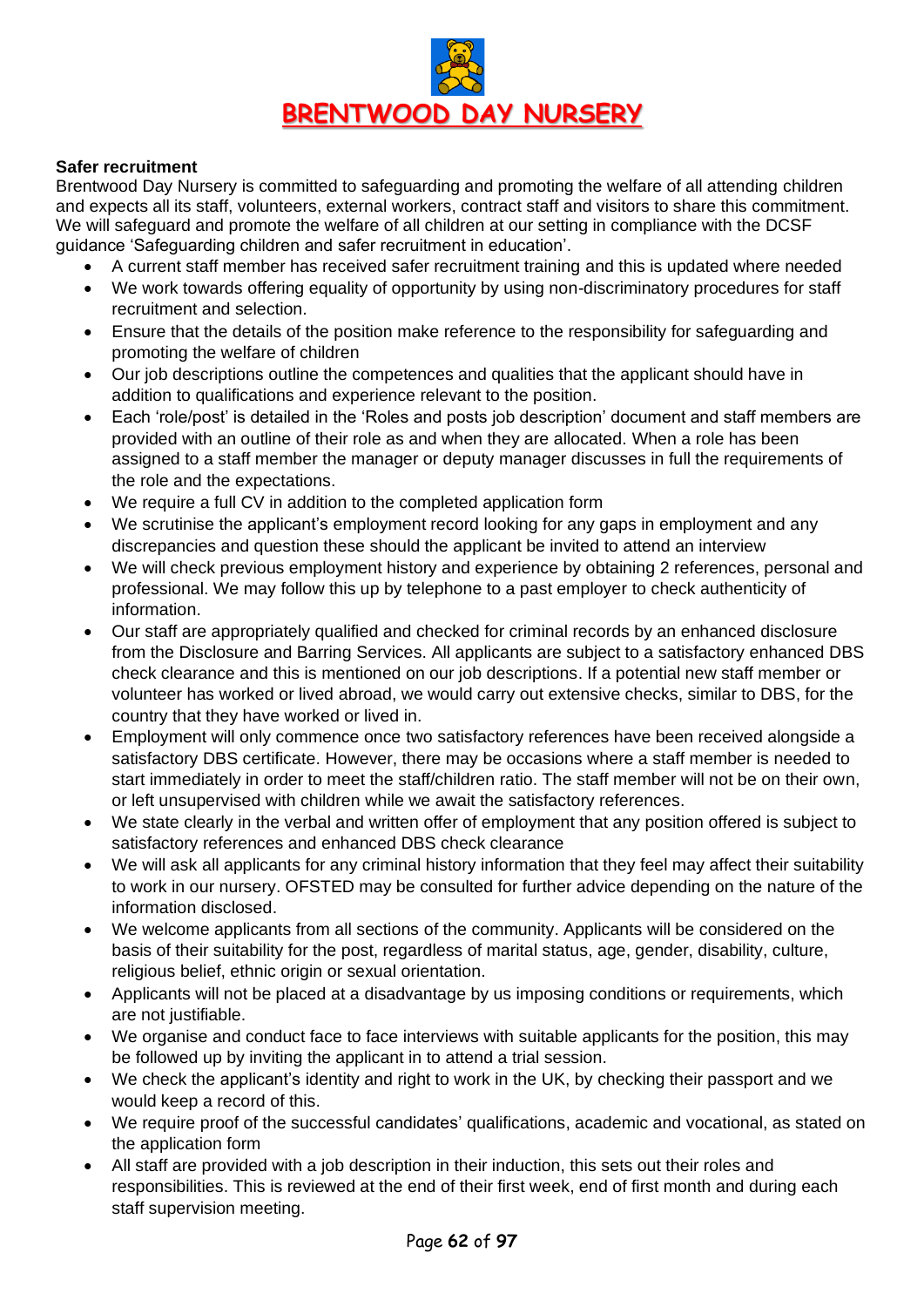**Safer recruitment**

Brentwood Day Nursery is committed to safeguarding and promoting the welfare of all attending children and expects all its staff, volunteers, external workers, contract staff and visitors to share this commitment. We will safeguard and promote the welfare of all children at our setting in compliance with the DCSF guidance 'Safeguarding children and safer recruitment in education'.

- A current staff member has received safer recruitment training and this is updated where needed
- We work towards offering equality of opportunity by using non-discriminatory procedures for staff recruitment and selection.
- Ensure that the details of the position make reference to the responsibility for safeguarding and promoting the welfare of children
- Our job descriptions outline the competences and qualities that the applicant should have in addition to qualifications and experience relevant to the position.
- Each 'role/post' is detailed in the 'Roles and posts job description' document and staff members are provided with an outline of their role as and when they are allocated. When a role has been assigned to a staff member the manager or deputy manager discusses in full the requirements of the role and the expectations.
- We require a full CV in addition to the completed application form
- We scrutinise the applicant's employment record looking for any gaps in employment and any discrepancies and question these should the applicant be invited to attend an interview
- We will check previous employment history and experience by obtaining 2 references, personal and professional. We may follow this up by telephone to a past employer to check authenticity of information.
- Our staff are appropriately qualified and checked for criminal records by an enhanced disclosure from the Disclosure and Barring Services. All applicants are subject to a satisfactory enhanced DBS check clearance and this is mentioned on our job descriptions. If a potential new staff member or volunteer has worked or lived abroad, we would carry out extensive checks, similar to DBS, for the country that they have worked or lived in.
- Employment will only commence once two satisfactory references have been received alongside a satisfactory DBS certificate. However, there may be occasions where a staff member is needed to start immediately in order to meet the staff/children ratio. The staff member will not be on their own, or left unsupervised with children while we await the satisfactory references.
- We state clearly in the verbal and written offer of employment that any position offered is subject to satisfactory references and enhanced DBS check clearance
- We will ask all applicants for any criminal history information that they feel may affect their suitability to work in our nursery. OFSTED may be consulted for further advice depending on the nature of the information disclosed.
- We welcome applicants from all sections of the community. Applicants will be considered on the basis of their suitability for the post, regardless of marital status, age, gender, disability, culture, religious belief, ethnic origin or sexual orientation.
- Applicants will not be placed at a disadvantage by us imposing conditions or requirements, which are not justifiable.
- We organise and conduct face to face interviews with suitable applicants for the position, this may be followed up by inviting the applicant in to attend a trial session.
- We check the applicant's identity and right to work in the UK, by checking their passport and we would keep a record of this.
- We require proof of the successful candidates' qualifications, academic and vocational, as stated on the application form
- All staff are provided with a job description in their induction, this sets out their roles and responsibilities. This is reviewed at the end of their first week, end of first month and during each staff supervision meeting.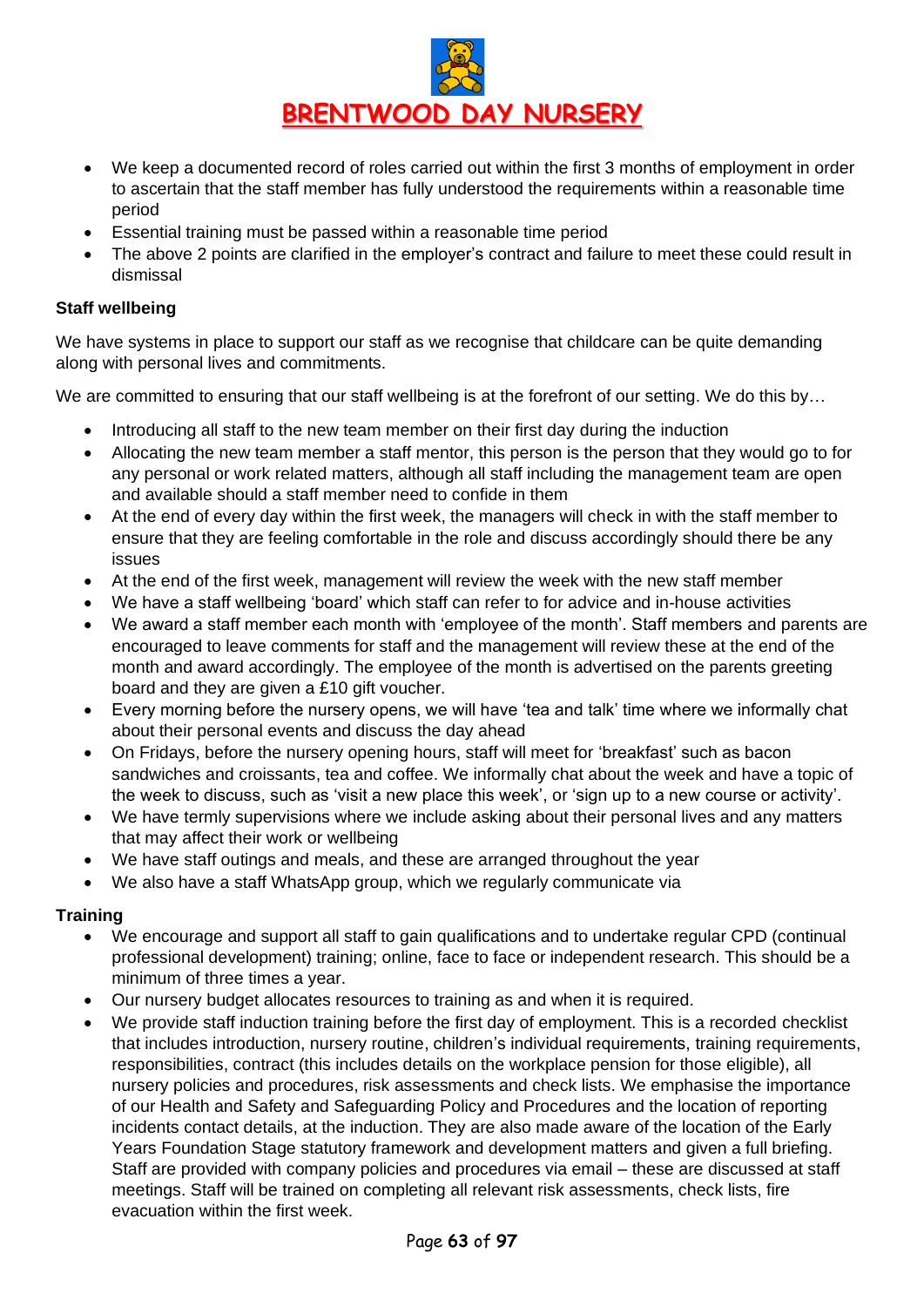- We keep a documented record of roles carried out within the first 3 months of employment in order to ascertain that the staff member has fully understood the requirements within a reasonable time period
- Essential training must be passed within a reasonable time period
- The above 2 points are clarified in the employer's contract and failure to meet these could result in dismissal

**Staff wellbeing**

We have systems in place to support our staff as we recognise that childcare can be quite demanding along with personal lives and commitments.

We are committed to ensuring that our staff wellbeing is at the forefront of our setting. We do this by…

- Introducing all staff to the new team member on their first day during the induction
- Allocating the new team member a staff mentor, this person is the person that they would go to for any personal or work related matters, although all staff including the management team are open and available should a staff member need to confide in them
- At the end of every day within the first week, the managers will check in with the staff member to ensure that they are feeling comfortable in the role and discuss accordingly should there be any issues
- At the end of the first week, management will review the week with the new staff member
- We have a staff wellbeing 'board' which staff can refer to for advice and in-house activities
- We award a staff member each month with 'employee of the month'. Staff members and parents are encouraged to leave comments for staff and the management will review these at the end of the month and award accordingly. The employee of the month is advertised on the parents greeting board and they are given a £10 gift voucher.
- Every morning before the nursery opens, we will have 'tea and talk' time where we informally chat about their personal events and discuss the day ahead
- On Fridays, before the nursery opening hours, staff will meet for 'breakfast' such as bacon sandwiches and croissants, tea and coffee. We informally chat about the week and have a topic of the week to discuss, such as 'visit a new place this week', or 'sign up to a new course or activity'.
- We have termly supervisions where we include asking about their personal lives and any matters that may affect their work or wellbeing
- We have staff outings and meals, and these are arranged throughout the year
- We also have a staff WhatsApp group, which we regularly communicate via

**Training**

- We encourage and support all staff to gain qualifications and to undertake regular CPD (continual professional development) training; online, face to face or independent research. This should be a minimum of three times a year.
- Our nursery budget allocates resources to training as and when it is required.
- We provide staff induction training before the first day of employment. This is a recorded checklist that includes introduction, nursery routine, children's individual requirements, training requirements, responsibilities, contract (this includes details on the workplace pension for those eligible), all nursery policies and procedures, risk assessments and check lists. We emphasise the importance of our Health and Safety and Safeguarding Policy and Procedures and the location of reporting incidents contact details, at the induction. They are also made aware of the location of the Early Years Foundation Stage statutory framework and development matters and given a full briefing. Staff are provided with company policies and procedures via email – these are discussed at staff meetings. Staff will be trained on completing all relevant risk assessments, check lists, fire evacuation within the first week.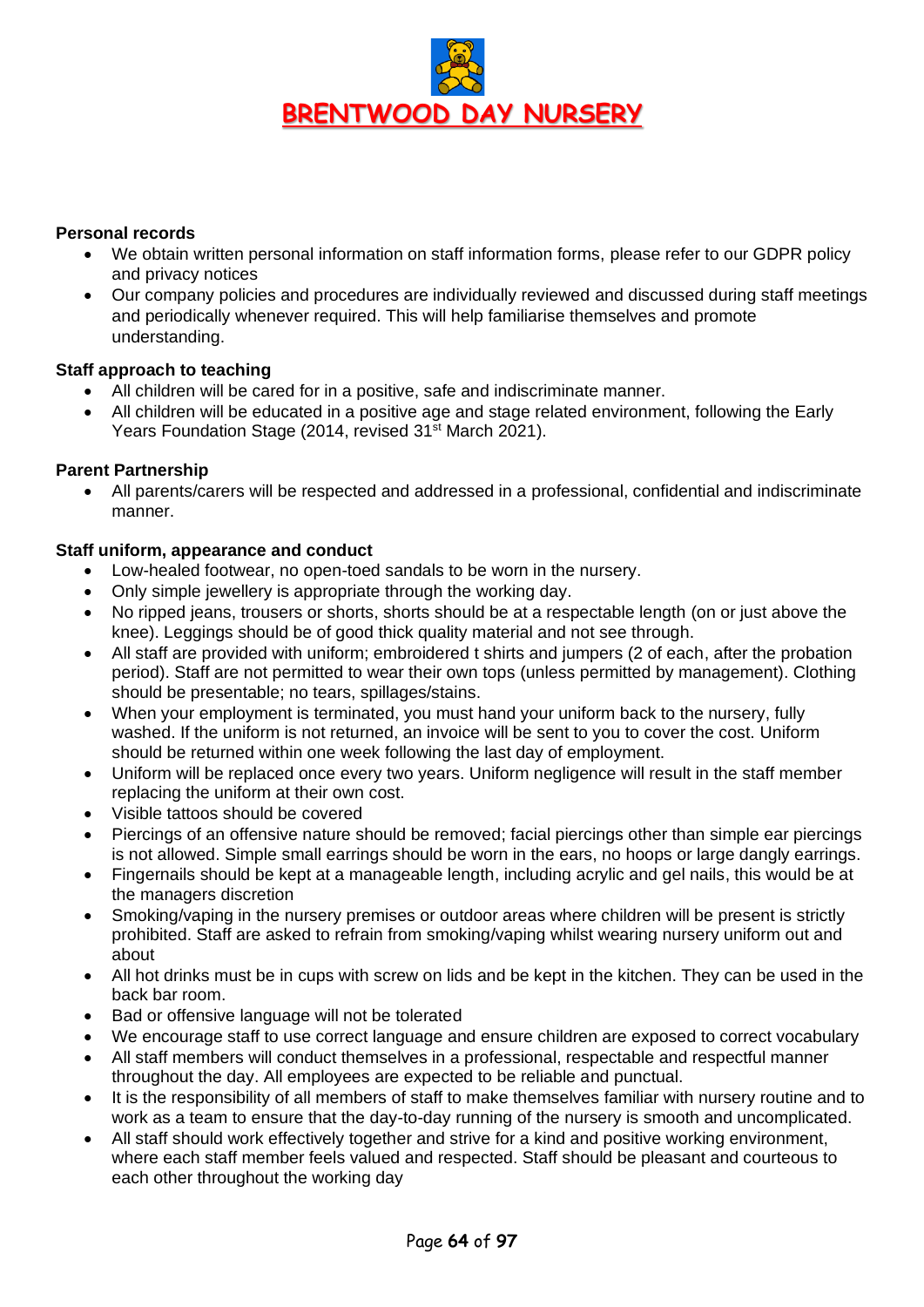# BRENTWOOD DAY NURSERY

**Personal records**

- We obtain written personal information on staff information forms, please refer to our GDPR policy and privacy notices
- Our company policies and procedures are individually reviewed and discussed during staff meetings and periodically whenever required. This will help familiarise themselves and promote understanding.

**Staff approach to teaching**

- All children will be cared for in a positive, safe and indiscriminate manner.
- All children will be educated in a positive age and stage related environment, following the Early Years Foundation Stage (2014, revised 31st March 2021).

**Parent Partnership**

- All parents/carers will be respected and addressed in a professional, confidential and indiscriminate manner.

**Staff uniform, appearance and conduct**

- Low-healed footwear, no open-toed sandals to be worn in the nursery.
- Only simple jewellery is appropriate through the working day.
- No ripped jeans, trousers or shorts, shorts should be at a respectable length (on or just above the knee). Leggings should be of good thick quality material and not see through.
- All staff are provided with uniform; embroidered t shirts and jumpers (2 of each, after the probation period). Staff are not permitted to wear their own tops (unless permitted by management). Clothing should be presentable; no tears, spillages/stains.
- When your employment is terminated, you must hand your uniform back to the nursery, fully washed. If the uniform is not returned, an invoice will be sent to you to cover the cost. Uniform should be returned within one week following the last day of employment.
- Uniform will be replaced once every two years. Uniform negligence will result in the staff member replacing the uniform at their own cost.
- Visible tattoos should be covered
- Piercings of an offensive nature should be removed; facial piercings other than simple ear piercings is not allowed. Simple small earrings should be worn in the ears, no hoops or large dangly earrings.
- Fingernails should be kept at a manageable length, including acrylic and gel nails, this would be at the managers discretion
- Smoking/vaping in the nursery premises or outdoor areas where children will be present is strictly prohibited. Staff are asked to refrain from smoking/vaping whilst wearing nursery uniform out and about
- All hot drinks must be in cups with screw on lids and be kept in the kitchen. They can be used in the back bar room.
- Bad or offensive language will not be tolerated
- We encourage staff to use correct language and ensure children are exposed to correct vocabulary
- All staff members will conduct themselves in a professional, respectable and respectful manner throughout the day. All employees are expected to be reliable and punctual.
- It is the responsibility of all members of staff to make themselves familiar with nursery routine and to work as a team to ensure that the day-to-day running of the nursery is smooth and uncomplicated.
- All staff should work effectively together and strive for a kind and positive working environment, where each staff member feels valued and respected. Staff should be pleasant and courteous to each other throughout the working day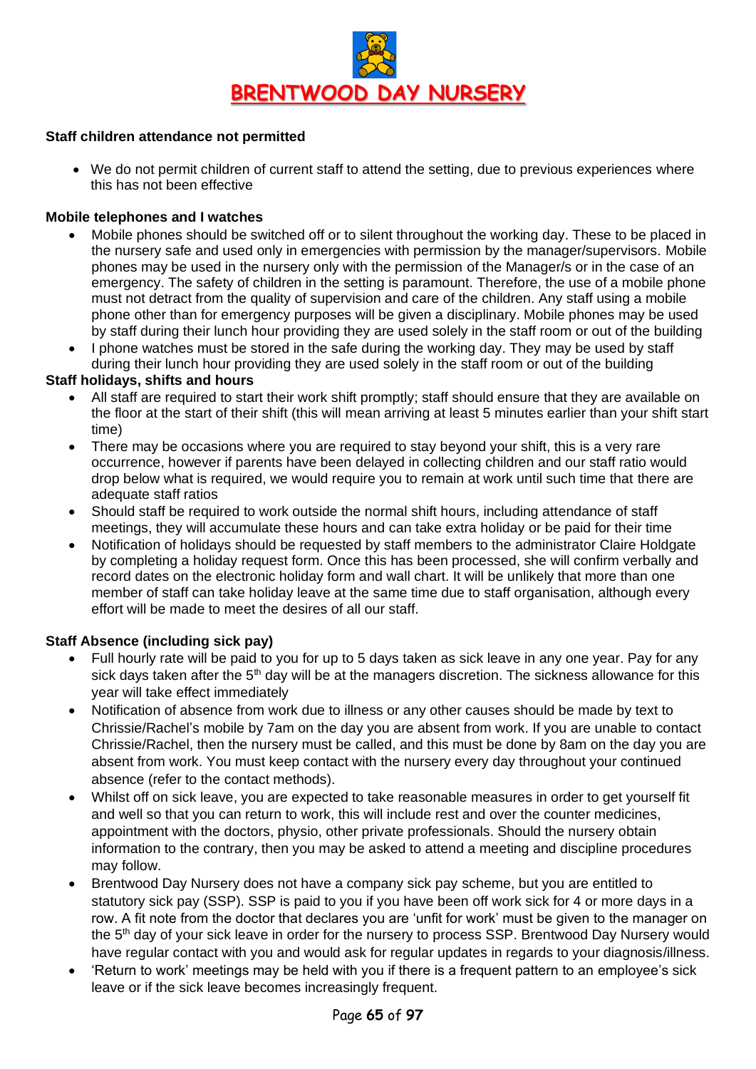**BRENTWOOD DAY NURSERY**

**Staff children attendance not permitted**

- We do not permit children of current staff to attend the setting, due to previous experiences where this has not been effective

**Mobile telephones and I watches**

- Mobile phones should be switched off or to silent throughout the working day. These to be placed in the nursery safe and used only in emergencies with permission by the manager/supervisors. Mobile phones may be used in the nursery only with the permission of the Manager/s or in the case of an emergency. The safety of children in the setting is paramount. Therefore, the use of a mobile phone must not detract from the quality of supervision and care of the children. Any staff using a mobile phone other than for emergency purposes will be given a disciplinary. Mobile phones may be used by staff during their lunch hour providing they are used solely in the staff room or out of the building
- I phone watches must be stored in the safe during the working day. They may be used by staff during their lunch hour providing they are used solely in the staff room or out of the building

**Staff holidays, shifts and hours**

- All staff are required to start their work shift promptly; staff should ensure that they are available on the floor at the start of their shift (this will mean arriving at least 5 minutes earlier than your shift start time)
- There may be occasions where you are required to stay beyond your shift, this is a very rare occurrence, however if parents have been delayed in collecting children and our staff ratio would drop below what is required, we would require you to remain at work until such time that there are adequate staff ratios
- Should staff be required to work outside the normal shift hours, including attendance of staff meetings, they will accumulate these hours and can take extra holiday or be paid for their time
- Notification of holidays should be requested by staff members to the administrator Claire Holdgate by completing a holiday request form. Once this has been processed, she will confirm verbally and record dates on the electronic holiday form and wall chart. It will be unlikely that more than one member of staff can take holiday leave at the same time due to staff organisation, although every effort will be made to meet the desires of all our staff.

**Staff Absence (including sick pay)**

- Full hourly rate will be paid to you for up to 5 days taken as sick leave in any one year. Pay for any sick days taken after the 5th day will be at the managers discretion. The sickness allowance for this year will take effect immediately
- Notification of absence from work due to illness or any other causes should be made by text to Chrissie/Rachel's mobile by 7am on the day you are absent from work. If you are unable to contact Chrissie/Rachel, then the nursery must be called, and this must be done by 8am on the day you are absent from work. You must keep contact with the nursery every day throughout your continued absence (refer to the contact methods).
- Whilst off on sick leave, you are expected to take reasonable measures in order to get yourself fit and well so that you can return to work, this will include rest and over the counter medicines, appointment with the doctors, physio, other private professionals. Should the nursery obtain information to the contrary, then you may be asked to attend a meeting and discipline procedures may follow.
- Brentwood Day Nursery does not have a company sick pay scheme, but you are entitled to statutory sick pay (SSP). SSP is paid to you if you have been off work sick for 4 or more days in a row. A fit note from the doctor that declares you are 'unfit for work' must be given to the manager on the 5th day of your sick leave in order for the nursery to process SSP. Brentwood Day Nursery would have regular contact with you and would ask for regular updates in regards to your diagnosis/illness.
- 'Return to work' meetings may be held with you if there is a frequent pattern to an employee's sick leave or if the sick leave becomes increasingly frequent.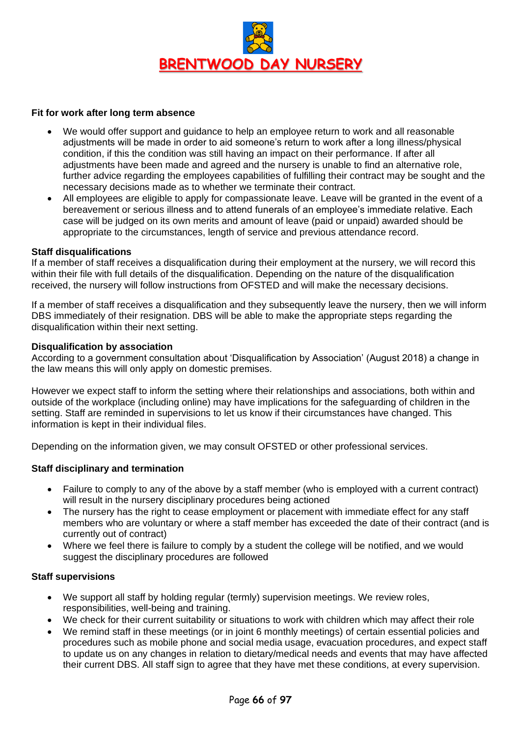**Fit for work after long term absence**

- We would offer support and guidance to help an employee return to work and all reasonable adjustments will be made in order to aid someone's return to work after a long illness/physical condition, if this the condition was still having an impact on their performance. If after all adjustments have been made and agreed and the nursery is unable to find an alternative role, further advice regarding the employees capabilities of fulfilling their contract may be sought and the necessary decisions made as to whether we terminate their contract.
- All employees are eligible to apply for compassionate leave. Leave will be granted in the event of a bereavement or serious illness and to attend funerals of an employee's immediate relative. Each case will be judged on its own merits and amount of leave (paid or unpaid) awarded should be appropriate to the circumstances, length of service and previous attendance record.

**Staff disqualifications**

If a member of staff receives a disqualification during their employment at the nursery, we will record this within their file with full details of the disqualification. Depending on the nature of the disqualification received, the nursery will follow instructions from OFSTED and will make the necessary decisions.

If a member of staff receives a disqualification and they subsequently leave the nursery, then we will inform DBS immediately of their resignation. DBS will be able to make the appropriate steps regarding the disqualification within their next setting.

**Disqualification by association**

According to a government consultation about 'Disqualification by Association' (August 2018) a change in the law means this will only apply on domestic premises.

However we expect staff to inform the setting where their relationships and associations, both within and outside of the workplace (including online) may have implications for the safeguarding of children in the setting. Staff are reminded in supervisions to let us know if their circumstances have changed. This information is kept in their individual files.

Depending on the information given, we may consult OFSTED or other professional services.

**Staff disciplinary and termination**

- Failure to comply to any of the above by a staff member (who is employed with a current contract) will result in the nursery disciplinary procedures being actioned
- The nursery has the right to cease employment or placement with immediate effect for any staff members who are voluntary or where a staff member has exceeded the date of their contract (and is currently out of contract)
- Where we feel there is failure to comply by a student the college will be notified, and we would suggest the disciplinary procedures are followed

**Staff supervisions**

- We support all staff by holding regular (termly) supervision meetings. We review roles, responsibilities, well-being and training.
- We check for their current suitability or situations to work with children which may affect their role
- We remind staff in these meetings (or in joint 6 monthly meetings) of certain essential policies and procedures such as mobile phone and social media usage, evacuation procedures, and expect staff to update us on any changes in relation to dietary/medical needs and events that may have affected their current DBS. All staff sign to agree that they have met these conditions, at every supervision.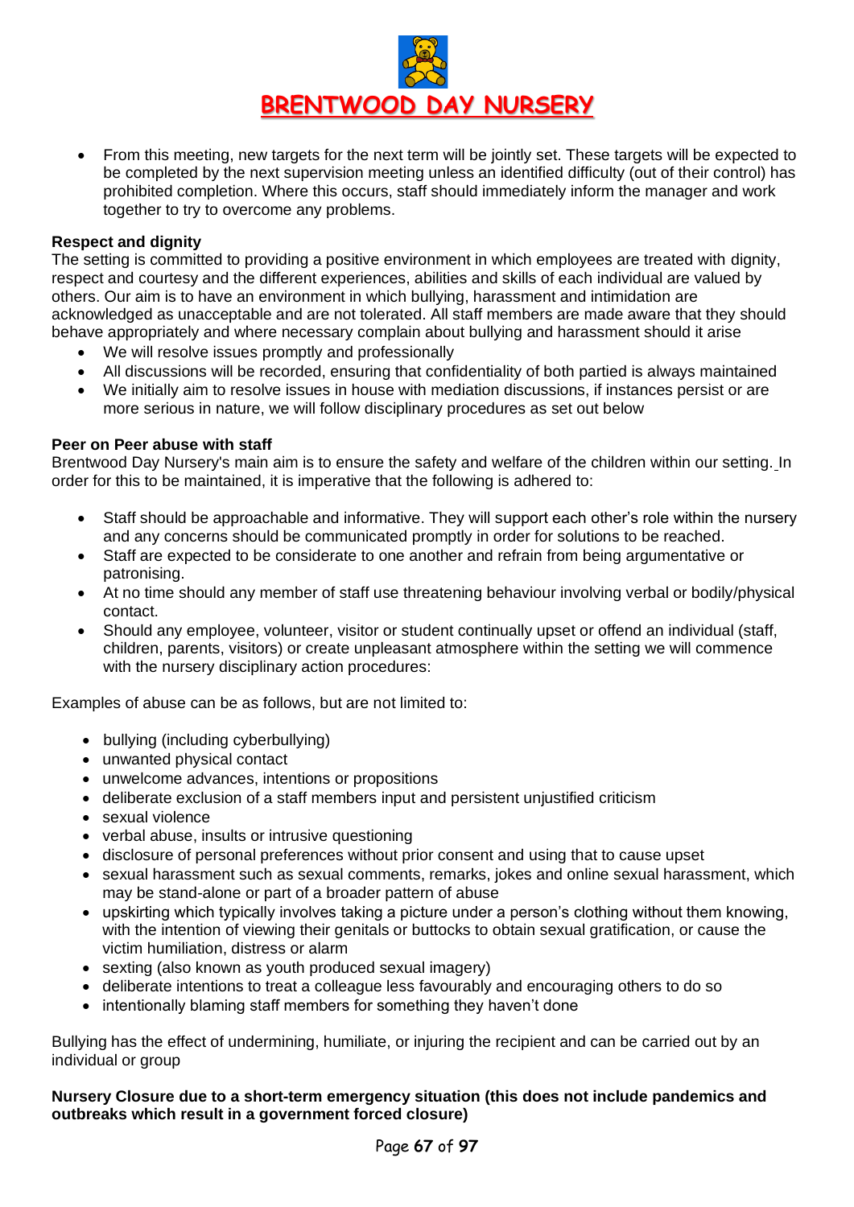- From this meeting, new targets for the next term will be jointly set. These targets will be expected to be completed by the next supervision meeting unless an identified difficulty (out of their control) has prohibited completion. Where this occurs, staff should immediately inform the manager and work together to try to overcome any problems.

**Respect and dignity**

The setting is committed to providing a positive environment in which employees are treated with dignity, respect and courtesy and the different experiences, abilities and skills of each individual are valued by others. Our aim is to have an environment in which bullying, harassment and intimidation are acknowledged as unacceptable and are not tolerated. All staff members are made aware that they should behave appropriately and where necessary complain about bullying and harassment should it arise

- We will resolve issues promptly and professionally
- All discussions will be recorded, ensuring that confidentiality of both partied is always maintained
- We initially aim to resolve issues in house with mediation discussions, if instances persist or are more serious in nature, we will follow disciplinary procedures as set out below

**Peer on Peer abuse with staff**

Brentwood Day Nursery's main aim is to ensure the safety and welfare of the children within our setting. In order for this to be maintained, it is imperative that the following is adhered to:

- Staff should be approachable and informative. They will support each other's role within the nursery and any concerns should be communicated promptly in order for solutions to be reached.
- Staff are expected to be considerate to one another and refrain from being argumentative or patronising.
- At no time should any member of staff use threatening behaviour involving verbal or bodily/physical contact.
- Should any employee, volunteer, visitor or student continually upset or offend an individual (staff, children, parents, visitors) or create unpleasant atmosphere within the setting we will commence with the nursery disciplinary action procedures:

Examples of abuse can be as follows, but are not limited to:

- bullying (including cyberbullying)
- unwanted physical contact
- unwelcome advances, intentions or propositions
- deliberate exclusion of a staff members input and persistent unjustified criticism
- sexual violence
- verbal abuse, insults or intrusive questioning
- disclosure of personal preferences without prior consent and using that to cause upset
- sexual harassment such as sexual comments, remarks, jokes and online sexual harassment, which may be stand-alone or part of a broader pattern of abuse
- upskirting which typically involves taking a picture under a person's clothing without them knowing, with the intention of viewing their genitals or buttocks to obtain sexual gratification, or cause the victim humiliation, distress or alarm
- sexting (also known as youth produced sexual imagery)
- deliberate intentions to treat a colleague less favourably and encouraging others to do so
- intentionally blaming staff members for something they haven't done

Bullying has the effect of undermining, humiliate, or injuring the recipient and can be carried out by an individual or group

**Nursery Closure due to a short-term emergency situation (this does not include pandemics and outbreaks which result in a government forced closure)**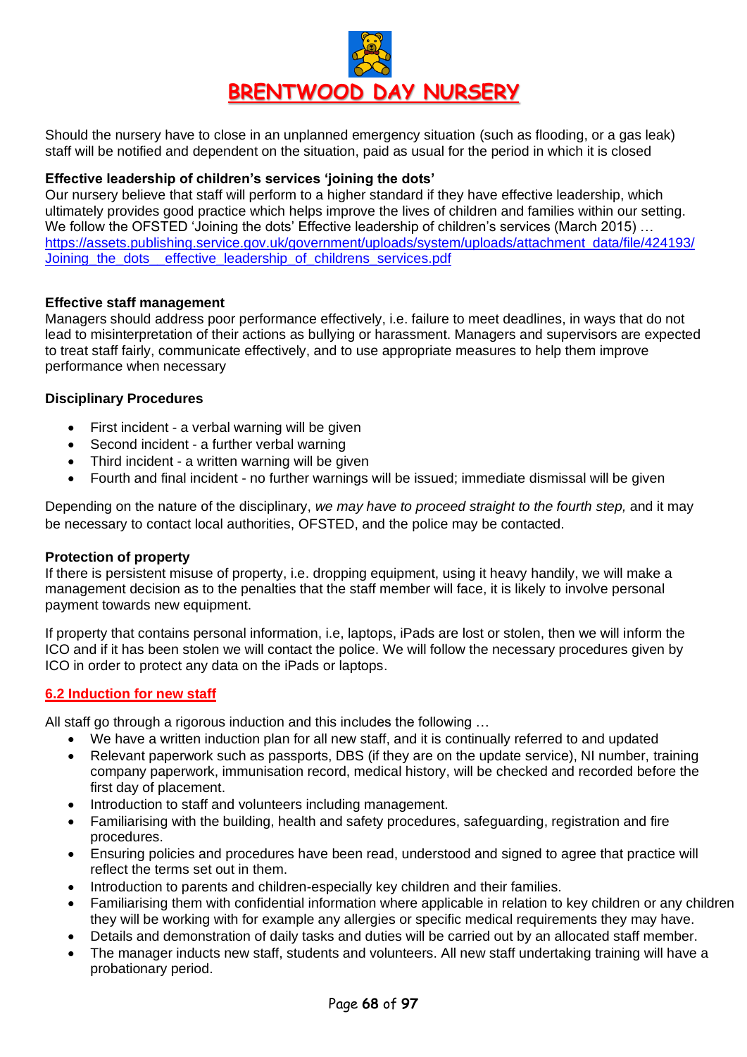Should the nursery have to close in an unplanned emergency situation (such as flooding, or a gas leak) staff will be notified and dependent on the situation, paid as usual for the period in which it is closed

**Effective leadership of children's services 'joining the dots'**

Our nursery believe that staff will perform to a higher standard if they have effective leadership, which ultimately provides good practice which helps improve the lives of children and families within our setting. We follow the OFSTED 'Joining the dots' Effective leadership of children's services (March 2015) … https://assets.publishing.service.gov.uk/government/uploads/system/uploads/attachment_data/file/424193/Joining_the_dots__effective_leadership_of_childrens_services.pdf

**Effective staff management**

Managers should address poor performance effectively, i.e. failure to meet deadlines, in ways that do not lead to misinterpretation of their actions as bullying or harassment. Managers and supervisors are expected to treat staff fairly, communicate effectively, and to use appropriate measures to help them improve performance when necessary

**Disciplinary Procedures**

- First incident - a verbal warning will be given
- Second incident - a further verbal warning
- Third incident - a written warning will be given
- Fourth and final incident - no further warnings will be issued; immediate dismissal will be given

Depending on the nature of the disciplinary, *we may have to proceed straight to the fourth step,* and it may be necessary to contact local authorities, OFSTED, and the police may be contacted.

**Protection of property**

If there is persistent misuse of property, i.e. dropping equipment, using it heavy handily, we will make a management decision as to the penalties that the staff member will face, it is likely to involve personal payment towards new equipment.

If property that contains personal information, i.e, laptops, iPads are lost or stolen, then we will inform the ICO and if it has been stolen we will contact the police. We will follow the necessary procedures given by ICO in order to protect any data on the iPads or laptops.

## 6.2 Induction for new staff

All staff go through a rigorous induction and this includes the following …

- We have a written induction plan for all new staff, and it is continually referred to and updated
- Relevant paperwork such as passports, DBS (if they are on the update service), NI number, training company paperwork, immunisation record, medical history, will be checked and recorded before the first day of placement.
- Introduction to staff and volunteers including management.
- Familiarising with the building, health and safety procedures, safeguarding, registration and fire procedures.
- Ensuring policies and procedures have been read, understood and signed to agree that practice will reflect the terms set out in them.
- Introduction to parents and children-especially key children and their families.
- Familiarising them with confidential information where applicable in relation to key children or any children they will be working with for example any allergies or specific medical requirements they may have.
- Details and demonstration of daily tasks and duties will be carried out by an allocated staff member.
- The manager inducts new staff, students and volunteers. All new staff undertaking training will have a probationary period.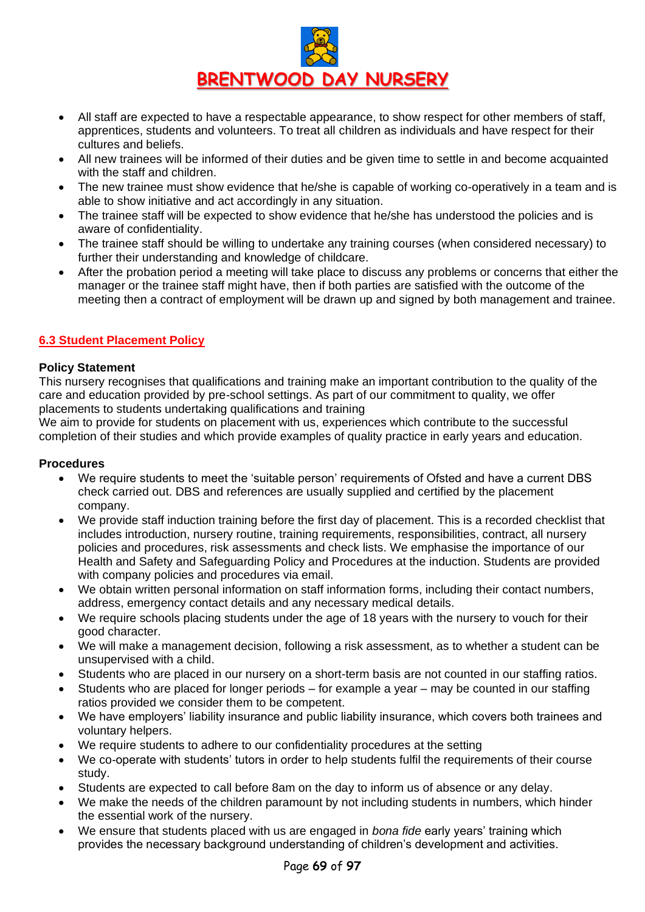- All staff are expected to have a respectable appearance, to show respect for other members of staff, apprentices, students and volunteers. To treat all children as individuals and have respect for their cultures and beliefs.
- All new trainees will be informed of their duties and be given time to settle in and become acquainted with the staff and children.
- The new trainee must show evidence that he/she is capable of working co-operatively in a team and is able to show initiative and act accordingly in any situation.
- The trainee staff will be expected to show evidence that he/she has understood the policies and is aware of confidentiality.
- The trainee staff should be willing to undertake any training courses (when considered necessary) to further their understanding and knowledge of childcare.
- After the probation period a meeting will take place to discuss any problems or concerns that either the manager or the trainee staff might have, then if both parties are satisfied with the outcome of the meeting then a contract of employment will be drawn up and signed by both management and trainee.

## 6.3 Student Placement Policy

**Policy Statement**

This nursery recognises that qualifications and training make an important contribution to the quality of the care and education provided by pre-school settings. As part of our commitment to quality, we offer placements to students undertaking qualifications and training

We aim to provide for students on placement with us, experiences which contribute to the successful completion of their studies and which provide examples of quality practice in early years and education.

**Procedures**

- We require students to meet the 'suitable person' requirements of Ofsted and have a current DBS check carried out. DBS and references are usually supplied and certified by the placement company.
- We provide staff induction training before the first day of placement. This is a recorded checklist that includes introduction, nursery routine, training requirements, responsibilities, contract, all nursery policies and procedures, risk assessments and check lists. We emphasise the importance of our Health and Safety and Safeguarding Policy and Procedures at the induction. Students are provided with company policies and procedures via email.
- We obtain written personal information on staff information forms, including their contact numbers, address, emergency contact details and any necessary medical details.
- We require schools placing students under the age of 18 years with the nursery to vouch for their good character.
- We will make a management decision, following a risk assessment, as to whether a student can be unsupervised with a child.
- Students who are placed in our nursery on a short-term basis are not counted in our staffing ratios.
- Students who are placed for longer periods – for example a year – may be counted in our staffing ratios provided we consider them to be competent.
- We have employers' liability insurance and public liability insurance, which covers both trainees and voluntary helpers.
- We require students to adhere to our confidentiality procedures at the setting
- We co-operate with students' tutors in order to help students fulfil the requirements of their course study.
- Students are expected to call before 8am on the day to inform us of absence or any delay.
- We make the needs of the children paramount by not including students in numbers, which hinder the essential work of the nursery.
- We ensure that students placed with us are engaged in *bona fide* early years' training which provides the necessary background understanding of children's development and activities.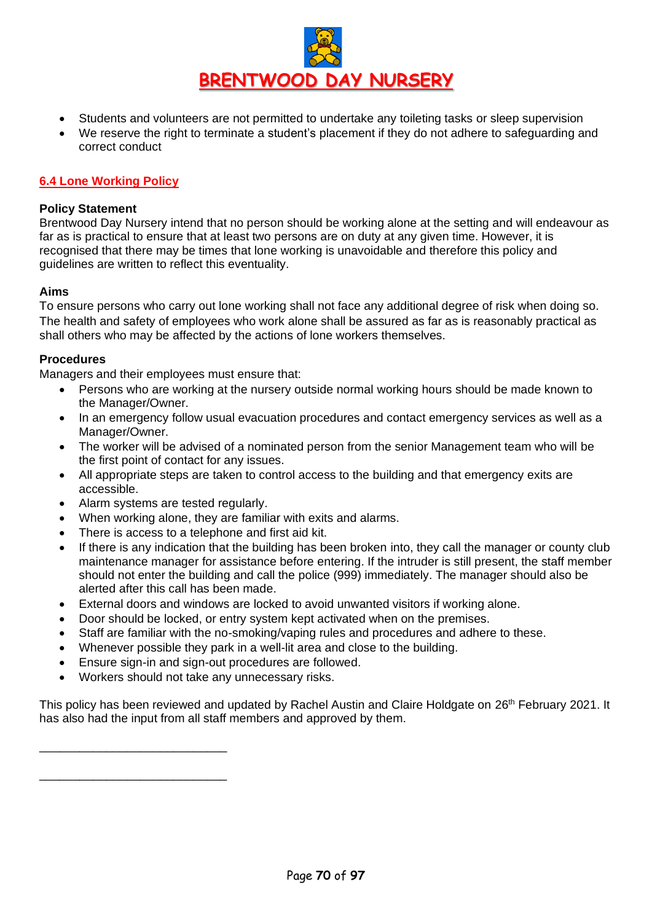- Students and volunteers are not permitted to undertake any toileting tasks or sleep supervision
- We reserve the right to terminate a student's placement if they do not adhere to safeguarding and correct conduct

## 6.4 Lone Working Policy

**Policy Statement**

Brentwood Day Nursery intend that no person should be working alone at the setting and will endeavour as far as is practical to ensure that at least two persons are on duty at any given time. However, it is recognised that there may be times that lone working is unavoidable and therefore this policy and guidelines are written to reflect this eventuality.

**Aims**

To ensure persons who carry out lone working shall not face any additional degree of risk when doing so. The health and safety of employees who work alone shall be assured as far as is reasonably practical as shall others who may be affected by the actions of lone workers themselves.

**Procedures**

Managers and their employees must ensure that:

- Persons who are working at the nursery outside normal working hours should be made known to the Manager/Owner.
- In an emergency follow usual evacuation procedures and contact emergency services as well as a Manager/Owner.
- The worker will be advised of a nominated person from the senior Management team who will be the first point of contact for any issues.
- All appropriate steps are taken to control access to the building and that emergency exits are accessible.
- Alarm systems are tested regularly.
- When working alone, they are familiar with exits and alarms.
- There is access to a telephone and first aid kit.
- If there is any indication that the building has been broken into, they call the manager or county club maintenance manager for assistance before entering. If the intruder is still present, the staff member should not enter the building and call the police (999) immediately. The manager should also be alerted after this call has been made.
- External doors and windows are locked to avoid unwanted visitors if working alone.
- Door should be locked, or entry system kept activated when on the premises.
- Staff are familiar with the no-smoking/vaping rules and procedures and adhere to these.
- Whenever possible they park in a well-lit area and close to the building.
- Ensure sign-in and sign-out procedures are followed.
- Workers should not take any unnecessary risks.

This policy has been reviewed and updated by Rachel Austin and Claire Holdgate on 26th February 2021. It has also had the input from all staff members and approved by them.

\_\_\_\_\_\_\_\_\_\_\_\_\_\_\_\_\_\_\_\_\_\_\_\_\_\_\_\_

\_\_\_\_\_\_\_\_\_\_\_\_\_\_\_\_\_\_\_\_\_\_\_\_\_\_\_\_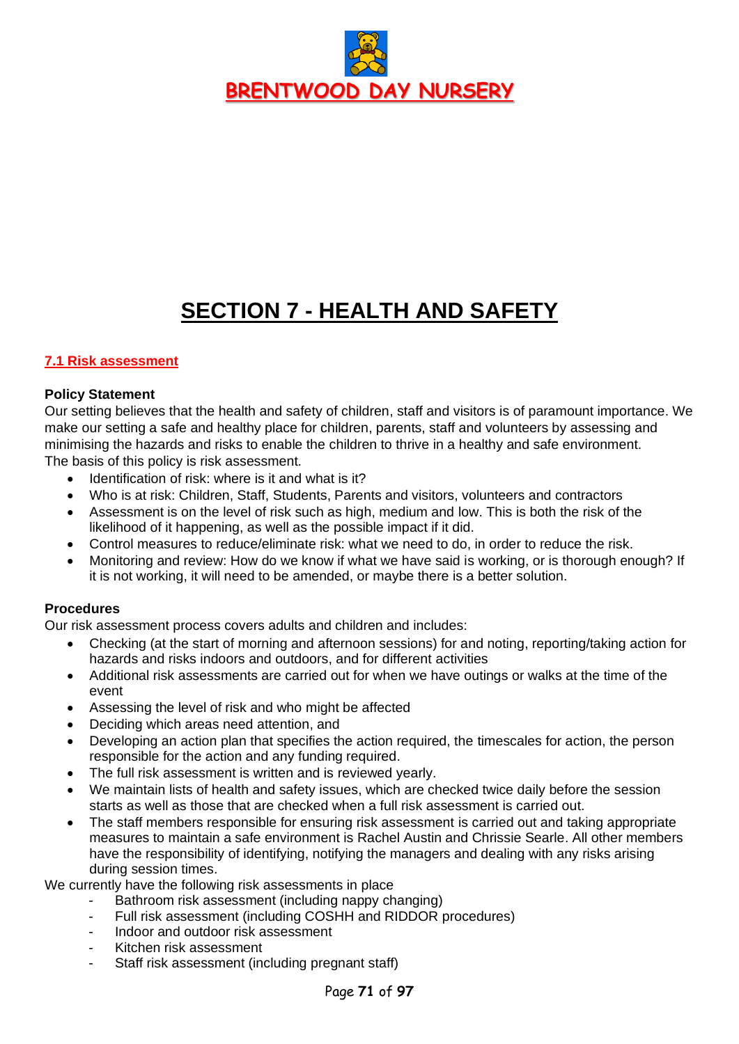# BRENTWOOD DAY NURSERY

## SECTION 7 - HEALTH AND SAFETY

### 7.1 Risk assessment

**Policy Statement**

Our setting believes that the health and safety of children, staff and visitors is of paramount importance. We make our setting a safe and healthy place for children, parents, staff and volunteers by assessing and minimising the hazards and risks to enable the children to thrive in a healthy and safe environment.
The basis of this policy is risk assessment.

- Identification of risk: where is it and what is it?
- Who is at risk: Children, Staff, Students, Parents and visitors, volunteers and contractors
- Assessment is on the level of risk such as high, medium and low. This is both the risk of the likelihood of it happening, as well as the possible impact if it did.
- Control measures to reduce/eliminate risk: what we need to do, in order to reduce the risk.
- Monitoring and review: How do we know if what we have said is working, or is thorough enough? If it is not working, it will need to be amended, or maybe there is a better solution.

**Procedures**

Our risk assessment process covers adults and children and includes:

- Checking (at the start of morning and afternoon sessions) for and noting, reporting/taking action for hazards and risks indoors and outdoors, and for different activities
- Additional risk assessments are carried out for when we have outings or walks at the time of the event
- Assessing the level of risk and who might be affected
- Deciding which areas need attention, and
- Developing an action plan that specifies the action required, the timescales for action, the person responsible for the action and any funding required.
- The full risk assessment is written and is reviewed yearly.
- We maintain lists of health and safety issues, which are checked twice daily before the session starts as well as those that are checked when a full risk assessment is carried out.
- The staff members responsible for ensuring risk assessment is carried out and taking appropriate measures to maintain a safe environment is Rachel Austin and Chrissie Searle. All other members have the responsibility of identifying, notifying the managers and dealing with any risks arising during session times.

We currently have the following risk assessments in place

- Bathroom risk assessment (including nappy changing)
- Full risk assessment (including COSHH and RIDDOR procedures)
- Indoor and outdoor risk assessment
- Kitchen risk assessment
- Staff risk assessment (including pregnant staff)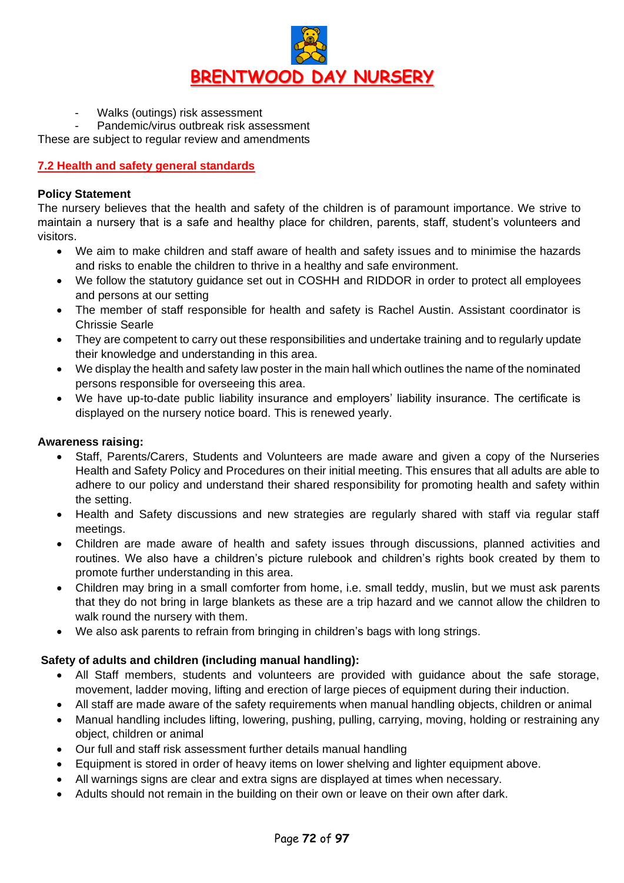- Walks (outings) risk assessment
- Pandemic/virus outbreak risk assessment

These are subject to regular review and amendments

## 7.2 Health and safety general standards

**Policy Statement**

The nursery believes that the health and safety of the children is of paramount importance. We strive to maintain a nursery that is a safe and healthy place for children, parents, staff, student's volunteers and visitors.

- We aim to make children and staff aware of health and safety issues and to minimise the hazards and risks to enable the children to thrive in a healthy and safe environment.
- We follow the statutory guidance set out in COSHH and RIDDOR in order to protect all employees and persons at our setting
- The member of staff responsible for health and safety is Rachel Austin. Assistant coordinator is Chrissie Searle
- They are competent to carry out these responsibilities and undertake training and to regularly update their knowledge and understanding in this area.
- We display the health and safety law poster in the main hall which outlines the name of the nominated persons responsible for overseeing this area.
- We have up-to-date public liability insurance and employers' liability insurance. The certificate is displayed on the nursery notice board. This is renewed yearly.

**Awareness raising:**

- Staff, Parents/Carers, Students and Volunteers are made aware and given a copy of the Nurseries Health and Safety Policy and Procedures on their initial meeting. This ensures that all adults are able to adhere to our policy and understand their shared responsibility for promoting health and safety within the setting.
- Health and Safety discussions and new strategies are regularly shared with staff via regular staff meetings.
- Children are made aware of health and safety issues through discussions, planned activities and routines. We also have a children's picture rulebook and children's rights book created by them to promote further understanding in this area.
- Children may bring in a small comforter from home, i.e. small teddy, muslin, but we must ask parents that they do not bring in large blankets as these are a trip hazard and we cannot allow the children to walk round the nursery with them.
- We also ask parents to refrain from bringing in children's bags with long strings.

**Safety of adults and children (including manual handling):**

- All Staff members, students and volunteers are provided with guidance about the safe storage, movement, ladder moving, lifting and erection of large pieces of equipment during their induction.
- All staff are made aware of the safety requirements when manual handling objects, children or animal
- Manual handling includes lifting, lowering, pushing, pulling, carrying, moving, holding or restraining any object, children or animal
- Our full and staff risk assessment further details manual handling
- Equipment is stored in order of heavy items on lower shelving and lighter equipment above.
- All warnings signs are clear and extra signs are displayed at times when necessary.
- Adults should not remain in the building on their own or leave on their own after dark.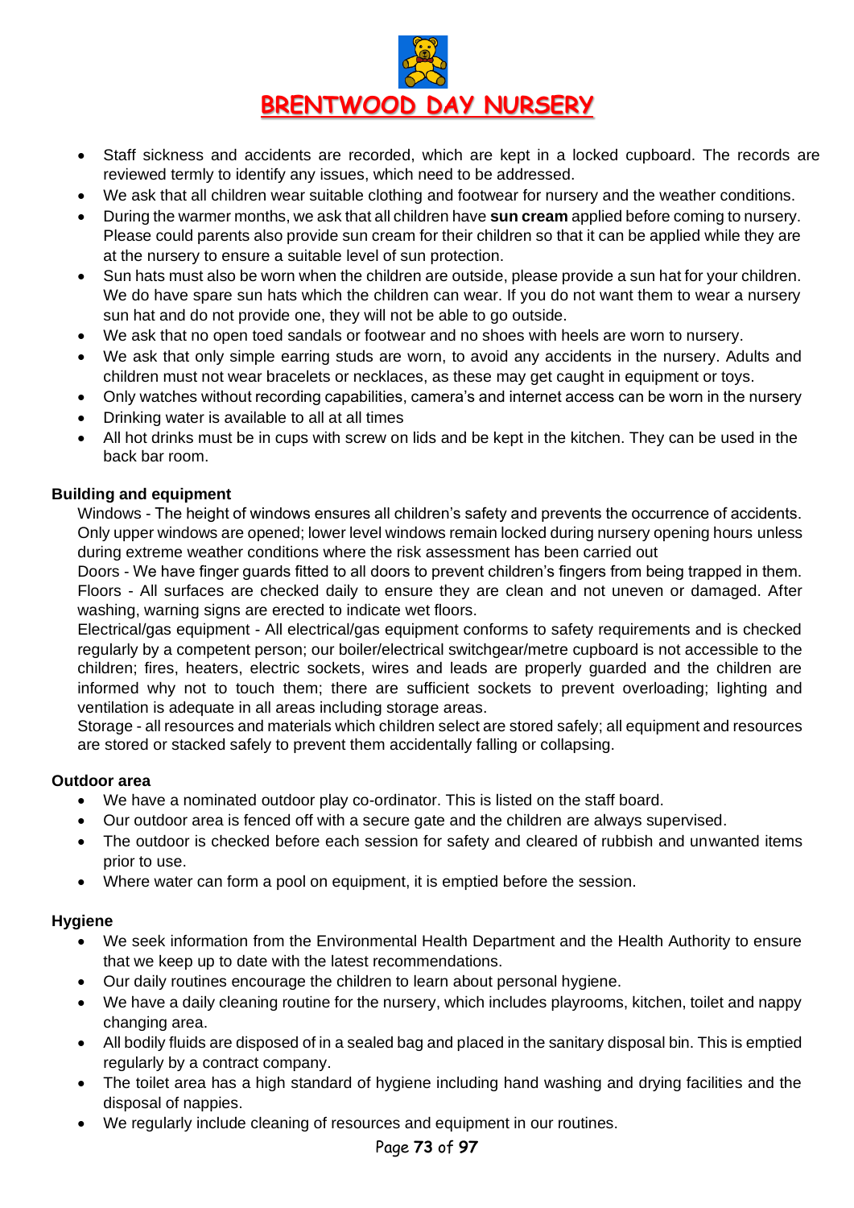- Staff sickness and accidents are recorded, which are kept in a locked cupboard. The records are reviewed termly to identify any issues, which need to be addressed.
- We ask that all children wear suitable clothing and footwear for nursery and the weather conditions.
- During the warmer months, we ask that all children have **sun cream** applied before coming to nursery. Please could parents also provide sun cream for their children so that it can be applied while they are at the nursery to ensure a suitable level of sun protection.
- Sun hats must also be worn when the children are outside, please provide a sun hat for your children. We do have spare sun hats which the children can wear. If you do not want them to wear a nursery sun hat and do not provide one, they will not be able to go outside.
- We ask that no open toed sandals or footwear and no shoes with heels are worn to nursery.
- We ask that only simple earring studs are worn, to avoid any accidents in the nursery. Adults and children must not wear bracelets or necklaces, as these may get caught in equipment or toys.
- Only watches without recording capabilities, camera's and internet access can be worn in the nursery
- Drinking water is available to all at all times
- All hot drinks must be in cups with screw on lids and be kept in the kitchen. They can be used in the back bar room.

**Building and equipment**

Windows - The height of windows ensures all children's safety and prevents the occurrence of accidents. Only upper windows are opened; lower level windows remain locked during nursery opening hours unless during extreme weather conditions where the risk assessment has been carried out

Doors - We have finger guards fitted to all doors to prevent children's fingers from being trapped in them.

Floors - All surfaces are checked daily to ensure they are clean and not uneven or damaged. After washing, warning signs are erected to indicate wet floors.

Electrical/gas equipment - All electrical/gas equipment conforms to safety requirements and is checked regularly by a competent person; our boiler/electrical switchgear/metre cupboard is not accessible to the children; fires, heaters, electric sockets, wires and leads are properly guarded and the children are informed why not to touch them; there are sufficient sockets to prevent overloading; lighting and ventilation is adequate in all areas including storage areas.

Storage - all resources and materials which children select are stored safely; all equipment and resources are stored or stacked safely to prevent them accidentally falling or collapsing.

**Outdoor area**

- We have a nominated outdoor play co-ordinator. This is listed on the staff board.
- Our outdoor area is fenced off with a secure gate and the children are always supervised.
- The outdoor is checked before each session for safety and cleared of rubbish and unwanted items prior to use.
- Where water can form a pool on equipment, it is emptied before the session.

**Hygiene**

- We seek information from the Environmental Health Department and the Health Authority to ensure that we keep up to date with the latest recommendations.
- Our daily routines encourage the children to learn about personal hygiene.
- We have a daily cleaning routine for the nursery, which includes playrooms, kitchen, toilet and nappy changing area.
- All bodily fluids are disposed of in a sealed bag and placed in the sanitary disposal bin. This is emptied regularly by a contract company.
- The toilet area has a high standard of hygiene including hand washing and drying facilities and the disposal of nappies.
- We regularly include cleaning of resources and equipment in our routines.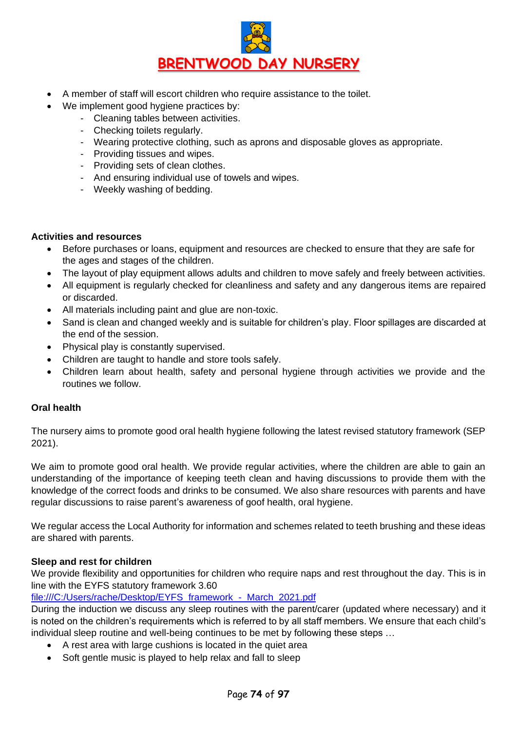- A member of staff will escort children who require assistance to the toilet.
- We implement good hygiene practices by:
  - Cleaning tables between activities.
  - Checking toilets regularly.
  - Wearing protective clothing, such as aprons and disposable gloves as appropriate.
  - Providing tissues and wipes.
  - Providing sets of clean clothes.
  - And ensuring individual use of towels and wipes.
  - Weekly washing of bedding.

**Activities and resources**

- Before purchases or loans, equipment and resources are checked to ensure that they are safe for the ages and stages of the children.
- The layout of play equipment allows adults and children to move safely and freely between activities.
- All equipment is regularly checked for cleanliness and safety and any dangerous items are repaired or discarded.
- All materials including paint and glue are non-toxic.
- Sand is clean and changed weekly and is suitable for children's play. Floor spillages are discarded at the end of the session.
- Physical play is constantly supervised.
- Children are taught to handle and store tools safely.
- Children learn about health, safety and personal hygiene through activities we provide and the routines we follow.

**Oral health**

The nursery aims to promote good oral health hygiene following the latest revised statutory framework (SEP 2021).

We aim to promote good oral health. We provide regular activities, where the children are able to gain an understanding of the importance of keeping teeth clean and having discussions to provide them with the knowledge of the correct foods and drinks to be consumed. We also share resources with parents and have regular discussions to raise parent's awareness of goof health, oral hygiene.

We regular access the Local Authority for information and schemes related to teeth brushing and these ideas are shared with parents.

**Sleep and rest for children**

We provide flexibility and opportunities for children who require naps and rest throughout the day. This is in line with the EYFS statutory framework 3.60
file:///C:/Users/rache/Desktop/EYFS_framework_-_March_2021.pdf
During the induction we discuss any sleep routines with the parent/carer (updated where necessary) and it is noted on the children's requirements which is referred to by all staff members. We ensure that each child's individual sleep routine and well-being continues to be met by following these steps …

- A rest area with large cushions is located in the quiet area
- Soft gentle music is played to help relax and fall to sleep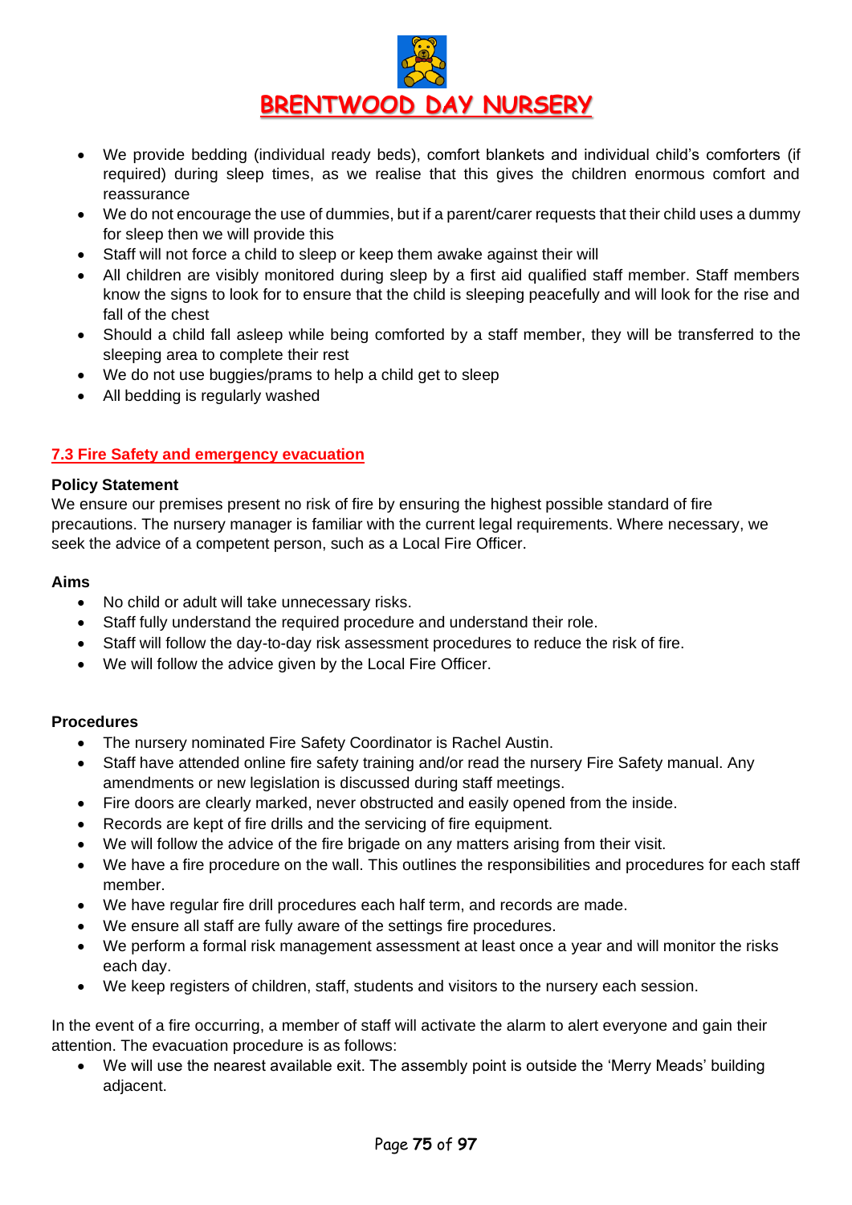- We provide bedding (individual ready beds), comfort blankets and individual child's comforters (if required) during sleep times, as we realise that this gives the children enormous comfort and reassurance
- We do not encourage the use of dummies, but if a parent/carer requests that their child uses a dummy for sleep then we will provide this
- Staff will not force a child to sleep or keep them awake against their will
- All children are visibly monitored during sleep by a first aid qualified staff member. Staff members know the signs to look for to ensure that the child is sleeping peacefully and will look for the rise and fall of the chest
- Should a child fall asleep while being comforted by a staff member, they will be transferred to the sleeping area to complete their rest
- We do not use buggies/prams to help a child get to sleep
- All bedding is regularly washed

## 7.3 Fire Safety and emergency evacuation

**Policy Statement**

We ensure our premises present no risk of fire by ensuring the highest possible standard of fire precautions. The nursery manager is familiar with the current legal requirements. Where necessary, we seek the advice of a competent person, such as a Local Fire Officer.

**Aims**

- No child or adult will take unnecessary risks.
- Staff fully understand the required procedure and understand their role.
- Staff will follow the day-to-day risk assessment procedures to reduce the risk of fire.
- We will follow the advice given by the Local Fire Officer.

**Procedures**

- The nursery nominated Fire Safety Coordinator is Rachel Austin.
- Staff have attended online fire safety training and/or read the nursery Fire Safety manual. Any amendments or new legislation is discussed during staff meetings.
- Fire doors are clearly marked, never obstructed and easily opened from the inside.
- Records are kept of fire drills and the servicing of fire equipment.
- We will follow the advice of the fire brigade on any matters arising from their visit.
- We have a fire procedure on the wall. This outlines the responsibilities and procedures for each staff member.
- We have regular fire drill procedures each half term, and records are made.
- We ensure all staff are fully aware of the settings fire procedures.
- We perform a formal risk management assessment at least once a year and will monitor the risks each day.
- We keep registers of children, staff, students and visitors to the nursery each session.

In the event of a fire occurring, a member of staff will activate the alarm to alert everyone and gain their attention. The evacuation procedure is as follows:

- We will use the nearest available exit. The assembly point is outside the 'Merry Meads' building adjacent.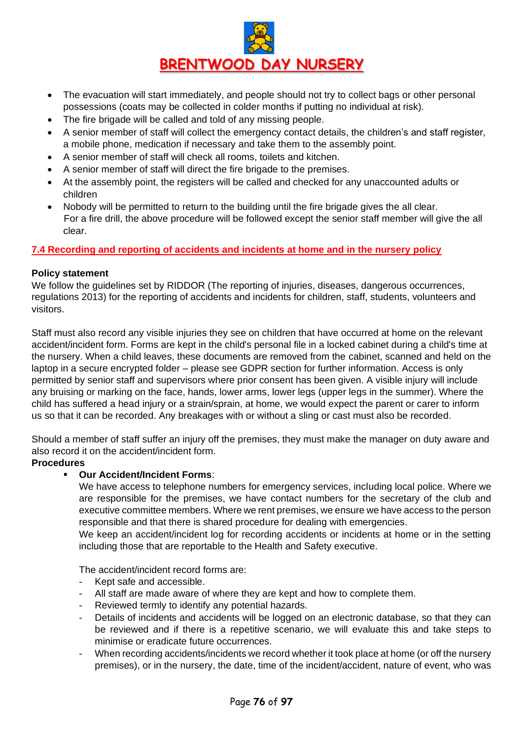- The evacuation will start immediately, and people should not try to collect bags or other personal possessions (coats may be collected in colder months if putting no individual at risk).
- The fire brigade will be called and told of any missing people.
- A senior member of staff will collect the emergency contact details, the children's and staff register, a mobile phone, medication if necessary and take them to the assembly point.
- A senior member of staff will check all rooms, toilets and kitchen.
- A senior member of staff will direct the fire brigade to the premises.
- At the assembly point, the registers will be called and checked for any unaccounted adults or children
- Nobody will be permitted to return to the building until the fire brigade gives the all clear.
  For a fire drill, the above procedure will be followed except the senior staff member will give the all clear.

## 7.4 Recording and reporting of accidents and incidents at home and in the nursery policy

**Policy statement**

We follow the guidelines set by RIDDOR (The reporting of injuries, diseases, dangerous occurrences, regulations 2013) for the reporting of accidents and incidents for children, staff, students, volunteers and visitors.

Staff must also record any visible injuries they see on children that have occurred at home on the relevant accident/incident form. Forms are kept in the child's personal file in a locked cabinet during a child's time at the nursery. When a child leaves, these documents are removed from the cabinet, scanned and held on the laptop in a secure encrypted folder – please see GDPR section for further information. Access is only permitted by senior staff and supervisors where prior consent has been given. A visible injury will include any bruising or marking on the face, hands, lower arms, lower legs (upper legs in the summer). Where the child has suffered a head injury or a strain/sprain, at home, we would expect the parent or carer to inform us so that it can be recorded. Any breakages with or without a sling or cast must also be recorded.

Should a member of staff suffer an injury off the premises, they must make the manager on duty aware and also record it on the accident/incident form.

**Procedures**

- **Our Accident/Incident Forms**:

  We have access to telephone numbers for emergency services, including local police. Where we are responsible for the premises, we have contact numbers for the secretary of the club and executive committee members. Where we rent premises, we ensure we have access to the person responsible and that there is shared procedure for dealing with emergencies.

  We keep an accident/incident log for recording accidents or incidents at home or in the setting including those that are reportable to the Health and Safety executive.

  The accident/incident record forms are:

  - Kept safe and accessible.
  - All staff are made aware of where they are kept and how to complete them.
  - Reviewed termly to identify any potential hazards.
  - Details of incidents and accidents will be logged on an electronic database, so that they can be reviewed and if there is a repetitive scenario, we will evaluate this and take steps to minimise or eradicate future occurrences.
  - When recording accidents/incidents we record whether it took place at home (or off the nursery premises), or in the nursery, the date, time of the incident/accident, nature of event, who was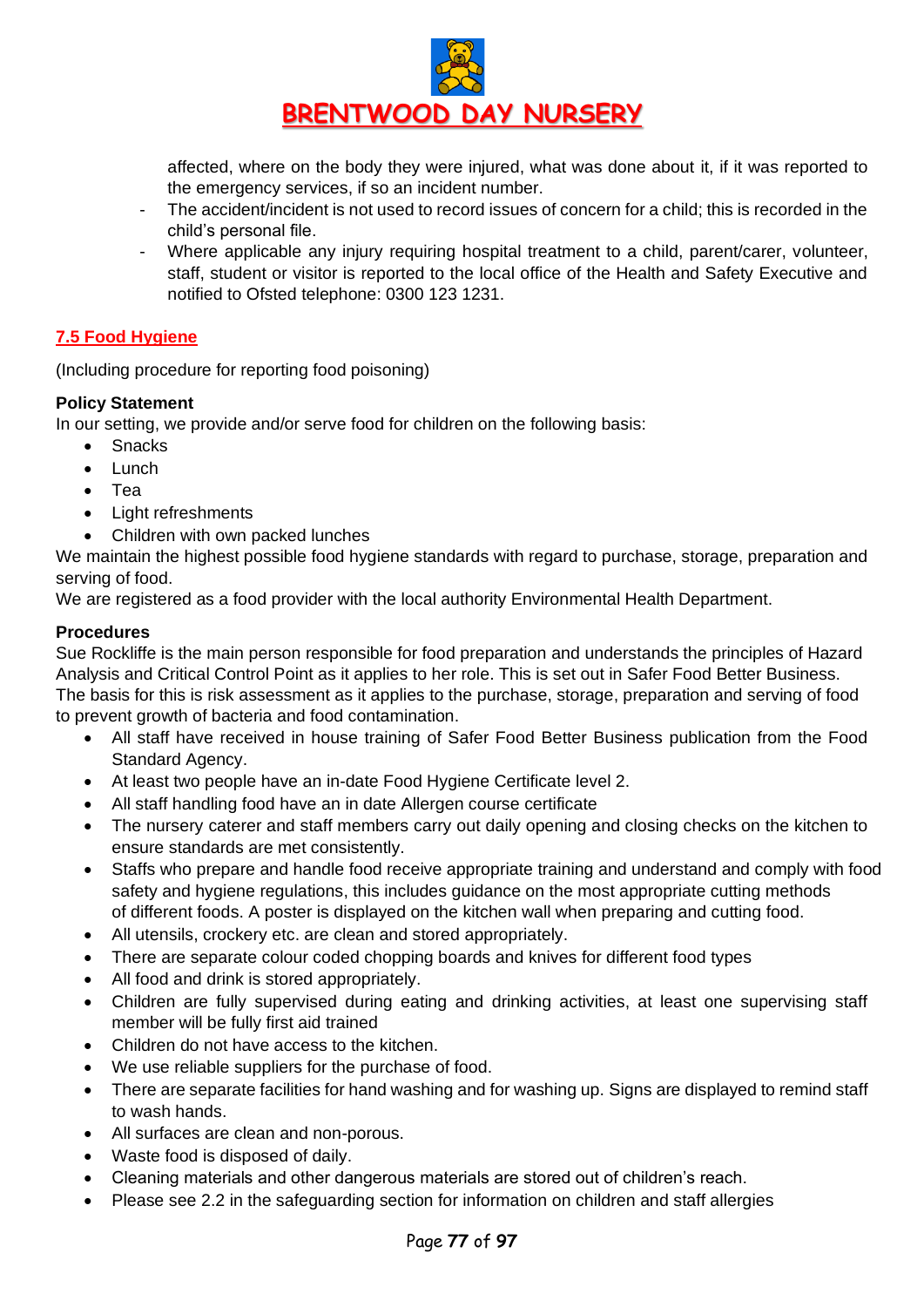affected, where on the body they were injured, what was done about it, if it was reported to the emergency services, if so an incident number.

- The accident/incident is not used to record issues of concern for a child; this is recorded in the child's personal file.
- Where applicable any injury requiring hospital treatment to a child, parent/carer, volunteer, staff, student or visitor is reported to the local office of the Health and Safety Executive and notified to Ofsted telephone: 0300 123 1231.

## 7.5 Food Hygiene

(Including procedure for reporting food poisoning)

**Policy Statement**

In our setting, we provide and/or serve food for children on the following basis:

- Snacks
- Lunch
- Tea
- Light refreshments
- Children with own packed lunches

We maintain the highest possible food hygiene standards with regard to purchase, storage, preparation and serving of food.

We are registered as a food provider with the local authority Environmental Health Department.

**Procedures**

Sue Rockliffe is the main person responsible for food preparation and understands the principles of Hazard Analysis and Critical Control Point as it applies to her role. This is set out in Safer Food Better Business. The basis for this is risk assessment as it applies to the purchase, storage, preparation and serving of food to prevent growth of bacteria and food contamination.

- All staff have received in house training of Safer Food Better Business publication from the Food Standard Agency.
- At least two people have an in-date Food Hygiene Certificate level 2.
- All staff handling food have an in date Allergen course certificate
- The nursery caterer and staff members carry out daily opening and closing checks on the kitchen to ensure standards are met consistently.
- Staffs who prepare and handle food receive appropriate training and understand and comply with food safety and hygiene regulations, this includes guidance on the most appropriate cutting methods of different foods. A poster is displayed on the kitchen wall when preparing and cutting food.
- All utensils, crockery etc. are clean and stored appropriately.
- There are separate colour coded chopping boards and knives for different food types
- All food and drink is stored appropriately.
- Children are fully supervised during eating and drinking activities, at least one supervising staff member will be fully first aid trained
- Children do not have access to the kitchen.
- We use reliable suppliers for the purchase of food.
- There are separate facilities for hand washing and for washing up. Signs are displayed to remind staff to wash hands.
- All surfaces are clean and non-porous.
- Waste food is disposed of daily.
- Cleaning materials and other dangerous materials are stored out of children's reach.
- Please see 2.2 in the safeguarding section for information on children and staff allergies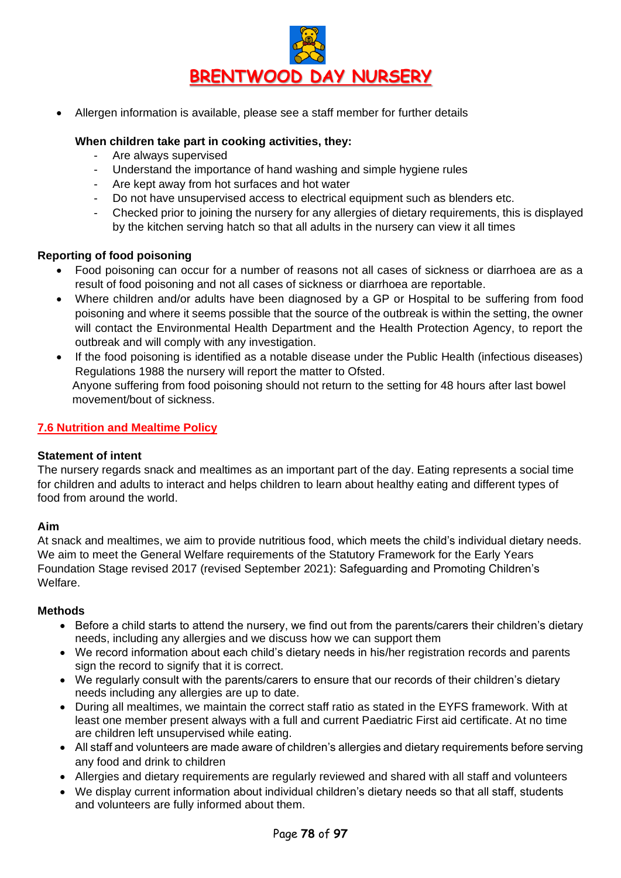- Allergen information is available, please see a staff member for further details

**When children take part in cooking activities, they:**

- Are always supervised
- Understand the importance of hand washing and simple hygiene rules
- Are kept away from hot surfaces and hot water
- Do not have unsupervised access to electrical equipment such as blenders etc.
- Checked prior to joining the nursery for any allergies of dietary requirements, this is displayed by the kitchen serving hatch so that all adults in the nursery can view it all times

**Reporting of food poisoning**

- Food poisoning can occur for a number of reasons not all cases of sickness or diarrhoea are as a result of food poisoning and not all cases of sickness or diarrhoea are reportable.
- Where children and/or adults have been diagnosed by a GP or Hospital to be suffering from food poisoning and where it seems possible that the source of the outbreak is within the setting, the owner will contact the Environmental Health Department and the Health Protection Agency, to report the outbreak and will comply with any investigation.
- If the food poisoning is identified as a notable disease under the Public Health (infectious diseases) Regulations 1988 the nursery will report the matter to Ofsted.

  Anyone suffering from food poisoning should not return to the setting for 48 hours after last bowel movement/bout of sickness.

## 7.6 Nutrition and Mealtime Policy

**Statement of intent**

The nursery regards snack and mealtimes as an important part of the day. Eating represents a social time for children and adults to interact and helps children to learn about healthy eating and different types of food from around the world.

**Aim**

At snack and mealtimes, we aim to provide nutritious food, which meets the child's individual dietary needs. We aim to meet the General Welfare requirements of the Statutory Framework for the Early Years Foundation Stage revised 2017 (revised September 2021): Safeguarding and Promoting Children's Welfare.

**Methods**

- Before a child starts to attend the nursery, we find out from the parents/carers their children's dietary needs, including any allergies and we discuss how we can support them
- We record information about each child's dietary needs in his/her registration records and parents sign the record to signify that it is correct.
- We regularly consult with the parents/carers to ensure that our records of their children's dietary needs including any allergies are up to date.
- During all mealtimes, we maintain the correct staff ratio as stated in the EYFS framework. With at least one member present always with a full and current Paediatric First aid certificate. At no time are children left unsupervised while eating.
- All staff and volunteers are made aware of children's allergies and dietary requirements before serving any food and drink to children
- Allergies and dietary requirements are regularly reviewed and shared with all staff and volunteers
- We display current information about individual children's dietary needs so that all staff, students and volunteers are fully informed about them.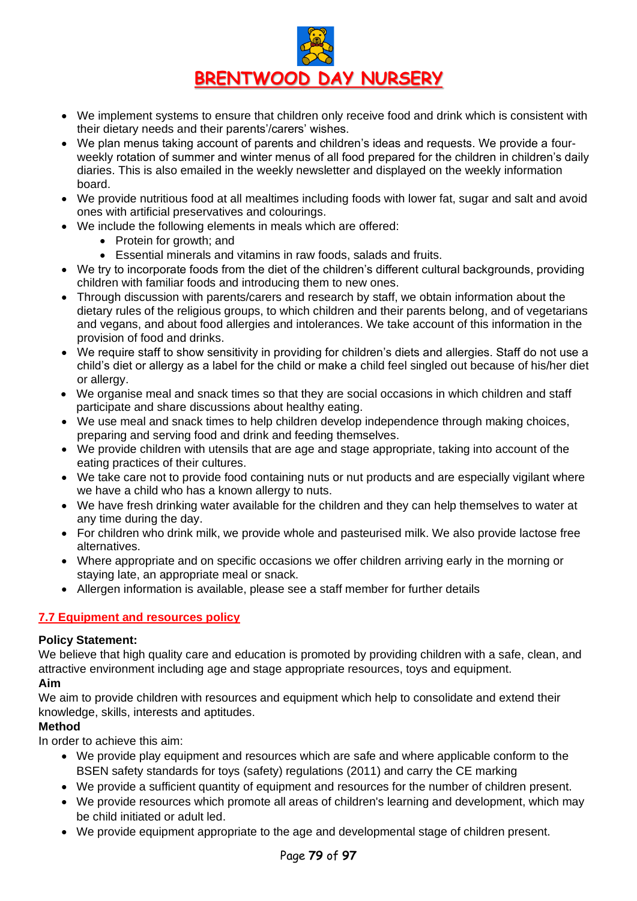- We implement systems to ensure that children only receive food and drink which is consistent with their dietary needs and their parents'/carers' wishes.
- We plan menus taking account of parents and children's ideas and requests. We provide a four-weekly rotation of summer and winter menus of all food prepared for the children in children's daily diaries. This is also emailed in the weekly newsletter and displayed on the weekly information board.
- We provide nutritious food at all mealtimes including foods with lower fat, sugar and salt and avoid ones with artificial preservatives and colourings.
- We include the following elements in meals which are offered:
    - Protein for growth; and
    - Essential minerals and vitamins in raw foods, salads and fruits.
- We try to incorporate foods from the diet of the children's different cultural backgrounds, providing children with familiar foods and introducing them to new ones.
- Through discussion with parents/carers and research by staff, we obtain information about the dietary rules of the religious groups, to which children and their parents belong, and of vegetarians and vegans, and about food allergies and intolerances. We take account of this information in the provision of food and drinks.
- We require staff to show sensitivity in providing for children's diets and allergies. Staff do not use a child's diet or allergy as a label for the child or make a child feel singled out because of his/her diet or allergy.
- We organise meal and snack times so that they are social occasions in which children and staff participate and share discussions about healthy eating.
- We use meal and snack times to help children develop independence through making choices, preparing and serving food and drink and feeding themselves.
- We provide children with utensils that are age and stage appropriate, taking into account of the eating practices of their cultures.
- We take care not to provide food containing nuts or nut products and are especially vigilant where we have a child who has a known allergy to nuts.
- We have fresh drinking water available for the children and they can help themselves to water at any time during the day.
- For children who drink milk, we provide whole and pasteurised milk. We also provide lactose free alternatives.
- Where appropriate and on specific occasions we offer children arriving early in the morning or staying late, an appropriate meal or snack.
- Allergen information is available, please see a staff member for further details

## 7.7 Equipment and resources policy

**Policy Statement:**
We believe that high quality care and education is promoted by providing children with a safe, clean, and attractive environment including age and stage appropriate resources, toys and equipment.

**Aim**
We aim to provide children with resources and equipment which help to consolidate and extend their knowledge, skills, interests and aptitudes.

**Method**
In order to achieve this aim:

- We provide play equipment and resources which are safe and where applicable conform to the BSEN safety standards for toys (safety) regulations (2011) and carry the CE marking
- We provide a sufficient quantity of equipment and resources for the number of children present.
- We provide resources which promote all areas of children's learning and development, which may be child initiated or adult led.
- We provide equipment appropriate to the age and developmental stage of children present.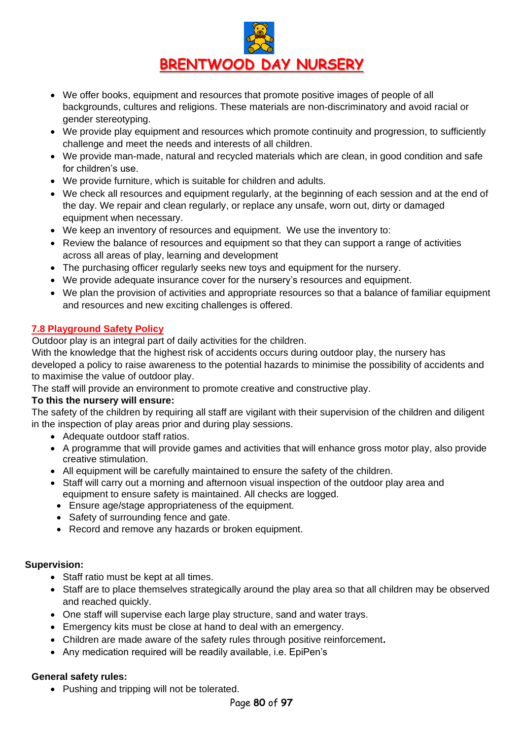- We offer books, equipment and resources that promote positive images of people of all backgrounds, cultures and religions. These materials are non-discriminatory and avoid racial or gender stereotyping.
- We provide play equipment and resources which promote continuity and progression, to sufficiently challenge and meet the needs and interests of all children.
- We provide man-made, natural and recycled materials which are clean, in good condition and safe for children's use.
- We provide furniture, which is suitable for children and adults.
- We check all resources and equipment regularly, at the beginning of each session and at the end of the day. We repair and clean regularly, or replace any unsafe, worn out, dirty or damaged equipment when necessary.
- We keep an inventory of resources and equipment. We use the inventory to:
- Review the balance of resources and equipment so that they can support a range of activities across all areas of play, learning and development
- The purchasing officer regularly seeks new toys and equipment for the nursery.
- We provide adequate insurance cover for the nursery's resources and equipment.
- We plan the provision of activities and appropriate resources so that a balance of familiar equipment and resources and new exciting challenges is offered.

## 7.8 Playground Safety Policy

Outdoor play is an integral part of daily activities for the children.

With the knowledge that the highest risk of accidents occurs during outdoor play, the nursery has developed a policy to raise awareness to the potential hazards to minimise the possibility of accidents and to maximise the value of outdoor play.

The staff will provide an environment to promote creative and constructive play.

**To this the nursery will ensure:**

The safety of the children by requiring all staff are vigilant with their supervision of the children and diligent in the inspection of play areas prior and during play sessions.

- Adequate outdoor staff ratios.
- A programme that will provide games and activities that will enhance gross motor play, also provide creative stimulation.
- All equipment will be carefully maintained to ensure the safety of the children.
- Staff will carry out a morning and afternoon visual inspection of the outdoor play area and equipment to ensure safety is maintained. All checks are logged.
- Ensure age/stage appropriateness of the equipment.
- Safety of surrounding fence and gate.
- Record and remove any hazards or broken equipment.

**Supervision:**

- Staff ratio must be kept at all times.
- Staff are to place themselves strategically around the play area so that all children may be observed and reached quickly.
- One staff will supervise each large play structure, sand and water trays.
- Emergency kits must be close at hand to deal with an emergency.
- Children are made aware of the safety rules through positive reinforcement**.**
- Any medication required will be readily available, i.e. EpiPen's

**General safety rules:**

- Pushing and tripping will not be tolerated.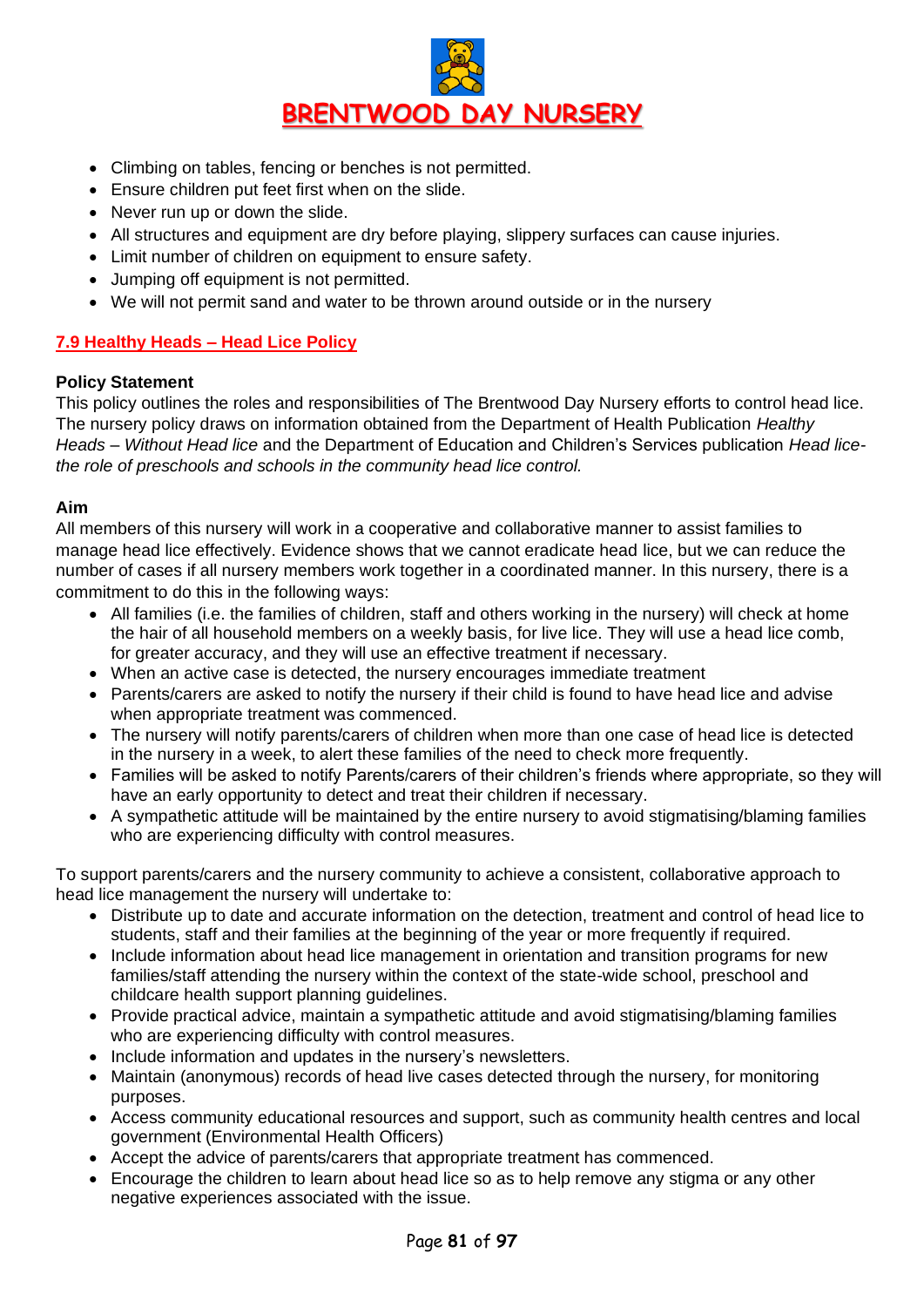- Climbing on tables, fencing or benches is not permitted.
- Ensure children put feet first when on the slide.
- Never run up or down the slide.
- All structures and equipment are dry before playing, slippery surfaces can cause injuries.
- Limit number of children on equipment to ensure safety.
- Jumping off equipment is not permitted.
- We will not permit sand and water to be thrown around outside or in the nursery

## 7.9 Healthy Heads – Head Lice Policy

**Policy Statement**

This policy outlines the roles and responsibilities of The Brentwood Day Nursery efforts to control head lice. The nursery policy draws on information obtained from the Department of Health Publication *Healthy Heads – Without Head lice* and the Department of Education and Children's Services publication *Head lice-the role of preschools and schools in the community head lice control.*

**Aim**

All members of this nursery will work in a cooperative and collaborative manner to assist families to manage head lice effectively. Evidence shows that we cannot eradicate head lice, but we can reduce the number of cases if all nursery members work together in a coordinated manner. In this nursery, there is a commitment to do this in the following ways:

- All families (i.e. the families of children, staff and others working in the nursery) will check at home the hair of all household members on a weekly basis, for live lice. They will use a head lice comb, for greater accuracy, and they will use an effective treatment if necessary.
- When an active case is detected, the nursery encourages immediate treatment
- Parents/carers are asked to notify the nursery if their child is found to have head lice and advise when appropriate treatment was commenced.
- The nursery will notify parents/carers of children when more than one case of head lice is detected in the nursery in a week, to alert these families of the need to check more frequently.
- Families will be asked to notify Parents/carers of their children's friends where appropriate, so they will have an early opportunity to detect and treat their children if necessary.
- A sympathetic attitude will be maintained by the entire nursery to avoid stigmatising/blaming families who are experiencing difficulty with control measures.

To support parents/carers and the nursery community to achieve a consistent, collaborative approach to head lice management the nursery will undertake to:

- Distribute up to date and accurate information on the detection, treatment and control of head lice to students, staff and their families at the beginning of the year or more frequently if required.
- Include information about head lice management in orientation and transition programs for new families/staff attending the nursery within the context of the state-wide school, preschool and childcare health support planning guidelines.
- Provide practical advice, maintain a sympathetic attitude and avoid stigmatising/blaming families who are experiencing difficulty with control measures.
- Include information and updates in the nursery's newsletters.
- Maintain (anonymous) records of head live cases detected through the nursery, for monitoring purposes.
- Access community educational resources and support, such as community health centres and local government (Environmental Health Officers)
- Accept the advice of parents/carers that appropriate treatment has commenced.
- Encourage the children to learn about head lice so as to help remove any stigma or any other negative experiences associated with the issue.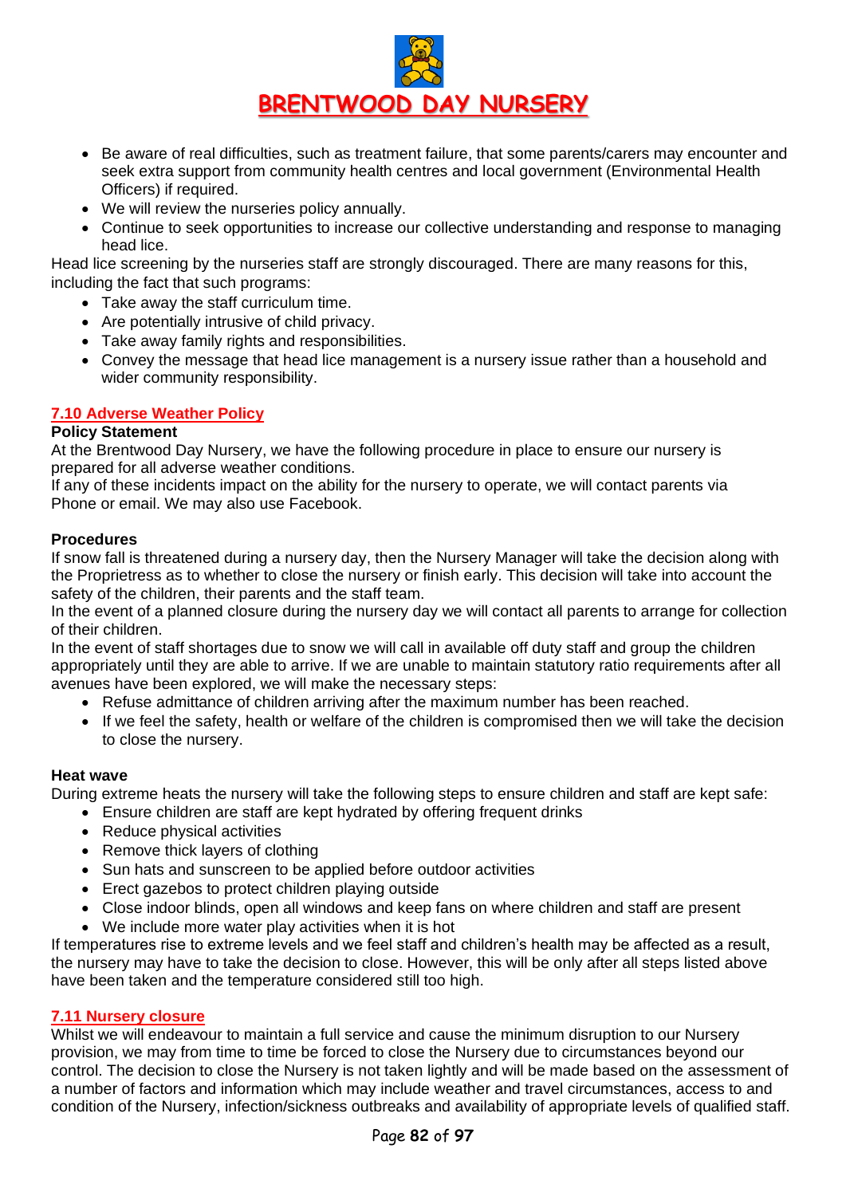- Be aware of real difficulties, such as treatment failure, that some parents/carers may encounter and seek extra support from community health centres and local government (Environmental Health Officers) if required.
- We will review the nurseries policy annually.
- Continue to seek opportunities to increase our collective understanding and response to managing head lice.

Head lice screening by the nurseries staff are strongly discouraged. There are many reasons for this, including the fact that such programs:

- Take away the staff curriculum time.
- Are potentially intrusive of child privacy.
- Take away family rights and responsibilities.
- Convey the message that head lice management is a nursery issue rather than a household and wider community responsibility.

## 7.10 Adverse Weather Policy

**Policy Statement**

At the Brentwood Day Nursery, we have the following procedure in place to ensure our nursery is prepared for all adverse weather conditions.

If any of these incidents impact on the ability for the nursery to operate, we will contact parents via Phone or email. We may also use Facebook.

**Procedures**

If snow fall is threatened during a nursery day, then the Nursery Manager will take the decision along with the Proprietress as to whether to close the nursery or finish early. This decision will take into account the safety of the children, their parents and the staff team.

In the event of a planned closure during the nursery day we will contact all parents to arrange for collection of their children.

In the event of staff shortages due to snow we will call in available off duty staff and group the children appropriately until they are able to arrive. If we are unable to maintain statutory ratio requirements after all avenues have been explored, we will make the necessary steps:

- Refuse admittance of children arriving after the maximum number has been reached.
- If we feel the safety, health or welfare of the children is compromised then we will take the decision to close the nursery.

**Heat wave**

During extreme heats the nursery will take the following steps to ensure children and staff are kept safe:

- Ensure children are staff are kept hydrated by offering frequent drinks
- Reduce physical activities
- Remove thick layers of clothing
- Sun hats and sunscreen to be applied before outdoor activities
- Erect gazebos to protect children playing outside
- Close indoor blinds, open all windows and keep fans on where children and staff are present
- We include more water play activities when it is hot

If temperatures rise to extreme levels and we feel staff and children's health may be affected as a result, the nursery may have to take the decision to close. However, this will be only after all steps listed above have been taken and the temperature considered still too high.

## 7.11 Nursery closure

Whilst we will endeavour to maintain a full service and cause the minimum disruption to our Nursery provision, we may from time to time be forced to close the Nursery due to circumstances beyond our control. The decision to close the Nursery is not taken lightly and will be made based on the assessment of a number of factors and information which may include weather and travel circumstances, access to and condition of the Nursery, infection/sickness outbreaks and availability of appropriate levels of qualified staff.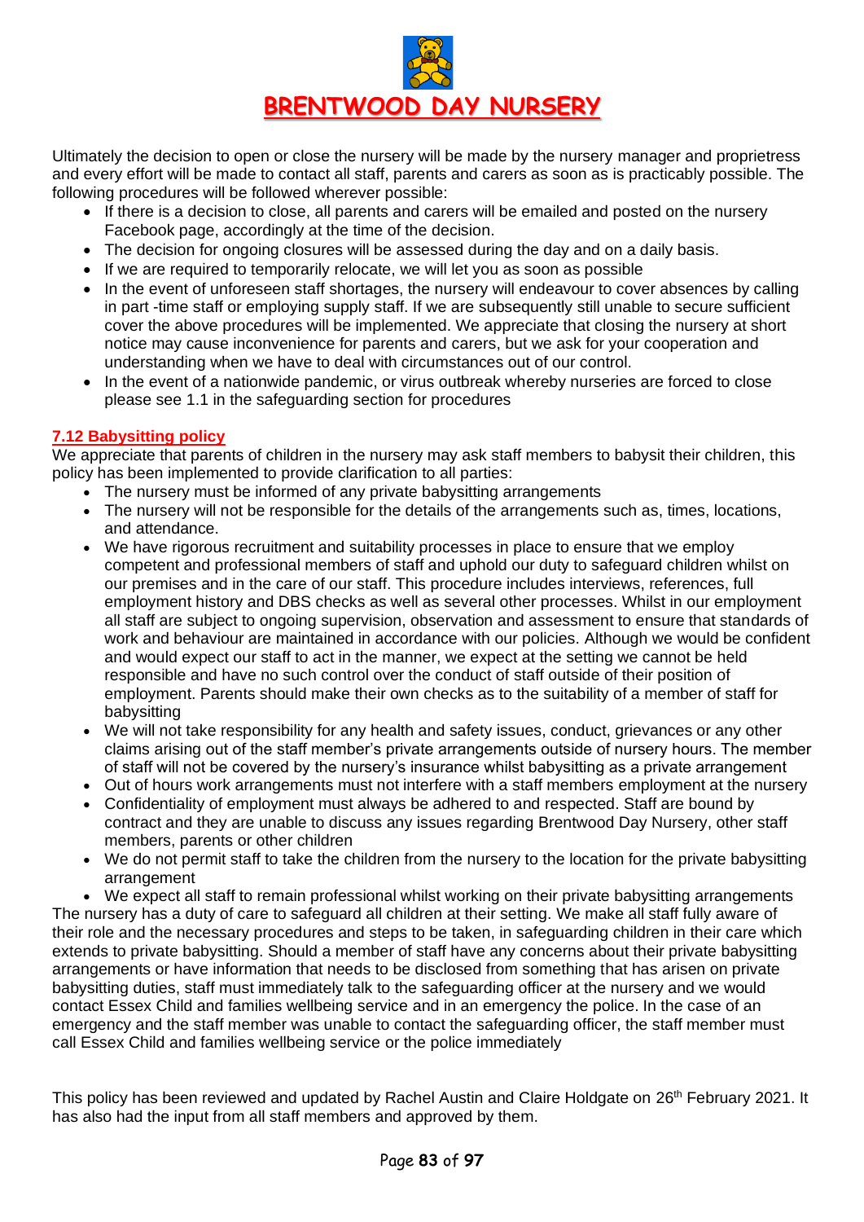Ultimately the decision to open or close the nursery will be made by the nursery manager and proprietress and every effort will be made to contact all staff, parents and carers as soon as is practicably possible. The following procedures will be followed wherever possible:

- If there is a decision to close, all parents and carers will be emailed and posted on the nursery Facebook page, accordingly at the time of the decision.
- The decision for ongoing closures will be assessed during the day and on a daily basis.
- If we are required to temporarily relocate, we will let you as soon as possible
- In the event of unforeseen staff shortages, the nursery will endeavour to cover absences by calling in part -time staff or employing supply staff. If we are subsequently still unable to secure sufficient cover the above procedures will be implemented. We appreciate that closing the nursery at short notice may cause inconvenience for parents and carers, but we ask for your cooperation and understanding when we have to deal with circumstances out of our control.
- In the event of a nationwide pandemic, or virus outbreak whereby nurseries are forced to close please see 1.1 in the safeguarding section for procedures

## 7.12 Babysitting policy

We appreciate that parents of children in the nursery may ask staff members to babysit their children, this policy has been implemented to provide clarification to all parties:

- The nursery must be informed of any private babysitting arrangements
- The nursery will not be responsible for the details of the arrangements such as, times, locations, and attendance.
- We have rigorous recruitment and suitability processes in place to ensure that we employ competent and professional members of staff and uphold our duty to safeguard children whilst on our premises and in the care of our staff. This procedure includes interviews, references, full employment history and DBS checks as well as several other processes. Whilst in our employment all staff are subject to ongoing supervision, observation and assessment to ensure that standards of work and behaviour are maintained in accordance with our policies. Although we would be confident and would expect our staff to act in the manner, we expect at the setting we cannot be held responsible and have no such control over the conduct of staff outside of their position of employment. Parents should make their own checks as to the suitability of a member of staff for babysitting
- We will not take responsibility for any health and safety issues, conduct, grievances or any other claims arising out of the staff member's private arrangements outside of nursery hours. The member of staff will not be covered by the nursery's insurance whilst babysitting as a private arrangement
- Out of hours work arrangements must not interfere with a staff members employment at the nursery
- Confidentiality of employment must always be adhered to and respected. Staff are bound by contract and they are unable to discuss any issues regarding Brentwood Day Nursery, other staff members, parents or other children
- We do not permit staff to take the children from the nursery to the location for the private babysitting arrangement
- We expect all staff to remain professional whilst working on their private babysitting arrangements

The nursery has a duty of care to safeguard all children at their setting. We make all staff fully aware of their role and the necessary procedures and steps to be taken, in safeguarding children in their care which extends to private babysitting. Should a member of staff have any concerns about their private babysitting arrangements or have information that needs to be disclosed from something that has arisen on private babysitting duties, staff must immediately talk to the safeguarding officer at the nursery and we would contact Essex Child and families wellbeing service and in an emergency the police. In the case of an emergency and the staff member was unable to contact the safeguarding officer, the staff member must call Essex Child and families wellbeing service or the police immediately

This policy has been reviewed and updated by Rachel Austin and Claire Holdgate on 26th February 2021. It has also had the input from all staff members and approved by them.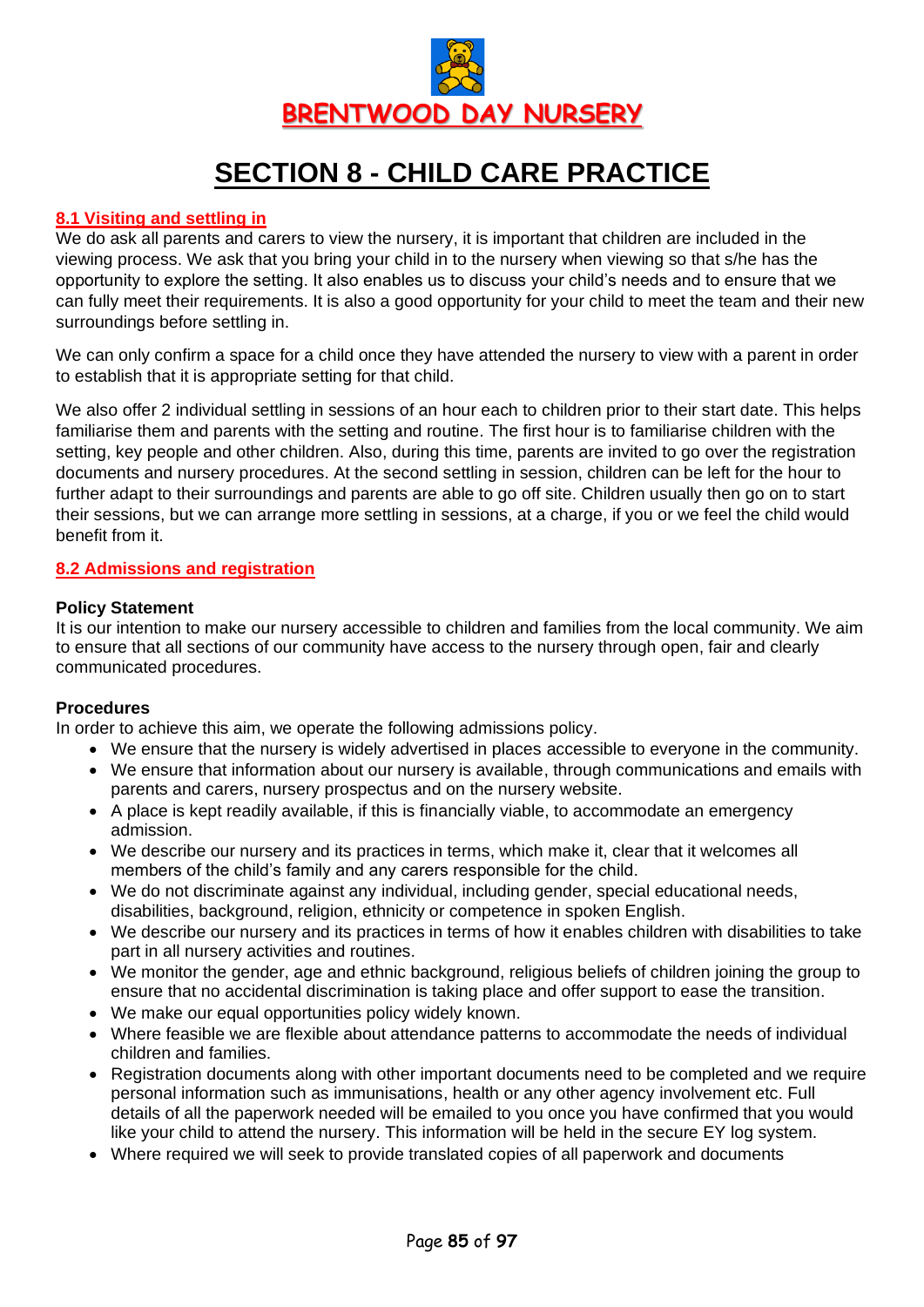BRENTWOOD DAY NURSERY

# SECTION 8 - CHILD CARE PRACTICE

## 8.1 Visiting and settling in

We do ask all parents and carers to view the nursery, it is important that children are included in the viewing process. We ask that you bring your child in to the nursery when viewing so that s/he has the opportunity to explore the setting. It also enables us to discuss your child's needs and to ensure that we can fully meet their requirements. It is also a good opportunity for your child to meet the team and their new surroundings before settling in.

We can only confirm a space for a child once they have attended the nursery to view with a parent in order to establish that it is appropriate setting for that child.

We also offer 2 individual settling in sessions of an hour each to children prior to their start date. This helps familiarise them and parents with the setting and routine. The first hour is to familiarise children with the setting, key people and other children. Also, during this time, parents are invited to go over the registration documents and nursery procedures. At the second settling in session, children can be left for the hour to further adapt to their surroundings and parents are able to go off site. Children usually then go on to start their sessions, but we can arrange more settling in sessions, at a charge, if you or we feel the child would benefit from it.

## 8.2 Admissions and registration

**Policy Statement**

It is our intention to make our nursery accessible to children and families from the local community. We aim to ensure that all sections of our community have access to the nursery through open, fair and clearly communicated procedures.

**Procedures**

In order to achieve this aim, we operate the following admissions policy.

- We ensure that the nursery is widely advertised in places accessible to everyone in the community.
- We ensure that information about our nursery is available, through communications and emails with parents and carers, nursery prospectus and on the nursery website.
- A place is kept readily available, if this is financially viable, to accommodate an emergency admission.
- We describe our nursery and its practices in terms, which make it, clear that it welcomes all members of the child's family and any carers responsible for the child.
- We do not discriminate against any individual, including gender, special educational needs, disabilities, background, religion, ethnicity or competence in spoken English.
- We describe our nursery and its practices in terms of how it enables children with disabilities to take part in all nursery activities and routines.
- We monitor the gender, age and ethnic background, religious beliefs of children joining the group to ensure that no accidental discrimination is taking place and offer support to ease the transition.
- We make our equal opportunities policy widely known.
- Where feasible we are flexible about attendance patterns to accommodate the needs of individual children and families.
- Registration documents along with other important documents need to be completed and we require personal information such as immunisations, health or any other agency involvement etc. Full details of all the paperwork needed will be emailed to you once you have confirmed that you would like your child to attend the nursery. This information will be held in the secure EY log system.
- Where required we will seek to provide translated copies of all paperwork and documents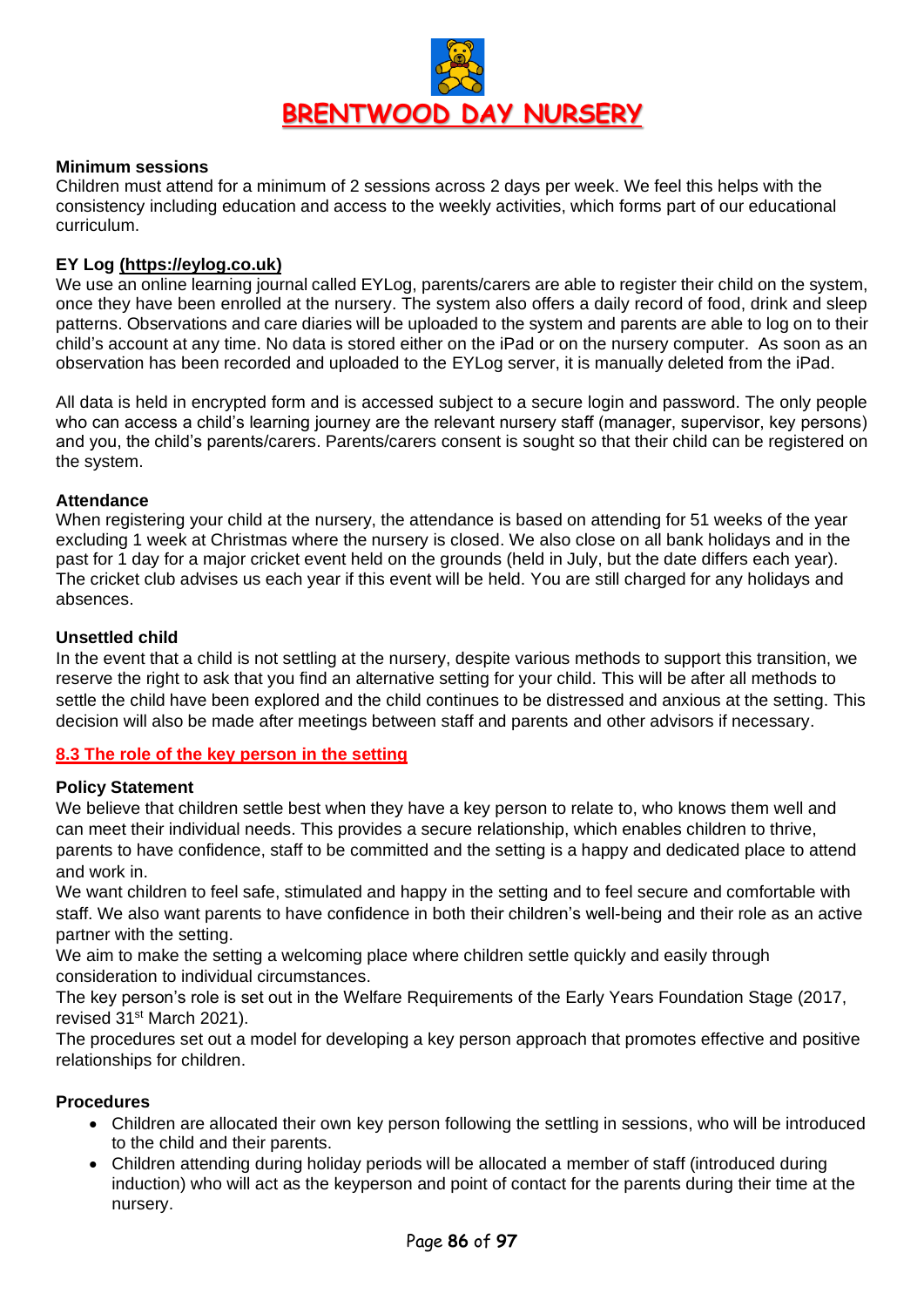**Minimum sessions**
Children must attend for a minimum of 2 sessions across 2 days per week. We feel this helps with the consistency including education and access to the weekly activities, which forms part of our educational curriculum.

**EY Log (https://eylog.co.uk)**
We use an online learning journal called EYLog, parents/carers are able to register their child on the system, once they have been enrolled at the nursery. The system also offers a daily record of food, drink and sleep patterns. Observations and care diaries will be uploaded to the system and parents are able to log on to their child's account at any time. No data is stored either on the iPad or on the nursery computer. As soon as an observation has been recorded and uploaded to the EYLog server, it is manually deleted from the iPad.

All data is held in encrypted form and is accessed subject to a secure login and password. The only people who can access a child's learning journey are the relevant nursery staff (manager, supervisor, key persons) and you, the child's parents/carers. Parents/carers consent is sought so that their child can be registered on the system.

**Attendance**
When registering your child at the nursery, the attendance is based on attending for 51 weeks of the year excluding 1 week at Christmas where the nursery is closed. We also close on all bank holidays and in the past for 1 day for a major cricket event held on the grounds (held in July, but the date differs each year). The cricket club advises us each year if this event will be held. You are still charged for any holidays and absences.

**Unsettled child**
In the event that a child is not settling at the nursery, despite various methods to support this transition, we reserve the right to ask that you find an alternative setting for your child. This will be after all methods to settle the child have been explored and the child continues to be distressed and anxious at the setting. This decision will also be made after meetings between staff and parents and other advisors if necessary.

## 8.3 The role of the key person in the setting

**Policy Statement**
We believe that children settle best when they have a key person to relate to, who knows them well and can meet their individual needs. This provides a secure relationship, which enables children to thrive, parents to have confidence, staff to be committed and the setting is a happy and dedicated place to attend and work in.
We want children to feel safe, stimulated and happy in the setting and to feel secure and comfortable with staff. We also want parents to have confidence in both their children's well-being and their role as an active partner with the setting.
We aim to make the setting a welcoming place where children settle quickly and easily through consideration to individual circumstances.
The key person's role is set out in the Welfare Requirements of the Early Years Foundation Stage (2017, revised 31st March 2021).
The procedures set out a model for developing a key person approach that promotes effective and positive relationships for children.

**Procedures**

- Children are allocated their own key person following the settling in sessions, who will be introduced to the child and their parents.
- Children attending during holiday periods will be allocated a member of staff (introduced during induction) who will act as the keyperson and point of contact for the parents during their time at the nursery.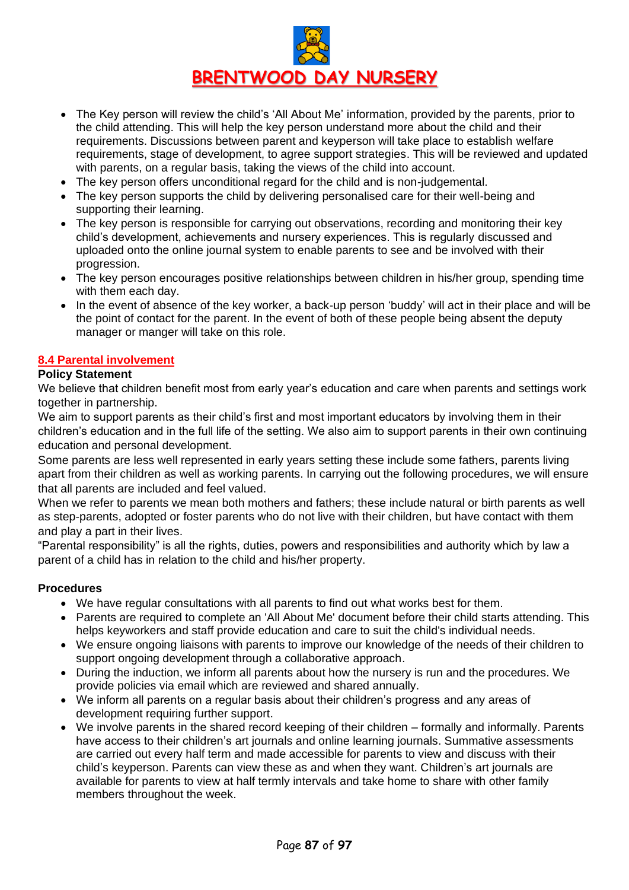- The Key person will review the child's 'All About Me' information, provided by the parents, prior to the child attending. This will help the key person understand more about the child and their requirements. Discussions between parent and keyperson will take place to establish welfare requirements, stage of development, to agree support strategies. This will be reviewed and updated with parents, on a regular basis, taking the views of the child into account.
- The key person offers unconditional regard for the child and is non-judgemental.
- The key person supports the child by delivering personalised care for their well-being and supporting their learning.
- The key person is responsible for carrying out observations, recording and monitoring their key child's development, achievements and nursery experiences. This is regularly discussed and uploaded onto the online journal system to enable parents to see and be involved with their progression.
- The key person encourages positive relationships between children in his/her group, spending time with them each day.
- In the event of absence of the key worker, a back-up person 'buddy' will act in their place and will be the point of contact for the parent. In the event of both of these people being absent the deputy manager or manger will take on this role.

## 8.4 Parental involvement

**Policy Statement**

We believe that children benefit most from early year's education and care when parents and settings work together in partnership.

We aim to support parents as their child's first and most important educators by involving them in their children's education and in the full life of the setting. We also aim to support parents in their own continuing education and personal development.

Some parents are less well represented in early years setting these include some fathers, parents living apart from their children as well as working parents. In carrying out the following procedures, we will ensure that all parents are included and feel valued.

When we refer to parents we mean both mothers and fathers; these include natural or birth parents as well as step-parents, adopted or foster parents who do not live with their children, but have contact with them and play a part in their lives.

"Parental responsibility" is all the rights, duties, powers and responsibilities and authority which by law a parent of a child has in relation to the child and his/her property.

**Procedures**

- We have regular consultations with all parents to find out what works best for them.
- Parents are required to complete an 'All About Me' document before their child starts attending. This helps keyworkers and staff provide education and care to suit the child's individual needs.
- We ensure ongoing liaisons with parents to improve our knowledge of the needs of their children to support ongoing development through a collaborative approach.
- During the induction, we inform all parents about how the nursery is run and the procedures. We provide policies via email which are reviewed and shared annually.
- We inform all parents on a regular basis about their children's progress and any areas of development requiring further support.
- We involve parents in the shared record keeping of their children – formally and informally. Parents have access to their children's art journals and online learning journals. Summative assessments are carried out every half term and made accessible for parents to view and discuss with their child's keyperson. Parents can view these as and when they want. Children's art journals are available for parents to view at half termly intervals and take home to share with other family members throughout the week.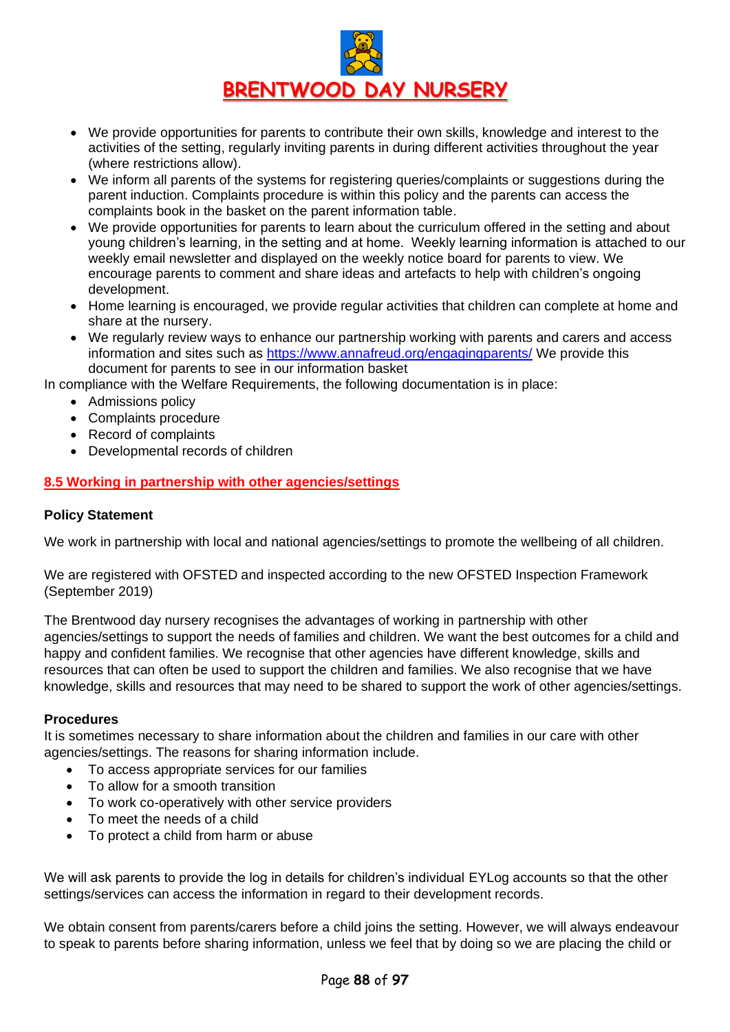- We provide opportunities for parents to contribute their own skills, knowledge and interest to the activities of the setting, regularly inviting parents in during different activities throughout the year (where restrictions allow).
- We inform all parents of the systems for registering queries/complaints or suggestions during the parent induction. Complaints procedure is within this policy and the parents can access the complaints book in the basket on the parent information table.
- We provide opportunities for parents to learn about the curriculum offered in the setting and about young children's learning, in the setting and at home. Weekly learning information is attached to our weekly email newsletter and displayed on the weekly notice board for parents to view. We encourage parents to comment and share ideas and artefacts to help with children's ongoing development.
- Home learning is encouraged, we provide regular activities that children can complete at home and share at the nursery.
- We regularly review ways to enhance our partnership working with parents and carers and access information and sites such as [https://www.annafreud.org/engagingparents/](https://www.annafreud.org/engagingparents/) We provide this document for parents to see in our information basket

In compliance with the Welfare Requirements, the following documentation is in place:

- Admissions policy
- Complaints procedure
- Record of complaints
- Developmental records of children

## 8.5 Working in partnership with other agencies/settings

**Policy Statement**

We work in partnership with local and national agencies/settings to promote the wellbeing of all children.

We are registered with OFSTED and inspected according to the new OFSTED Inspection Framework (September 2019)

The Brentwood day nursery recognises the advantages of working in partnership with other agencies/settings to support the needs of families and children. We want the best outcomes for a child and happy and confident families. We recognise that other agencies have different knowledge, skills and resources that can often be used to support the children and families. We also recognise that we have knowledge, skills and resources that may need to be shared to support the work of other agencies/settings.

**Procedures**

It is sometimes necessary to share information about the children and families in our care with other agencies/settings. The reasons for sharing information include.

- To access appropriate services for our families
- To allow for a smooth transition
- To work co-operatively with other service providers
- To meet the needs of a child
- To protect a child from harm or abuse

We will ask parents to provide the log in details for children's individual EYLog accounts so that the other settings/services can access the information in regard to their development records.

We obtain consent from parents/carers before a child joins the setting. However, we will always endeavour to speak to parents before sharing information, unless we feel that by doing so we are placing the child or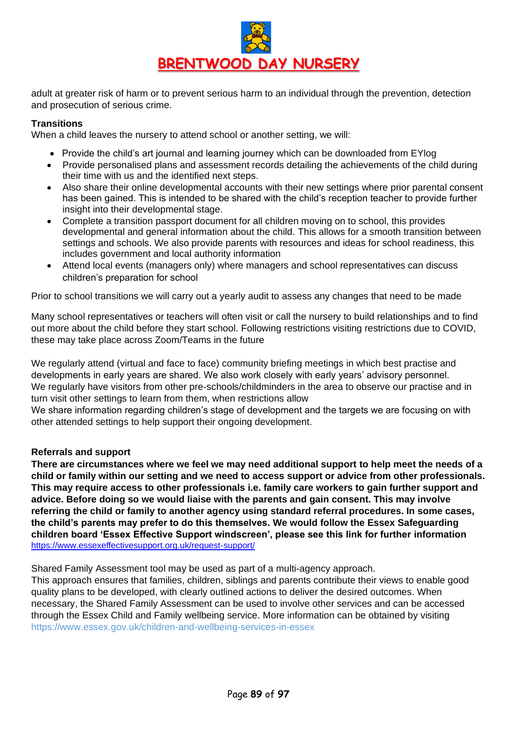adult at greater risk of harm or to prevent serious harm to an individual through the prevention, detection and prosecution of serious crime.

**Transitions**

When a child leaves the nursery to attend school or another setting, we will:

- Provide the child's art journal and learning journey which can be downloaded from EYlog
- Provide personalised plans and assessment records detailing the achievements of the child during their time with us and the identified next steps.
- Also share their online developmental accounts with their new settings where prior parental consent has been gained. This is intended to be shared with the child's reception teacher to provide further insight into their developmental stage.
- Complete a transition passport document for all children moving on to school, this provides developmental and general information about the child. This allows for a smooth transition between settings and schools. We also provide parents with resources and ideas for school readiness, this includes government and local authority information
- Attend local events (managers only) where managers and school representatives can discuss children's preparation for school

Prior to school transitions we will carry out a yearly audit to assess any changes that need to be made

Many school representatives or teachers will often visit or call the nursery to build relationships and to find out more about the child before they start school. Following restrictions visiting restrictions due to COVID, these may take place across Zoom/Teams in the future

We regularly attend (virtual and face to face) community briefing meetings in which best practise and developments in early years are shared. We also work closely with early years' advisory personnel.
We regularly have visitors from other pre-schools/childminders in the area to observe our practise and in turn visit other settings to learn from them, when restrictions allow
We share information regarding children's stage of development and the targets we are focusing on with other attended settings to help support their ongoing development.

**Referrals and support**

**There are circumstances where we feel we may need additional support to help meet the needs of a child or family within our setting and we need to access support or advice from other professionals. This may require access to other professionals i.e. family care workers to gain further support and advice. Before doing so we would liaise with the parents and gain consent. This may involve referring the child or family to another agency using standard referral procedures. In some cases, the child's parents may prefer to do this themselves. We would follow the Essex Safeguarding children board 'Essex Effective Support windscreen', please see this link for further information** https://www.essexeffectivesupport.org.uk/request-support/

Shared Family Assessment tool may be used as part of a multi-agency approach.
This approach ensures that families, children, siblings and parents contribute their views to enable good quality plans to be developed, with clearly outlined actions to deliver the desired outcomes. When necessary, the Shared Family Assessment can be used to involve other services and can be accessed through the Essex Child and Family wellbeing service. More information can be obtained by visiting https://www.essex.gov.uk/children-and-wellbeing-services-in-essex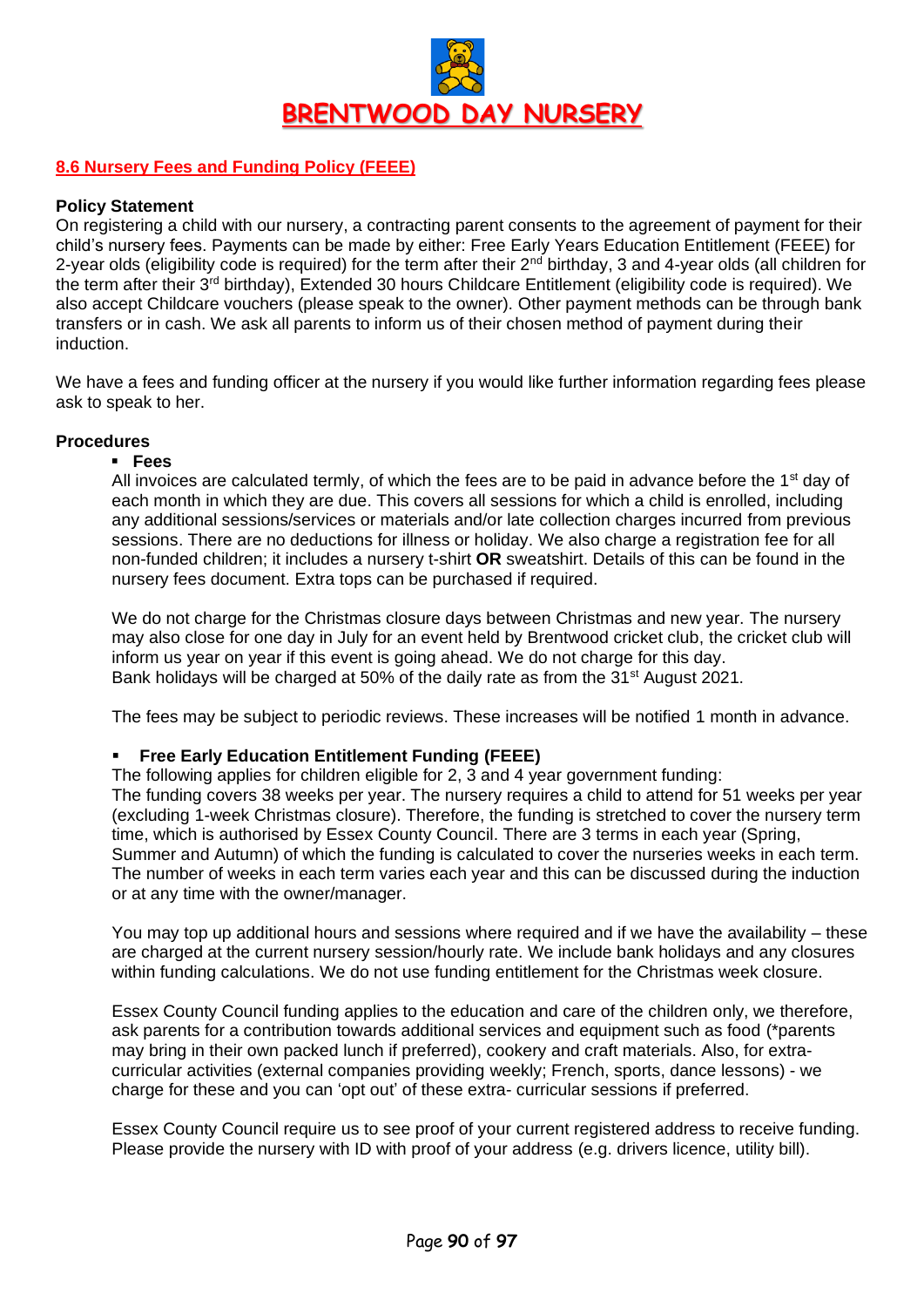# BRENTWOOD DAY NURSERY

## 8.6 Nursery Fees and Funding Policy (FEEE)

### Policy Statement

On registering a child with our nursery, a contracting parent consents to the agreement of payment for their child's nursery fees. Payments can be made by either: Free Early Years Education Entitlement (FEEE) for 2-year olds (eligibility code is required) for the term after their 2nd birthday, 3 and 4-year olds (all children for the term after their 3rd birthday), Extended 30 hours Childcare Entitlement (eligibility code is required). We also accept Childcare vouchers (please speak to the owner). Other payment methods can be through bank transfers or in cash. We ask all parents to inform us of their chosen method of payment during their induction.

We have a fees and funding officer at the nursery if you would like further information regarding fees please ask to speak to her.

### Procedures

- **Fees**

  All invoices are calculated termly, of which the fees are to be paid in advance before the 1st day of each month in which they are due. This covers all sessions for which a child is enrolled, including any additional sessions/services or materials and/or late collection charges incurred from previous sessions. There are no deductions for illness or holiday. We also charge a registration fee for all non-funded children; it includes a nursery t-shirt **OR** sweatshirt. Details of this can be found in the nursery fees document. Extra tops can be purchased if required.

  We do not charge for the Christmas closure days between Christmas and new year. The nursery may also close for one day in July for an event held by Brentwood cricket club, the cricket club will inform us year on year if this event is going ahead. We do not charge for this day. Bank holidays will be charged at 50% of the daily rate as from the 31st August 2021.

  The fees may be subject to periodic reviews. These increases will be notified 1 month in advance.

- **Free Early Education Entitlement Funding (FEEE)**

  The following applies for children eligible for 2, 3 and 4 year government funding: The funding covers 38 weeks per year. The nursery requires a child to attend for 51 weeks per year (excluding 1-week Christmas closure). Therefore, the funding is stretched to cover the nursery term time, which is authorised by Essex County Council. There are 3 terms in each year (Spring, Summer and Autumn) of which the funding is calculated to cover the nurseries weeks in each term. The number of weeks in each term varies each year and this can be discussed during the induction or at any time with the owner/manager.

  You may top up additional hours and sessions where required and if we have the availability – these are charged at the current nursery session/hourly rate. We include bank holidays and any closures within funding calculations. We do not use funding entitlement for the Christmas week closure.

  Essex County Council funding applies to the education and care of the children only, we therefore, ask parents for a contribution towards additional services and equipment such as food (*parents may bring in their own packed lunch if preferred), cookery and craft materials. Also, for extra-curricular activities (external companies providing weekly; French, sports, dance lessons) - we charge for these and you can 'opt out' of these extra- curricular sessions if preferred.

  Essex County Council require us to see proof of your current registered address to receive funding. Please provide the nursery with ID with proof of your address (e.g. drivers licence, utility bill).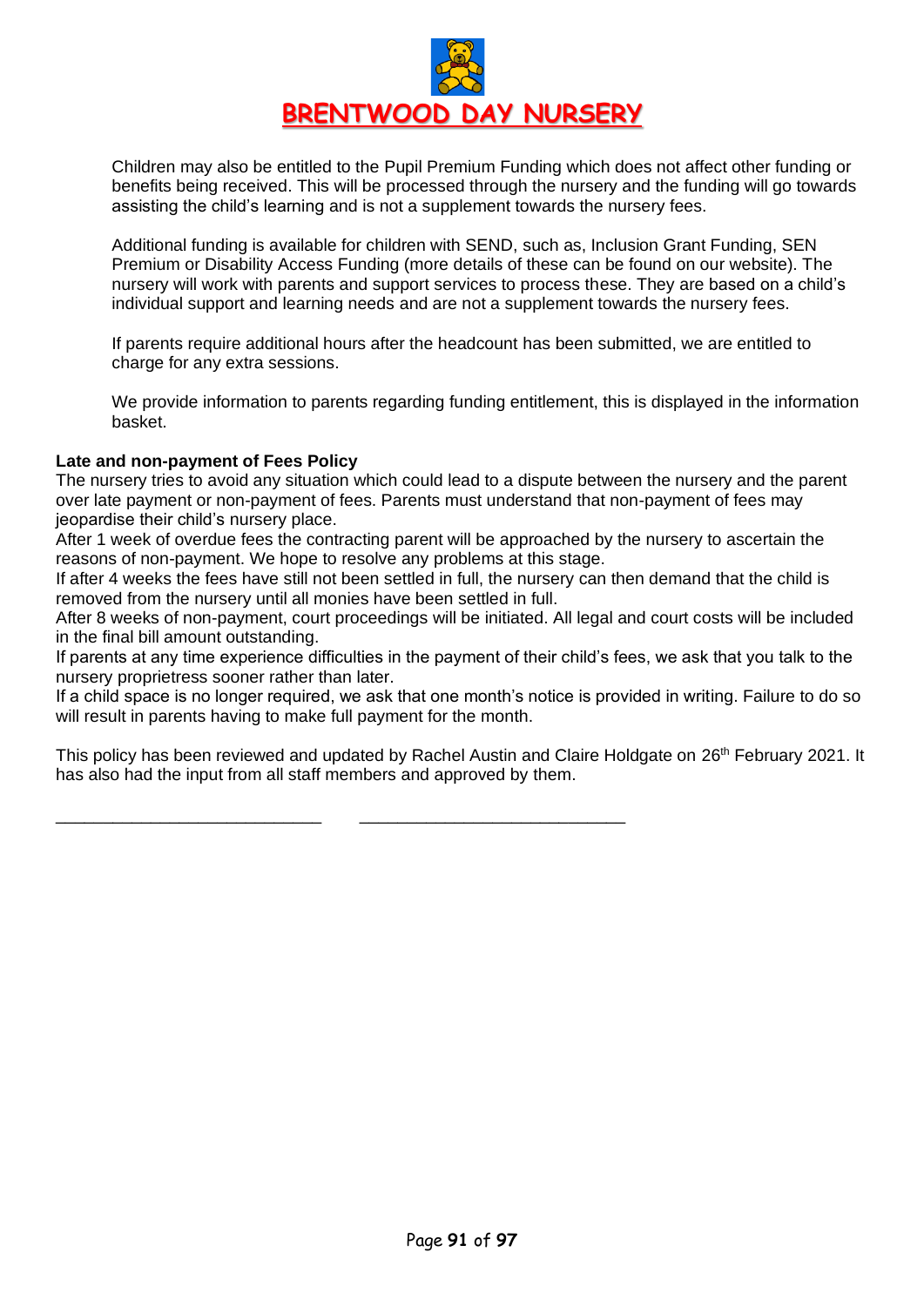Children may also be entitled to the Pupil Premium Funding which does not affect other funding or benefits being received. This will be processed through the nursery and the funding will go towards assisting the child's learning and is not a supplement towards the nursery fees.

Additional funding is available for children with SEND, such as, Inclusion Grant Funding, SEN Premium or Disability Access Funding (more details of these can be found on our website). The nursery will work with parents and support services to process these. They are based on a child's individual support and learning needs and are not a supplement towards the nursery fees.

If parents require additional hours after the headcount has been submitted, we are entitled to charge for any extra sessions.

We provide information to parents regarding funding entitlement, this is displayed in the information basket.

**Late and non-payment of Fees Policy**

The nursery tries to avoid any situation which could lead to a dispute between the nursery and the parent over late payment or non-payment of fees. Parents must understand that non-payment of fees may jeopardise their child's nursery place.

After 1 week of overdue fees the contracting parent will be approached by the nursery to ascertain the reasons of non-payment. We hope to resolve any problems at this stage.

If after 4 weeks the fees have still not been settled in full, the nursery can then demand that the child is removed from the nursery until all monies have been settled in full.

After 8 weeks of non-payment, court proceedings will be initiated. All legal and court costs will be included in the final bill amount outstanding.

If parents at any time experience difficulties in the payment of their child's fees, we ask that you talk to the nursery proprietress sooner rather than later.

If a child space is no longer required, we ask that one month's notice is provided in writing. Failure to do so will result in parents having to make full payment for the month.

This policy has been reviewed and updated by Rachel Austin and Claire Holdgate on 26th February 2021. It has also had the input from all staff members and approved by them.

____________________________ ____________________________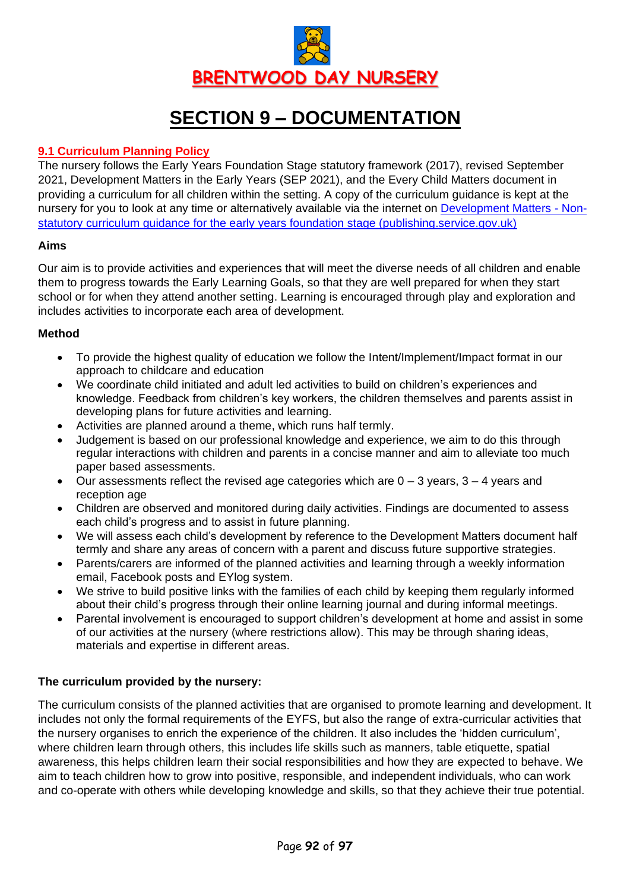# SECTION 9 – DOCUMENTATION

## 9.1 Curriculum Planning Policy

The nursery follows the Early Years Foundation Stage statutory framework (2017), revised September 2021, Development Matters in the Early Years (SEP 2021), and the Every Child Matters document in providing a curriculum for all children within the setting. A copy of the curriculum guidance is kept at the nursery for you to look at any time or alternatively available via the internet on [Development Matters - Non-statutory curriculum guidance for the early years foundation stage (publishing.service.gov.uk)]

**Aims**

Our aim is to provide activities and experiences that will meet the diverse needs of all children and enable them to progress towards the Early Learning Goals, so that they are well prepared for when they start school or for when they attend another setting. Learning is encouraged through play and exploration and includes activities to incorporate each area of development.

**Method**

- To provide the highest quality of education we follow the Intent/Implement/Impact format in our approach to childcare and education
- We coordinate child initiated and adult led activities to build on children's experiences and knowledge. Feedback from children's key workers, the children themselves and parents assist in developing plans for future activities and learning.
- Activities are planned around a theme, which runs half termly.
- Judgement is based on our professional knowledge and experience, we aim to do this through regular interactions with children and parents in a concise manner and aim to alleviate too much paper based assessments.
- Our assessments reflect the revised age categories which are 0 – 3 years, 3 – 4 years and reception age
- Children are observed and monitored during daily activities. Findings are documented to assess each child's progress and to assist in future planning.
- We will assess each child's development by reference to the Development Matters document half termly and share any areas of concern with a parent and discuss future supportive strategies.
- Parents/carers are informed of the planned activities and learning through a weekly information email, Facebook posts and EYlog system.
- We strive to build positive links with the families of each child by keeping them regularly informed about their child's progress through their online learning journal and during informal meetings.
- Parental involvement is encouraged to support children's development at home and assist in some of our activities at the nursery (where restrictions allow). This may be through sharing ideas, materials and expertise in different areas.

**The curriculum provided by the nursery:**

The curriculum consists of the planned activities that are organised to promote learning and development. It includes not only the formal requirements of the EYFS, but also the range of extra-curricular activities that the nursery organises to enrich the experience of the children. It also includes the 'hidden curriculum', where children learn through others, this includes life skills such as manners, table etiquette, spatial awareness, this helps children learn their social responsibilities and how they are expected to behave. We aim to teach children how to grow into positive, responsible, and independent individuals, who can work and co-operate with others while developing knowledge and skills, so that they achieve their true potential.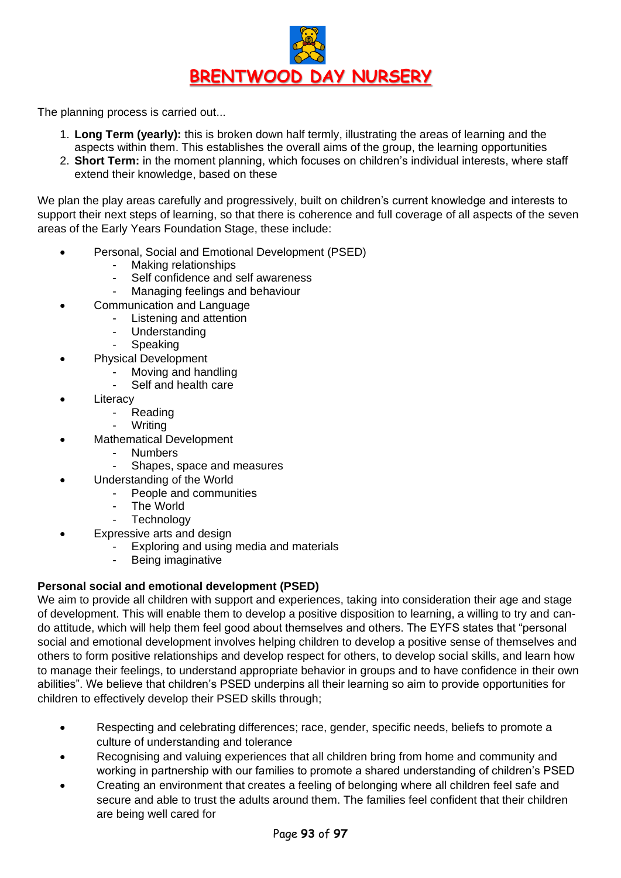The planning process is carried out...

1. **Long Term (yearly):** this is broken down half termly, illustrating the areas of learning and the aspects within them. This establishes the overall aims of the group, the learning opportunities
2. **Short Term:** in the moment planning, which focuses on children's individual interests, where staff extend their knowledge, based on these

We plan the play areas carefully and progressively, built on children's current knowledge and interests to support their next steps of learning, so that there is coherence and full coverage of all aspects of the seven areas of the Early Years Foundation Stage, these include:

- Personal, Social and Emotional Development (PSED)
  - Making relationships
  - Self confidence and self awareness
  - Managing feelings and behaviour
- Communication and Language
  - Listening and attention
  - Understanding
  - Speaking
- Physical Development
  - Moving and handling
  - Self and health care
- Literacy
  - Reading
  - Writing
- Mathematical Development
  - Numbers
  - Shapes, space and measures
- Understanding of the World
  - People and communities
  - The World
  - Technology
- Expressive arts and design
  - Exploring and using media and materials
  - Being imaginative

**Personal social and emotional development (PSED)**

We aim to provide all children with support and experiences, taking into consideration their age and stage of development. This will enable them to develop a positive disposition to learning, a willing to try and can-do attitude, which will help them feel good about themselves and others. The EYFS states that "personal social and emotional development involves helping children to develop a positive sense of themselves and others to form positive relationships and develop respect for others, to develop social skills, and learn how to manage their feelings, to understand appropriate behavior in groups and to have confidence in their own abilities". We believe that children's PSED underpins all their learning so aim to provide opportunities for children to effectively develop their PSED skills through;

- Respecting and celebrating differences; race, gender, specific needs, beliefs to promote a culture of understanding and tolerance
- Recognising and valuing experiences that all children bring from home and community and working in partnership with our families to promote a shared understanding of children's PSED
- Creating an environment that creates a feeling of belonging where all children feel safe and secure and able to trust the adults around them. The families feel confident that their children are being well cared for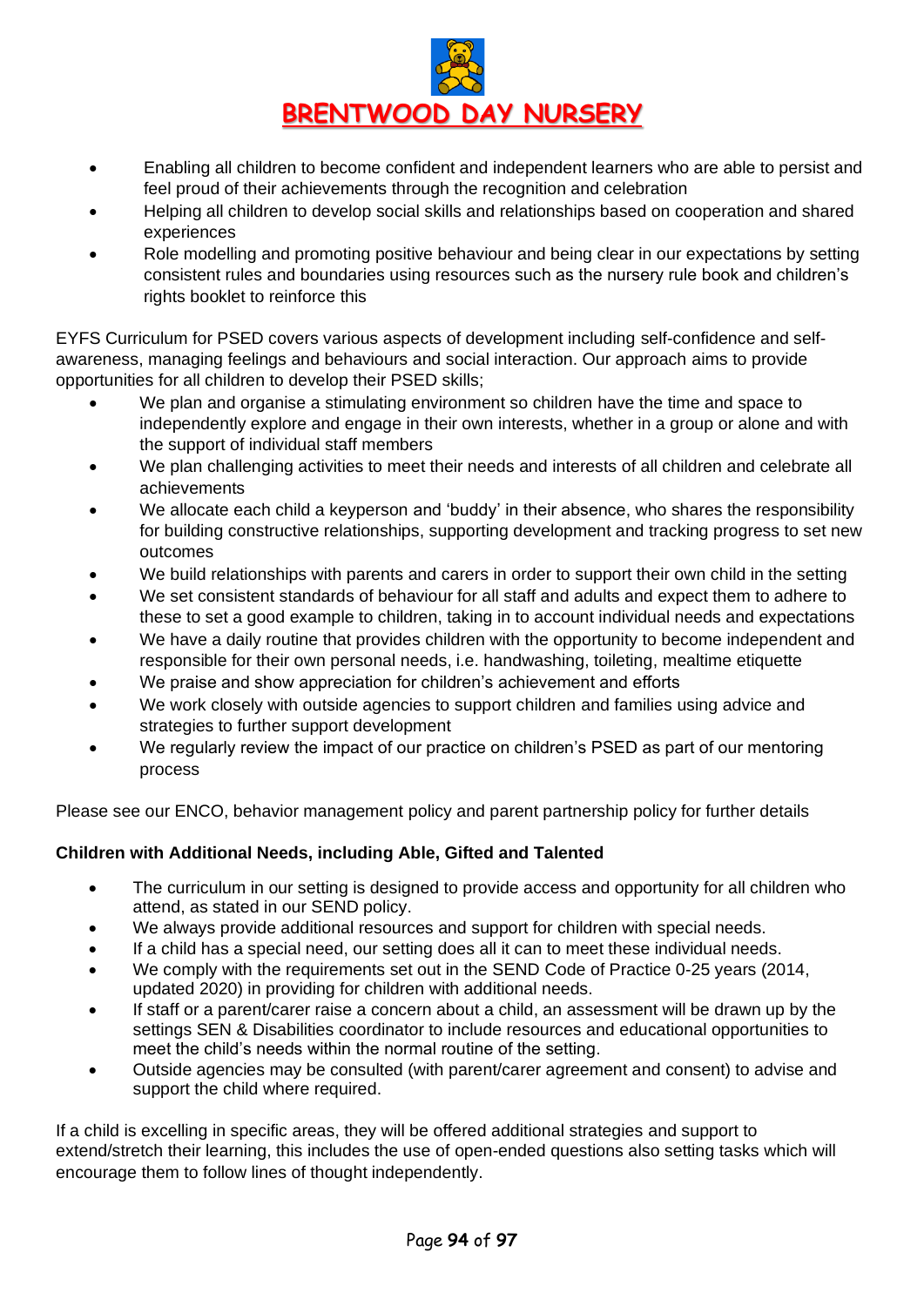- Enabling all children to become confident and independent learners who are able to persist and feel proud of their achievements through the recognition and celebration
- Helping all children to develop social skills and relationships based on cooperation and shared experiences
- Role modelling and promoting positive behaviour and being clear in our expectations by setting consistent rules and boundaries using resources such as the nursery rule book and children's rights booklet to reinforce this

EYFS Curriculum for PSED covers various aspects of development including self-confidence and self-awareness, managing feelings and behaviours and social interaction. Our approach aims to provide opportunities for all children to develop their PSED skills;

- We plan and organise a stimulating environment so children have the time and space to independently explore and engage in their own interests, whether in a group or alone and with the support of individual staff members
- We plan challenging activities to meet their needs and interests of all children and celebrate all achievements
- We allocate each child a keyperson and 'buddy' in their absence, who shares the responsibility for building constructive relationships, supporting development and tracking progress to set new outcomes
- We build relationships with parents and carers in order to support their own child in the setting
- We set consistent standards of behaviour for all staff and adults and expect them to adhere to these to set a good example to children, taking in to account individual needs and expectations
- We have a daily routine that provides children with the opportunity to become independent and responsible for their own personal needs, i.e. handwashing, toileting, mealtime etiquette
- We praise and show appreciation for children's achievement and efforts
- We work closely with outside agencies to support children and families using advice and strategies to further support development
- We regularly review the impact of our practice on children's PSED as part of our mentoring process

Please see our ENCO, behavior management policy and parent partnership policy for further details

**Children with Additional Needs, including Able, Gifted and Talented**

- The curriculum in our setting is designed to provide access and opportunity for all children who attend, as stated in our SEND policy.
- We always provide additional resources and support for children with special needs.
- If a child has a special need, our setting does all it can to meet these individual needs.
- We comply with the requirements set out in the SEND Code of Practice 0-25 years (2014, updated 2020) in providing for children with additional needs.
- If staff or a parent/carer raise a concern about a child, an assessment will be drawn up by the settings SEN & Disabilities coordinator to include resources and educational opportunities to meet the child's needs within the normal routine of the setting.
- Outside agencies may be consulted (with parent/carer agreement and consent) to advise and support the child where required.

If a child is excelling in specific areas, they will be offered additional strategies and support to extend/stretch their learning, this includes the use of open-ended questions also setting tasks which will encourage them to follow lines of thought independently.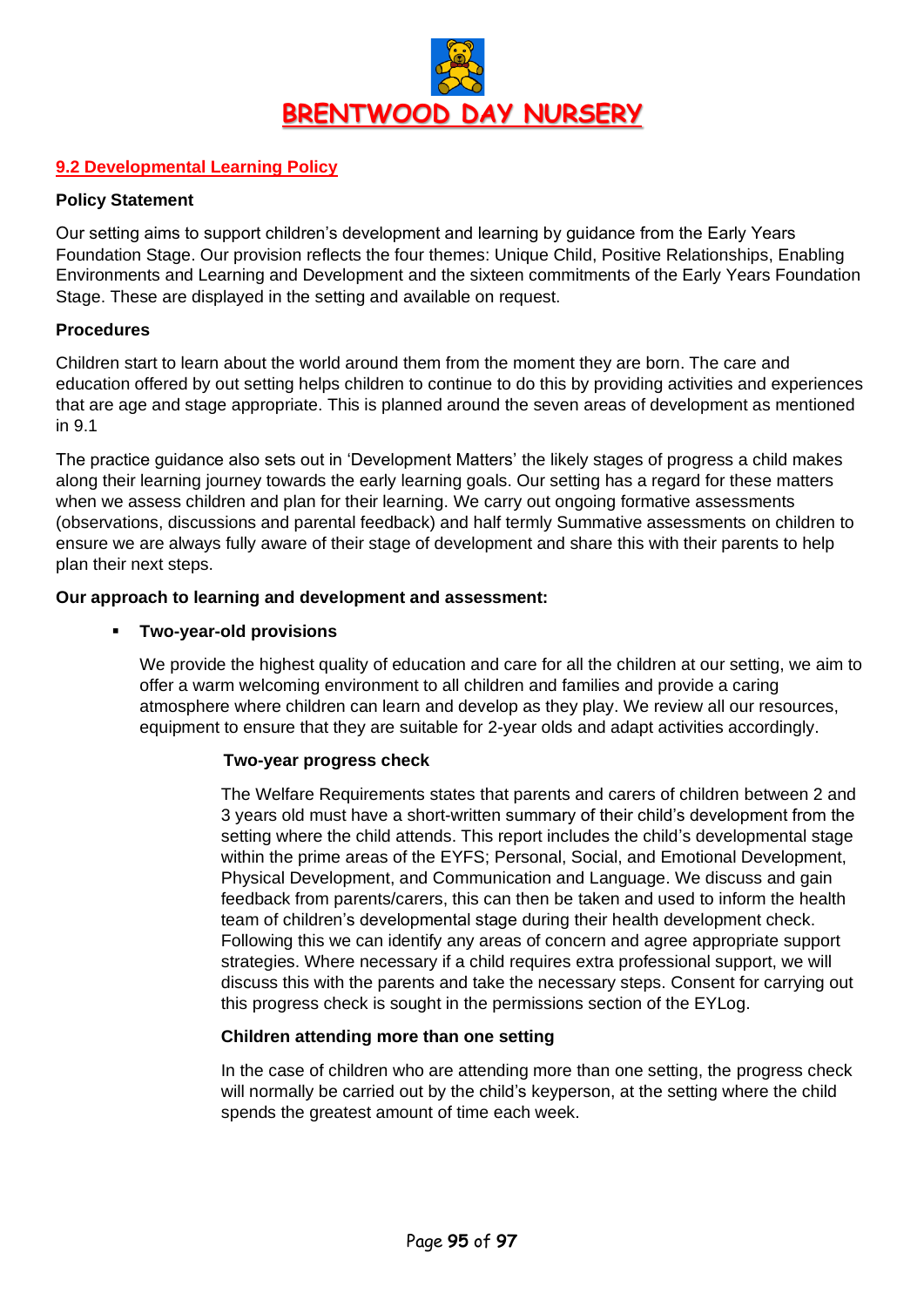# BRENTWOOD DAY NURSERY

## 9.2 Developmental Learning Policy

**Policy Statement**

Our setting aims to support children's development and learning by guidance from the Early Years Foundation Stage. Our provision reflects the four themes: Unique Child, Positive Relationships, Enabling Environments and Learning and Development and the sixteen commitments of the Early Years Foundation Stage. These are displayed in the setting and available on request.

**Procedures**

Children start to learn about the world around them from the moment they are born. The care and education offered by out setting helps children to continue to do this by providing activities and experiences that are age and stage appropriate. This is planned around the seven areas of development as mentioned in 9.1

The practice guidance also sets out in 'Development Matters' the likely stages of progress a child makes along their learning journey towards the early learning goals. Our setting has a regard for these matters when we assess children and plan for their learning. We carry out ongoing formative assessments (observations, discussions and parental feedback) and half termly Summative assessments on children to ensure we are always fully aware of their stage of development and share this with their parents to help plan their next steps.

**Our approach to learning and development and assessment:**

- **Two-year-old provisions**

  We provide the highest quality of education and care for all the children at our setting, we aim to offer a warm welcoming environment to all children and families and provide a caring atmosphere where children can learn and develop as they play. We review all our resources, equipment to ensure that they are suitable for 2-year olds and adapt activities accordingly.

  **Two-year progress check**

  The Welfare Requirements states that parents and carers of children between 2 and 3 years old must have a short-written summary of their child's development from the setting where the child attends. This report includes the child's developmental stage within the prime areas of the EYFS; Personal, Social, and Emotional Development, Physical Development, and Communication and Language. We discuss and gain feedback from parents/carers, this can then be taken and used to inform the health team of children's developmental stage during their health development check. Following this we can identify any areas of concern and agree appropriate support strategies. Where necessary if a child requires extra professional support, we will discuss this with the parents and take the necessary steps. Consent for carrying out this progress check is sought in the permissions section of the EYLog.

  **Children attending more than one setting**

  In the case of children who are attending more than one setting, the progress check will normally be carried out by the child's keyperson, at the setting where the child spends the greatest amount of time each week.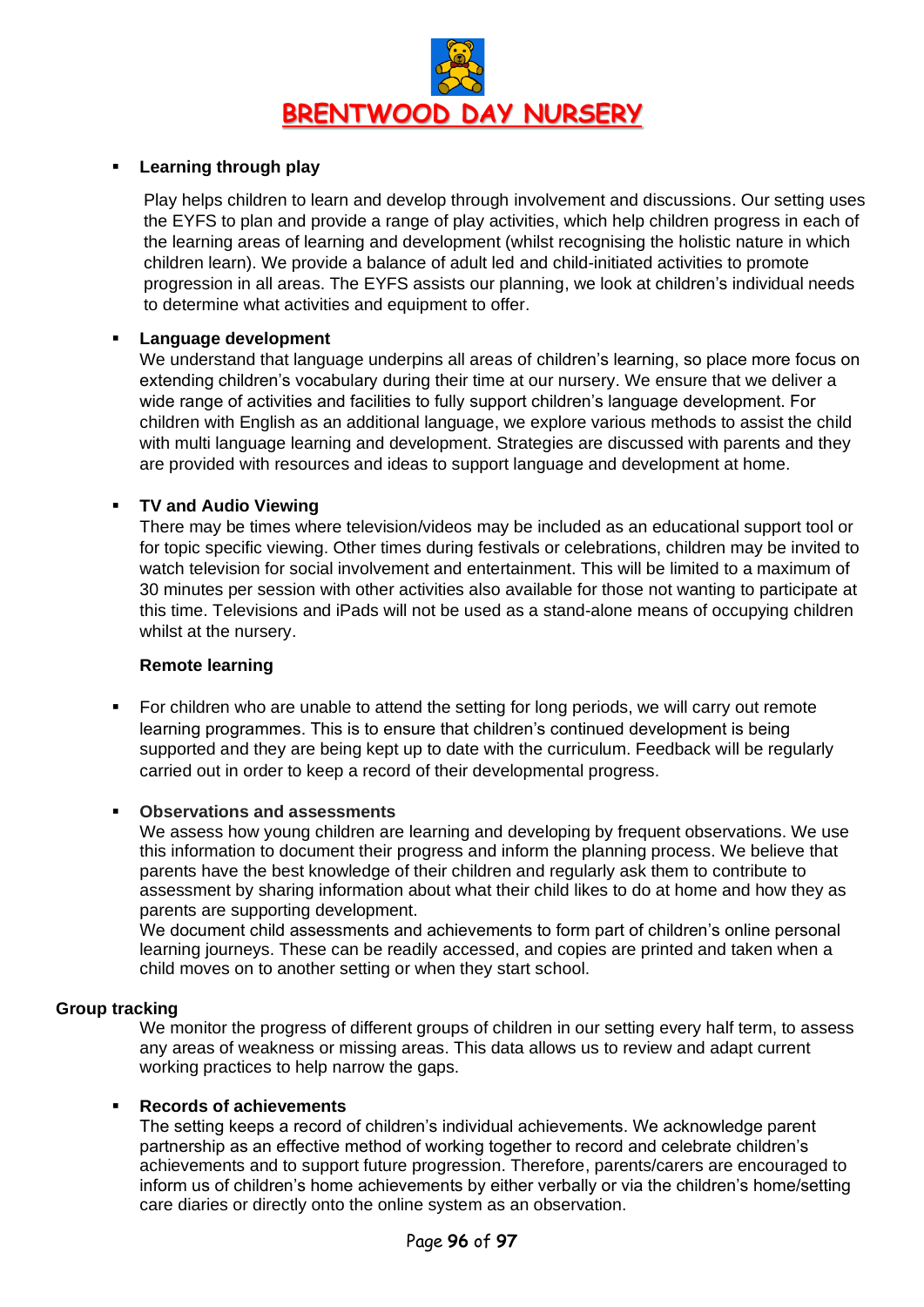- **Learning through play**

  Play helps children to learn and develop through involvement and discussions. Our setting uses the EYFS to plan and provide a range of play activities, which help children progress in each of the learning areas of learning and development (whilst recognising the holistic nature in which children learn). We provide a balance of adult led and child-initiated activities to promote progression in all areas. The EYFS assists our planning, we look at children's individual needs to determine what activities and equipment to offer.

- **Language development**

  We understand that language underpins all areas of children's learning, so place more focus on extending children's vocabulary during their time at our nursery. We ensure that we deliver a wide range of activities and facilities to fully support children's language development. For children with English as an additional language, we explore various methods to assist the child with multi language learning and development. Strategies are discussed with parents and they are provided with resources and ideas to support language and development at home.

- **TV and Audio Viewing**

  There may be times where television/videos may be included as an educational support tool or for topic specific viewing. Other times during festivals or celebrations, children may be invited to watch television for social involvement and entertainment. This will be limited to a maximum of 30 minutes per session with other activities also available for those not wanting to participate at this time. Televisions and iPads will not be used as a stand-alone means of occupying children whilst at the nursery.

**Remote learning**

- For children who are unable to attend the setting for long periods, we will carry out remote learning programmes. This is to ensure that children's continued development is being supported and they are being kept up to date with the curriculum. Feedback will be regularly carried out in order to keep a record of their developmental progress.

- **Observations and assessments**

  We assess how young children are learning and developing by frequent observations. We use this information to document their progress and inform the planning process. We believe that parents have the best knowledge of their children and regularly ask them to contribute to assessment by sharing information about what their child likes to do at home and how they as parents are supporting development.

  We document child assessments and achievements to form part of children's online personal learning journeys. These can be readily accessed, and copies are printed and taken when a child moves on to another setting or when they start school.

**Group tracking**

We monitor the progress of different groups of children in our setting every half term, to assess any areas of weakness or missing areas. This data allows us to review and adapt current working practices to help narrow the gaps.

- **Records of achievements**

  The setting keeps a record of children's individual achievements. We acknowledge parent partnership as an effective method of working together to record and celebrate children's achievements and to support future progression. Therefore, parents/carers are encouraged to inform us of children's home achievements by either verbally or via the children's home/setting care diaries or directly onto the online system as an observation.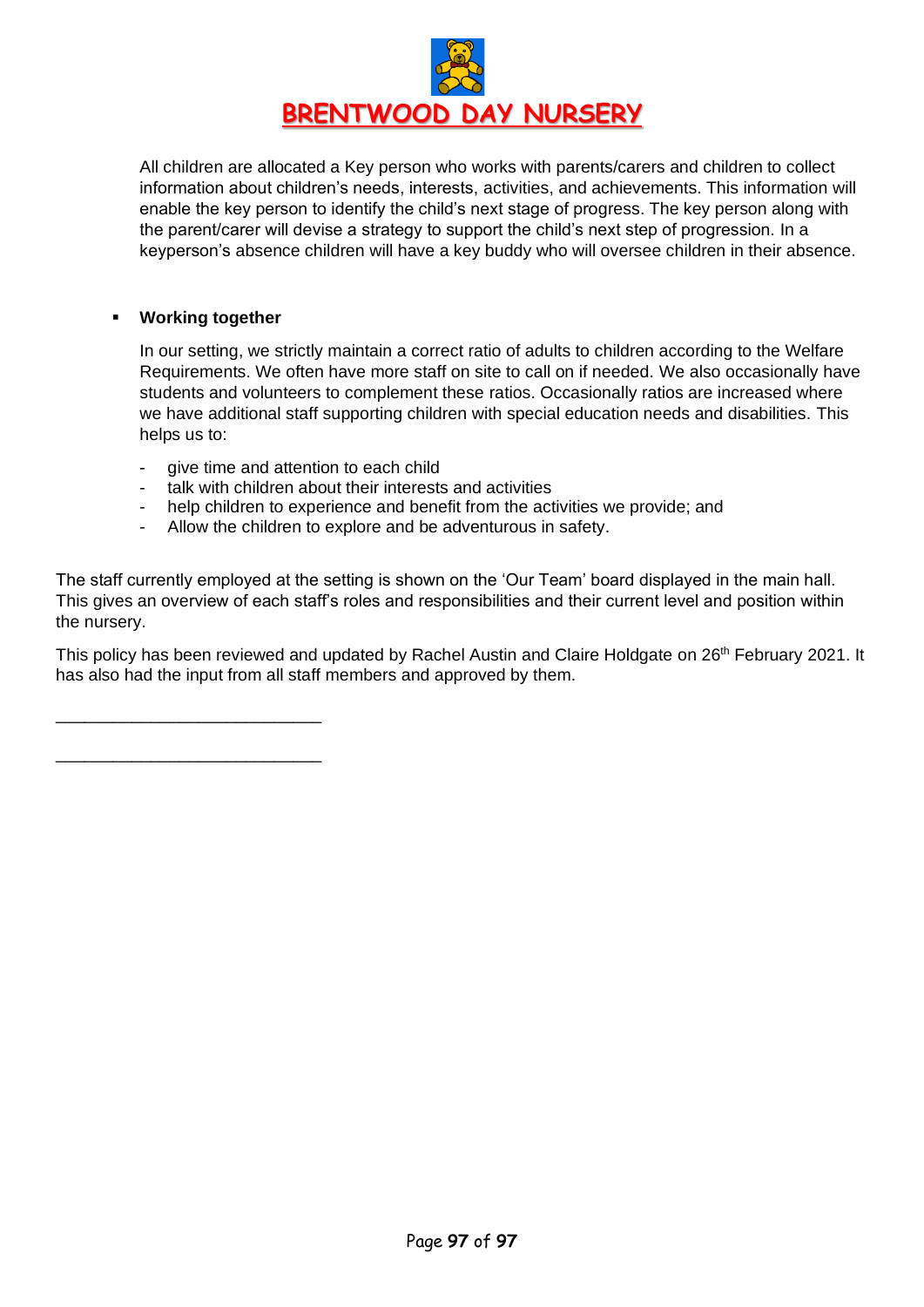All children are allocated a Key person who works with parents/carers and children to collect information about children's needs, interests, activities, and achievements. This information will enable the key person to identify the child's next stage of progress. The key person along with the parent/carer will devise a strategy to support the child's next step of progression. In a keyperson's absence children will have a key buddy who will oversee children in their absence.

- **Working together**

  In our setting, we strictly maintain a correct ratio of adults to children according to the Welfare Requirements. We often have more staff on site to call on if needed. We also occasionally have students and volunteers to complement these ratios. Occasionally ratios are increased where we have additional staff supporting children with special education needs and disabilities. This helps us to:

  - give time and attention to each child
  - talk with children about their interests and activities
  - help children to experience and benefit from the activities we provide; and
  - Allow the children to explore and be adventurous in safety.

The staff currently employed at the setting is shown on the 'Our Team' board displayed in the main hall. This gives an overview of each staff's roles and responsibilities and their current level and position within the nursery.

This policy has been reviewed and updated by Rachel Austin and Claire Holdgate on 26th February 2021. It has also had the input from all staff members and approved by them.

____________________________

____________________________